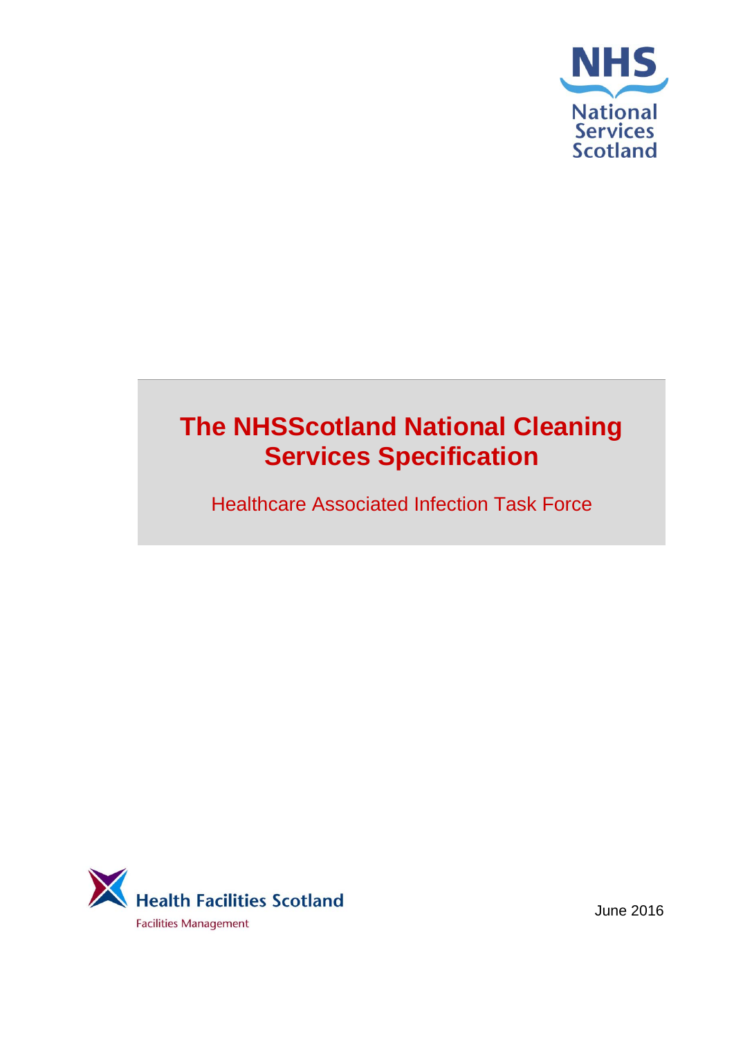NHS

National Services Scotland

# The NHSScotland National Cleaning Services Specification

Healthcare Associated Infection Task Force

Health Facilities Scotland

Facilities Management

June 2016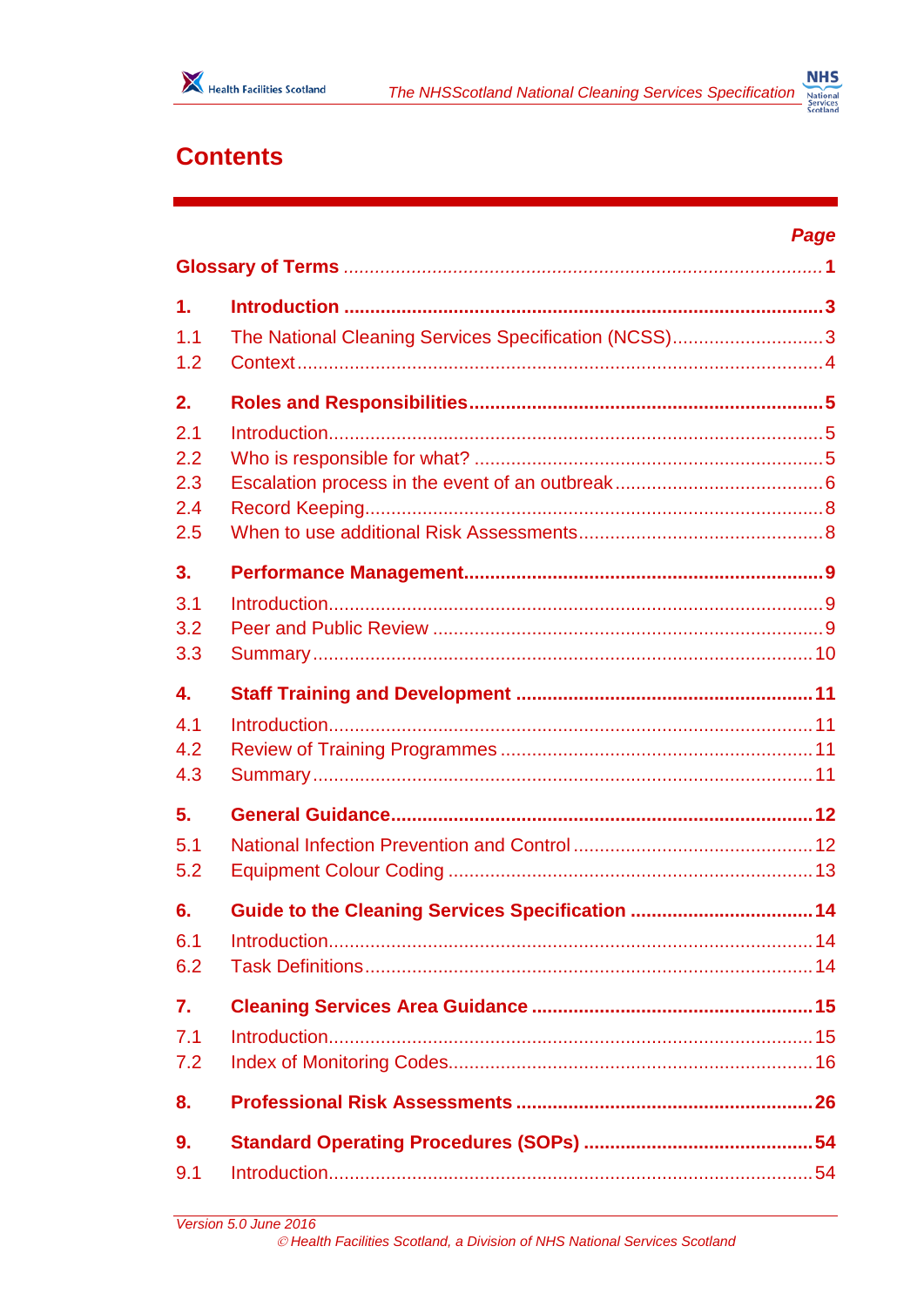# Contents

| | | Page |
|---|---|---|
| **Glossary of Terms** | | **1** |
| **1.** | **Introduction** | **3** |
| 1.1 | The National Cleaning Services Specification (NCSS) | 3 |
| 1.2 | Context | 4 |
| **2.** | **Roles and Responsibilities** | **5** |
| 2.1 | Introduction | 5 |
| 2.2 | Who is responsible for what? | 5 |
| 2.3 | Escalation process in the event of an outbreak | 6 |
| 2.4 | Record Keeping | 8 |
| 2.5 | When to use additional Risk Assessments | 8 |
| **3.** | **Performance Management** | **9** |
| 3.1 | Introduction | 9 |
| 3.2 | Peer and Public Review | 9 |
| 3.3 | Summary | 10 |
| **4.** | **Staff Training and Development** | **11** |
| 4.1 | Introduction | 11 |
| 4.2 | Review of Training Programmes | 11 |
| 4.3 | Summary | 11 |
| **5.** | **General Guidance** | **12** |
| 5.1 | National Infection Prevention and Control | 12 |
| 5.2 | Equipment Colour Coding | 13 |
| **6.** | **Guide to the Cleaning Services Specification** | **14** |
| 6.1 | Introduction | 14 |
| 6.2 | Task Definitions | 14 |
| **7.** | **Cleaning Services Area Guidance** | **15** |
| 7.1 | Introduction | 15 |
| 7.2 | Index of Monitoring Codes | 16 |
| **8.** | **Professional Risk Assessments** | **26** |
| **9.** | **Standard Operating Procedures (SOPs)** | **54** |
| 9.1 | Introduction | 54 |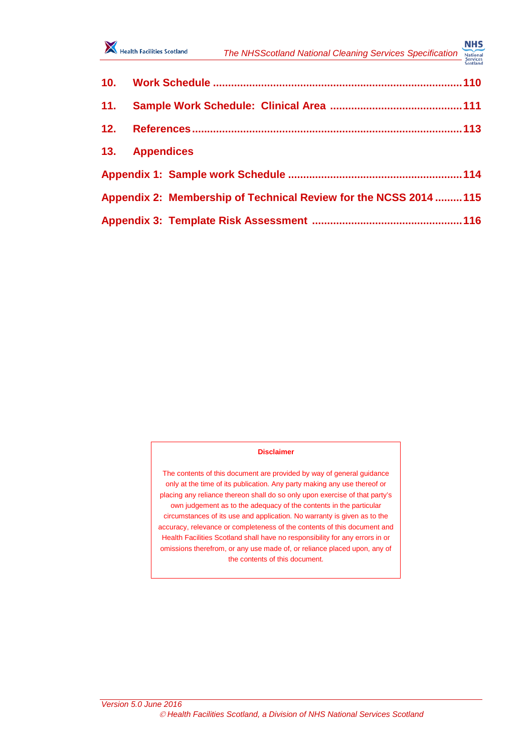**10. Work Schedule ................................................................................ 110**

**11. Sample Work Schedule: Clinical Area ........................................... 111**

**12. References ........................................................................................ 113**

**13. Appendices**

**Appendix 1: Sample work Schedule ......................................................... 114**

**Appendix 2: Membership of Technical Review for the NCSS 2014 ......... 115**

**Appendix 3: Template Risk Assessment ................................................. 116**

**Disclaimer**

The contents of this document are provided by way of general guidance only at the time of its publication. Any party making any use thereof or placing any reliance thereon shall do so only upon exercise of that party's own judgement as to the adequacy of the contents in the particular circumstances of its use and application. No warranty is given as to the accuracy, relevance or completeness of the contents of this document and Health Facilities Scotland shall have no responsibility for any errors in or omissions therefrom, or any use made of, or reliance placed upon, any of the contents of this document.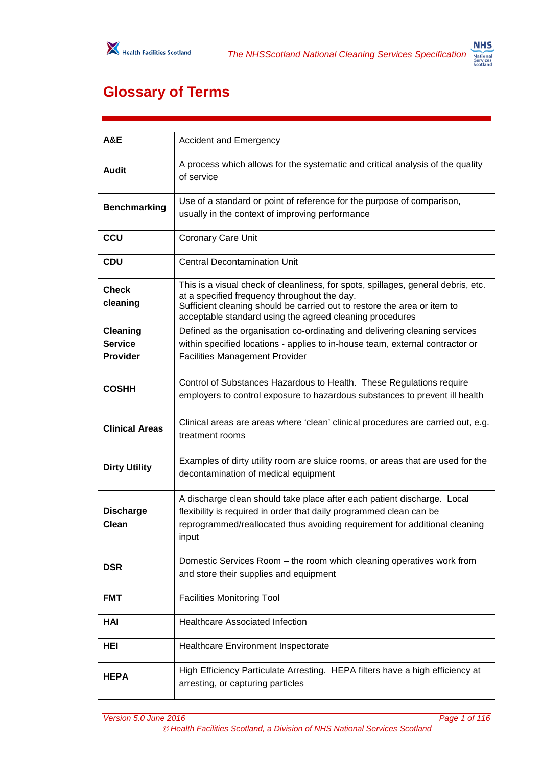# Glossary of Terms

| | |
|---|---|
| **A&E** | Accident and Emergency |
| **Audit** | A process which allows for the systematic and critical analysis of the quality of service |
| **Benchmarking** | Use of a standard or point of reference for the purpose of comparison, usually in the context of improving performance |
| **CCU** | Coronary Care Unit |
| **CDU** | Central Decontamination Unit |
| **Check cleaning** | This is a visual check of cleanliness, for spots, spillages, general debris, etc. at a specified frequency throughout the day. Sufficient cleaning should be carried out to restore the area or item to acceptable standard using the agreed cleaning procedures |
| **Cleaning Service Provider** | Defined as the organisation co-ordinating and delivering cleaning services within specified locations - applies to in-house team, external contractor or Facilities Management Provider |
| **COSHH** | Control of Substances Hazardous to Health. These Regulations require employers to control exposure to hazardous substances to prevent ill health |
| **Clinical Areas** | Clinical areas are areas where 'clean' clinical procedures are carried out, e.g. treatment rooms |
| **Dirty Utility** | Examples of dirty utility room are sluice rooms, or areas that are used for the decontamination of medical equipment |
| **Discharge Clean** | A discharge clean should take place after each patient discharge. Local flexibility is required in order that daily programmed clean can be reprogrammed/reallocated thus avoiding requirement for additional cleaning input |
| **DSR** | Domestic Services Room – the room which cleaning operatives work from and store their supplies and equipment |
| **FMT** | Facilities Monitoring Tool |
| **HAI** | Healthcare Associated Infection |
| **HEI** | Healthcare Environment Inspectorate |
| **HEPA** | High Efficiency Particulate Arresting. HEPA filters have a high efficiency at arresting, or capturing particles |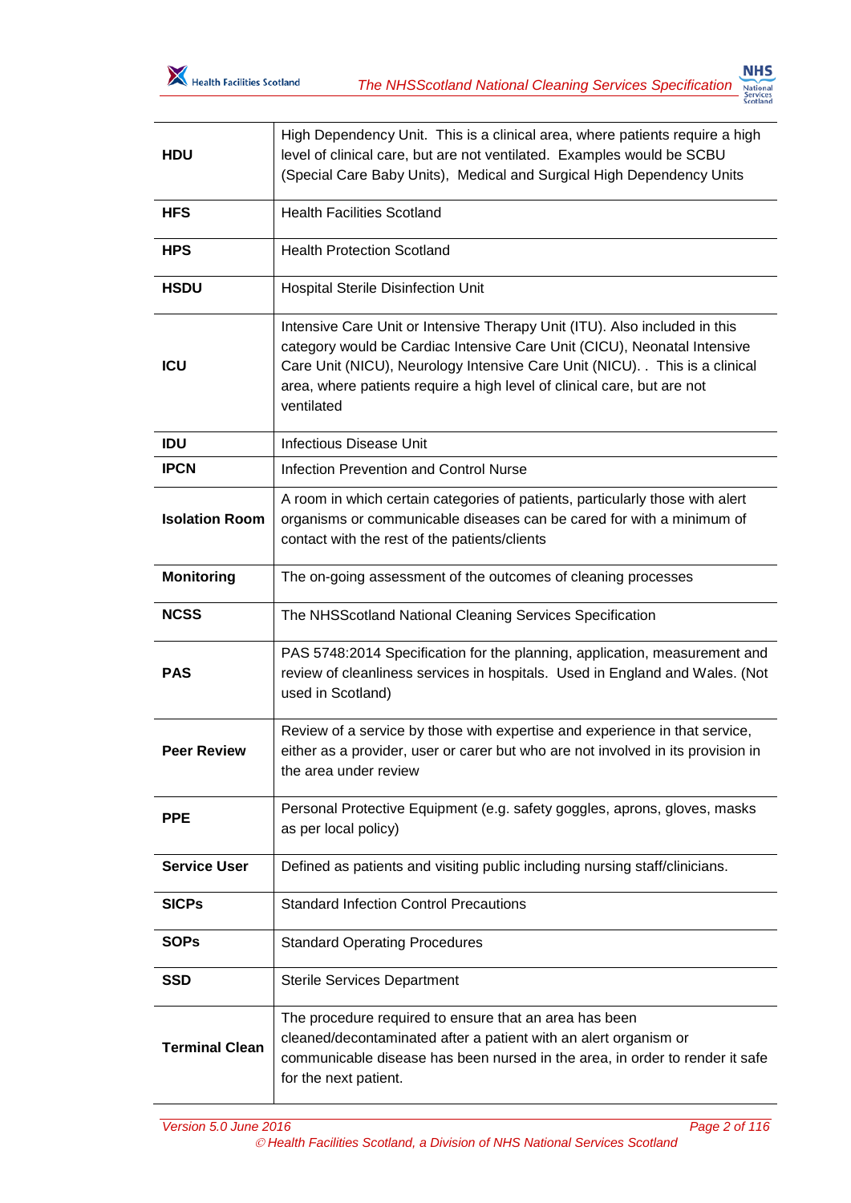| | |
|---|---|
| **HDU** | High Dependency Unit. This is a clinical area, where patients require a high level of clinical care, but are not ventilated. Examples would be SCBU (Special Care Baby Units), Medical and Surgical High Dependency Units |
| **HFS** | Health Facilities Scotland |
| **HPS** | Health Protection Scotland |
| **HSDU** | Hospital Sterile Disinfection Unit |
| **ICU** | Intensive Care Unit or Intensive Therapy Unit (ITU). Also included in this category would be Cardiac Intensive Care Unit (CICU), Neonatal Intensive Care Unit (NICU), Neurology Intensive Care Unit (NICU). . This is a clinical area, where patients require a high level of clinical care, but are not ventilated |
| **IDU** | Infectious Disease Unit |
| **IPCN** | Infection Prevention and Control Nurse |
| **Isolation Room** | A room in which certain categories of patients, particularly those with alert organisms or communicable diseases can be cared for with a minimum of contact with the rest of the patients/clients |
| **Monitoring** | The on-going assessment of the outcomes of cleaning processes |
| **NCSS** | The NHSScotland National Cleaning Services Specification |
| **PAS** | PAS 5748:2014 Specification for the planning, application, measurement and review of cleanliness services in hospitals. Used in England and Wales. (Not used in Scotland) |
| **Peer Review** | Review of a service by those with expertise and experience in that service, either as a provider, user or carer but who are not involved in its provision in the area under review |
| **PPE** | Personal Protective Equipment (e.g. safety goggles, aprons, gloves, masks as per local policy) |
| **Service User** | Defined as patients and visiting public including nursing staff/clinicians. |
| **SICPs** | Standard Infection Control Precautions |
| **SOPs** | Standard Operating Procedures |
| **SSD** | Sterile Services Department |
| **Terminal Clean** | The procedure required to ensure that an area has been cleaned/decontaminated after a patient with an alert organism or communicable disease has been nursed in the area, in order to render it safe for the next patient. |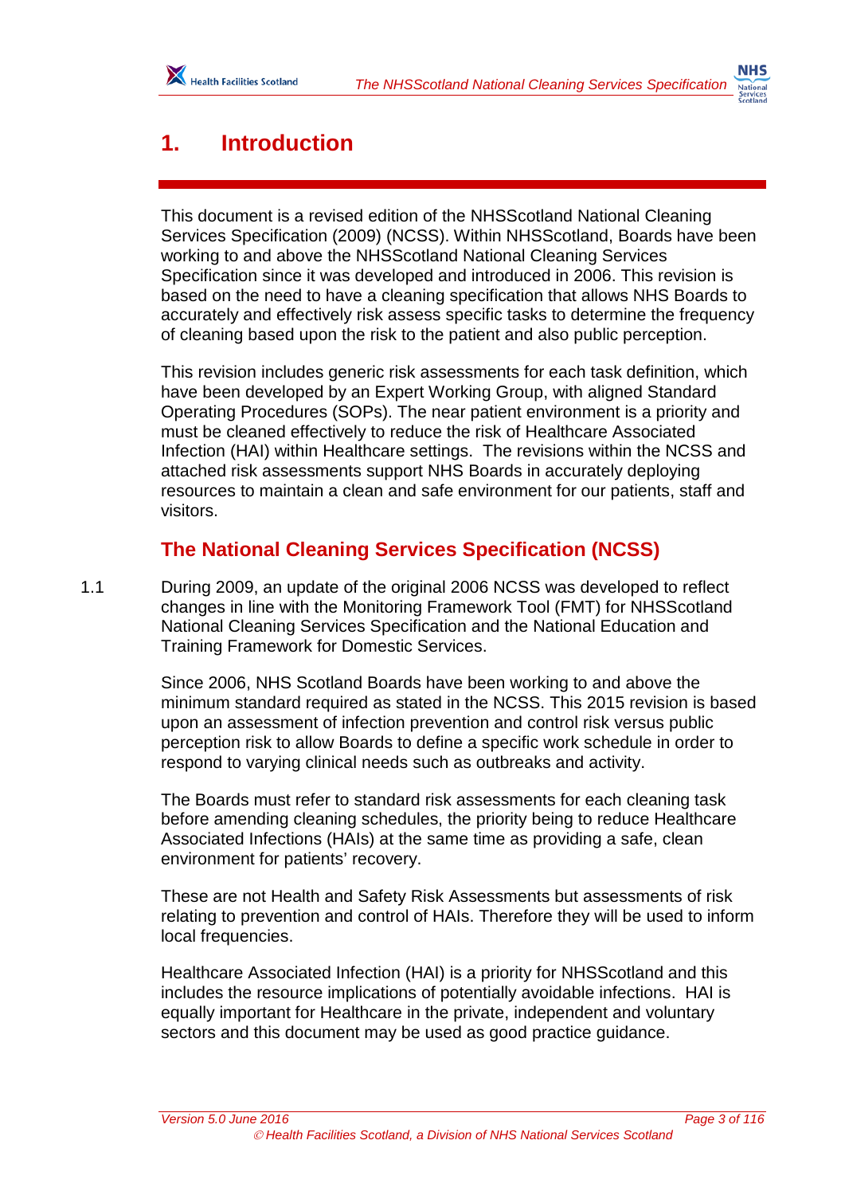# 1. Introduction

This document is a revised edition of the NHSScotland National Cleaning Services Specification (2009) (NCSS). Within NHSScotland, Boards have been working to and above the NHSScotland National Cleaning Services Specification since it was developed and introduced in 2006. This revision is based on the need to have a cleaning specification that allows NHS Boards to accurately and effectively risk assess specific tasks to determine the frequency of cleaning based upon the risk to the patient and also public perception.

This revision includes generic risk assessments for each task definition, which have been developed by an Expert Working Group, with aligned Standard Operating Procedures (SOPs). The near patient environment is a priority and must be cleaned effectively to reduce the risk of Healthcare Associated Infection (HAI) within Healthcare settings. The revisions within the NCSS and attached risk assessments support NHS Boards in accurately deploying resources to maintain a clean and safe environment for our patients, staff and visitors.

## The National Cleaning Services Specification (NCSS)

1.1 During 2009, an update of the original 2006 NCSS was developed to reflect changes in line with the Monitoring Framework Tool (FMT) for NHSScotland National Cleaning Services Specification and the National Education and Training Framework for Domestic Services.

Since 2006, NHS Scotland Boards have been working to and above the minimum standard required as stated in the NCSS. This 2015 revision is based upon an assessment of infection prevention and control risk versus public perception risk to allow Boards to define a specific work schedule in order to respond to varying clinical needs such as outbreaks and activity.

The Boards must refer to standard risk assessments for each cleaning task before amending cleaning schedules, the priority being to reduce Healthcare Associated Infections (HAIs) at the same time as providing a safe, clean environment for patients' recovery.

These are not Health and Safety Risk Assessments but assessments of risk relating to prevention and control of HAIs. Therefore they will be used to inform local frequencies.

Healthcare Associated Infection (HAI) is a priority for NHSScotland and this includes the resource implications of potentially avoidable infections. HAI is equally important for Healthcare in the private, independent and voluntary sectors and this document may be used as good practice guidance.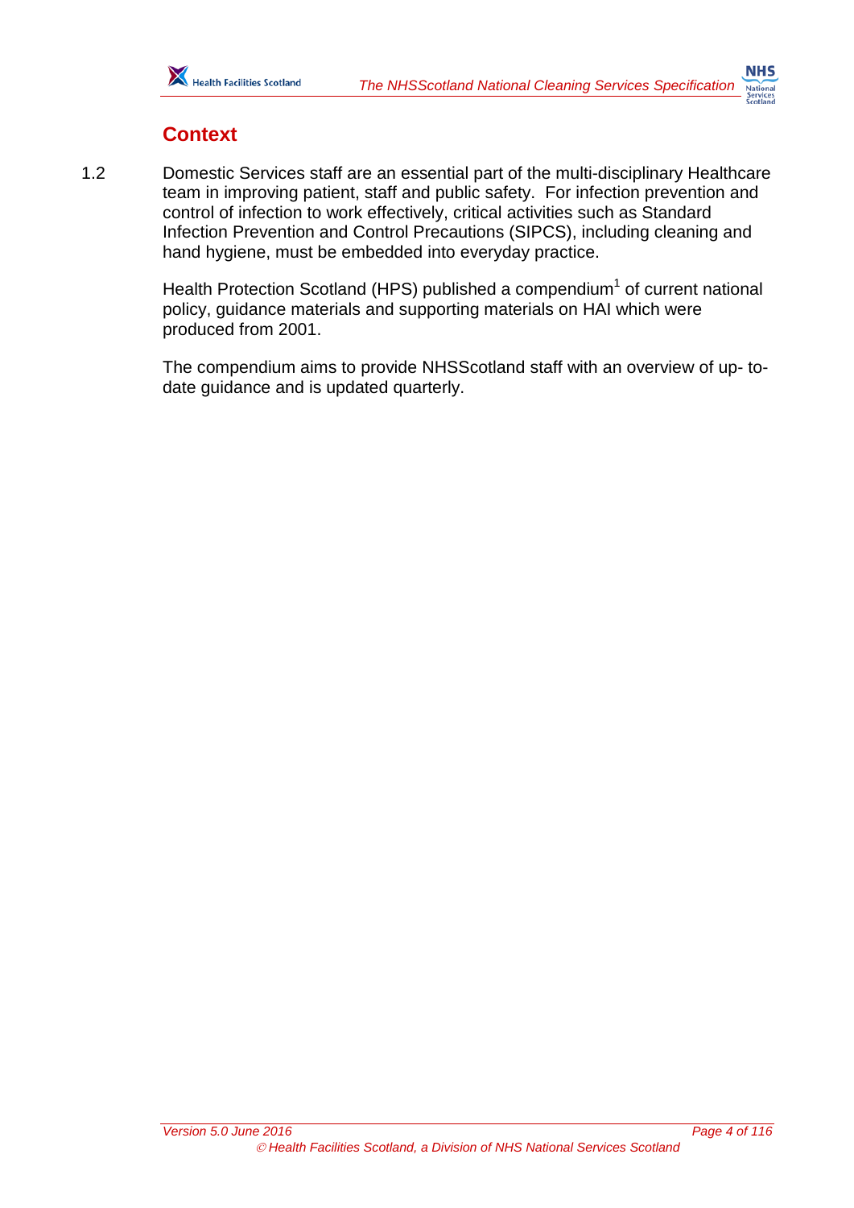## Context

1.2 Domestic Services staff are an essential part of the multi-disciplinary Healthcare team in improving patient, staff and public safety. For infection prevention and control of infection to work effectively, critical activities such as Standard Infection Prevention and Control Precautions (SIPCS), including cleaning and hand hygiene, must be embedded into everyday practice.

Health Protection Scotland (HPS) published a compendium[1] of current national policy, guidance materials and supporting materials on HAI which were produced from 2001.

The compendium aims to provide NHSScotland staff with an overview of up- to-date guidance and is updated quarterly.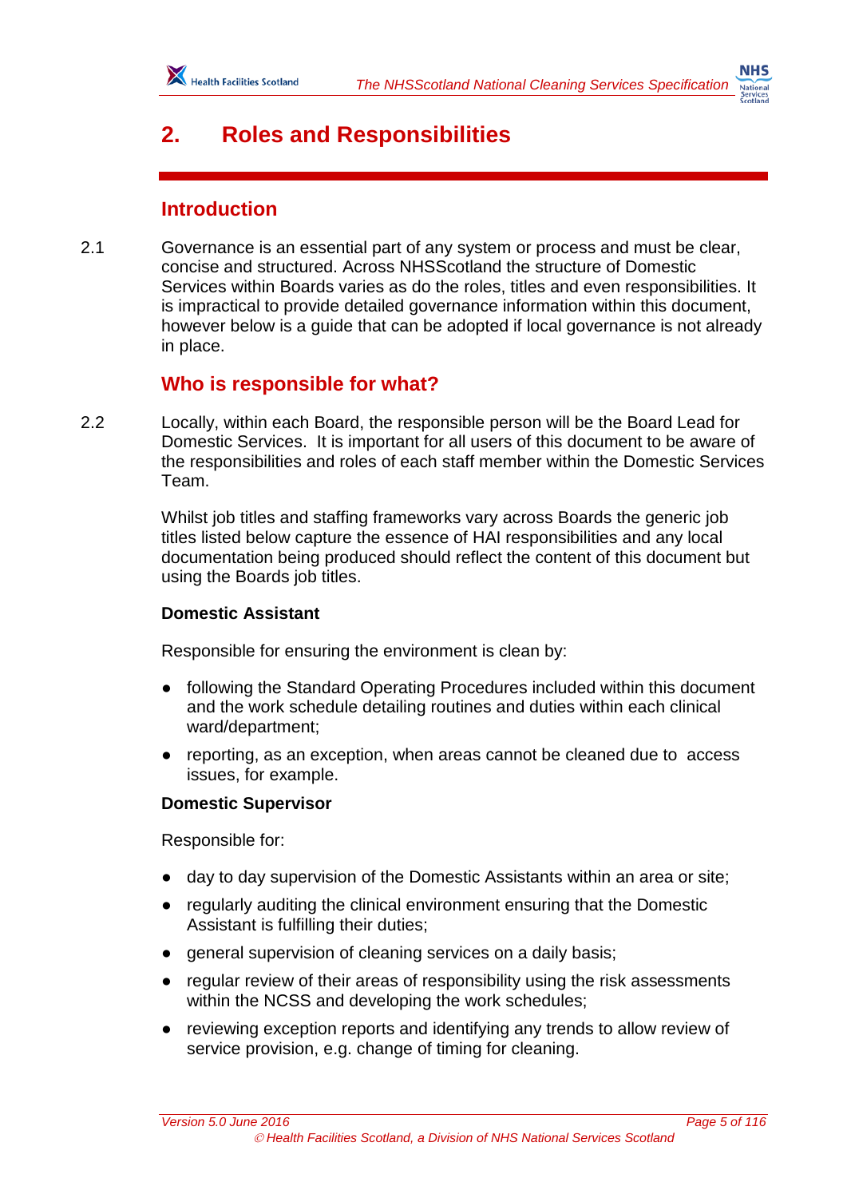# 2. Roles and Responsibilities

## Introduction

2.1 Governance is an essential part of any system or process and must be clear, concise and structured. Across NHSScotland the structure of Domestic Services within Boards varies as do the roles, titles and even responsibilities. It is impractical to provide detailed governance information within this document, however below is a guide that can be adopted if local governance is not already in place.

## Who is responsible for what?

2.2 Locally, within each Board, the responsible person will be the Board Lead for Domestic Services. It is important for all users of this document to be aware of the responsibilities and roles of each staff member within the Domestic Services Team.

Whilst job titles and staffing frameworks vary across Boards the generic job titles listed below capture the essence of HAI responsibilities and any local documentation being produced should reflect the content of this document but using the Boards job titles.

**Domestic Assistant**

Responsible for ensuring the environment is clean by:

- following the Standard Operating Procedures included within this document and the work schedule detailing routines and duties within each clinical ward/department;
- reporting, as an exception, when areas cannot be cleaned due to access issues, for example.

**Domestic Supervisor**

Responsible for:

- day to day supervision of the Domestic Assistants within an area or site;
- regularly auditing the clinical environment ensuring that the Domestic Assistant is fulfilling their duties;
- general supervision of cleaning services on a daily basis;
- regular review of their areas of responsibility using the risk assessments within the NCSS and developing the work schedules;
- reviewing exception reports and identifying any trends to allow review of service provision, e.g. change of timing for cleaning.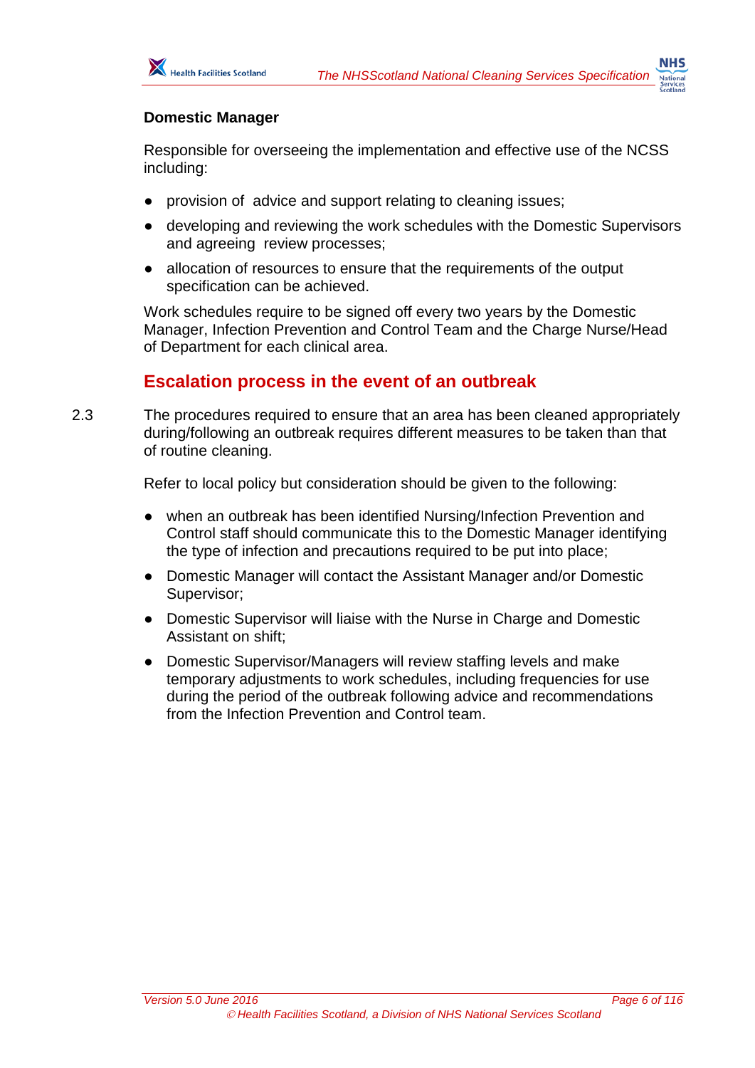**Domestic Manager**

Responsible for overseeing the implementation and effective use of the NCSS including:

- provision of advice and support relating to cleaning issues;
- developing and reviewing the work schedules with the Domestic Supervisors and agreeing review processes;
- allocation of resources to ensure that the requirements of the output specification can be achieved.

Work schedules require to be signed off every two years by the Domestic Manager, Infection Prevention and Control Team and the Charge Nurse/Head of Department for each clinical area.

## Escalation process in the event of an outbreak

2.3 The procedures required to ensure that an area has been cleaned appropriately during/following an outbreak requires different measures to be taken than that of routine cleaning.

Refer to local policy but consideration should be given to the following:

- when an outbreak has been identified Nursing/Infection Prevention and Control staff should communicate this to the Domestic Manager identifying the type of infection and precautions required to be put into place;
- Domestic Manager will contact the Assistant Manager and/or Domestic Supervisor;
- Domestic Supervisor will liaise with the Nurse in Charge and Domestic Assistant on shift;
- Domestic Supervisor/Managers will review staffing levels and make temporary adjustments to work schedules, including frequencies for use during the period of the outbreak following advice and recommendations from the Infection Prevention and Control team.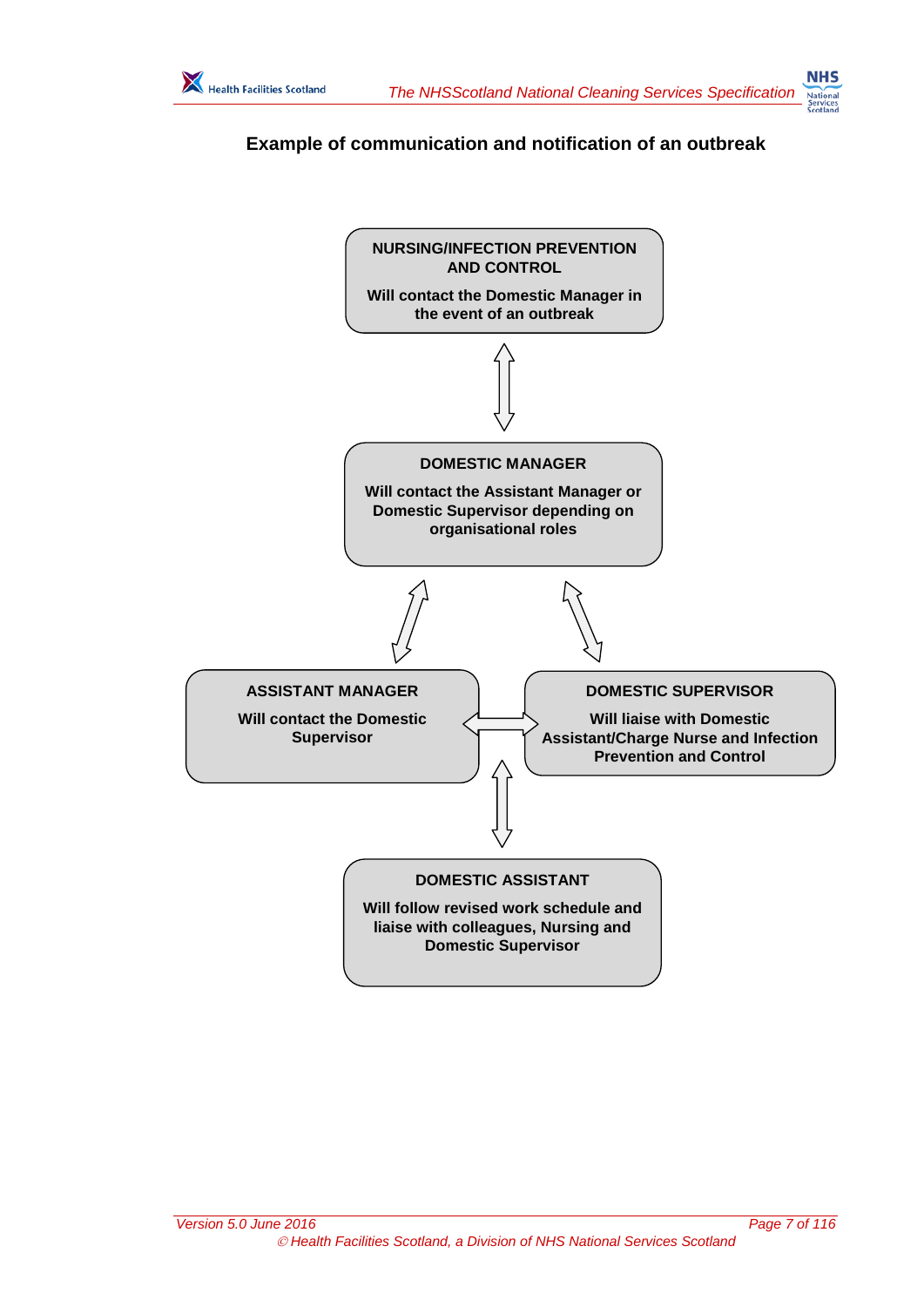## Example of communication and notification of an outbreak

**NURSING/INFECTION PREVENTION AND CONTROL**

Will contact the Domestic Manager in the event of an outbreak

**DOMESTIC MANAGER**

Will contact the Assistant Manager or Domestic Supervisor depending on organisational roles

**ASSISTANT MANAGER**

Will contact the Domestic Supervisor

**DOMESTIC SUPERVISOR**

Will liaise with Domestic Assistant/Charge Nurse and Infection Prevention and Control

**DOMESTIC ASSISTANT**

Will follow revised work schedule and liaise with colleagues, Nursing and Domestic Supervisor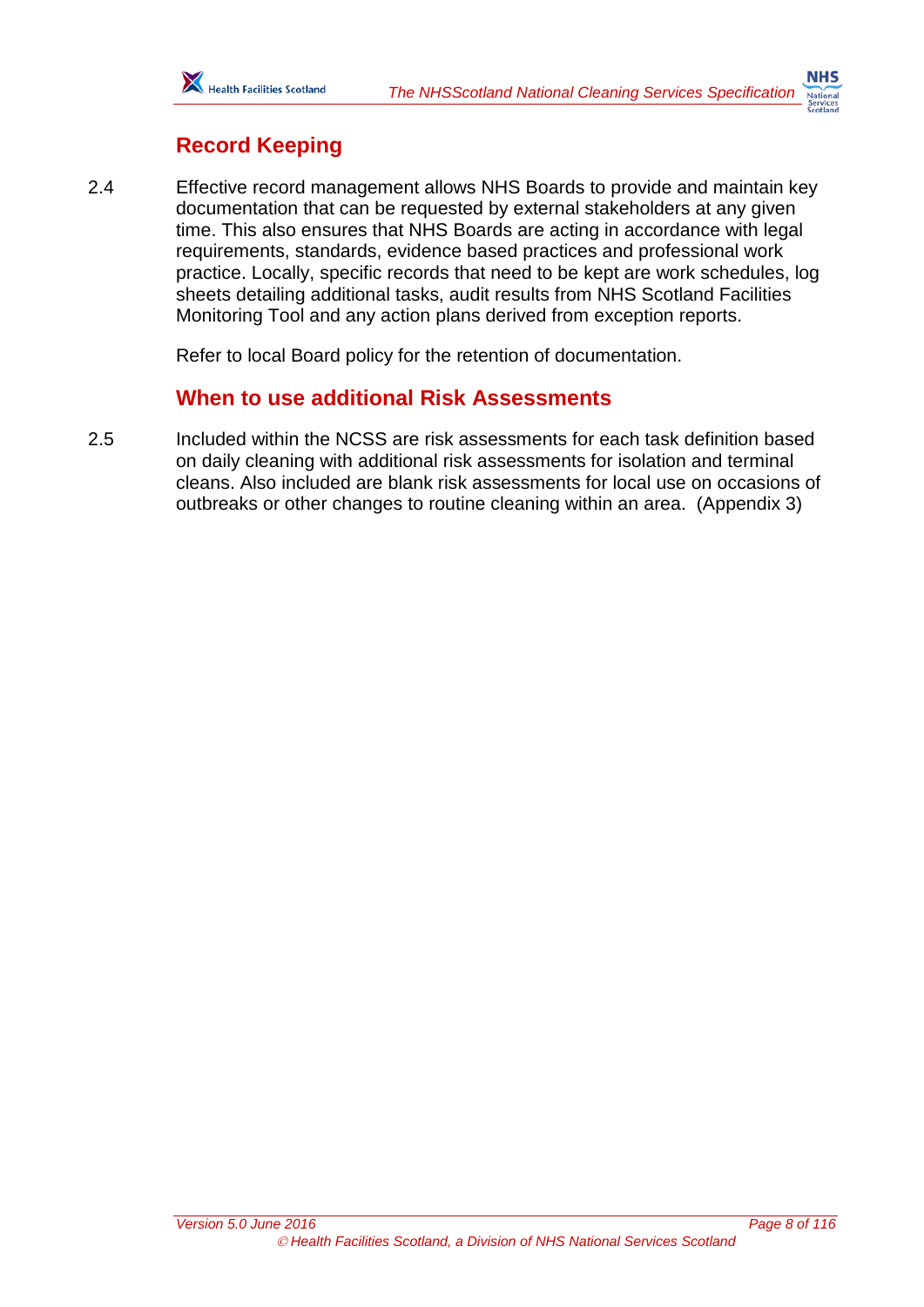## Record Keeping

2.4 Effective record management allows NHS Boards to provide and maintain key documentation that can be requested by external stakeholders at any given time. This also ensures that NHS Boards are acting in accordance with legal requirements, standards, evidence based practices and professional work practice. Locally, specific records that need to be kept are work schedules, log sheets detailing additional tasks, audit results from NHS Scotland Facilities Monitoring Tool and any action plans derived from exception reports.

Refer to local Board policy for the retention of documentation.

## When to use additional Risk Assessments

2.5 Included within the NCSS are risk assessments for each task definition based on daily cleaning with additional risk assessments for isolation and terminal cleans. Also included are blank risk assessments for local use on occasions of outbreaks or other changes to routine cleaning within an area. (Appendix 3)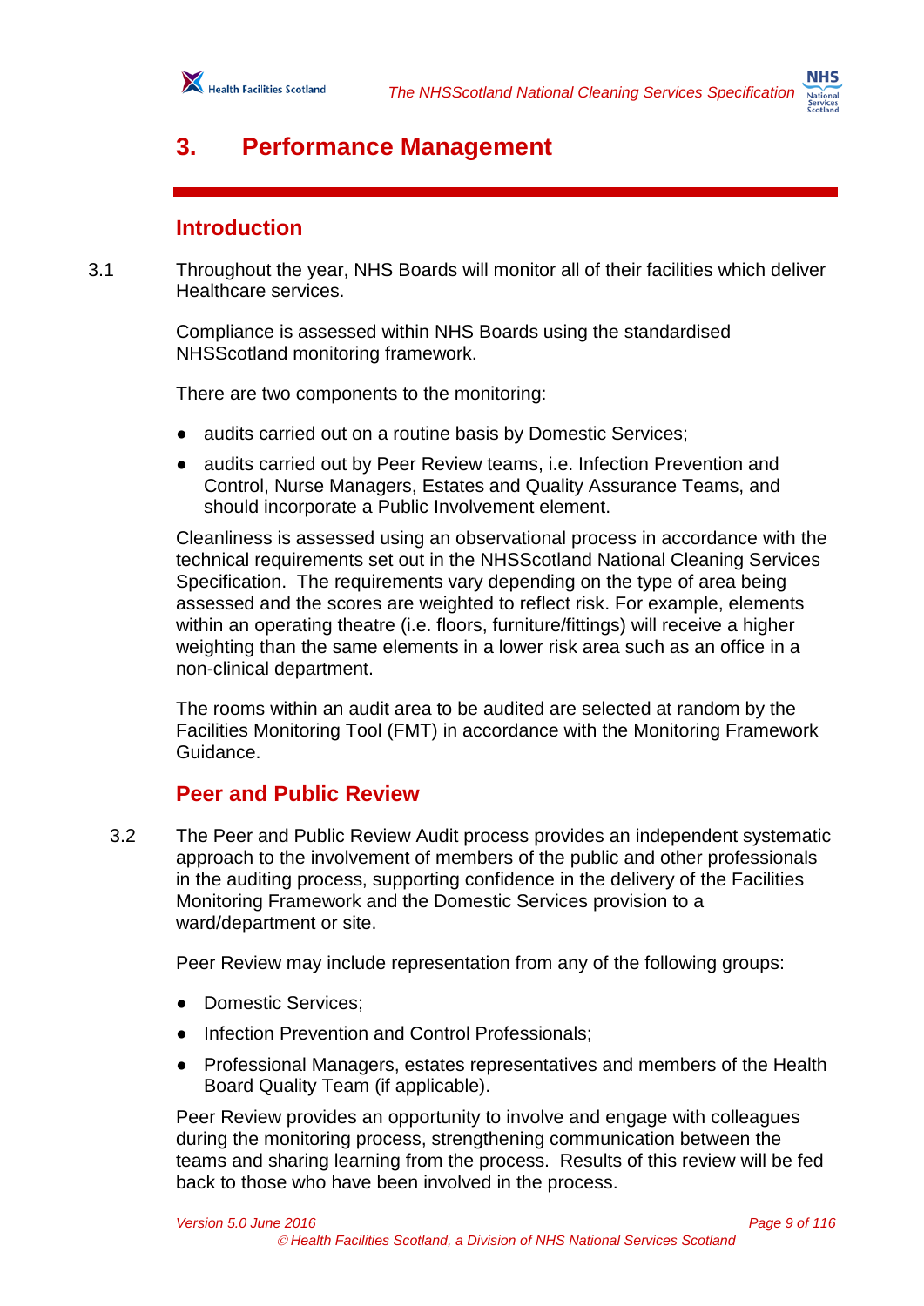# 3. Performance Management

## Introduction

3.1 Throughout the year, NHS Boards will monitor all of their facilities which deliver Healthcare services.

Compliance is assessed within NHS Boards using the standardised NHSScotland monitoring framework.

There are two components to the monitoring:

- audits carried out on a routine basis by Domestic Services;
- audits carried out by Peer Review teams, i.e. Infection Prevention and Control, Nurse Managers, Estates and Quality Assurance Teams, and should incorporate a Public Involvement element.

Cleanliness is assessed using an observational process in accordance with the technical requirements set out in the NHSScotland National Cleaning Services Specification. The requirements vary depending on the type of area being assessed and the scores are weighted to reflect risk. For example, elements within an operating theatre (i.e. floors, furniture/fittings) will receive a higher weighting than the same elements in a lower risk area such as an office in a non-clinical department.

The rooms within an audit area to be audited are selected at random by the Facilities Monitoring Tool (FMT) in accordance with the Monitoring Framework Guidance.

## Peer and Public Review

3.2 The Peer and Public Review Audit process provides an independent systematic approach to the involvement of members of the public and other professionals in the auditing process, supporting confidence in the delivery of the Facilities Monitoring Framework and the Domestic Services provision to a ward/department or site.

Peer Review may include representation from any of the following groups:

- Domestic Services;
- Infection Prevention and Control Professionals;
- Professional Managers, estates representatives and members of the Health Board Quality Team (if applicable).

Peer Review provides an opportunity to involve and engage with colleagues during the monitoring process, strengthening communication between the teams and sharing learning from the process. Results of this review will be fed back to those who have been involved in the process.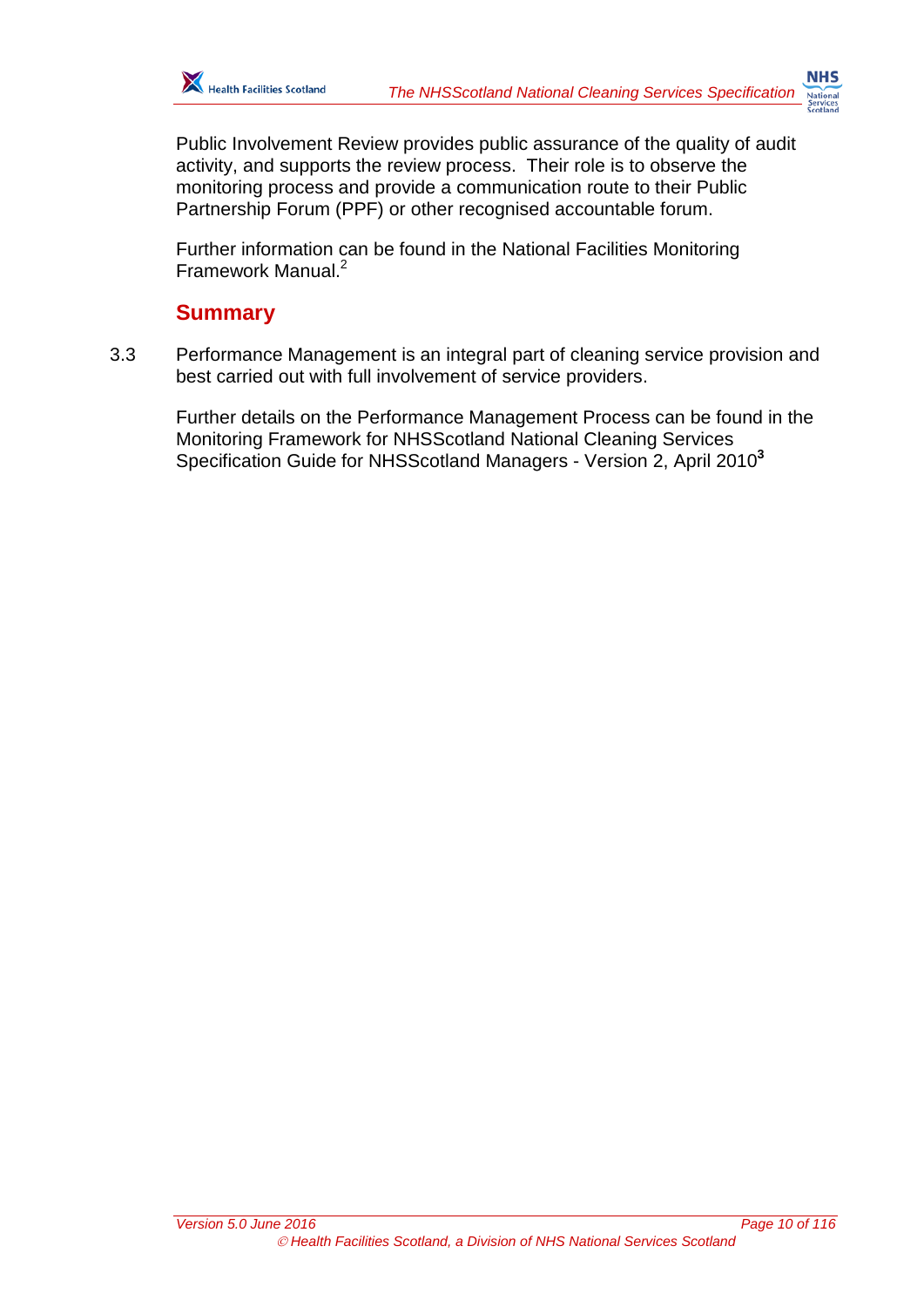Public Involvement Review provides public assurance of the quality of audit activity, and supports the review process. Their role is to observe the monitoring process and provide a communication route to their Public Partnership Forum (PPF) or other recognised accountable forum.

Further information can be found in the National Facilities Monitoring Framework Manual.[2]

## Summary

3.3 Performance Management is an integral part of cleaning service provision and best carried out with full involvement of service providers.

Further details on the Performance Management Process can be found in the Monitoring Framework for NHSScotland National Cleaning Services Specification Guide for NHSScotland Managers - Version 2, April 2010[3]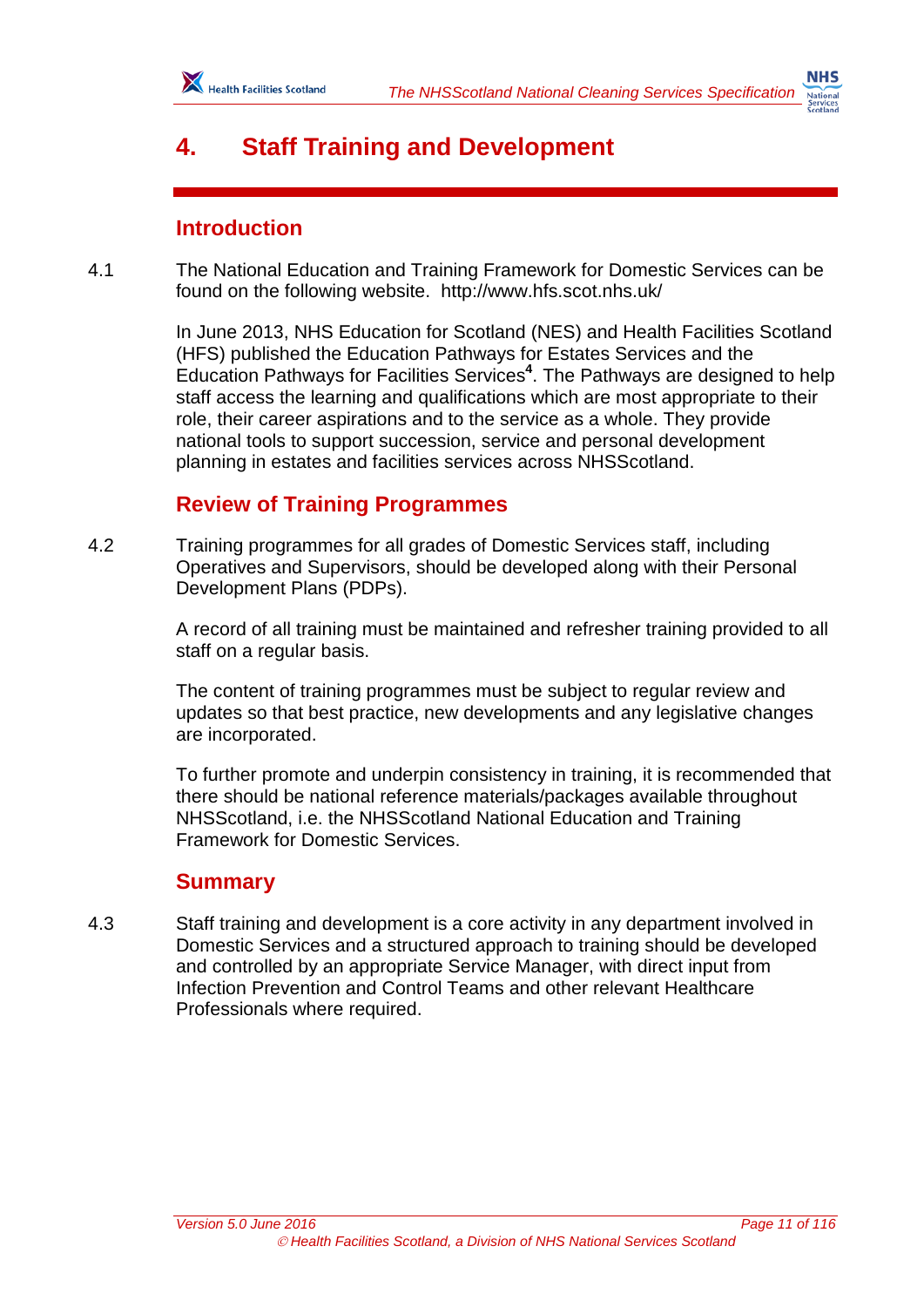# 4. Staff Training and Development

## Introduction

4.1 The National Education and Training Framework for Domestic Services can be found on the following website. http://www.hfs.scot.nhs.uk/

In June 2013, NHS Education for Scotland (NES) and Health Facilities Scotland (HFS) published the Education Pathways for Estates Services and the Education Pathways for Facilities Services[4]. The Pathways are designed to help staff access the learning and qualifications which are most appropriate to their role, their career aspirations and to the service as a whole. They provide national tools to support succession, service and personal development planning in estates and facilities services across NHSScotland.

## Review of Training Programmes

4.2 Training programmes for all grades of Domestic Services staff, including Operatives and Supervisors, should be developed along with their Personal Development Plans (PDPs).

A record of all training must be maintained and refresher training provided to all staff on a regular basis.

The content of training programmes must be subject to regular review and updates so that best practice, new developments and any legislative changes are incorporated.

To further promote and underpin consistency in training, it is recommended that there should be national reference materials/packages available throughout NHSScotland, i.e. the NHSScotland National Education and Training Framework for Domestic Services.

## Summary

4.3 Staff training and development is a core activity in any department involved in Domestic Services and a structured approach to training should be developed and controlled by an appropriate Service Manager, with direct input from Infection Prevention and Control Teams and other relevant Healthcare Professionals where required.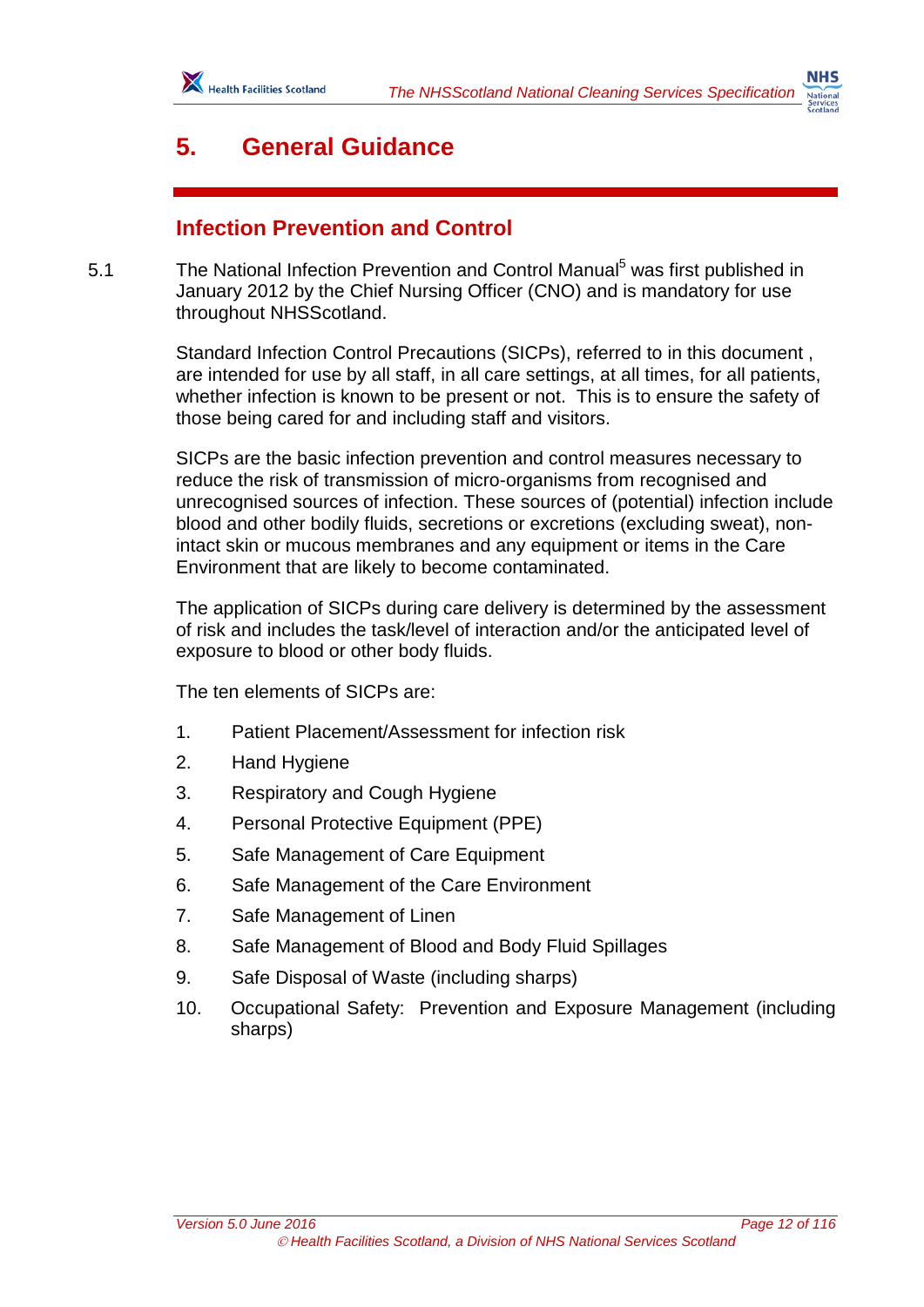# 5. General Guidance

## Infection Prevention and Control

5.1 The National Infection Prevention and Control Manual[5] was first published in January 2012 by the Chief Nursing Officer (CNO) and is mandatory for use throughout NHSScotland.

Standard Infection Control Precautions (SICPs), referred to in this document , are intended for use by all staff, in all care settings, at all times, for all patients, whether infection is known to be present or not. This is to ensure the safety of those being cared for and including staff and visitors.

SICPs are the basic infection prevention and control measures necessary to reduce the risk of transmission of micro-organisms from recognised and unrecognised sources of infection. These sources of (potential) infection include blood and other bodily fluids, secretions or excretions (excluding sweat), non-intact skin or mucous membranes and any equipment or items in the Care Environment that are likely to become contaminated.

The application of SICPs during care delivery is determined by the assessment of risk and includes the task/level of interaction and/or the anticipated level of exposure to blood or other body fluids.

The ten elements of SICPs are:

1. Patient Placement/Assessment for infection risk
2. Hand Hygiene
3. Respiratory and Cough Hygiene
4. Personal Protective Equipment (PPE)
5. Safe Management of Care Equipment
6. Safe Management of the Care Environment
7. Safe Management of Linen
8. Safe Management of Blood and Body Fluid Spillages
9. Safe Disposal of Waste (including sharps)
10. Occupational Safety: Prevention and Exposure Management (including sharps)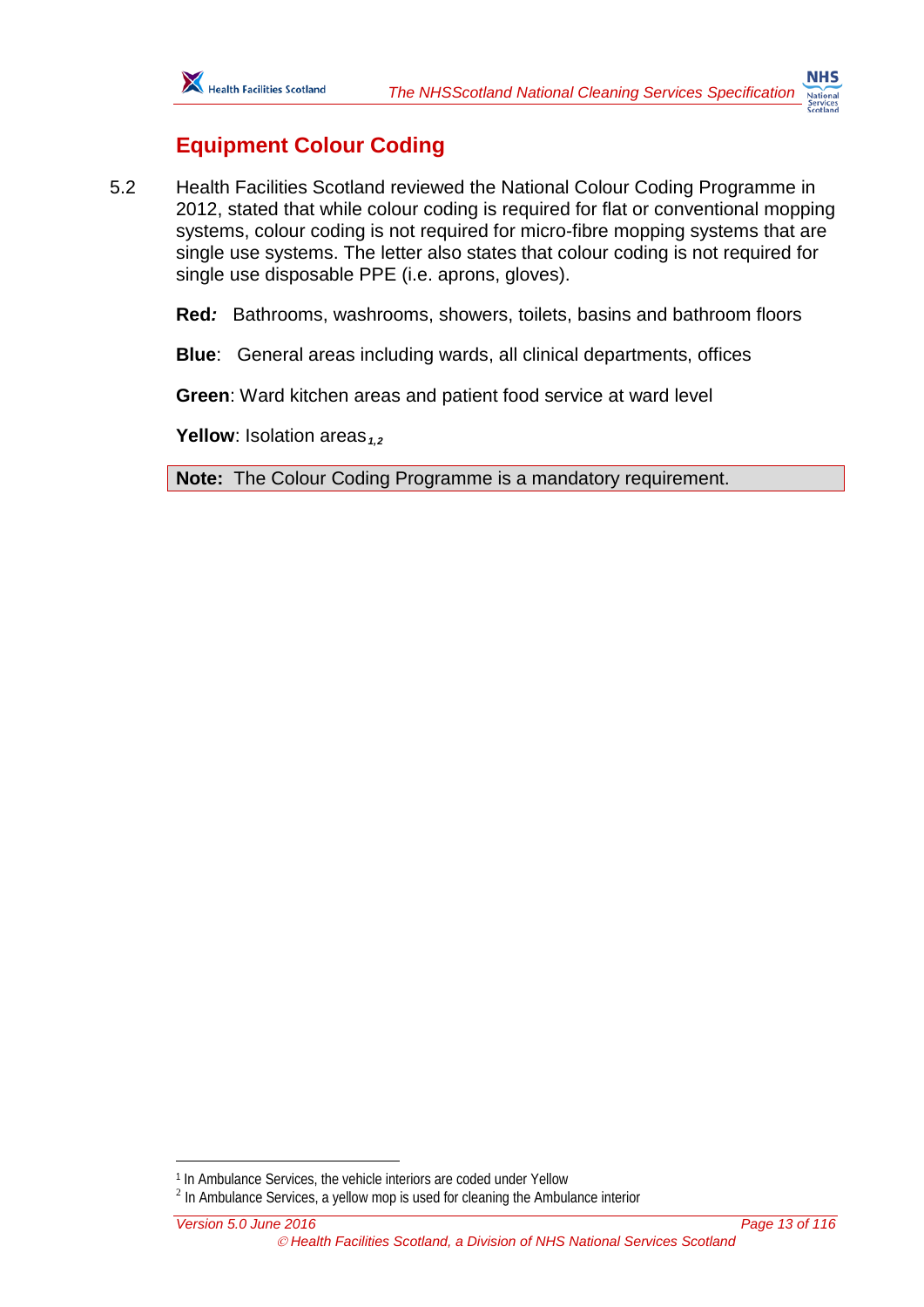## Equipment Colour Coding

5.2 Health Facilities Scotland reviewed the National Colour Coding Programme in 2012, stated that while colour coding is required for flat or conventional mopping systems, colour coding is not required for micro-fibre mopping systems that are single use systems. The letter also states that colour coding is not required for single use disposable PPE (i.e. aprons, gloves).

**Red***:* Bathrooms, washrooms, showers, toilets, basins and bathroom floors

**Blue**: General areas including wards, all clinical departments, offices

**Green**: Ward kitchen areas and patient food service at ward level

**Yellow**: Isolation areas[1,2]

**Note:** The Colour Coding Programme is a mandatory requirement.

---

[1] In Ambulance Services, the vehicle interiors are coded under Yellow

[2] In Ambulance Services, a yellow mop is used for cleaning the Ambulance interior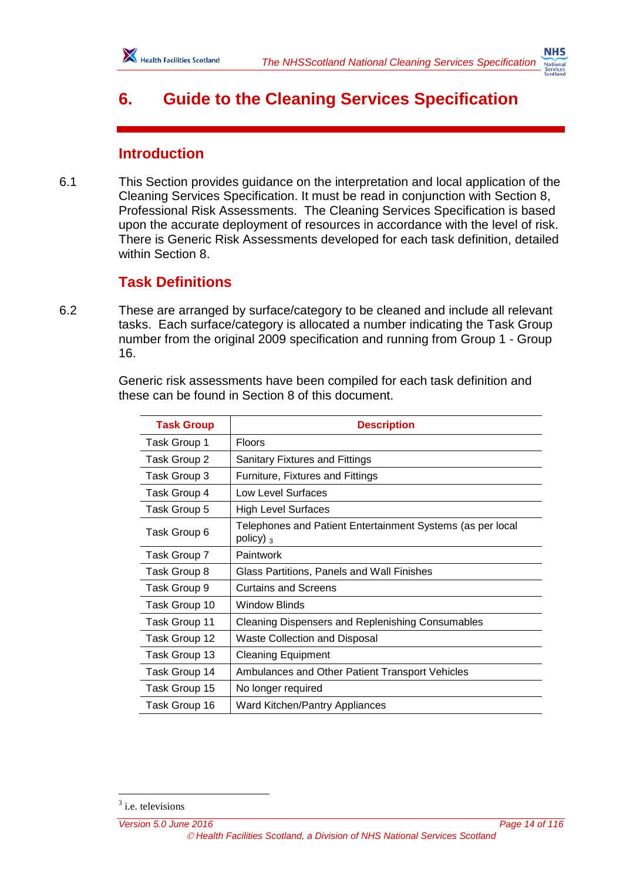# 6. Guide to the Cleaning Services Specification

## Introduction

6.1 This Section provides guidance on the interpretation and local application of the Cleaning Services Specification. It must be read in conjunction with Section 8, Professional Risk Assessments. The Cleaning Services Specification is based upon the accurate deployment of resources in accordance with the level of risk. There is Generic Risk Assessments developed for each task definition, detailed within Section 8.

## Task Definitions

6.2 These are arranged by surface/category to be cleaned and include all relevant tasks. Each surface/category is allocated a number indicating the Task Group number from the original 2009 specification and running from Group 1 - Group 16.

Generic risk assessments have been compiled for each task definition and these can be found in Section 8 of this document.

| Task Group | Description |
|---|---|
| Task Group 1 | Floors |
| Task Group 2 | Sanitary Fixtures and Fittings |
| Task Group 3 | Furniture, Fixtures and Fittings |
| Task Group 4 | Low Level Surfaces |
| Task Group 5 | High Level Surfaces |
| Task Group 6 | Telephones and Patient Entertainment Systems (as per local policy) [3] |
| Task Group 7 | Paintwork |
| Task Group 8 | Glass Partitions, Panels and Wall Finishes |
| Task Group 9 | Curtains and Screens |
| Task Group 10 | Window Blinds |
| Task Group 11 | Cleaning Dispensers and Replenishing Consumables |
| Task Group 12 | Waste Collection and Disposal |
| Task Group 13 | Cleaning Equipment |
| Task Group 14 | Ambulances and Other Patient Transport Vehicles |
| Task Group 15 | No longer required |
| Task Group 16 | Ward Kitchen/Pantry Appliances |

[3] i.e. televisions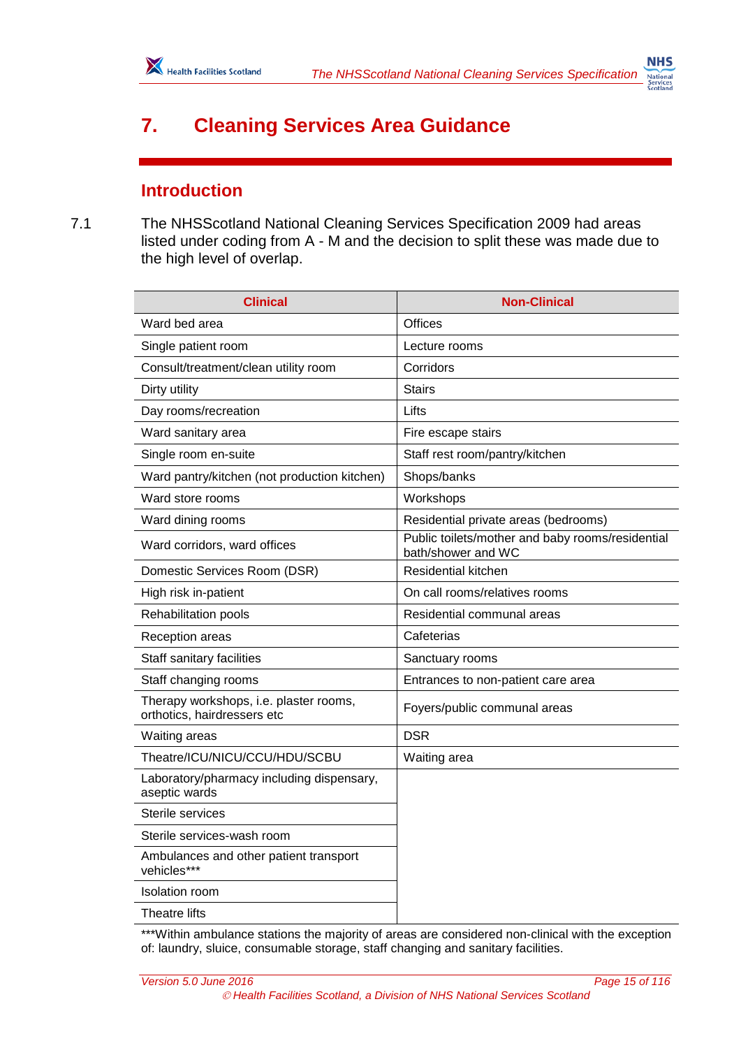# 7. Cleaning Services Area Guidance

## Introduction

7.1 The NHSScotland National Cleaning Services Specification 2009 had areas listed under coding from A - M and the decision to split these was made due to the high level of overlap.

| Clinical | Non-Clinical |
|---|---|
| Ward bed area | Offices |
| Single patient room | Lecture rooms |
| Consult/treatment/clean utility room | Corridors |
| Dirty utility | Stairs |
| Day rooms/recreation | Lifts |
| Ward sanitary area | Fire escape stairs |
| Single room en-suite | Staff rest room/pantry/kitchen |
| Ward pantry/kitchen (not production kitchen) | Shops/banks |
| Ward store rooms | Workshops |
| Ward dining rooms | Residential private areas (bedrooms) |
| Ward corridors, ward offices | Public toilets/mother and baby rooms/residential bath/shower and WC |
| Domestic Services Room (DSR) | Residential kitchen |
| High risk in-patient | On call rooms/relatives rooms |
| Rehabilitation pools | Residential communal areas |
| Reception areas | Cafeterias |
| Staff sanitary facilities | Sanctuary rooms |
| Staff changing rooms | Entrances to non-patient care area |
| Therapy workshops, i.e. plaster rooms, orthotics, hairdressers etc | Foyers/public communal areas |
| Waiting areas | DSR |
| Theatre/ICU/NICU/CCU/HDU/SCBU | Waiting area |
| Laboratory/pharmacy including dispensary, aseptic wards | |
| Sterile services | |
| Sterile services-wash room | |
| Ambulances and other patient transport vehicles*** | |
| Isolation room | |
| Theatre lifts | |

***Within ambulance stations the majority of areas are considered non-clinical with the exception of: laundry, sluice, consumable storage, staff changing and sanitary facilities.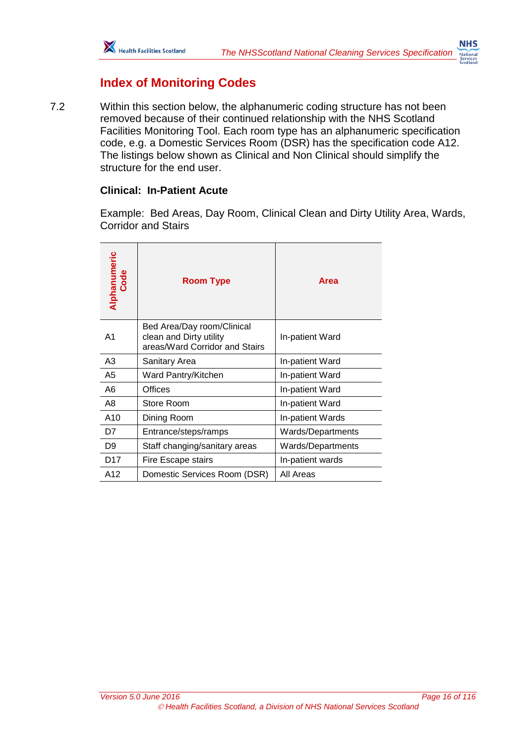## Index of Monitoring Codes

7.2 Within this section below, the alphanumeric coding structure has not been removed because of their continued relationship with the NHS Scotland Facilities Monitoring Tool. Each room type has an alphanumeric specification code, e.g. a Domestic Services Room (DSR) has the specification code A12. The listings below shown as Clinical and Non Clinical should simplify the structure for the end user.

**Clinical: In-Patient Acute**

Example: Bed Areas, Day Room, Clinical Clean and Dirty Utility Area, Wards, Corridor and Stairs

| Alphanumeric Code | Room Type | Area |
|---|---|---|
| A1 | Bed Area/Day room/Clinical clean and Dirty utility areas/Ward Corridor and Stairs | In-patient Ward |
| A3 | Sanitary Area | In-patient Ward |
| A5 | Ward Pantry/Kitchen | In-patient Ward |
| A6 | Offices | In-patient Ward |
| A8 | Store Room | In-patient Ward |
| A10 | Dining Room | In-patient Wards |
| D7 | Entrance/steps/ramps | Wards/Departments |
| D9 | Staff changing/sanitary areas | Wards/Departments |
| D17 | Fire Escape stairs | In-patient wards |
| A12 | Domestic Services Room (DSR) | All Areas |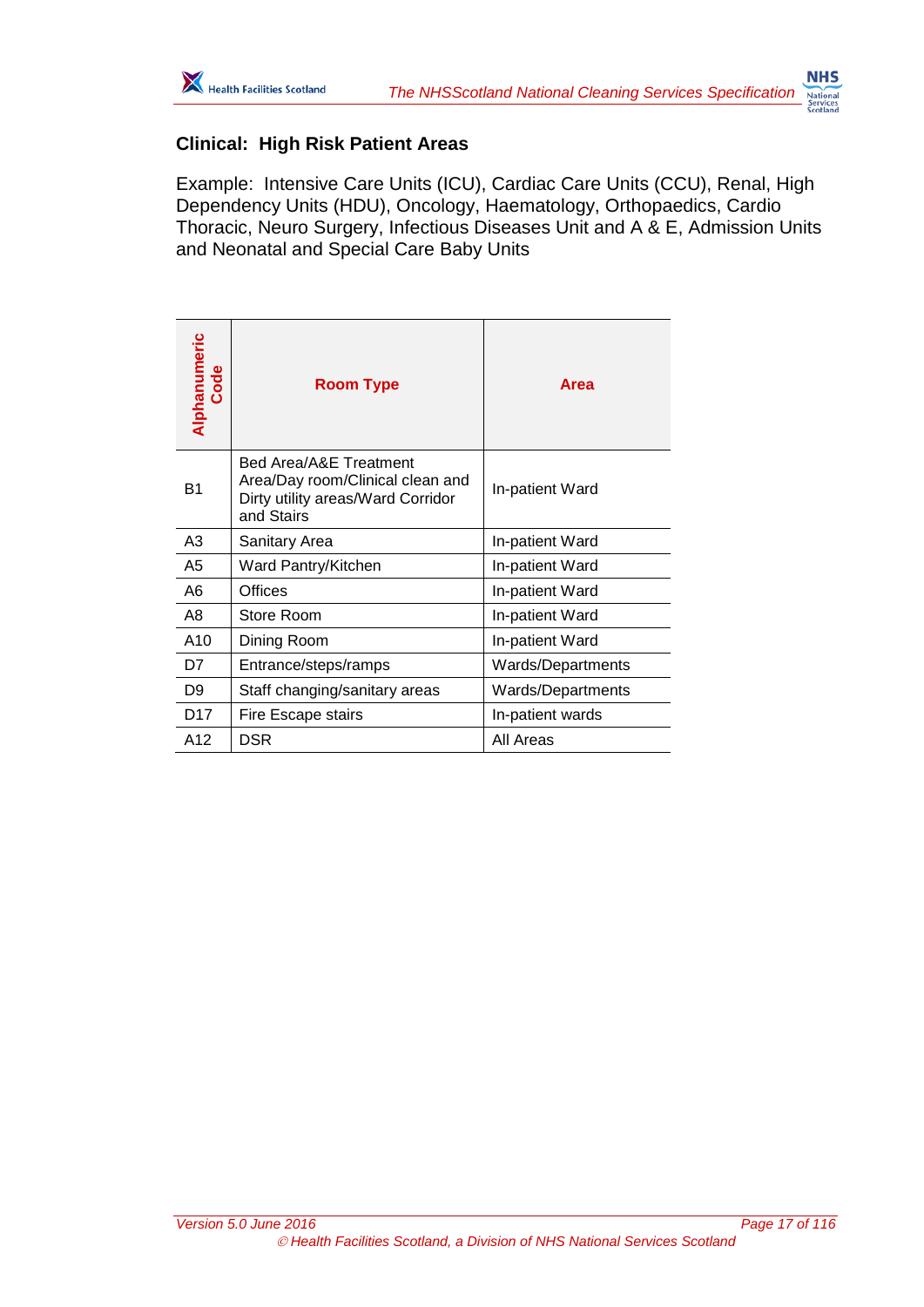## Clinical: High Risk Patient Areas

Example: Intensive Care Units (ICU), Cardiac Care Units (CCU), Renal, High Dependency Units (HDU), Oncology, Haematology, Orthopaedics, Cardio Thoracic, Neuro Surgery, Infectious Diseases Unit and A & E, Admission Units and Neonatal and Special Care Baby Units

| Alphanumeric Code | Room Type | Area |
|---|---|---|
| B1 | Bed Area/A&E Treatment Area/Day room/Clinical clean and Dirty utility areas/Ward Corridor and Stairs | In-patient Ward |
| A3 | Sanitary Area | In-patient Ward |
| A5 | Ward Pantry/Kitchen | In-patient Ward |
| A6 | Offices | In-patient Ward |
| A8 | Store Room | In-patient Ward |
| A10 | Dining Room | In-patient Ward |
| D7 | Entrance/steps/ramps | Wards/Departments |
| D9 | Staff changing/sanitary areas | Wards/Departments |
| D17 | Fire Escape stairs | In-patient wards |
| A12 | DSR | All Areas |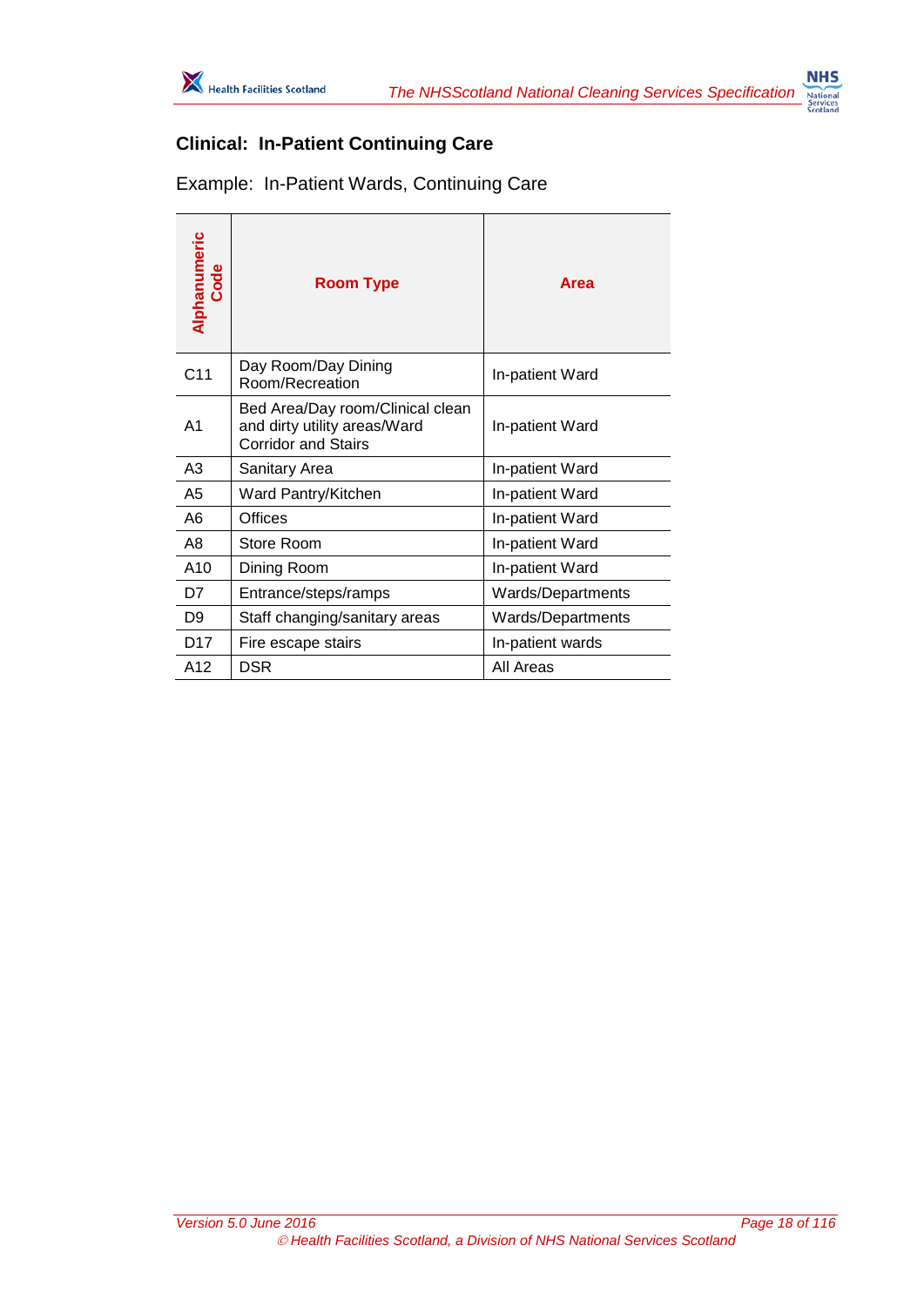### Clinical: In-Patient Continuing Care

Example: In-Patient Wards, Continuing Care

| Alphanumeric Code | Room Type | Area |
|---|---|---|
| C11 | Day Room/Day Dining Room/Recreation | In-patient Ward |
| A1 | Bed Area/Day room/Clinical clean and dirty utility areas/Ward Corridor and Stairs | In-patient Ward |
| A3 | Sanitary Area | In-patient Ward |
| A5 | Ward Pantry/Kitchen | In-patient Ward |
| A6 | Offices | In-patient Ward |
| A8 | Store Room | In-patient Ward |
| A10 | Dining Room | In-patient Ward |
| D7 | Entrance/steps/ramps | Wards/Departments |
| D9 | Staff changing/sanitary areas | Wards/Departments |
| D17 | Fire escape stairs | In-patient wards |
| A12 | DSR | All Areas |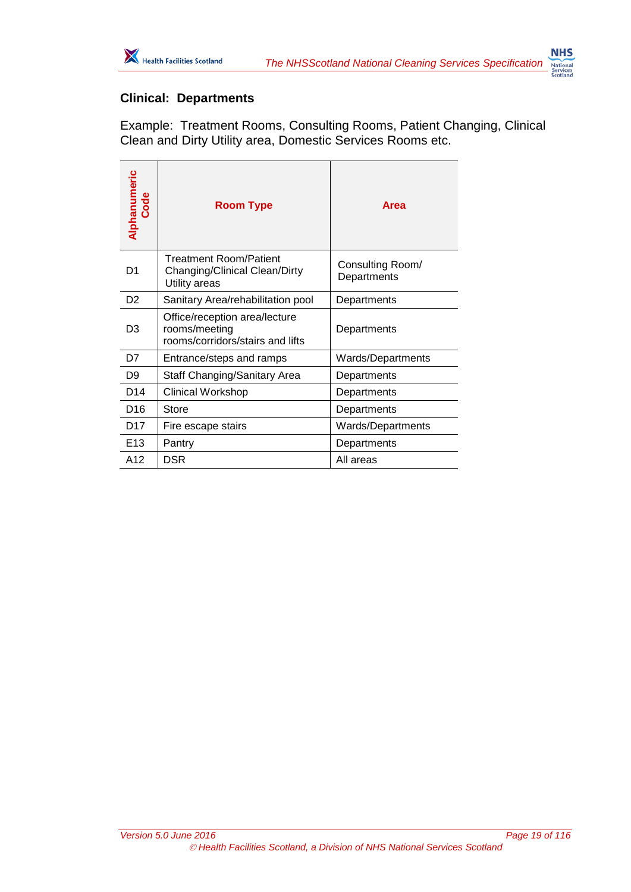## Clinical: Departments

Example: Treatment Rooms, Consulting Rooms, Patient Changing, Clinical Clean and Dirty Utility area, Domestic Services Rooms etc.

| Alphanumeric Code | Room Type | Area |
|---|---|---|
| D1 | Treatment Room/Patient Changing/Clinical Clean/Dirty Utility areas | Consulting Room/ Departments |
| D2 | Sanitary Area/rehabilitation pool | Departments |
| D3 | Office/reception area/lecture rooms/meeting rooms/corridors/stairs and lifts | Departments |
| D7 | Entrance/steps and ramps | Wards/Departments |
| D9 | Staff Changing/Sanitary Area | Departments |
| D14 | Clinical Workshop | Departments |
| D16 | Store | Departments |
| D17 | Fire escape stairs | Wards/Departments |
| E13 | Pantry | Departments |
| A12 | DSR | All areas |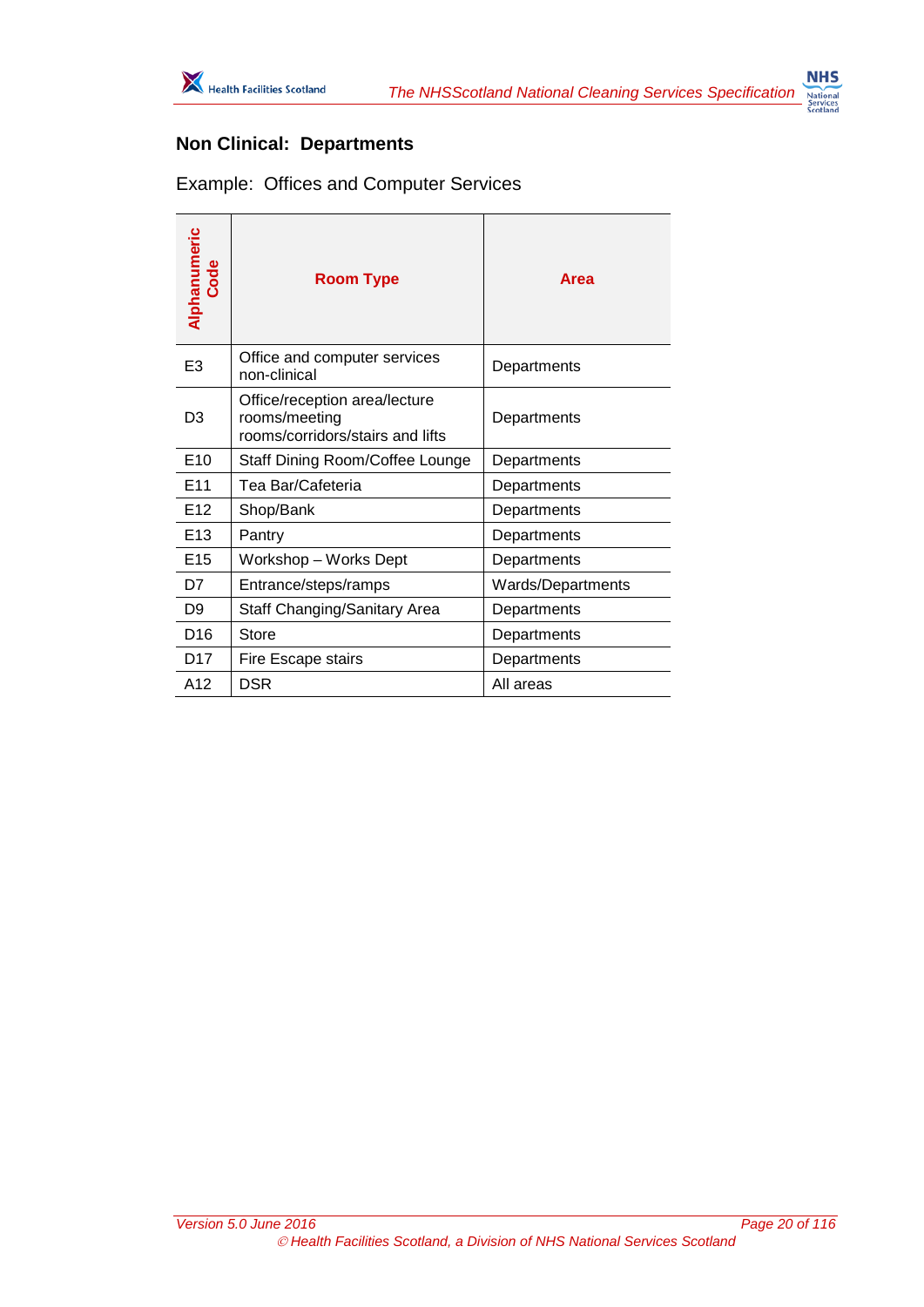## Non Clinical: Departments

Example: Offices and Computer Services

| Alphanumeric Code | Room Type | Area |
|---|---|---|
| E3 | Office and computer services non-clinical | Departments |
| D3 | Office/reception area/lecture rooms/meeting rooms/corridors/stairs and lifts | Departments |
| E10 | Staff Dining Room/Coffee Lounge | Departments |
| E11 | Tea Bar/Cafeteria | Departments |
| E12 | Shop/Bank | Departments |
| E13 | Pantry | Departments |
| E15 | Workshop – Works Dept | Departments |
| D7 | Entrance/steps/ramps | Wards/Departments |
| D9 | Staff Changing/Sanitary Area | Departments |
| D16 | Store | Departments |
| D17 | Fire Escape stairs | Departments |
| A12 | DSR | All areas |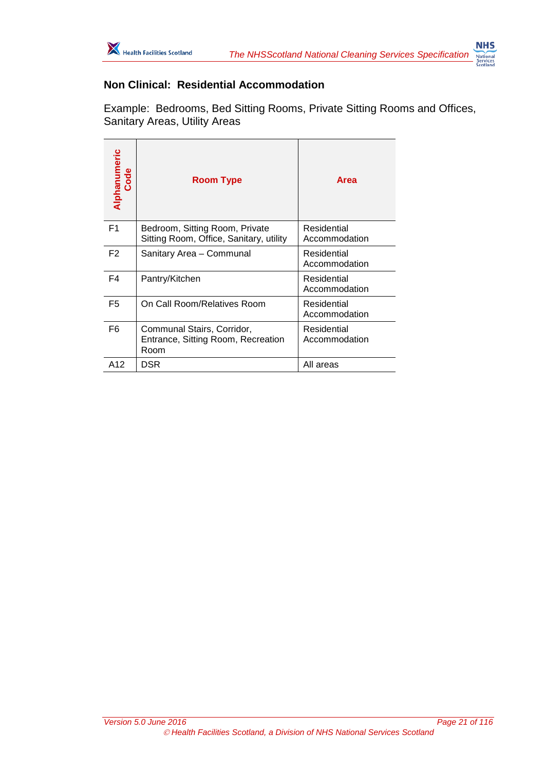## Non Clinical: Residential Accommodation

Example: Bedrooms, Bed Sitting Rooms, Private Sitting Rooms and Offices, Sanitary Areas, Utility Areas

| Alphanumeric Code | Room Type | Area |
|---|---|---|
| F1 | Bedroom, Sitting Room, Private Sitting Room, Office, Sanitary, utility | Residential Accommodation |
| F2 | Sanitary Area – Communal | Residential Accommodation |
| F4 | Pantry/Kitchen | Residential Accommodation |
| F5 | On Call Room/Relatives Room | Residential Accommodation |
| F6 | Communal Stairs, Corridor, Entrance, Sitting Room, Recreation Room | Residential Accommodation |
| A12 | DSR | All areas |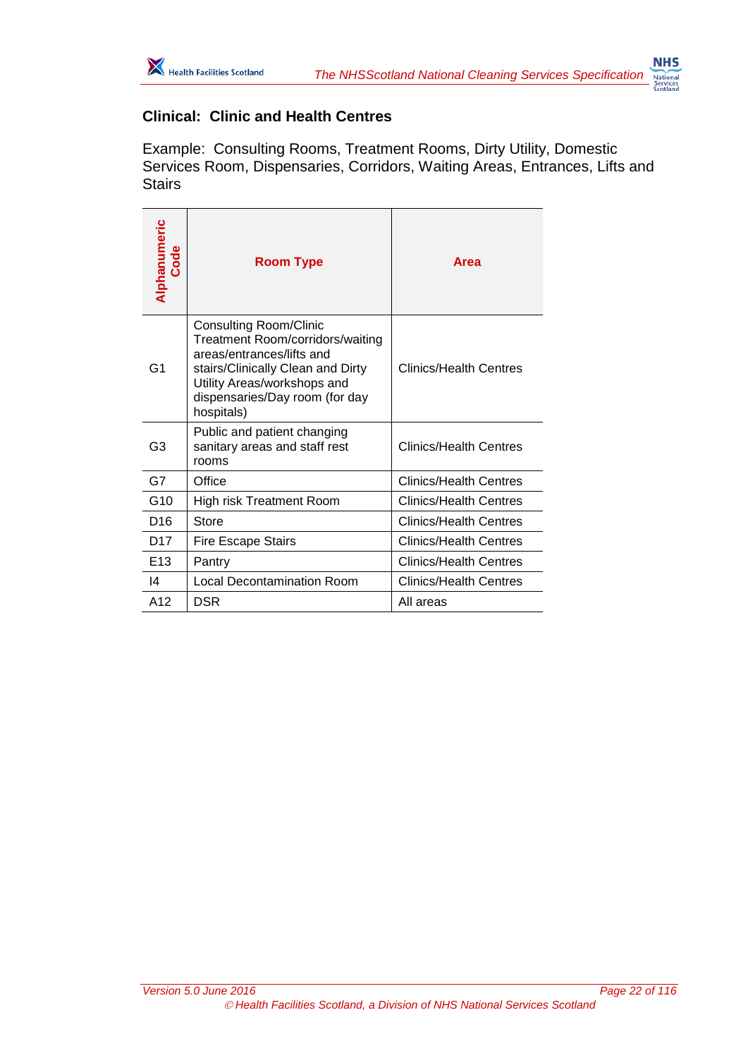## Clinical: Clinic and Health Centres

Example: Consulting Rooms, Treatment Rooms, Dirty Utility, Domestic Services Room, Dispensaries, Corridors, Waiting Areas, Entrances, Lifts and Stairs

| Alphanumeric Code | Room Type | Area |
|---|---|---|
| G1 | Consulting Room/Clinic Treatment Room/corridors/waiting areas/entrances/lifts and stairs/Clinically Clean and Dirty Utility Areas/workshops and dispensaries/Day room (for day hospitals) | Clinics/Health Centres |
| G3 | Public and patient changing sanitary areas and staff rest rooms | Clinics/Health Centres |
| G7 | Office | Clinics/Health Centres |
| G10 | High risk Treatment Room | Clinics/Health Centres |
| D16 | Store | Clinics/Health Centres |
| D17 | Fire Escape Stairs | Clinics/Health Centres |
| E13 | Pantry | Clinics/Health Centres |
| I4 | Local Decontamination Room | Clinics/Health Centres |
| A12 | DSR | All areas |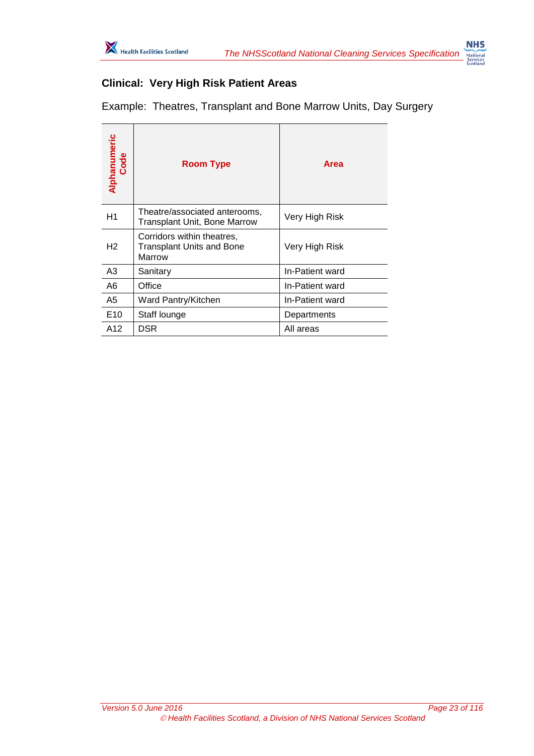## Clinical: Very High Risk Patient Areas

Example: Theatres, Transplant and Bone Marrow Units, Day Surgery

| Alphanumeric Code | Room Type | Area |
|---|---|---|
| H1 | Theatre/associated anterooms, Transplant Unit, Bone Marrow | Very High Risk |
| H2 | Corridors within theatres, Transplant Units and Bone Marrow | Very High Risk |
| A3 | Sanitary | In-Patient ward |
| A6 | Office | In-Patient ward |
| A5 | Ward Pantry/Kitchen | In-Patient ward |
| E10 | Staff lounge | Departments |
| A12 | DSR | All areas |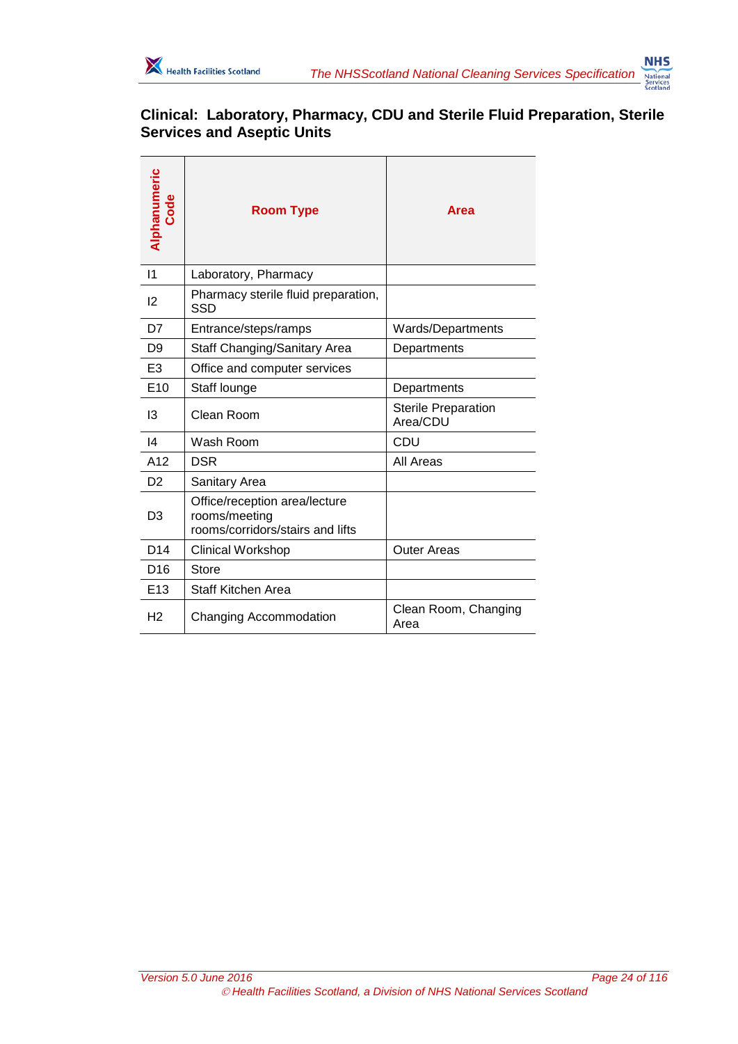## Clinical: Laboratory, Pharmacy, CDU and Sterile Fluid Preparation, Sterile Services and Aseptic Units

| Alphanumeric Code | Room Type | Area |
|---|---|---|
| I1 | Laboratory, Pharmacy | |
| I2 | Pharmacy sterile fluid preparation, SSD | |
| D7 | Entrance/steps/ramps | Wards/Departments |
| D9 | Staff Changing/Sanitary Area | Departments |
| E3 | Office and computer services | |
| E10 | Staff lounge | Departments |
| I3 | Clean Room | Sterile Preparation Area/CDU |
| I4 | Wash Room | CDU |
| A12 | DSR | All Areas |
| D2 | Sanitary Area | |
| D3 | Office/reception area/lecture rooms/meeting rooms/corridors/stairs and lifts | |
| D14 | Clinical Workshop | Outer Areas |
| D16 | Store | |
| E13 | Staff Kitchen Area | |
| H2 | Changing Accommodation | Clean Room, Changing Area |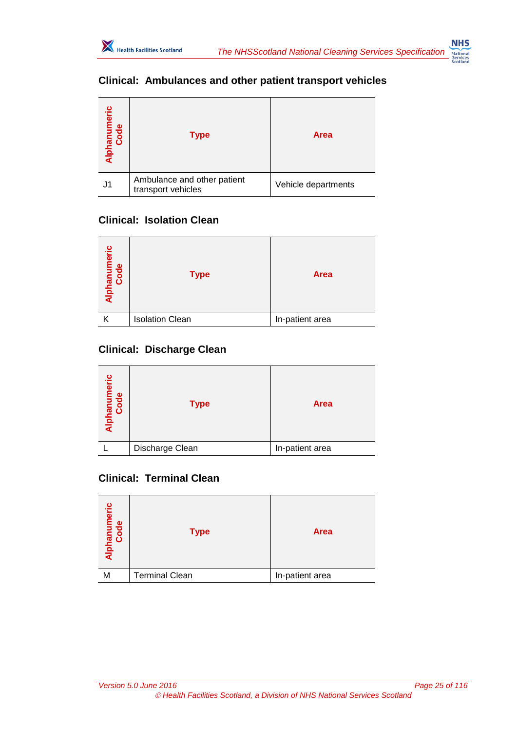## Clinical: Ambulances and other patient transport vehicles

| Alphanumeric Code | Type | Area |
|---|---|---|
| J1 | Ambulance and other patient transport vehicles | Vehicle departments |

## Clinical: Isolation Clean

| Alphanumeric Code | Type | Area |
|---|---|---|
| K | Isolation Clean | In-patient area |

## Clinical: Discharge Clean

| Alphanumeric Code | Type | Area |
|---|---|---|
| L | Discharge Clean | In-patient area |

## Clinical: Terminal Clean

| Alphanumeric Code | Type | Area |
|---|---|---|
| M | Terminal Clean | In-patient area |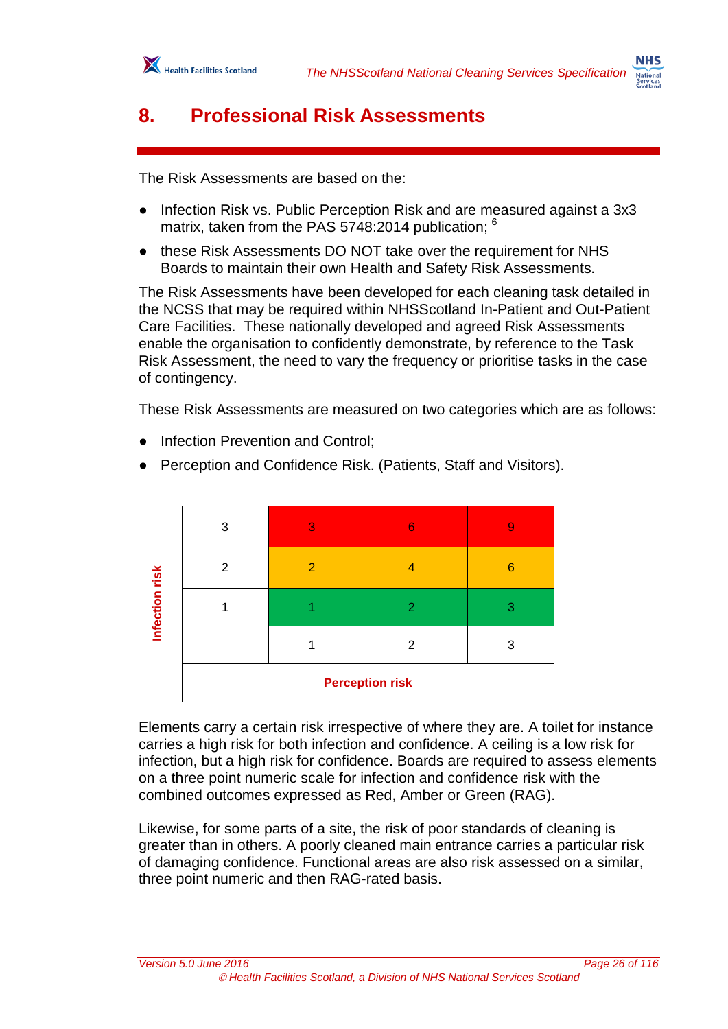# 8. Professional Risk Assessments

The Risk Assessments are based on the:

- Infection Risk vs. Public Perception Risk and are measured against a 3x3 matrix, taken from the PAS 5748:2014 publication; [6]
- these Risk Assessments DO NOT take over the requirement for NHS Boards to maintain their own Health and Safety Risk Assessments.

The Risk Assessments have been developed for each cleaning task detailed in the NCSS that may be required within NHSScotland In-Patient and Out-Patient Care Facilities. These nationally developed and agreed Risk Assessments enable the organisation to confidently demonstrate, by reference to the Task Risk Assessment, the need to vary the frequency or prioritise tasks in the case of contingency.

These Risk Assessments are measured on two categories which are as follows:

- Infection Prevention and Control;
- Perception and Confidence Risk. (Patients, Staff and Visitors).

| **Infection risk** | | | | |
|---|---|---|---|---|
| | 3 | 3 | 6 | 9 |
| | 2 | 2 | 4 | 6 |
| | 1 | 1 | 2 | 3 |
| | | 1 | 2 | 3 |
| | **Perception risk** | | | |

Elements carry a certain risk irrespective of where they are. A toilet for instance carries a high risk for both infection and confidence. A ceiling is a low risk for infection, but a high risk for confidence. Boards are required to assess elements on a three point numeric scale for infection and confidence risk with the combined outcomes expressed as Red, Amber or Green (RAG).

Likewise, for some parts of a site, the risk of poor standards of cleaning is greater than in others. A poorly cleaned main entrance carries a particular risk of damaging confidence. Functional areas are also risk assessed on a similar, three point numeric and then RAG-rated basis.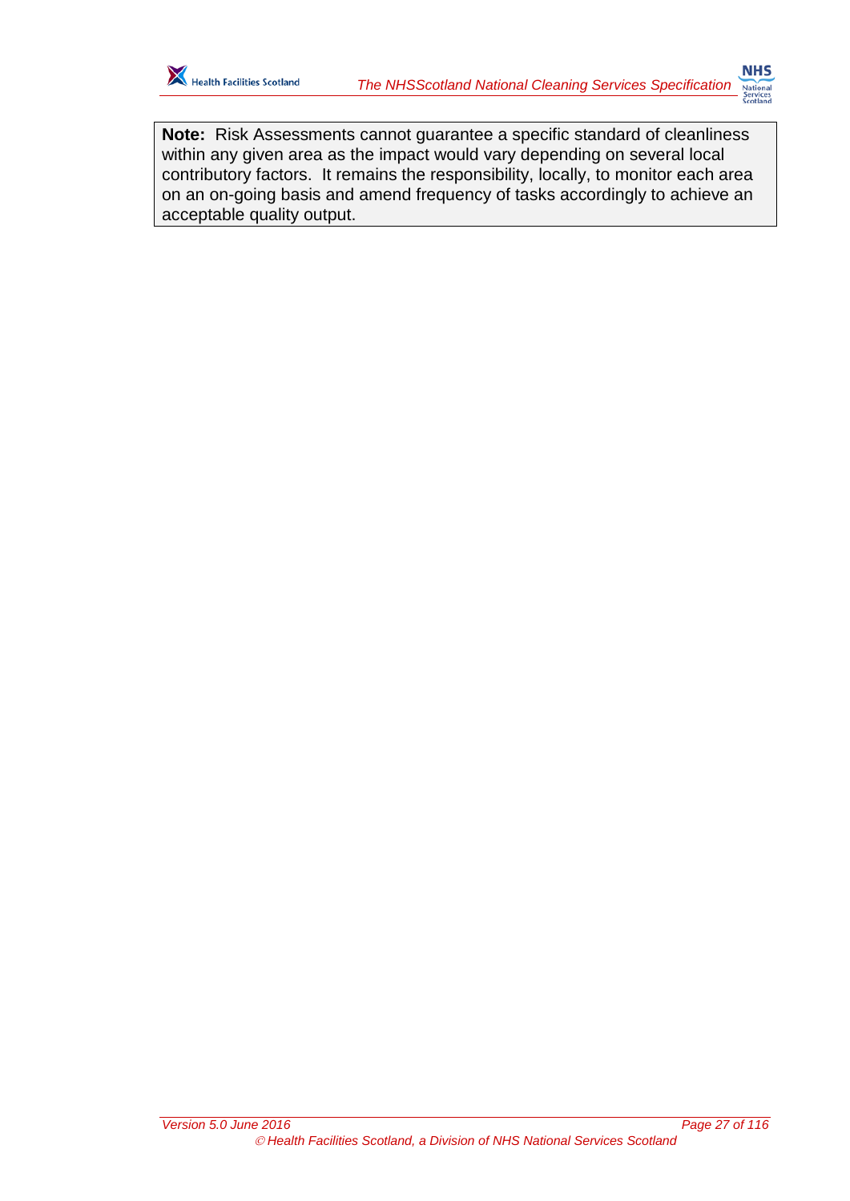**Note:** Risk Assessments cannot guarantee a specific standard of cleanliness within any given area as the impact would vary depending on several local contributory factors. It remains the responsibility, locally, to monitor each area on an on-going basis and amend frequency of tasks accordingly to achieve an acceptable quality output.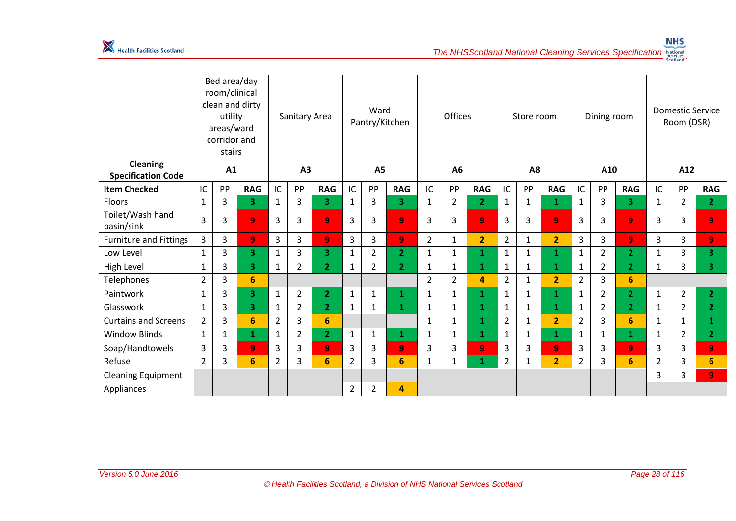| | Bed area/day room/clinical clean and dirty utility areas/ward corridor and stairs | | | Sanitary Area | | | Ward Pantry/Kitchen | | | Offices | | | Store room | | | Dining room | | | Domestic Service Room (DSR) | | |
|---|---|---|---|---|---|---|---|---|---|---|---|---|---|---|---|---|---|---|---|---|---|
| **Cleaning Specification Code** | **A1** | | | **A3** | | | **A5** | | | **A6** | | | **A8** | | | **A10** | | | **A12** | | |
| **Item Checked** | IC | PP | **RAG** | IC | PP | **RAG** | IC | PP | **RAG** | IC | PP | **RAG** | IC | PP | **RAG** | IC | PP | **RAG** | IC | PP | **RAG** |
| Floors | 1 | 3 | **3** | 1 | 3 | **3** | 1 | 3 | **3** | 1 | 2 | **2** | 1 | 1 | **1** | 1 | 3 | **3** | 1 | 2 | **2** |
| Toilet/Wash hand basin/sink | 3 | 3 | **9** | 3 | 3 | **9** | 3 | 3 | **9** | 3 | 3 | **9** | 3 | 3 | **9** | 3 | 3 | **9** | 3 | 3 | **9** |
| Furniture and Fittings | 3 | 3 | **9** | 3 | 3 | **9** | 3 | 3 | **9** | 2 | 1 | **2** | 2 | 1 | **2** | 3 | 3 | **9** | 3 | 3 | **9** |
| Low Level | 1 | 3 | **3** | 1 | 3 | **3** | 1 | 2 | **2** | 1 | 1 | **1** | 1 | 1 | **1** | 1 | 2 | **2** | 1 | 3 | **3** |
| High Level | 1 | 3 | **3** | 1 | 2 | **2** | 1 | 2 | **2** | 1 | 1 | **1** | 1 | 1 | **1** | 1 | 2 | **2** | 1 | 3 | **3** |
| Telephones | 2 | 3 | **6** | | | | | | | 2 | 2 | **4** | 2 | 1 | **2** | 2 | 3 | **6** | | | |
| Paintwork | 1 | 3 | **3** | 1 | 2 | **2** | 1 | 1 | **1** | 1 | 1 | **1** | 1 | 1 | **1** | 1 | 2 | **2** | 1 | 2 | **2** |
| Glasswork | 1 | 3 | **3** | 1 | 2 | **2** | 1 | 1 | **1** | 1 | 1 | **1** | 1 | 1 | **1** | 1 | 2 | **2** | 1 | 2 | **2** |
| Curtains and Screens | 2 | 3 | **6** | 2 | 3 | **6** | | | | 1 | 1 | **1** | 2 | 1 | **2** | 2 | 3 | **6** | 1 | 1 | **1** |
| Window Blinds | 1 | 1 | **1** | 1 | 2 | **2** | 1 | 1 | **1** | 1 | 1 | **1** | 1 | 1 | **1** | 1 | 1 | **1** | 1 | 2 | **2** |
| Soap/Handtowels | 3 | 3 | **9** | 3 | 3 | **9** | 3 | 3 | **9** | 3 | 3 | **9** | 3 | 3 | **9** | 3 | 3 | **9** | 3 | 3 | **9** |
| Refuse | 2 | 3 | **6** | 2 | 3 | **6** | 2 | 3 | **6** | 1 | 1 | **1** | 2 | 1 | **2** | 2 | 3 | **6** | 2 | 3 | **6** |
| Cleaning Equipment | | | | | | | | | | | | | | | | | | | 3 | 3 | **9** |
| Appliances | | | | | | | 2 | 2 | **4** | | | | | | | | | | | | |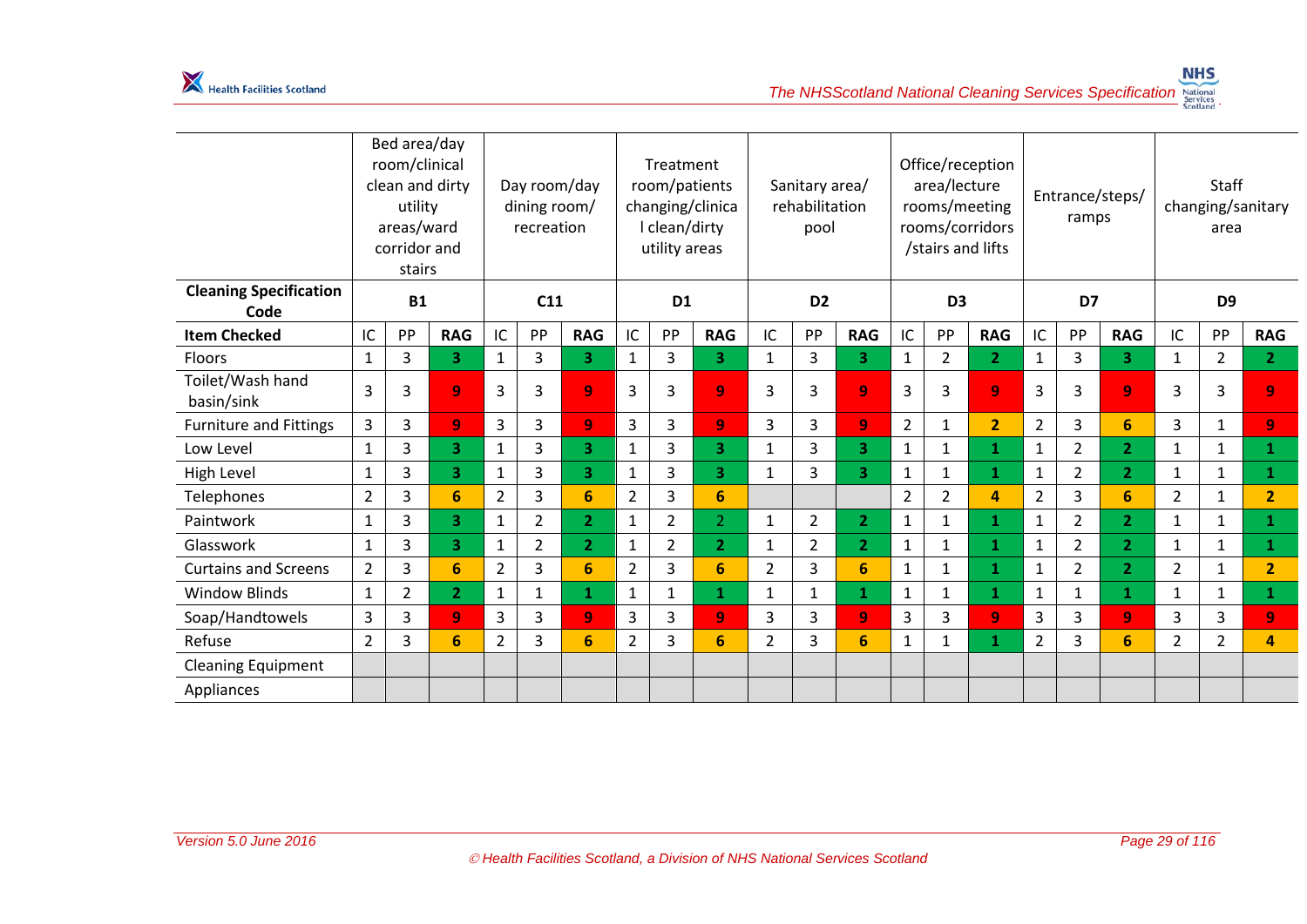| | Bed area/day room/clinical clean and dirty utility areas/ward corridor and stairs | | | Day room/day dining room/ recreation | | | Treatment room/patients changing/clinical clean/dirty utility areas | | | Sanitary area/ rehabilitation pool | | | Office/reception area/lecture rooms/meeting rooms/corridors /stairs and lifts | | | Entrance/steps/ ramps | | | Staff changing/sanitary area | | |
|---|---|---|---|---|---|---|---|---|---|---|---|---|---|---|---|---|---|---|---|---|---|
| **Cleaning Specification Code** | **B1** | | | **C11** | | | **D1** | | | **D2** | | | **D3** | | | **D7** | | | **D9** | | |
| **Item Checked** | IC | PP | **RAG** | IC | PP | **RAG** | IC | PP | **RAG** | IC | PP | **RAG** | IC | PP | **RAG** | IC | PP | **RAG** | IC | PP | **RAG** |
| Floors | 1 | 3 | 3 | 1 | 3 | 3 | 1 | 3 | 3 | 1 | 3 | 3 | 1 | 2 | 2 | 1 | 3 | 3 | 1 | 2 | 2 |
| Toilet/Wash hand basin/sink | 3 | 3 | 9 | 3 | 3 | 9 | 3 | 3 | 9 | 3 | 3 | 9 | 3 | 3 | 9 | 3 | 3 | 9 | 3 | 3 | 9 |
| Furniture and Fittings | 3 | 3 | 9 | 3 | 3 | 9 | 3 | 3 | 9 | 3 | 3 | 9 | 2 | 1 | 2 | 2 | 3 | 6 | 3 | 1 | 9 |
| Low Level | 1 | 3 | 3 | 1 | 3 | 3 | 1 | 3 | 3 | 1 | 3 | 3 | 1 | 1 | 1 | 1 | 2 | 2 | 1 | 1 | 1 |
| High Level | 1 | 3 | 3 | 1 | 3 | 3 | 1 | 3 | 3 | 1 | 3 | 3 | 1 | 1 | 1 | 1 | 2 | 2 | 1 | 1 | 1 |
| Telephones | 2 | 3 | 6 | 2 | 3 | 6 | 2 | 3 | 6 | | | | 2 | 2 | 4 | 2 | 3 | 6 | 2 | 1 | 2 |
| Paintwork | 1 | 3 | 3 | 1 | 2 | 2 | 1 | 2 | 2 | 1 | 2 | 2 | 1 | 1 | 1 | 1 | 2 | 2 | 1 | 1 | 1 |
| Glasswork | 1 | 3 | 3 | 1 | 2 | 2 | 1 | 2 | 2 | 1 | 2 | 2 | 1 | 1 | 1 | 1 | 2 | 2 | 1 | 1 | 1 |
| Curtains and Screens | 2 | 3 | 6 | 2 | 3 | 6 | 2 | 3 | 6 | 2 | 3 | 6 | 1 | 1 | 1 | 1 | 2 | 2 | 2 | 1 | 2 |
| Window Blinds | 1 | 2 | 2 | 1 | 1 | 1 | 1 | 1 | 1 | 1 | 1 | 1 | 1 | 1 | 1 | 1 | 1 | 1 | 1 | 1 | 1 |
| Soap/Handtowels | 3 | 3 | 9 | 3 | 3 | 9 | 3 | 3 | 9 | 3 | 3 | 9 | 3 | 3 | 9 | 3 | 3 | 9 | 3 | 3 | 9 |
| Refuse | 2 | 3 | 6 | 2 | 3 | 6 | 2 | 3 | 6 | 2 | 3 | 6 | 1 | 1 | 1 | 2 | 3 | 6 | 2 | 2 | 4 |
| Cleaning Equipment | | | | | | | | | | | | | | | | | | | | | |
| Appliances | | | | | | | | | | | | | | | | | | | | | |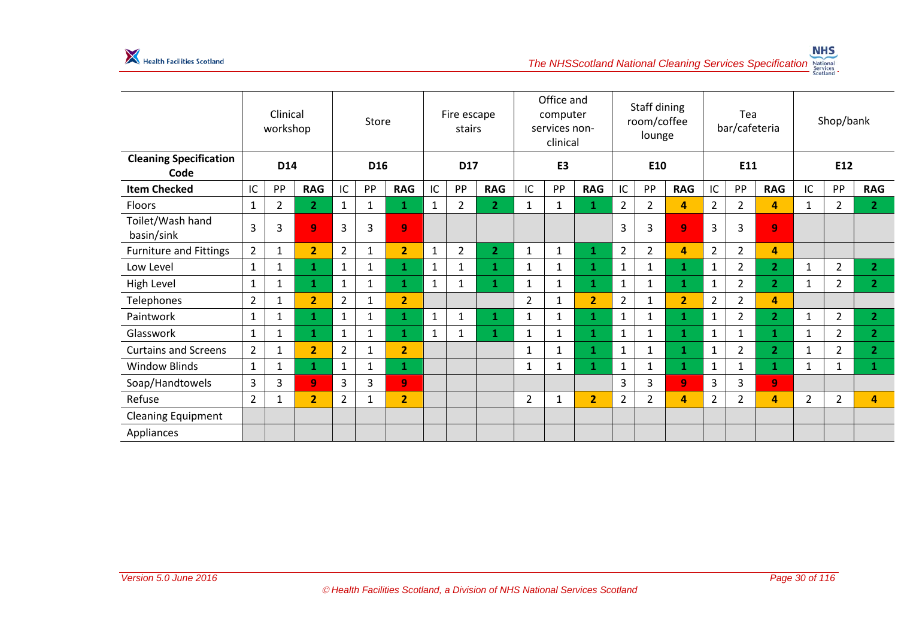| | Clinical workshop | | | Store | | | Fire escape stairs | | | Office and computer services non-clinical | | | Staff dining room/coffee lounge | | | Tea bar/cafeteria | | | Shop/bank | | |
|---|---|---|---|---|---|---|---|---|---|---|---|---|---|---|---|---|---|---|---|---|---|
| **Cleaning Specification Code** | **D14** | | | **D16** | | | **D17** | | | **E3** | | | **E10** | | | **E11** | | | **E12** | | |
| **Item Checked** | IC | PP | **RAG** | IC | PP | **RAG** | IC | PP | **RAG** | IC | PP | **RAG** | IC | PP | **RAG** | IC | PP | **RAG** | IC | PP | **RAG** |
| Floors | 1 | 2 | **2** | 1 | 1 | **1** | 1 | 2 | **2** | 1 | 1 | **1** | 2 | 2 | **4** | 2 | 2 | **4** | 1 | 2 | **2** |
| Toilet/Wash hand basin/sink | 3 | 3 | **9** | 3 | 3 | **9** | | | | | | | 3 | 3 | **9** | 3 | 3 | **9** | | | |
| Furniture and Fittings | 2 | 1 | **2** | 2 | 1 | **2** | 1 | 2 | **2** | 1 | 1 | **1** | 2 | 2 | **4** | 2 | 2 | **4** | | | |
| Low Level | 1 | 1 | **1** | 1 | 1 | **1** | 1 | 1 | **1** | 1 | 1 | **1** | 1 | 1 | **1** | 1 | 2 | **2** | 1 | 2 | **2** |
| High Level | 1 | 1 | **1** | 1 | 1 | **1** | 1 | 1 | **1** | 1 | 1 | **1** | 1 | 1 | **1** | 1 | 2 | **2** | 1 | 2 | **2** |
| Telephones | 2 | 1 | **2** | 2 | 1 | **2** | | | | 2 | 1 | **2** | 2 | 1 | **2** | 2 | 2 | **4** | | | |
| Paintwork | 1 | 1 | **1** | 1 | 1 | **1** | 1 | 1 | **1** | 1 | 1 | **1** | 1 | 1 | **1** | 1 | 2 | **2** | 1 | 2 | **2** |
| Glasswork | 1 | 1 | **1** | 1 | 1 | **1** | 1 | 1 | **1** | 1 | 1 | **1** | 1 | 1 | **1** | 1 | 1 | **1** | 1 | 2 | **2** |
| Curtains and Screens | 2 | 1 | **2** | 2 | 1 | **2** | | | | 1 | 1 | **1** | 1 | 1 | **1** | 1 | 2 | **2** | 1 | 2 | **2** |
| Window Blinds | 1 | 1 | **1** | 1 | 1 | **1** | | | | 1 | 1 | **1** | 1 | 1 | **1** | 1 | 1 | **1** | 1 | 1 | **1** |
| Soap/Handtowels | 3 | 3 | **9** | 3 | 3 | **9** | | | | | | | 3 | 3 | **9** | 3 | 3 | **9** | | | |
| Refuse | 2 | 1 | **2** | 2 | 1 | **2** | | | | 2 | 1 | **2** | 2 | 2 | **4** | 2 | 2 | **4** | 2 | 2 | **4** |
| Cleaning Equipment | | | | | | | | | | | | | | | | | | | | | |
| Appliances | | | | | | | | | | | | | | | | | | | | | |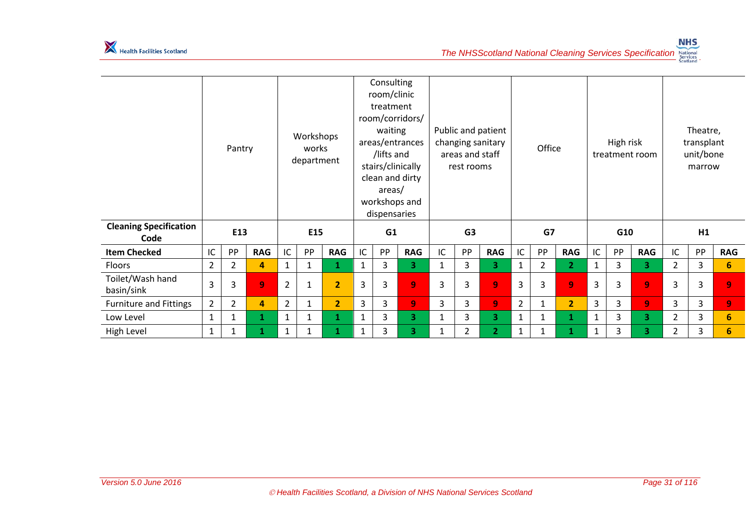| | Pantry | | | Workshops works department | | | Consulting room/clinic treatment room/corridors/ waiting areas/entrances /lifts and stairs/clinically clean and dirty areas/ workshops and dispensaries | | | Public and patient changing sanitary areas and staff rest rooms | | | Office | | | High risk treatment room | | | Theatre, transplant unit/bone marrow | | |
|---|---|---|---|---|---|---|---|---|---|---|---|---|---|---|---|---|---|---|---|---|---|
| **Cleaning Specification Code** | **E13** | | | **E15** | | | **G1** | | | **G3** | | | **G7** | | | **G10** | | | **H1** | | |
| **Item Checked** | IC | PP | **RAG** | IC | PP | **RAG** | IC | PP | **RAG** | IC | PP | **RAG** | IC | PP | **RAG** | IC | PP | **RAG** | IC | PP | **RAG** |
| Floors | 2 | 2 | **4** | 1 | 1 | **1** | 1 | 3 | **3** | 1 | 3 | **3** | 1 | 2 | **2** | 1 | 3 | **3** | 2 | 3 | **6** |
| Toilet/Wash hand basin/sink | 3 | 3 | **9** | 2 | 1 | **2** | 3 | 3 | **9** | 3 | 3 | **9** | 3 | 3 | **9** | 3 | 3 | **9** | 3 | 3 | **9** |
| Furniture and Fittings | 2 | 2 | **4** | 2 | 1 | **2** | 3 | 3 | **9** | 3 | 3 | **9** | 2 | 1 | **2** | 3 | 3 | **9** | 3 | 3 | **9** |
| Low Level | 1 | 1 | **1** | 1 | 1 | **1** | 1 | 3 | **3** | 1 | 3 | **3** | 1 | 1 | **1** | 1 | 3 | **3** | 2 | 3 | **6** |
| High Level | 1 | 1 | **1** | 1 | 1 | **1** | 1 | 3 | **3** | 1 | 2 | **2** | 1 | 1 | **1** | 1 | 3 | **3** | 2 | 3 | **6** |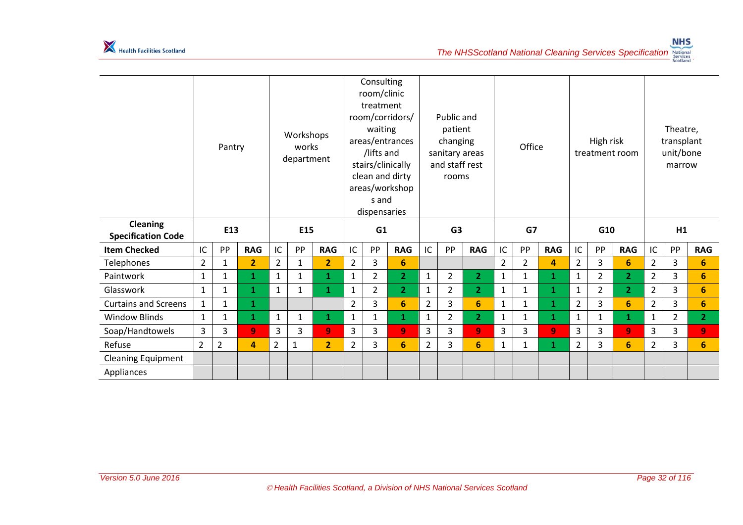| | Pantry | | | Workshops works department | | | Consulting room/clinic treatment room/corridors/ waiting areas/entrances /lifts and stairs/clinically clean and dirty areas/workshops and dispensaries | | | Public and patient changing sanitary areas and staff rest rooms | | | Office | | | High risk treatment room | | | Theatre, transplant unit/bone marrow | | |
|---|---|---|---|---|---|---|---|---|---|---|---|---|---|---|---|---|---|---|---|---|---|
| **Cleaning Specification Code** | **E13** | | | **E15** | | | **G1** | | | **G3** | | | **G7** | | | **G10** | | | **H1** | | |
| **Item Checked** | IC | PP | **RAG** | IC | PP | **RAG** | IC | PP | **RAG** | IC | PP | **RAG** | IC | PP | **RAG** | IC | PP | **RAG** | IC | PP | **RAG** |
| Telephones | 2 | 1 | **2** | 2 | 1 | **2** | 2 | 3 | **6** | | | | 2 | 2 | **4** | 2 | 3 | **6** | 2 | 3 | **6** |
| Paintwork | 1 | 1 | **1** | 1 | 1 | **1** | 1 | 2 | **2** | 1 | 2 | **2** | 1 | 1 | **1** | 1 | 2 | **2** | 2 | 3 | **6** |
| Glasswork | 1 | 1 | **1** | 1 | 1 | **1** | 1 | 2 | **2** | 1 | 2 | **2** | 1 | 1 | **1** | 1 | 2 | **2** | 2 | 3 | **6** |
| Curtains and Screens | 1 | 1 | **1** | | | | 2 | 3 | **6** | 2 | 3 | **6** | 1 | 1 | **1** | 2 | 3 | **6** | 2 | 3 | **6** |
| Window Blinds | 1 | 1 | **1** | 1 | 1 | **1** | 1 | 1 | **1** | 1 | 2 | **2** | 1 | 1 | **1** | 1 | 1 | **1** | 1 | 2 | **2** |
| Soap/Handtowels | 3 | 3 | **9** | 3 | 3 | **9** | 3 | 3 | **9** | 3 | 3 | **9** | 3 | 3 | **9** | 3 | 3 | **9** | 3 | 3 | **9** |
| Refuse | 2 | 2 | **4** | 2 | 1 | **2** | 2 | 3 | **6** | 2 | 3 | **6** | 1 | 1 | **1** | 2 | 3 | **6** | 2 | 3 | **6** |
| Cleaning Equipment | | | | | | | | | | | | | | | | | | | | | |
| Appliances | | | | | | | | | | | | | | | | | | | | | |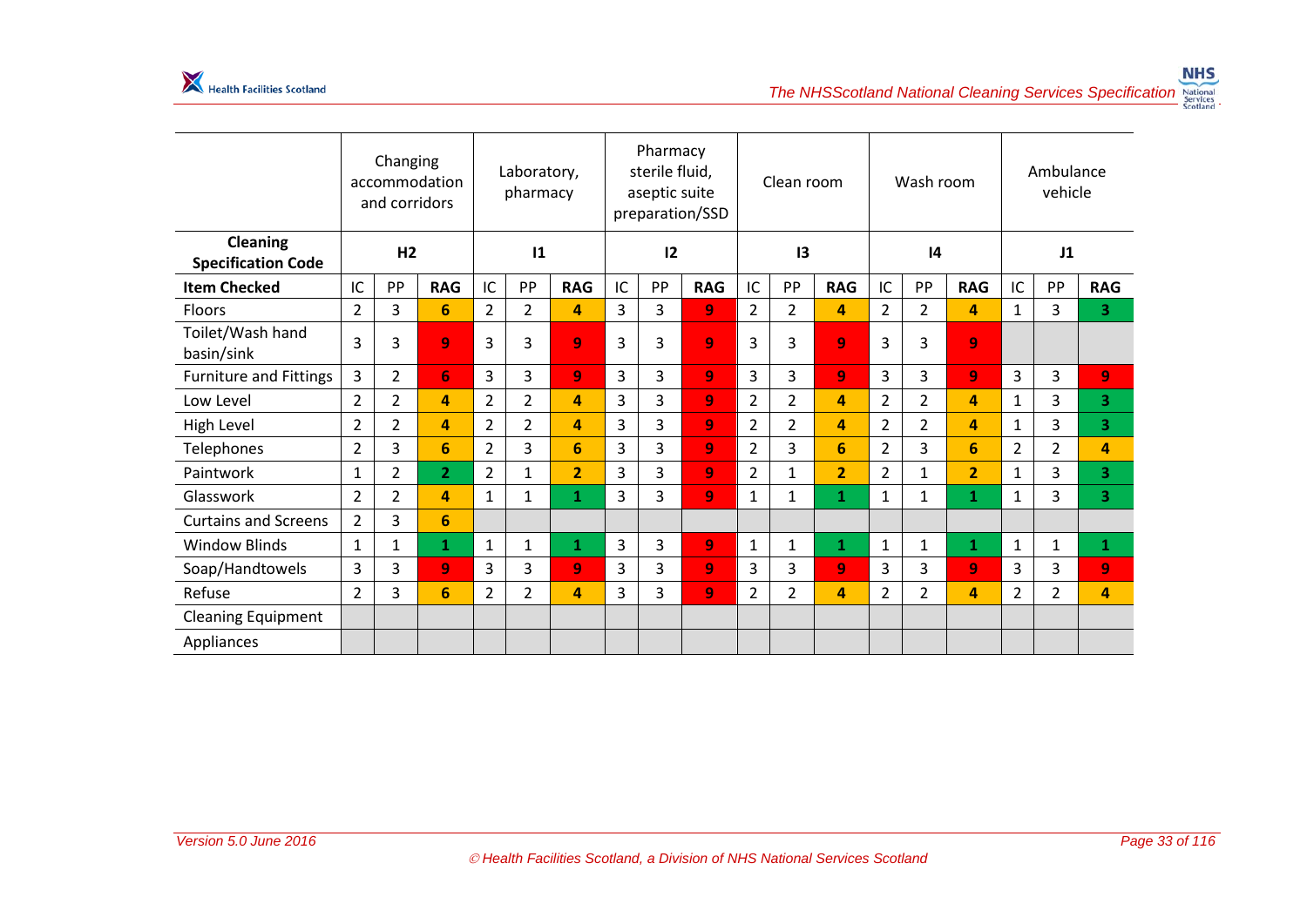| | Changing accommodation and corridors | | | Laboratory, pharmacy | | | Pharmacy sterile fluid, aseptic suite preparation/SSD | | | Clean room | | | Wash room | | | Ambulance vehicle | | |
|---|---|---|---|---|---|---|---|---|---|---|---|---|---|---|---|---|---|---|
| **Cleaning Specification Code** | **H2** | | | **I1** | | | **I2** | | | **I3** | | | **I4** | | | **J1** | | |
| **Item Checked** | IC | PP | **RAG** | IC | PP | **RAG** | IC | PP | **RAG** | IC | PP | **RAG** | IC | PP | **RAG** | IC | PP | **RAG** |
| Floors | 2 | 3 | **6** | 2 | 2 | **4** | 3 | 3 | **9** | 2 | 2 | **4** | 2 | 2 | **4** | 1 | 3 | **3** |
| Toilet/Wash hand basin/sink | 3 | 3 | **9** | 3 | 3 | **9** | 3 | 3 | **9** | 3 | 3 | **9** | 3 | 3 | **9** | | | |
| Furniture and Fittings | 3 | 2 | **6** | 3 | 3 | **9** | 3 | 3 | **9** | 3 | 3 | **9** | 3 | 3 | **9** | 3 | 3 | **9** |
| Low Level | 2 | 2 | **4** | 2 | 2 | **4** | 3 | 3 | **9** | 2 | 2 | **4** | 2 | 2 | **4** | 1 | 3 | **3** |
| High Level | 2 | 2 | **4** | 2 | 2 | **4** | 3 | 3 | **9** | 2 | 2 | **4** | 2 | 2 | **4** | 1 | 3 | **3** |
| Telephones | 2 | 3 | **6** | 2 | 3 | **6** | 3 | 3 | **9** | 2 | 3 | **6** | 2 | 3 | **6** | 2 | 2 | **4** |
| Paintwork | 1 | 2 | **2** | 2 | 1 | **2** | 3 | 3 | **9** | 2 | 1 | **2** | 2 | 1 | **2** | 1 | 3 | **3** |
| Glasswork | 2 | 2 | **4** | 1 | 1 | **1** | 3 | 3 | **9** | 1 | 1 | **1** | 1 | 1 | **1** | 1 | 3 | **3** |
| Curtains and Screens | 2 | 3 | **6** | | | | | | | | | | | | | | | |
| Window Blinds | 1 | 1 | **1** | 1 | 1 | **1** | 3 | 3 | **9** | 1 | 1 | **1** | 1 | 1 | **1** | 1 | 1 | **1** |
| Soap/Handtowels | 3 | 3 | **9** | 3 | 3 | **9** | 3 | 3 | **9** | 3 | 3 | **9** | 3 | 3 | **9** | 3 | 3 | **9** |
| Refuse | 2 | 3 | **6** | 2 | 2 | **4** | 3 | 3 | **9** | 2 | 2 | **4** | 2 | 2 | **4** | 2 | 2 | **4** |
| Cleaning Equipment | | | | | | | | | | | | | | | | | | |
| Appliances | | | | | | | | | | | | | | | | | | |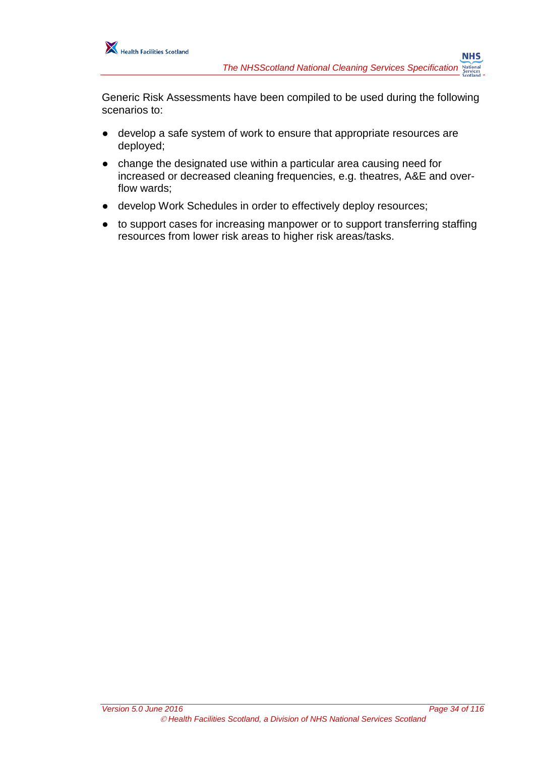Generic Risk Assessments have been compiled to be used during the following scenarios to:

- develop a safe system of work to ensure that appropriate resources are deployed;
- change the designated use within a particular area causing need for increased or decreased cleaning frequencies, e.g. theatres, A&E and over-flow wards;
- develop Work Schedules in order to effectively deploy resources;
- to support cases for increasing manpower or to support transferring staffing resources from lower risk areas to higher risk areas/tasks.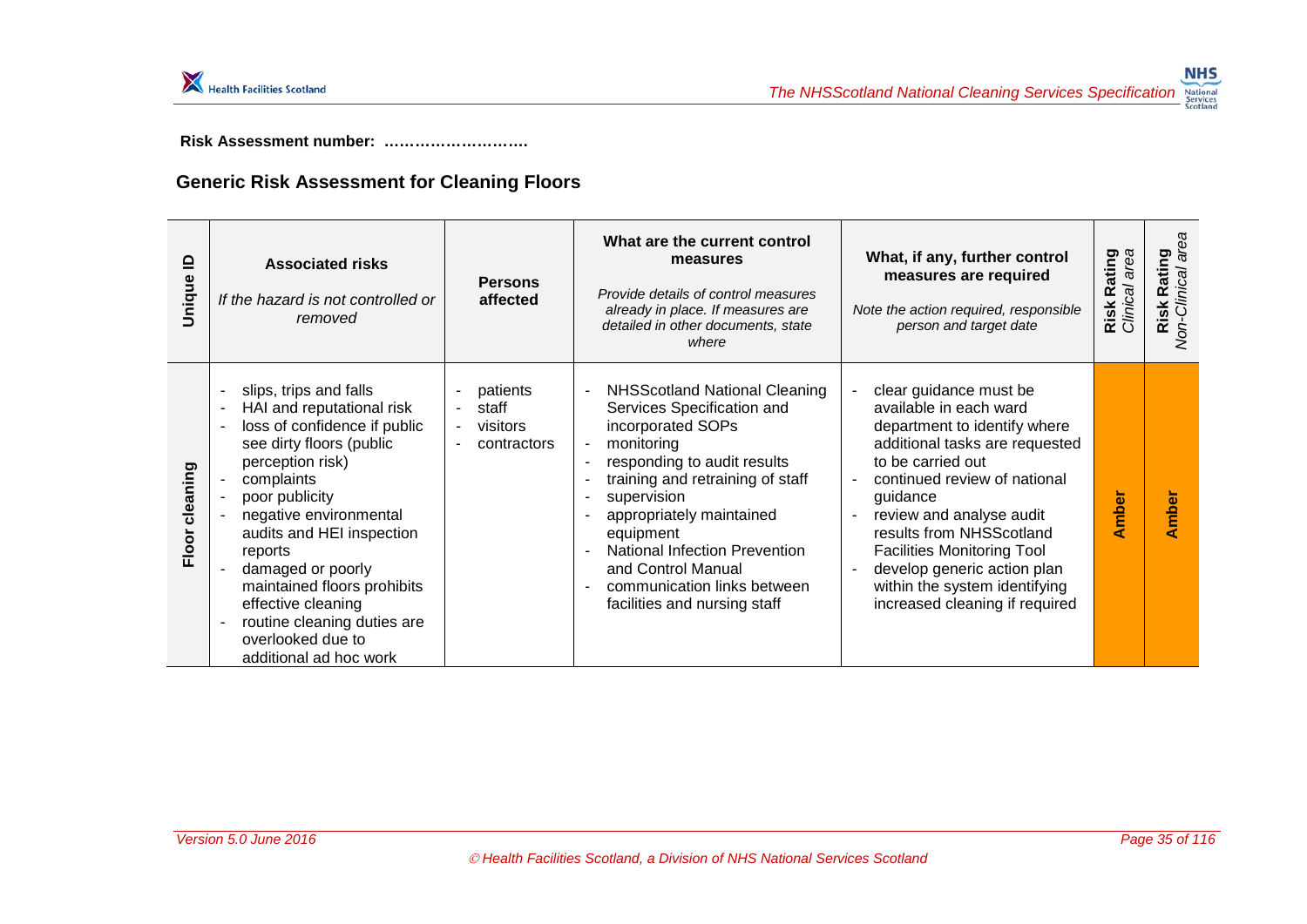**Risk Assessment number: ……………………….**

## Generic Risk Assessment for Cleaning Floors

| Unique ID | Associated risks *If the hazard is not controlled or removed* | Persons affected | What are the current control measures *Provide details of control measures already in place. If measures are detailed in other documents, state where* | What, if any, further control measures are required *Note the action required, responsible person and target date* | Risk Rating *Clinical area* | Risk Rating *Non-Clinical area* |
|---|---|---|---|---|---|---|
| **Floor cleaning** | - slips, trips and falls<br>- HAI and reputational risk<br>- loss of confidence if public see dirty floors (public perception risk)<br>- complaints<br>- poor publicity<br>- negative environmental audits and HEI inspection reports<br>- damaged or poorly maintained floors prohibits effective cleaning<br>- routine cleaning duties are overlooked due to additional ad hoc work | - patients<br>- staff<br>- visitors<br>- contractors | - NHSScotland National Cleaning Services Specification and incorporated SOPs<br>- monitoring<br>- responding to audit results<br>- training and retraining of staff<br>- supervision<br>- appropriately maintained equipment<br>- National Infection Prevention and Control Manual<br>- communication links between facilities and nursing staff | - clear guidance must be available in each ward department to identify where additional tasks are requested to be carried out<br>- continued review of national guidance<br>- review and analyse audit results from NHSScotland Facilities Monitoring Tool<br>- develop generic action plan within the system identifying increased cleaning if required | **Amber** | **Amber** |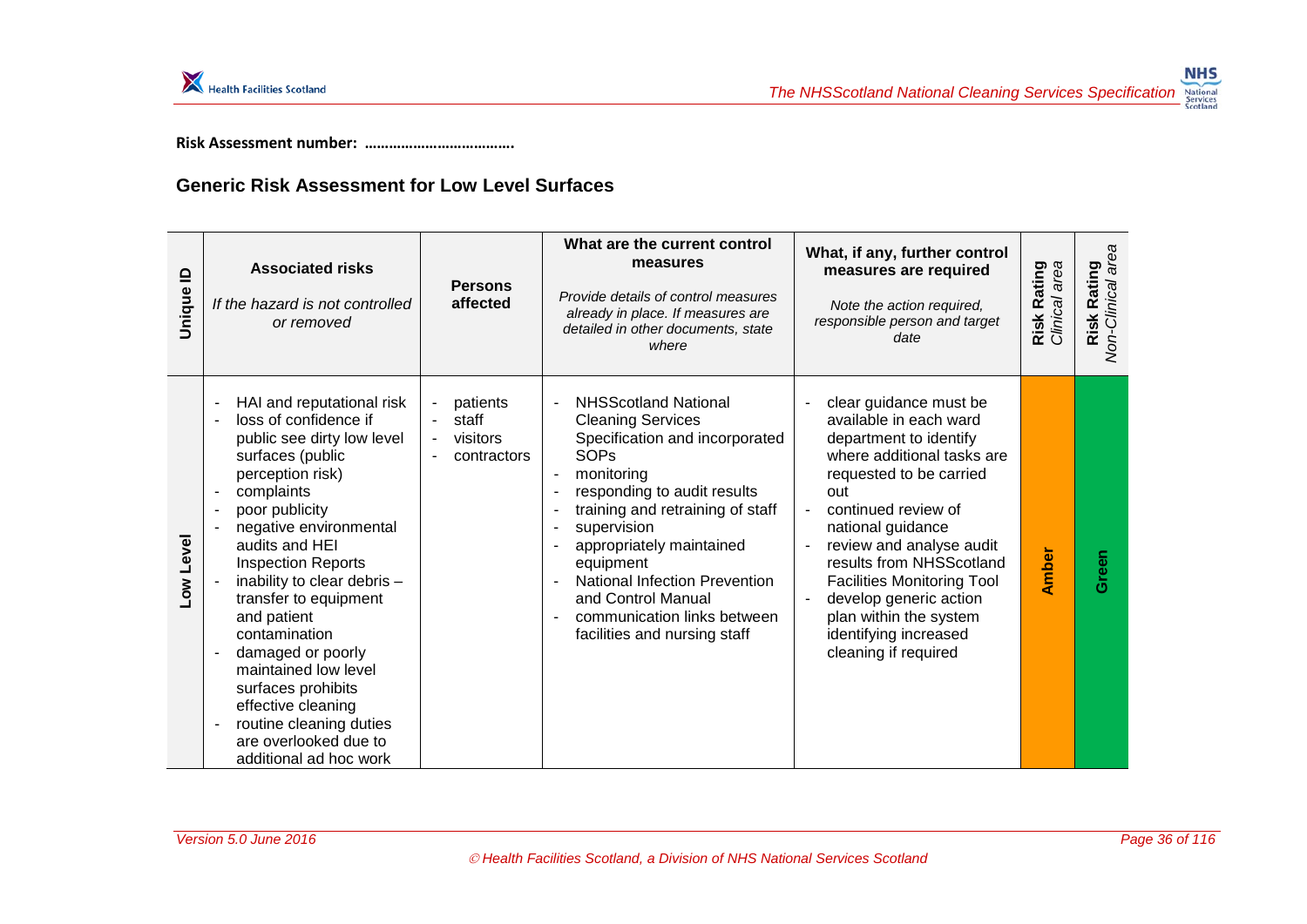**Risk Assessment number: ……………………………….**

## Generic Risk Assessment for Low Level Surfaces

| Unique ID | Associated risks<br>*If the hazard is not controlled or removed* | Persons affected | What are the current control measures<br>*Provide details of control measures already in place. If measures are detailed in other documents, state where* | What, if any, further control measures are required<br>*Note the action required, responsible person and target date* | Risk Rating *Clinical area* | Risk Rating *Non-Clinical area* |
|---|---|---|---|---|---|---|
| Low Level | - HAI and reputational risk<br>- loss of confidence if public see dirty low level surfaces (public perception risk)<br>- complaints<br>- poor publicity<br>- negative environmental audits and HEI Inspection Reports<br>- inability to clear debris – transfer to equipment and patient contamination<br>- damaged or poorly maintained low level surfaces prohibits effective cleaning<br>- routine cleaning duties are overlooked due to additional ad hoc work | - patients<br>- staff<br>- visitors<br>- contractors | - NHSScotland National Cleaning Services Specification and incorporated SOPs<br>- monitoring<br>- responding to audit results<br>- training and retraining of staff<br>- supervision<br>- appropriately maintained equipment<br>- National Infection Prevention and Control Manual<br>- communication links between facilities and nursing staff | - clear guidance must be available in each ward department to identify where additional tasks are requested to be carried out<br>- continued review of national guidance<br>- review and analyse audit results from NHSScotland Facilities Monitoring Tool<br>- develop generic action plan within the system identifying increased cleaning if required | Amber | Green |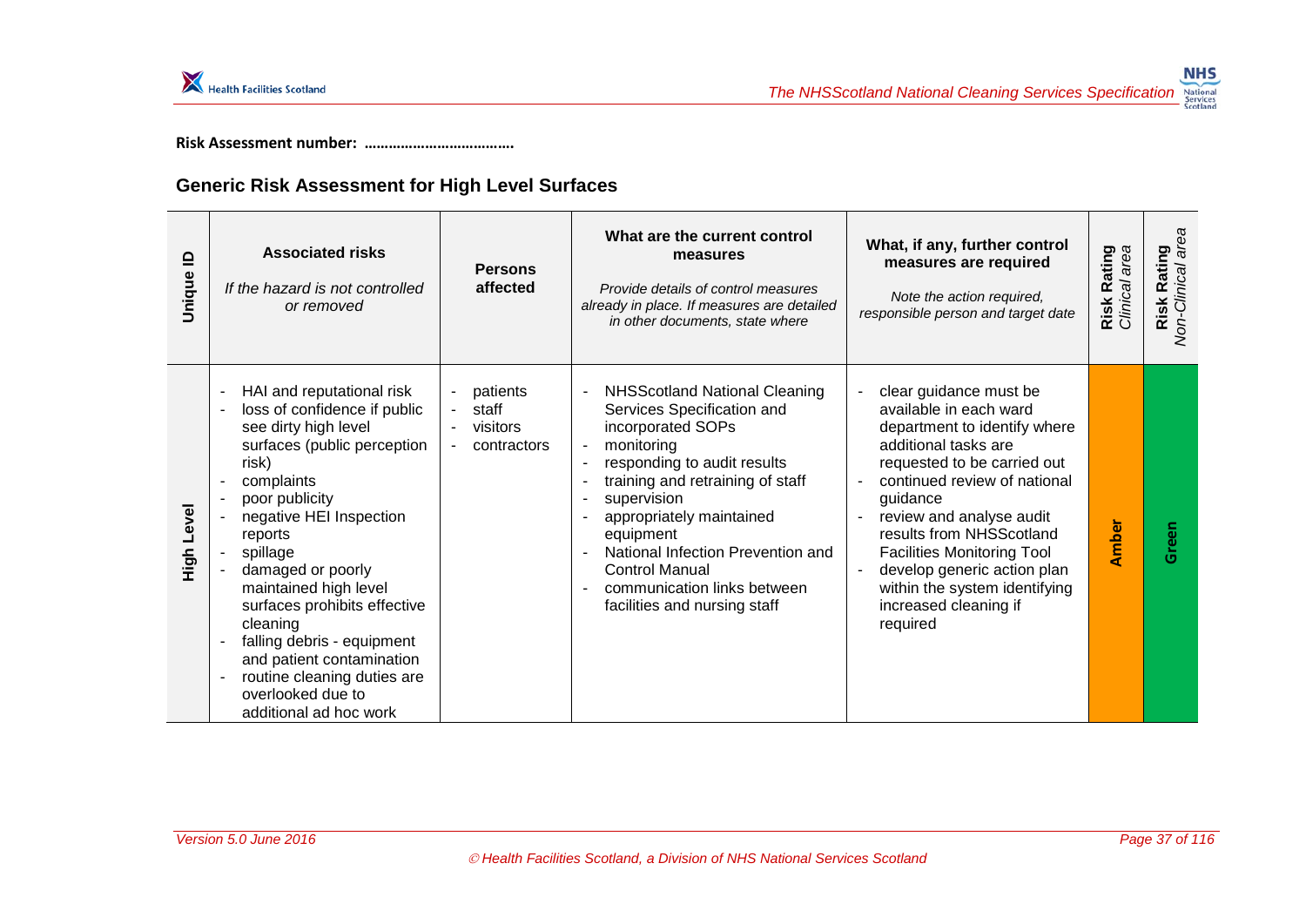**Risk Assessment number: ………………………………**

## Generic Risk Assessment for High Level Surfaces

| Unique ID | Associated risks<br>*If the hazard is not controlled or removed* | Persons affected | What are the current control measures<br>*Provide details of control measures already in place. If measures are detailed in other documents, state where* | What, if any, further control measures are required<br>*Note the action required, responsible person and target date* | Risk Rating *Clinical area* | Risk Rating *Non-Clinical area* |
|---|---|---|---|---|---|---|
| **High Level** | - HAI and reputational risk<br>- loss of confidence if public see dirty high level surfaces (public perception risk)<br>- complaints<br>- poor publicity<br>- negative HEI Inspection reports<br>- spillage<br>- damaged or poorly maintained high level surfaces prohibits effective cleaning<br>- falling debris - equipment and patient contamination<br>- routine cleaning duties are overlooked due to additional ad hoc work | - patients<br>- staff<br>- visitors<br>- contractors | - NHSScotland National Cleaning Services Specification and incorporated SOPs<br>- monitoring<br>- responding to audit results<br>- training and retraining of staff<br>- supervision<br>- appropriately maintained equipment<br>- National Infection Prevention and Control Manual<br>- communication links between facilities and nursing staff | - clear guidance must be available in each ward department to identify where additional tasks are requested to be carried out<br>- continued review of national guidance<br>- review and analyse audit results from NHSScotland Facilities Monitoring Tool<br>- develop generic action plan within the system identifying increased cleaning if required | **Amber** | **Green** |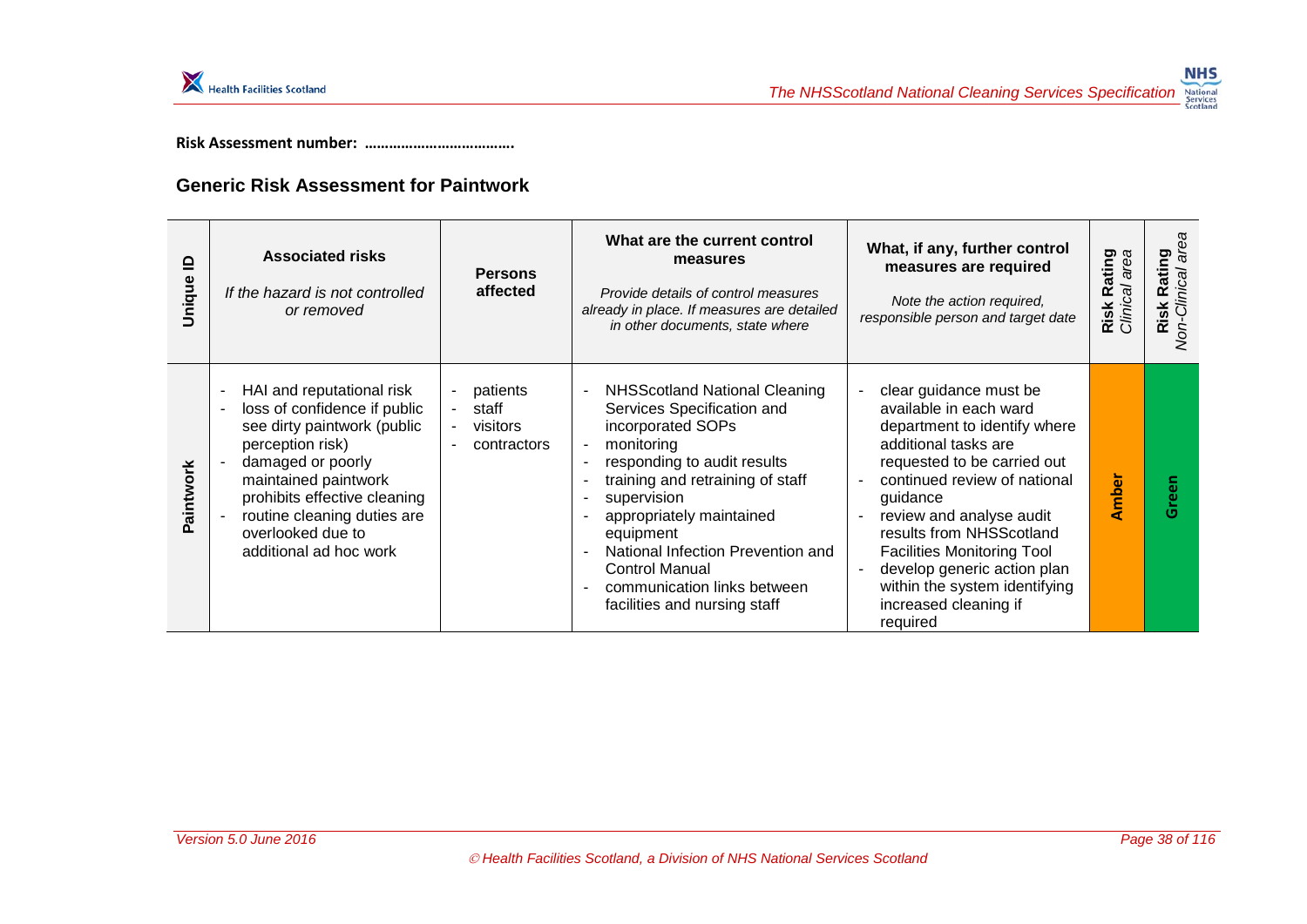**Risk Assessment number: ……………………………….**

## Generic Risk Assessment for Paintwork

| Unique ID | Associated risks<br>*If the hazard is not controlled or removed* | Persons affected | What are the current control measures<br>*Provide details of control measures already in place. If measures are detailed in other documents, state where* | What, if any, further control measures are required<br>*Note the action required, responsible person and target date* | Risk Rating *Clinical area* | Risk Rating *Non-Clinical area* |
|---|---|---|---|---|---|---|
| Paintwork | - HAI and reputational risk<br>- loss of confidence if public see dirty paintwork (public perception risk)<br>- damaged or poorly maintained paintwork prohibits effective cleaning<br>- routine cleaning duties are overlooked due to additional ad hoc work | - patients<br>- staff<br>- visitors<br>- contractors | - NHSScotland National Cleaning Services Specification and incorporated SOPs<br>- monitoring<br>- responding to audit results<br>- training and retraining of staff<br>- supervision<br>- appropriately maintained equipment<br>- National Infection Prevention and Control Manual<br>- communication links between facilities and nursing staff | - clear guidance must be available in each ward department to identify where additional tasks are requested to be carried out<br>- continued review of national guidance<br>- review and analyse audit results from NHSScotland Facilities Monitoring Tool<br>- develop generic action plan within the system identifying increased cleaning if required | Amber | Green |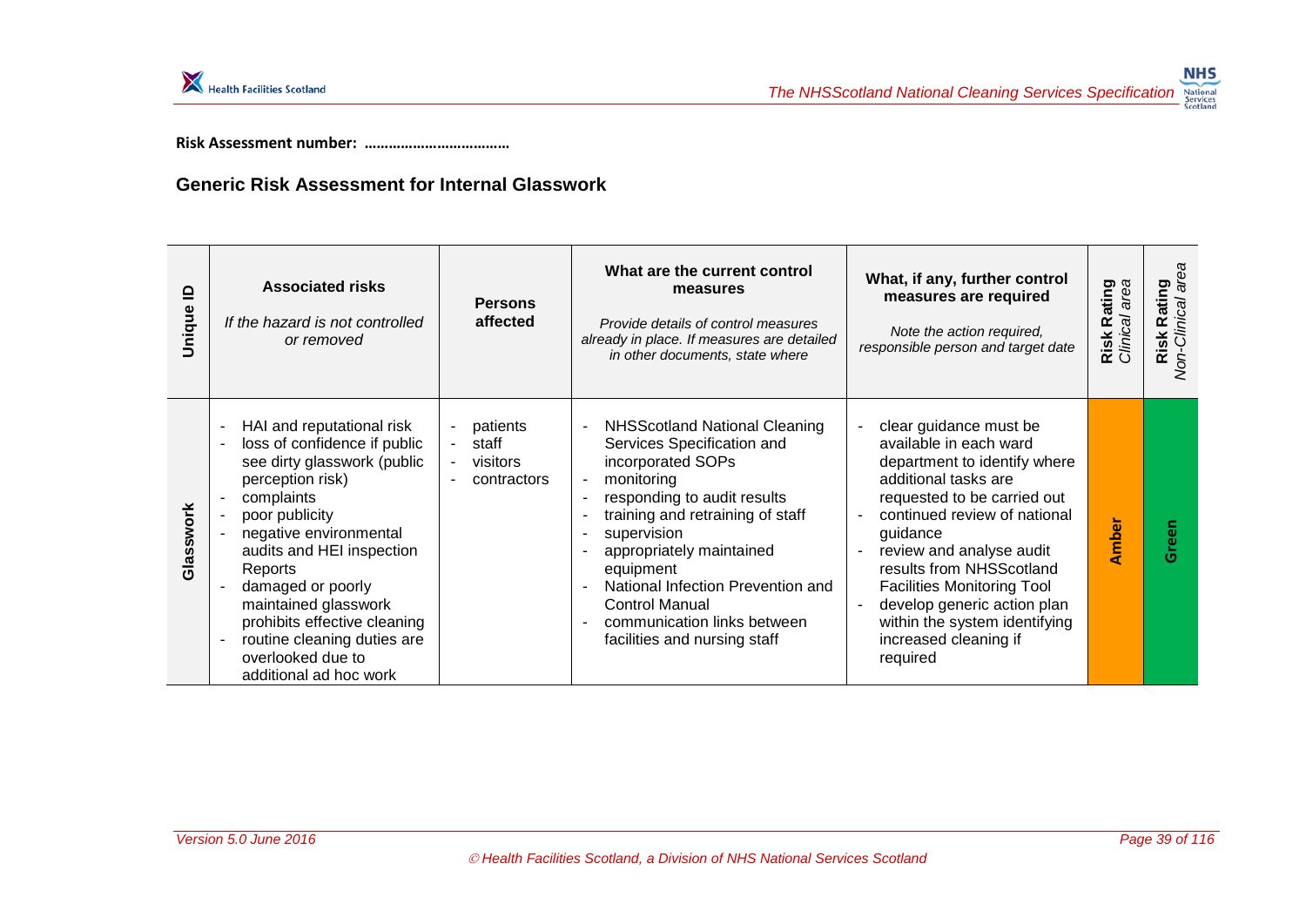**Risk Assessment number: ……………………………**

## Generic Risk Assessment for Internal Glasswork

| Unique ID | Associated risks<br>*If the hazard is not controlled or removed* | Persons affected | What are the current control measures<br>*Provide details of control measures already in place. If measures are detailed in other documents, state where* | What, if any, further control measures are required<br>*Note the action required, responsible person and target date* | Risk Rating *Clinical area* | Risk Rating *Non-Clinical area* |
|---|---|---|---|---|---|---|
| Glasswork | - HAI and reputational risk<br>- loss of confidence if public see dirty glasswork (public perception risk)<br>- complaints<br>- poor publicity<br>- negative environmental audits and HEI inspection Reports<br>- damaged or poorly maintained glasswork prohibits effective cleaning<br>- routine cleaning duties are overlooked due to additional ad hoc work | - patients<br>- staff<br>- visitors<br>- contractors | - NHSScotland National Cleaning Services Specification and incorporated SOPs<br>- monitoring<br>- responding to audit results<br>- training and retraining of staff<br>- supervision<br>- appropriately maintained equipment<br>- National Infection Prevention and Control Manual<br>- communication links between facilities and nursing staff | - clear guidance must be available in each ward department to identify where additional tasks are requested to be carried out<br>- continued review of national guidance<br>- review and analyse audit results from NHSScotland Facilities Monitoring Tool<br>- develop generic action plan within the system identifying increased cleaning if required | Amber | Green |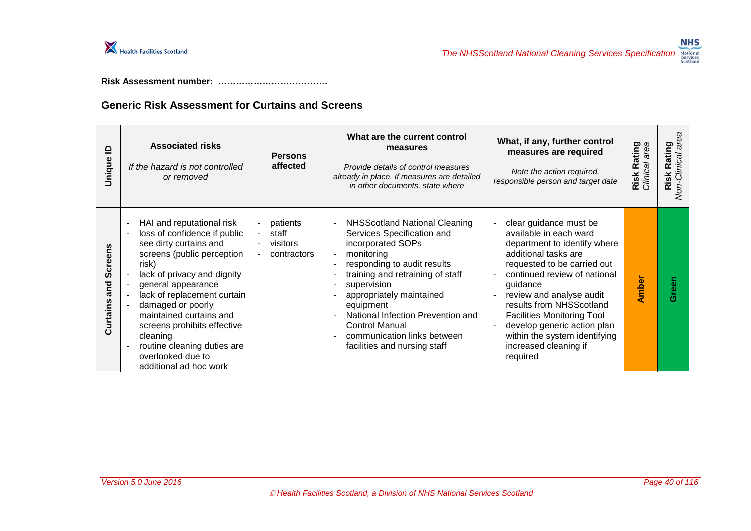**Risk Assessment number: ………………………………**

## Generic Risk Assessment for Curtains and Screens

| Unique ID | Associated risks<br>*If the hazard is not controlled or removed* | Persons affected | What are the current control measures<br>*Provide details of control measures already in place. If measures are detailed in other documents, state where* | What, if any, further control measures are required<br>*Note the action required, responsible person and target date* | Risk Rating *Clinical area* | Risk Rating *Non-Clinical area* |
|---|---|---|---|---|---|---|
| **Curtains and Screens** | - HAI and reputational risk<br>- loss of confidence if public see dirty curtains and screens (public perception risk)<br>- lack of privacy and dignity<br>- general appearance<br>- lack of replacement curtain<br>- damaged or poorly maintained curtains and screens prohibits effective cleaning<br>- routine cleaning duties are overlooked due to additional ad hoc work | - patients<br>- staff<br>- visitors<br>- contractors | - NHSScotland National Cleaning Services Specification and incorporated SOPs<br>- monitoring<br>- responding to audit results<br>- training and retraining of staff<br>- supervision<br>- appropriately maintained equipment<br>- National Infection Prevention and Control Manual<br>- communication links between facilities and nursing staff | - clear guidance must be available in each ward department to identify where additional tasks are requested to be carried out<br>- continued review of national guidance<br>- review and analyse audit results from NHSScotland Facilities Monitoring Tool<br>- develop generic action plan within the system identifying increased cleaning if required | **Amber** | **Green** |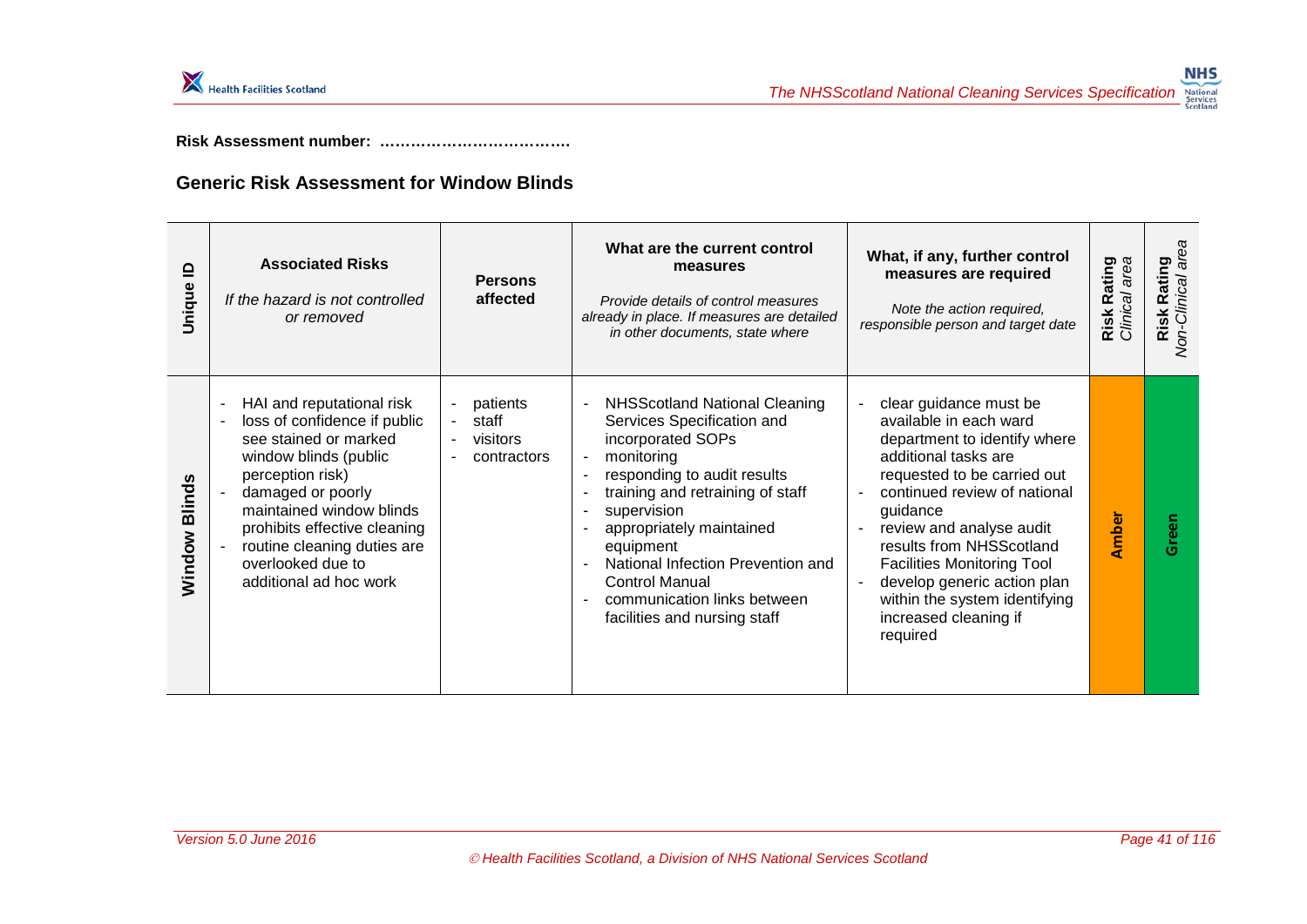**Risk Assessment number: ………………………………**

## Generic Risk Assessment for Window Blinds

| Unique ID | Associated Risks<br>*If the hazard is not controlled or removed* | Persons affected | What are the current control measures<br>*Provide details of control measures already in place. If measures are detailed in other documents, state where* | What, if any, further control measures are required<br>*Note the action required, responsible person and target date* | Risk Rating *Clinical area* | Risk Rating *Non-Clinical area* |
|---|---|---|---|---|---|---|
| Window Blinds | - HAI and reputational risk<br>- loss of confidence if public see stained or marked window blinds (public perception risk)<br>- damaged or poorly maintained window blinds prohibits effective cleaning<br>- routine cleaning duties are overlooked due to additional ad hoc work | - patients<br>- staff<br>- visitors<br>- contractors | - NHSScotland National Cleaning Services Specification and incorporated SOPs<br>- monitoring<br>- responding to audit results<br>- training and retraining of staff<br>- supervision<br>- appropriately maintained equipment<br>- National Infection Prevention and Control Manual<br>- communication links between facilities and nursing staff | - clear guidance must be available in each ward department to identify where additional tasks are requested to be carried out<br>- continued review of national guidance<br>- review and analyse audit results from NHSScotland Facilities Monitoring Tool<br>- develop generic action plan within the system identifying increased cleaning if required | Amber | Green |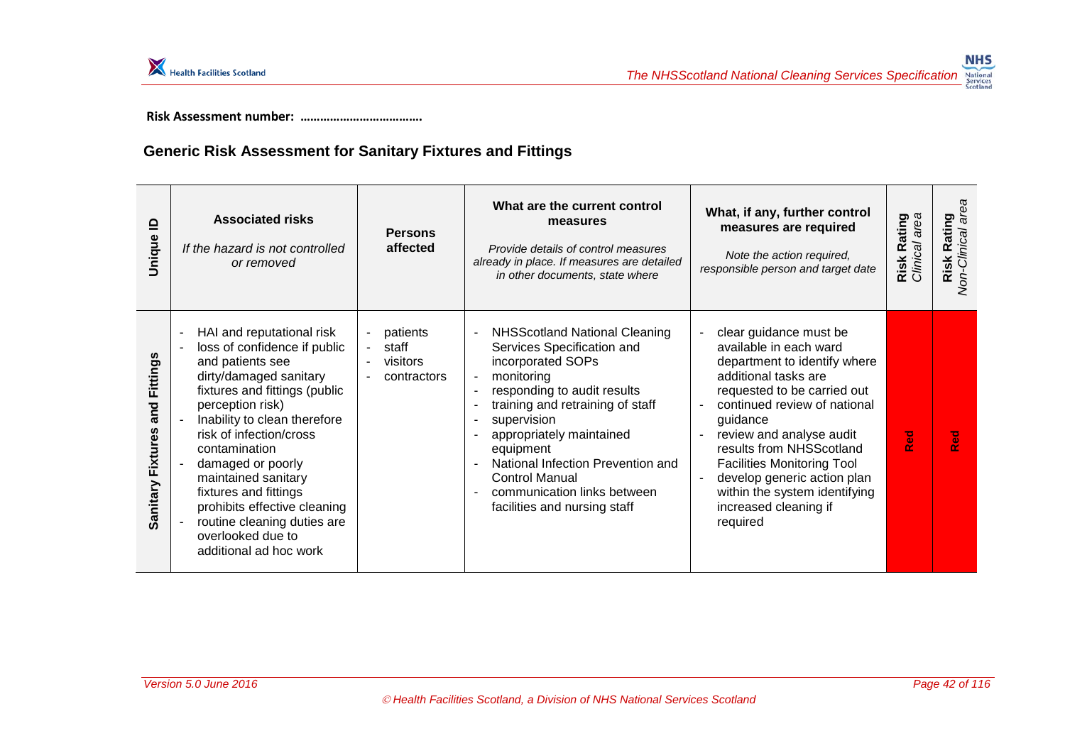**Risk Assessment number: ………………………………**

## Generic Risk Assessment for Sanitary Fixtures and Fittings

| Unique ID | Associated risks<br>*If the hazard is not controlled or removed* | Persons affected | What are the current control measures<br>*Provide details of control measures already in place. If measures are detailed in other documents, state where* | What, if any, further control measures are required<br>*Note the action required, responsible person and target date* | Risk Rating *Clinical area* | Risk Rating *Non-Clinical area* |
|---|---|---|---|---|---|---|
| **Sanitary Fixtures and Fittings** | - HAI and reputational risk<br>- loss of confidence if public and patients see dirty/damaged sanitary fixtures and fittings (public perception risk)<br>- Inability to clean therefore risk of infection/cross contamination<br>- damaged or poorly maintained sanitary fixtures and fittings prohibits effective cleaning<br>- routine cleaning duties are overlooked due to additional ad hoc work | - patients<br>- staff<br>- visitors<br>- contractors | - NHSScotland National Cleaning Services Specification and incorporated SOPs<br>- monitoring<br>- responding to audit results<br>- training and retraining of staff<br>- supervision<br>- appropriately maintained equipment<br>- National Infection Prevention and Control Manual<br>- communication links between facilities and nursing staff | - clear guidance must be available in each ward department to identify where additional tasks are requested to be carried out<br>- continued review of national guidance<br>- review and analyse audit results from NHSScotland Facilities Monitoring Tool<br>- develop generic action plan within the system identifying increased cleaning if required | Red | Red |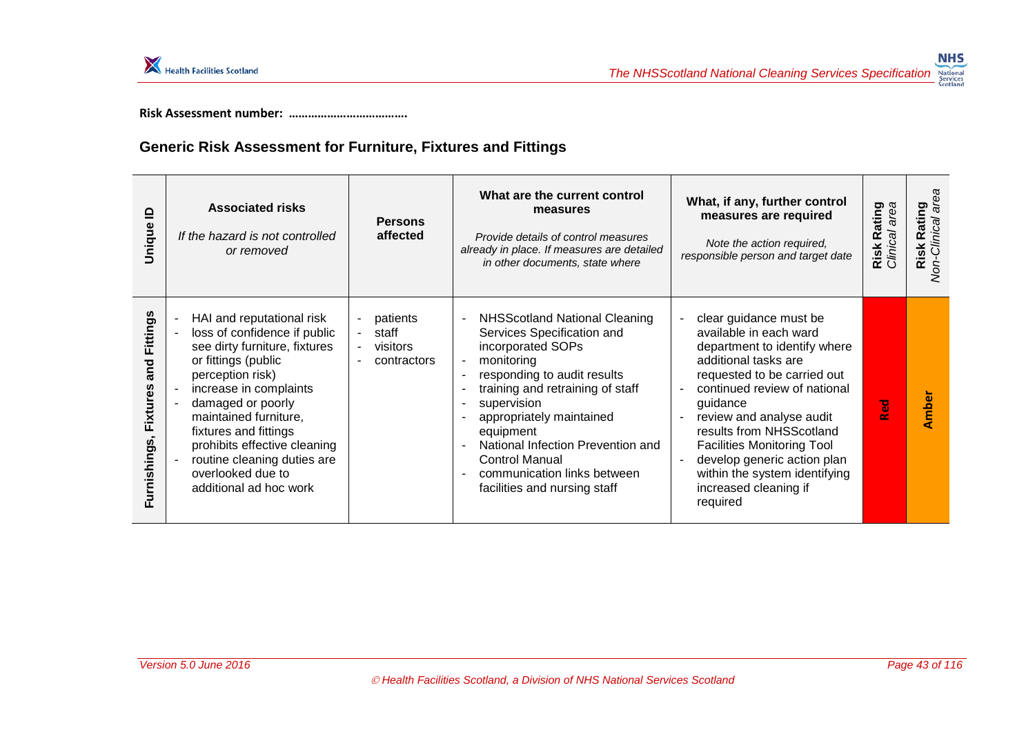**Risk Assessment number: ……………………………….**

## Generic Risk Assessment for Furniture, Fixtures and Fittings

| Unique ID | Associated risks<br>*If the hazard is not controlled or removed* | Persons affected | What are the current control measures<br>*Provide details of control measures already in place. If measures are detailed in other documents, state where* | What, if any, further control measures are required<br>*Note the action required, responsible person and target date* | Risk Rating *Clinical area* | Risk Rating *Non-Clinical area* |
|---|---|---|---|---|---|---|
| Furnishings, Fixtures and Fittings | - HAI and reputational risk<br>- loss of confidence if public see dirty furniture, fixtures or fittings (public perception risk)<br>- increase in complaints<br>- damaged or poorly maintained furniture, fixtures and fittings prohibits effective cleaning<br>- routine cleaning duties are overlooked due to additional ad hoc work | - patients<br>- staff<br>- visitors<br>- contractors | - NHSScotland National Cleaning Services Specification and incorporated SOPs<br>- monitoring<br>- responding to audit results<br>- training and retraining of staff<br>- supervision<br>- appropriately maintained equipment<br>- National Infection Prevention and Control Manual<br>- communication links between facilities and nursing staff | - clear guidance must be available in each ward department to identify where additional tasks are requested to be carried out<br>- continued review of national guidance<br>- review and analyse audit results from NHSScotland Facilities Monitoring Tool<br>- develop generic action plan within the system identifying increased cleaning if required | Red | Amber |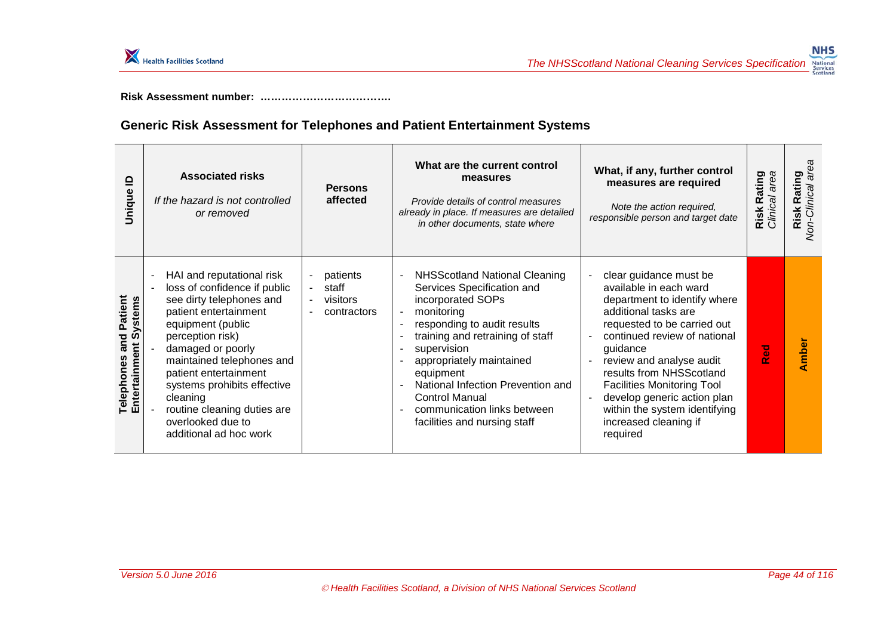**Risk Assessment number: ……………………………….**

## Generic Risk Assessment for Telephones and Patient Entertainment Systems

| Unique ID | Associated risks *If the hazard is not controlled or removed* | Persons affected | What are the current control measures *Provide details of control measures already in place. If measures are detailed in other documents, state where* | What, if any, further control measures are required *Note the action required, responsible person and target date* | Risk Rating *Clinical area* | Risk Rating *Non-Clinical area* |
|---|---|---|---|---|---|---|
| **Telephones and Patient Entertainment Systems** | - HAI and reputational risk<br>- loss of confidence if public see dirty telephones and patient entertainment equipment (public perception risk)<br>- damaged or poorly maintained telephones and patient entertainment systems prohibits effective cleaning<br>- routine cleaning duties are overlooked due to additional ad hoc work | - patients<br>- staff<br>- visitors<br>- contractors | - NHSScotland National Cleaning Services Specification and incorporated SOPs<br>- monitoring<br>- responding to audit results<br>- training and retraining of staff<br>- supervision<br>- appropriately maintained equipment<br>- National Infection Prevention and Control Manual<br>- communication links between facilities and nursing staff | - clear guidance must be available in each ward department to identify where additional tasks are requested to be carried out<br>- continued review of national guidance<br>- review and analyse audit results from NHSScotland Facilities Monitoring Tool<br>- develop generic action plan within the system identifying increased cleaning if required | Red | Amber |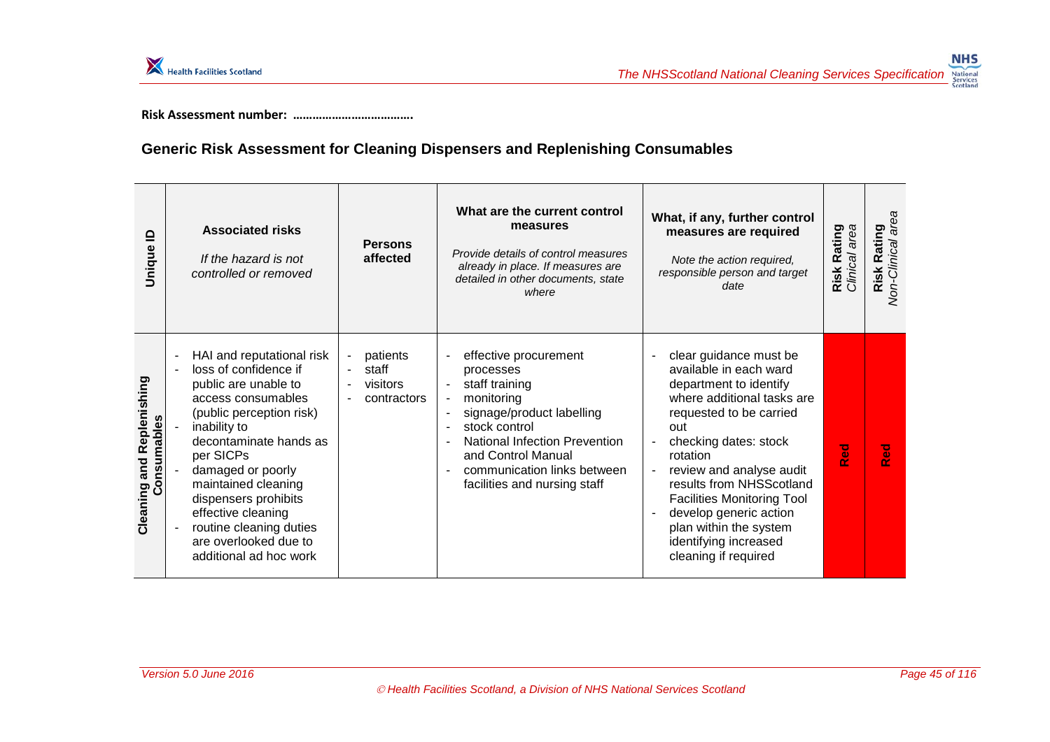**Risk Assessment number: ……………………………….**

## Generic Risk Assessment for Cleaning Dispensers and Replenishing Consumables

| Unique ID | Associated risks<br>*If the hazard is not controlled or removed* | Persons affected | What are the current control measures<br>*Provide details of control measures already in place. If measures are detailed in other documents, state where* | What, if any, further control measures are required<br>*Note the action required, responsible person and target date* | Risk Rating *Clinical area* | Risk Rating *Non-Clinical area* |
|---|---|---|---|---|---|---|
| **Cleaning and Replenishing Consumables** | - HAI and reputational risk<br>- loss of confidence if public are unable to access consumables (public perception risk)<br>- inability to decontaminate hands as per SICPs<br>- damaged or poorly maintained cleaning dispensers prohibits effective cleaning<br>- routine cleaning duties are overlooked due to additional ad hoc work | - patients<br>- staff<br>- visitors<br>- contractors | - effective procurement processes<br>- staff training<br>- monitoring<br>- signage/product labelling<br>- stock control<br>- National Infection Prevention and Control Manual<br>- communication links between facilities and nursing staff | - clear guidance must be available in each ward department to identify where additional tasks are requested to be carried out<br>- checking dates: stock rotation<br>- review and analyse audit results from NHSScotland Facilities Monitoring Tool<br>- develop generic action plan within the system identifying increased cleaning if required | Red | Red |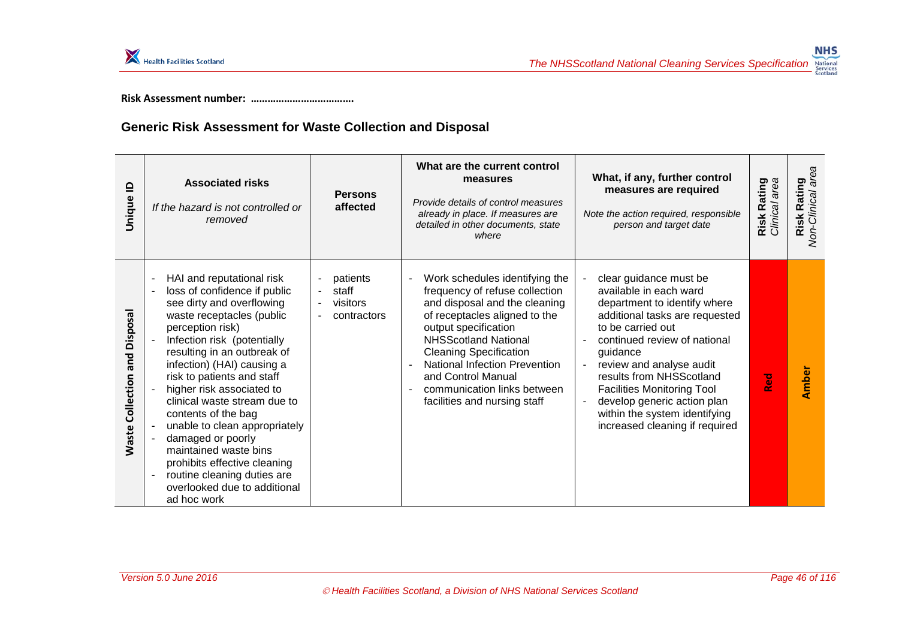**Risk Assessment number: ………………………………**

## Generic Risk Assessment for Waste Collection and Disposal

| Unique ID | Associated risks<br>*If the hazard is not controlled or removed* | Persons affected | What are the current control measures<br>*Provide details of control measures already in place. If measures are detailed in other documents, state where* | What, if any, further control measures are required<br>*Note the action required, responsible person and target date* | Risk Rating *Clinical area* | Risk Rating *Non-Clinical area* |
|---|---|---|---|---|---|---|
| **Waste Collection and Disposal** | - HAI and reputational risk<br>- loss of confidence if public see dirty and overflowing waste receptacles (public perception risk)<br>- Infection risk (potentially resulting in an outbreak of infection) (HAI) causing a risk to patients and staff<br>- higher risk associated to clinical waste stream due to contents of the bag<br>- unable to clean appropriately<br>- damaged or poorly maintained waste bins prohibits effective cleaning<br>- routine cleaning duties are overlooked due to additional ad hoc work | - patients<br>- staff<br>- visitors<br>- contractors | - Work schedules identifying the frequency of refuse collection and disposal and the cleaning of receptacles aligned to the output specification NHSScotland National Cleaning Specification<br>- National Infection Prevention and Control Manual<br>- communication links between facilities and nursing staff | - clear guidance must be available in each ward department to identify where additional tasks are requested to be carried out<br>- continued review of national guidance<br>- review and analyse audit results from NHSScotland Facilities Monitoring Tool<br>- develop generic action plan within the system identifying increased cleaning if required | **Red** | **Amber** |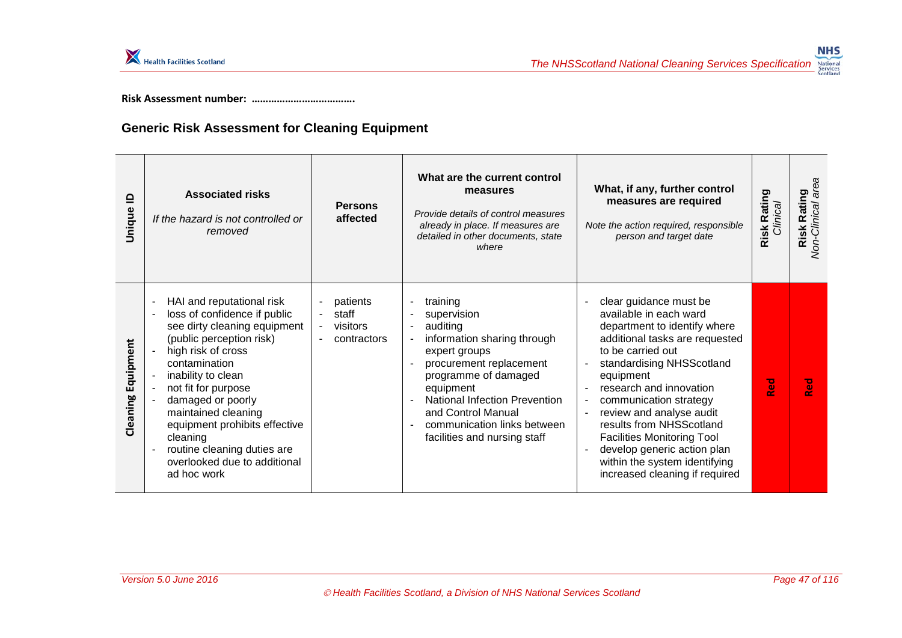**Risk Assessment number: ……………………………….**

## Generic Risk Assessment for Cleaning Equipment

| Unique ID | Associated risks<br>*If the hazard is not controlled or removed* | Persons affected | What are the current control measures<br>*Provide details of control measures already in place. If measures are detailed in other documents, state where* | What, if any, further control measures are required<br>*Note the action required, responsible person and target date* | Risk Rating *Clinical* | Risk Rating *Non-Clinical area* |
|---|---|---|---|---|---|---|
| **Cleaning Equipment** | - HAI and reputational risk<br>- loss of confidence if public see dirty cleaning equipment (public perception risk)<br>- high risk of cross contamination<br>- inability to clean<br>- not fit for purpose<br>- damaged or poorly maintained cleaning equipment prohibits effective cleaning<br>- routine cleaning duties are overlooked due to additional ad hoc work | - patients<br>- staff<br>- visitors<br>- contractors | - training<br>- supervision<br>- auditing<br>- information sharing through expert groups<br>- procurement replacement programme of damaged equipment<br>- National Infection Prevention and Control Manual<br>- communication links between facilities and nursing staff | - clear guidance must be available in each ward department to identify where additional tasks are requested to be carried out<br>- standardising NHSScotland equipment<br>- research and innovation<br>- communication strategy<br>- review and analyse audit results from NHSScotland Facilities Monitoring Tool<br>- develop generic action plan within the system identifying increased cleaning if required | **Red** | **Red** |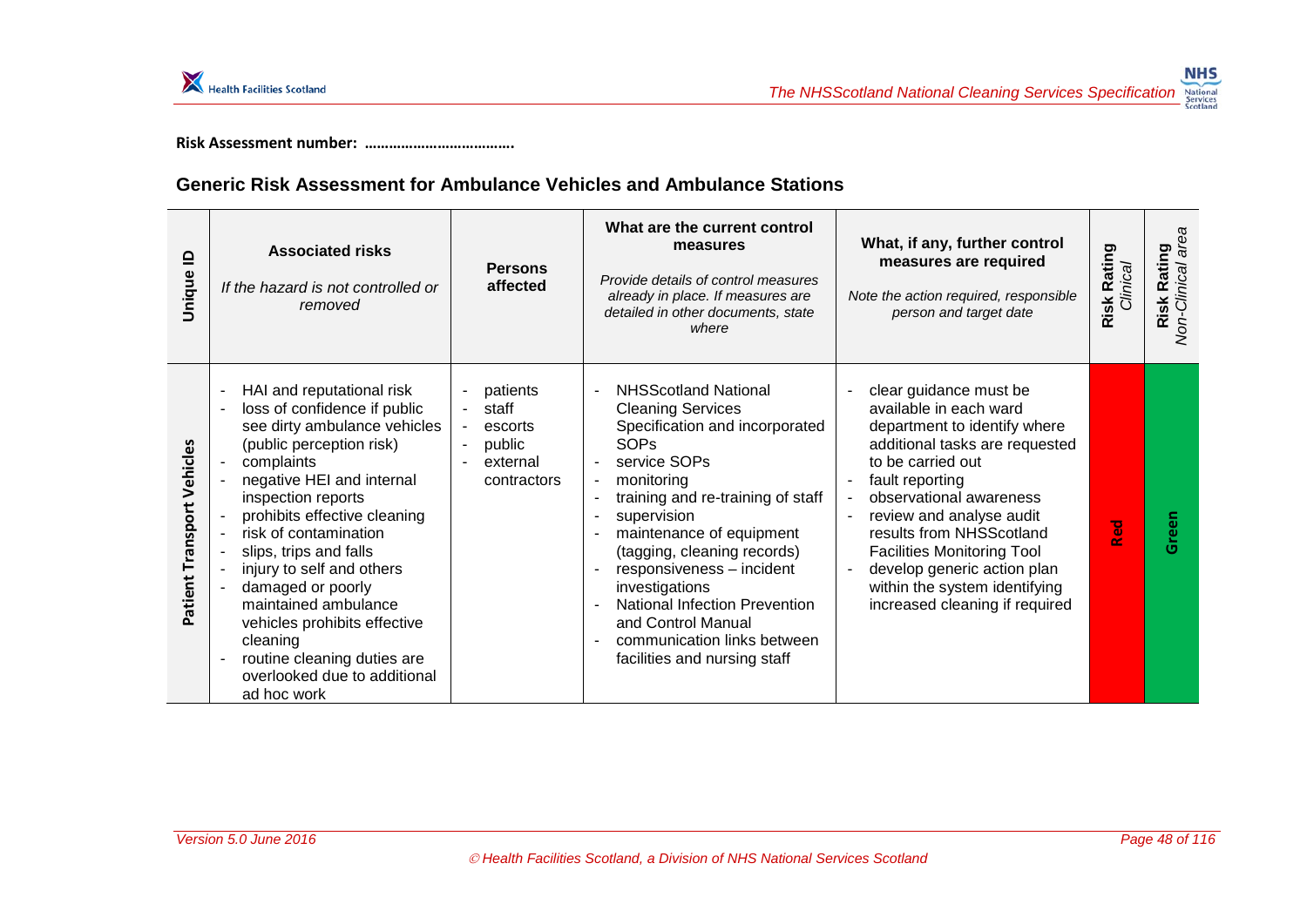**Risk Assessment number: ……………………………….**

## Generic Risk Assessment for Ambulance Vehicles and Ambulance Stations

| Unique ID | **Associated risks** *If the hazard is not controlled or removed* | **Persons affected** | **What are the current control measures** *Provide details of control measures already in place. If measures are detailed in other documents, state where* | **What, if any, further control measures are required** *Note the action required, responsible person and target date* | **Risk Rating** *Clinical* | **Risk Rating** *Non-Clinical area* |
|---|---|---|---|---|---|---|
| **Patient Transport Vehicles** | - HAI and reputational risk<br>- loss of confidence if public see dirty ambulance vehicles (public perception risk)<br>- complaints<br>- negative HEI and internal inspection reports<br>- prohibits effective cleaning<br>- risk of contamination<br>- slips, trips and falls<br>- injury to self and others<br>- damaged or poorly maintained ambulance vehicles prohibits effective cleaning<br>- routine cleaning duties are overlooked due to additional ad hoc work | - patients<br>- staff<br>- escorts<br>- public<br>- external contractors | - NHSScotland National Cleaning Services Specification and incorporated SOPs<br>- service SOPs<br>- monitoring<br>- training and re-training of staff<br>- supervision<br>- maintenance of equipment (tagging, cleaning records)<br>- responsiveness – incident investigations<br>- National Infection Prevention and Control Manual<br>- communication links between facilities and nursing staff | - clear guidance must be available in each ward department to identify where additional tasks are requested to be carried out<br>- fault reporting<br>- observational awareness<br>- review and analyse audit results from NHSScotland Facilities Monitoring Tool<br>- develop generic action plan within the system identifying increased cleaning if required | Red | Green |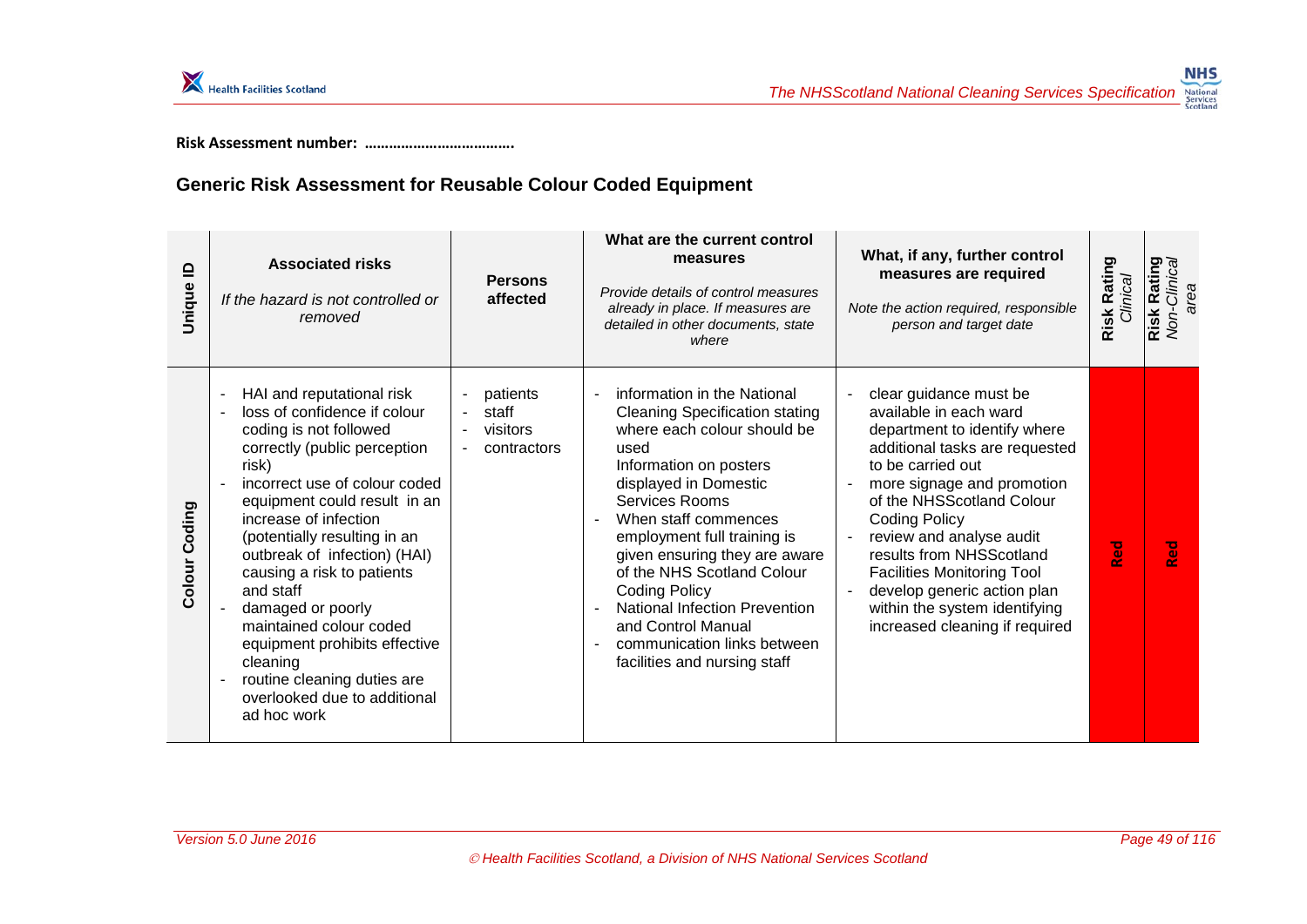**Risk Assessment number: ……………………………….**

## Generic Risk Assessment for Reusable Colour Coded Equipment

| Unique ID | Associated risks<br>*If the hazard is not controlled or removed* | Persons affected | What are the current control measures<br>*Provide details of control measures already in place. If measures are detailed in other documents, state where* | What, if any, further control measures are required<br>*Note the action required, responsible person and target date* | Risk Rating *Clinical* | Risk Rating *Non-Clinical area* |
|---|---|---|---|---|---|---|
| **Colour Coding** | - HAI and reputational risk<br>- loss of confidence if colour coding is not followed correctly (public perception risk)<br>- incorrect use of colour coded equipment could result in an increase of infection (potentially resulting in an outbreak of infection) (HAI) causing a risk to patients and staff<br>- damaged or poorly maintained colour coded equipment prohibits effective cleaning<br>- routine cleaning duties are overlooked due to additional ad hoc work | - patients<br>- staff<br>- visitors<br>- contractors | - information in the National Cleaning Specification stating where each colour should be used<br>Information on posters displayed in Domestic Services Rooms<br>- When staff commences employment full training is given ensuring they are aware of the NHS Scotland Colour Coding Policy<br>- National Infection Prevention and Control Manual<br>- communication links between facilities and nursing staff | - clear guidance must be available in each ward department to identify where additional tasks are requested to be carried out<br>- more signage and promotion of the NHSScotland Colour Coding Policy<br>- review and analyse audit results from NHSScotland Facilities Monitoring Tool<br>- develop generic action plan within the system identifying increased cleaning if required | **Red** | **Red** |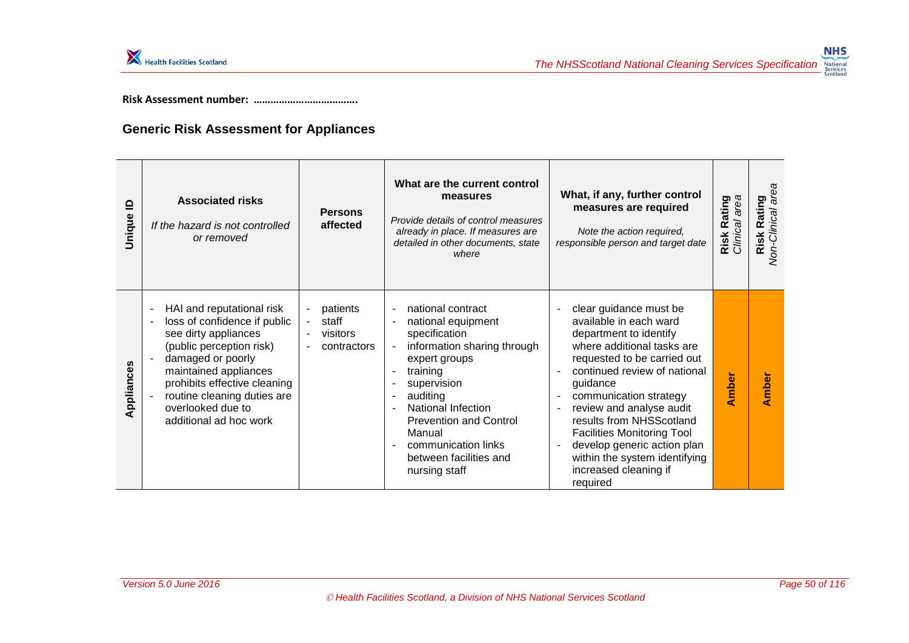**Risk Assessment number: ……………………………….**

## Generic Risk Assessment for Appliances

| Unique ID | Associated risks<br>*If the hazard is not controlled or removed* | Persons affected | What are the current control measures<br>*Provide details of control measures already in place. If measures are detailed in other documents, state where* | What, if any, further control measures are required<br>*Note the action required, responsible person and target date* | Risk Rating<br>*Clinical area* | Risk Rating<br>*Non-Clinical area* |
|---|---|---|---|---|---|---|
| Appliances | - HAI and reputational risk<br>- loss of confidence if public see dirty appliances (public perception risk)<br>- damaged or poorly maintained appliances prohibits effective cleaning<br>- routine cleaning duties are overlooked due to additional ad hoc work | - patients<br>- staff<br>- visitors<br>- contractors | - national contract<br>- national equipment specification<br>- information sharing through expert groups<br>- training<br>- supervision<br>- auditing<br>- National Infection Prevention and Control Manual<br>- communication links between facilities and nursing staff | - clear guidance must be available in each ward department to identify where additional tasks are requested to be carried out<br>- continued review of national guidance<br>- communication strategy<br>- review and analyse audit results from NHSScotland Facilities Monitoring Tool<br>- develop generic action plan within the system identifying increased cleaning if required | Amber | Amber |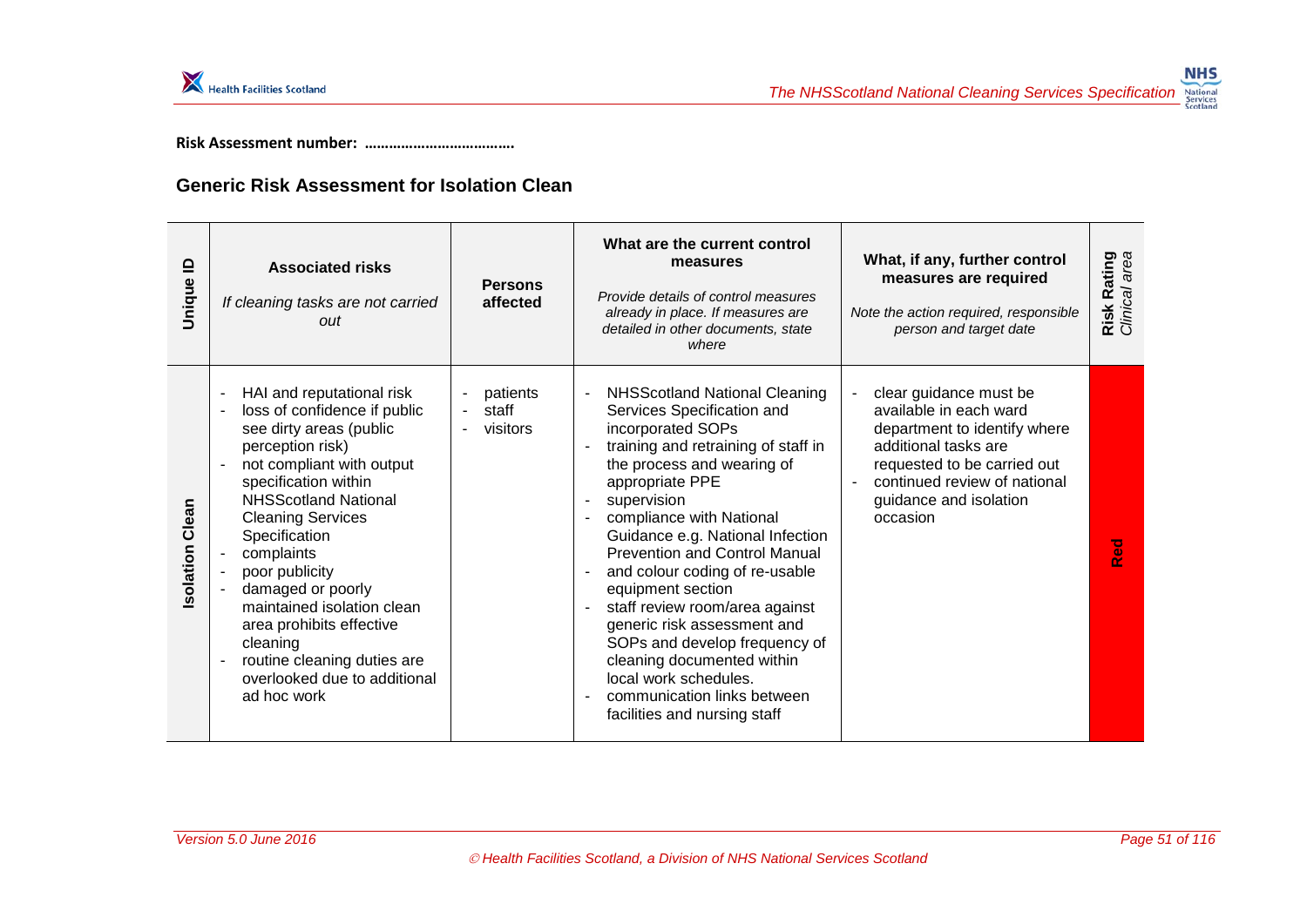**Risk Assessment number: ………………………………**

## Generic Risk Assessment for Isolation Clean

| Unique ID | Associated risks<br>*If cleaning tasks are not carried out* | Persons affected | What are the current control measures<br>*Provide details of control measures already in place. If measures are detailed in other documents, state where* | What, if any, further control measures are required<br>*Note the action required, responsible person and target date* | Risk Rating<br>*Clinical area* |
|---|---|---|---|---|---|
| Isolation Clean | - HAI and reputational risk<br>- loss of confidence if public see dirty areas (public perception risk)<br>- not compliant with output specification within NHSScotland National Cleaning Services Specification<br>- complaints<br>- poor publicity<br>- damaged or poorly maintained isolation clean area prohibits effective cleaning<br>- routine cleaning duties are overlooked due to additional ad hoc work | - patients<br>- staff<br>- visitors | - NHSScotland National Cleaning Services Specification and incorporated SOPs<br>- training and retraining of staff in the process and wearing of appropriate PPE<br>- supervision<br>- compliance with National Guidance e.g. National Infection Prevention and Control Manual<br>- and colour coding of re-usable equipment section<br>- staff review room/area against generic risk assessment and SOPs and develop frequency of cleaning documented within local work schedules.<br>- communication links between facilities and nursing staff | - clear guidance must be available in each ward department to identify where additional tasks are requested to be carried out<br>- continued review of national guidance and isolation occasion | Red |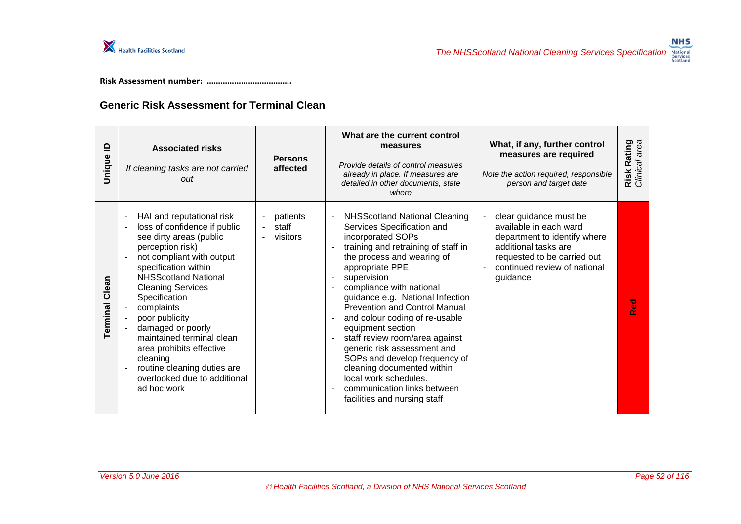**Risk Assessment number: ……………………………….**

## Generic Risk Assessment for Terminal Clean

| Unique ID | Associated risks<br>*If cleaning tasks are not carried out* | Persons affected | What are the current control measures<br>*Provide details of control measures already in place. If measures are detailed in other documents, state where* | What, if any, further control measures are required<br>*Note the action required, responsible person and target date* | Risk Rating<br>*Clinical area* |
|---|---|---|---|---|---|
| Terminal Clean | - HAI and reputational risk<br>- loss of confidence if public see dirty areas (public perception risk)<br>- not compliant with output specification within NHSScotland National Cleaning Services Specification<br>- complaints<br>- poor publicity<br>- damaged or poorly maintained terminal clean area prohibits effective cleaning<br>- routine cleaning duties are overlooked due to additional ad hoc work | - patients<br>- staff<br>- visitors | - NHSScotland National Cleaning Services Specification and incorporated SOPs<br>- training and retraining of staff in the process and wearing of appropriate PPE<br>- supervision<br>- compliance with national guidance e.g. National Infection Prevention and Control Manual<br>- and colour coding of re-usable equipment section<br>- staff review room/area against generic risk assessment and SOPs and develop frequency of cleaning documented within local work schedules.<br>- communication links between facilities and nursing staff | - clear guidance must be available in each ward department to identify where additional tasks are requested to be carried out<br>- continued review of national guidance | Red |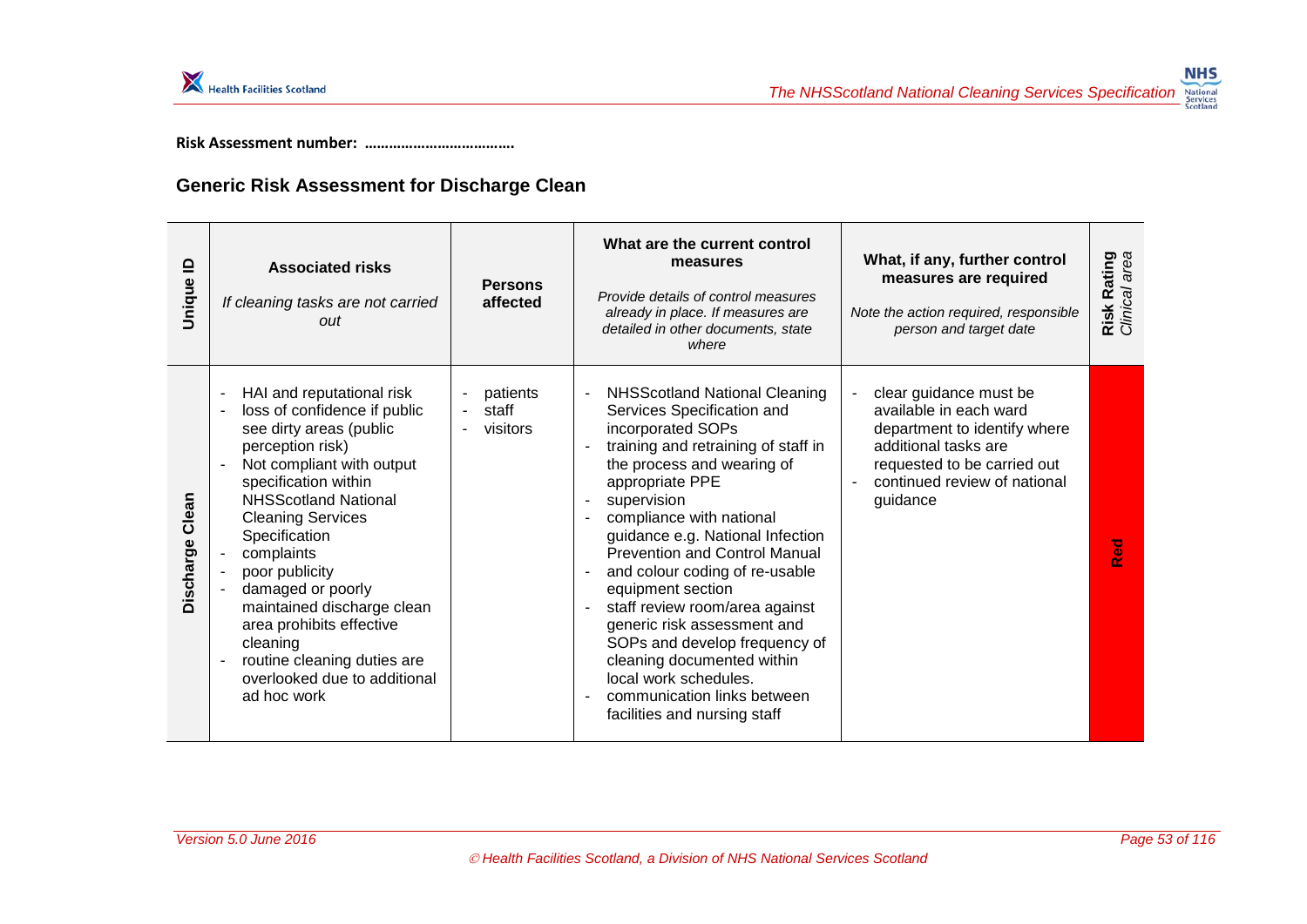**Risk Assessment number: ……………………………….**

## Generic Risk Assessment for Discharge Clean

| Unique ID | **Associated risks**<br>*If cleaning tasks are not carried out* | **Persons affected** | **What are the current control measures**<br>*Provide details of control measures already in place. If measures are detailed in other documents, state where* | **What, if any, further control measures are required**<br>*Note the action required, responsible person and target date* | **Risk Rating** *Clinical area* |
|---|---|---|---|---|---|
| **Discharge Clean** | - HAI and reputational risk<br>- loss of confidence if public see dirty areas (public perception risk)<br>- Not compliant with output specification within NHSScotland National Cleaning Services Specification<br>- complaints<br>- poor publicity<br>- damaged or poorly maintained discharge clean area prohibits effective cleaning<br>- routine cleaning duties are overlooked due to additional ad hoc work | - patients<br>- staff<br>- visitors | - NHSScotland National Cleaning Services Specification and incorporated SOPs<br>- training and retraining of staff in the process and wearing of appropriate PPE<br>- supervision<br>- compliance with national guidance e.g. National Infection Prevention and Control Manual<br>- and colour coding of re-usable equipment section<br>- staff review room/area against generic risk assessment and SOPs and develop frequency of cleaning documented within local work schedules.<br>- communication links between facilities and nursing staff | - clear guidance must be available in each ward department to identify where additional tasks are requested to be carried out<br>- continued review of national guidance | **Red** |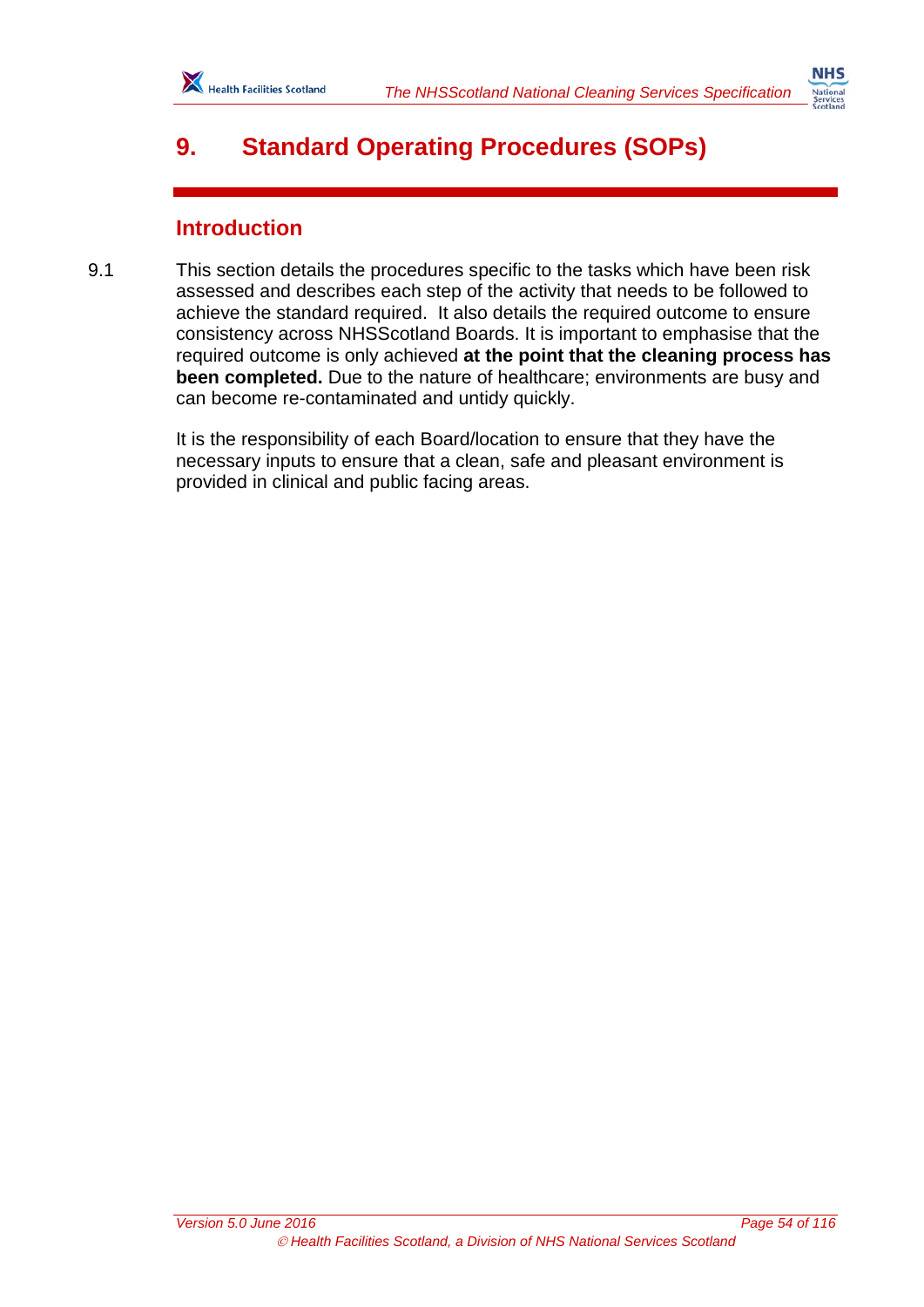# 9. Standard Operating Procedures (SOPs)

## Introduction

9.1 This section details the procedures specific to the tasks which have been risk assessed and describes each step of the activity that needs to be followed to achieve the standard required. It also details the required outcome to ensure consistency across NHSScotland Boards. It is important to emphasise that the required outcome is only achieved **at the point that the cleaning process has been completed.** Due to the nature of healthcare; environments are busy and can become re-contaminated and untidy quickly.

It is the responsibility of each Board/location to ensure that they have the necessary inputs to ensure that a clean, safe and pleasant environment is provided in clinical and public facing areas.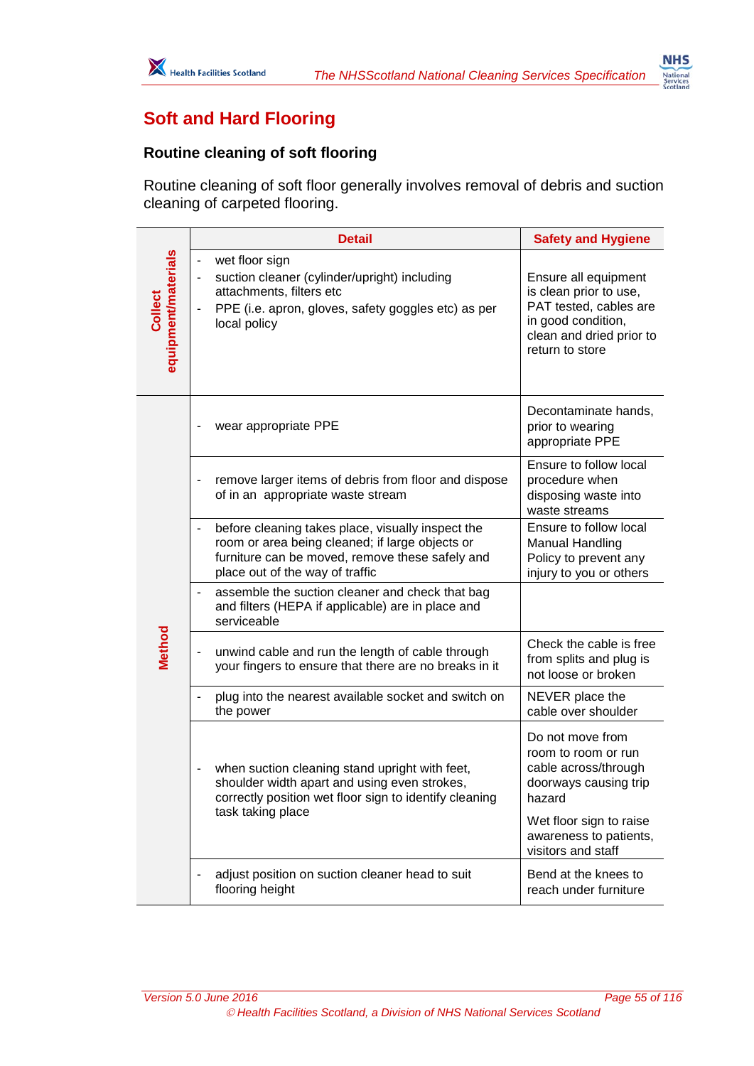# Soft and Hard Flooring

## Routine cleaning of soft flooring

Routine cleaning of soft floor generally involves removal of debris and suction cleaning of carpeted flooring.

| | Detail | Safety and Hygiene |
|---|---|---|
| Collect equipment/materials | - wet floor sign<br>- suction cleaner (cylinder/upright) including attachments, filters etc<br>- PPE (i.e. apron, gloves, safety goggles etc) as per local policy | Ensure all equipment is clean prior to use, PAT tested, cables are in good condition, clean and dried prior to return to store |
| Method | - wear appropriate PPE | Decontaminate hands, prior to wearing appropriate PPE |
| | - remove larger items of debris from floor and dispose of in an appropriate waste stream | Ensure to follow local procedure when disposing waste into waste streams |
| | - before cleaning takes place, visually inspect the room or area being cleaned; if large objects or furniture can be moved, remove these safely and place out of the way of traffic | Ensure to follow local Manual Handling Policy to prevent any injury to you or others |
| | - assemble the suction cleaner and check that bag and filters (HEPA if applicable) are in place and serviceable | |
| | - unwind cable and run the length of cable through your fingers to ensure that there are no breaks in it | Check the cable is free from splits and plug is not loose or broken |
| | - plug into the nearest available socket and switch on the power | NEVER place the cable over shoulder |
| | - when suction cleaning stand upright with feet, shoulder width apart and using even strokes, correctly position wet floor sign to identify cleaning task taking place | Do not move from room to room or run cable across/through doorways causing trip hazard<br><br>Wet floor sign to raise awareness to patients, visitors and staff |
| | - adjust position on suction cleaner head to suit flooring height | Bend at the knees to reach under furniture |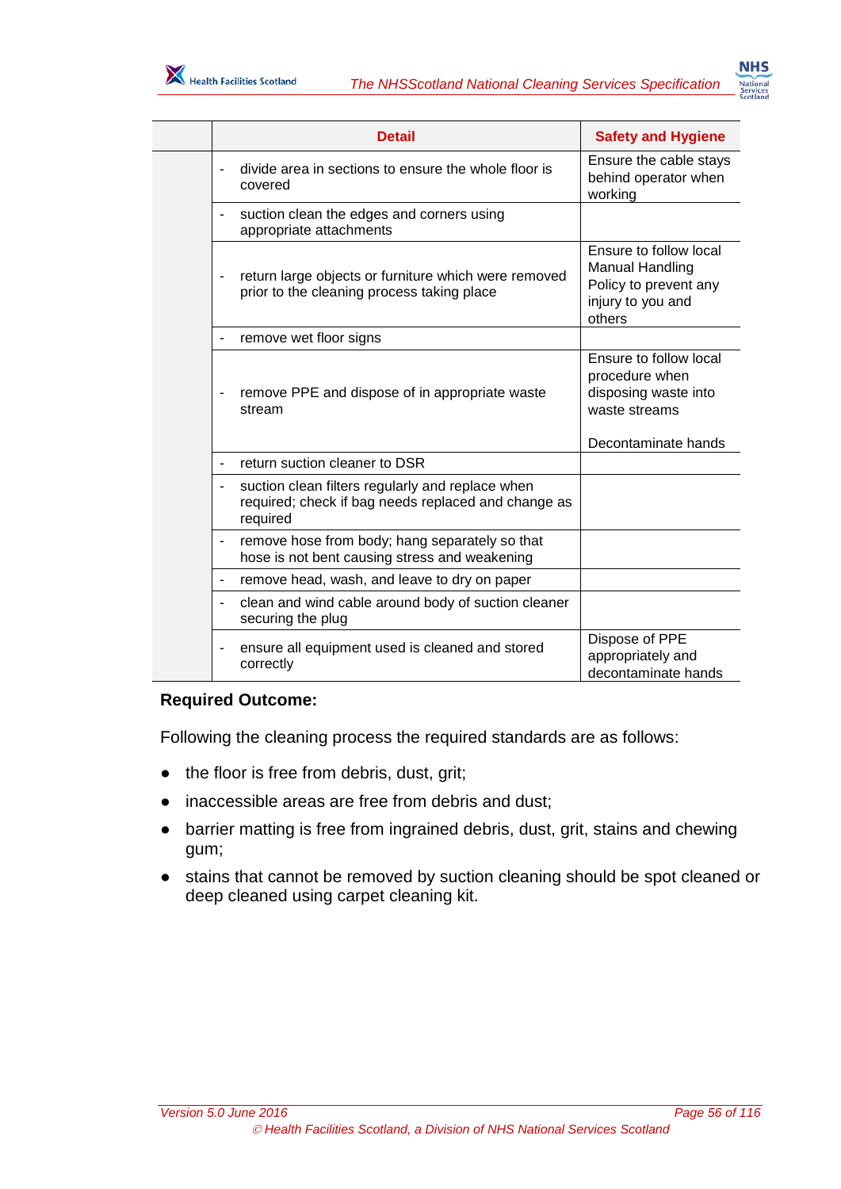| | Detail | Safety and Hygiene |
|---|---|---|
| | - divide area in sections to ensure the whole floor is covered | Ensure the cable stays behind operator when working |
| | - suction clean the edges and corners using appropriate attachments | |
| | - return large objects or furniture which were removed prior to the cleaning process taking place | Ensure to follow local Manual Handling Policy to prevent any injury to you and others |
| | - remove wet floor signs | |
| | - remove PPE and dispose of in appropriate waste stream | Ensure to follow local procedure when disposing waste into waste streams<br><br>Decontaminate hands |
| | - return suction cleaner to DSR | |
| | - suction clean filters regularly and replace when required; check if bag needs replaced and change as required | |
| | - remove hose from body; hang separately so that hose is not bent causing stress and weakening | |
| | - remove head, wash, and leave to dry on paper | |
| | - clean and wind cable around body of suction cleaner securing the plug | |
| | - ensure all equipment used is cleaned and stored correctly | Dispose of PPE appropriately and decontaminate hands |

**Required Outcome:**

Following the cleaning process the required standards are as follows:

- the floor is free from debris, dust, grit;
- inaccessible areas are free from debris and dust;
- barrier matting is free from ingrained debris, dust, grit, stains and chewing gum;
- stains that cannot be removed by suction cleaning should be spot cleaned or deep cleaned using carpet cleaning kit.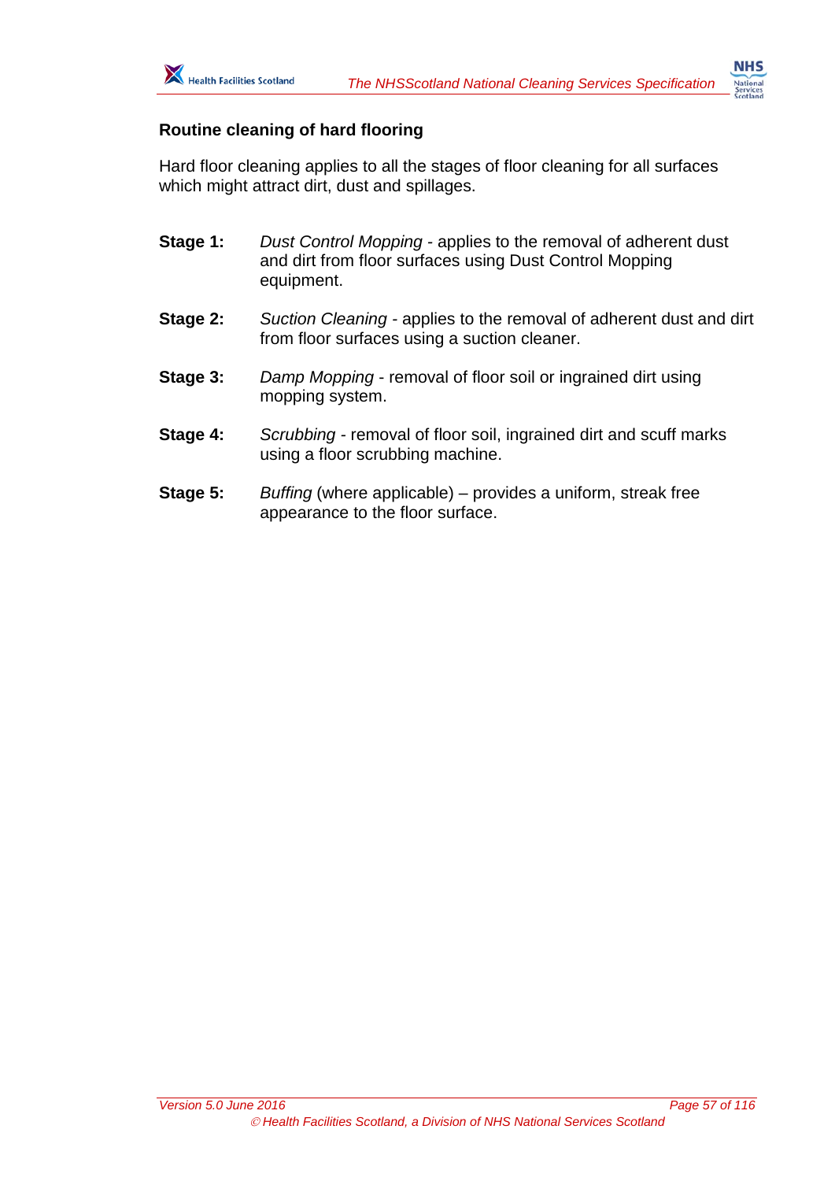## Routine cleaning of hard flooring

Hard floor cleaning applies to all the stages of floor cleaning for all surfaces which might attract dirt, dust and spillages.

**Stage 1:** *Dust Control Mopping* - applies to the removal of adherent dust and dirt from floor surfaces using Dust Control Mopping equipment.

**Stage 2:** *Suction Cleaning* - applies to the removal of adherent dust and dirt from floor surfaces using a suction cleaner.

**Stage 3:** *Damp Mopping* - removal of floor soil or ingrained dirt using mopping system.

**Stage 4:** *Scrubbing* - removal of floor soil, ingrained dirt and scuff marks using a floor scrubbing machine.

**Stage 5:** *Buffing* (where applicable) – provides a uniform, streak free appearance to the floor surface.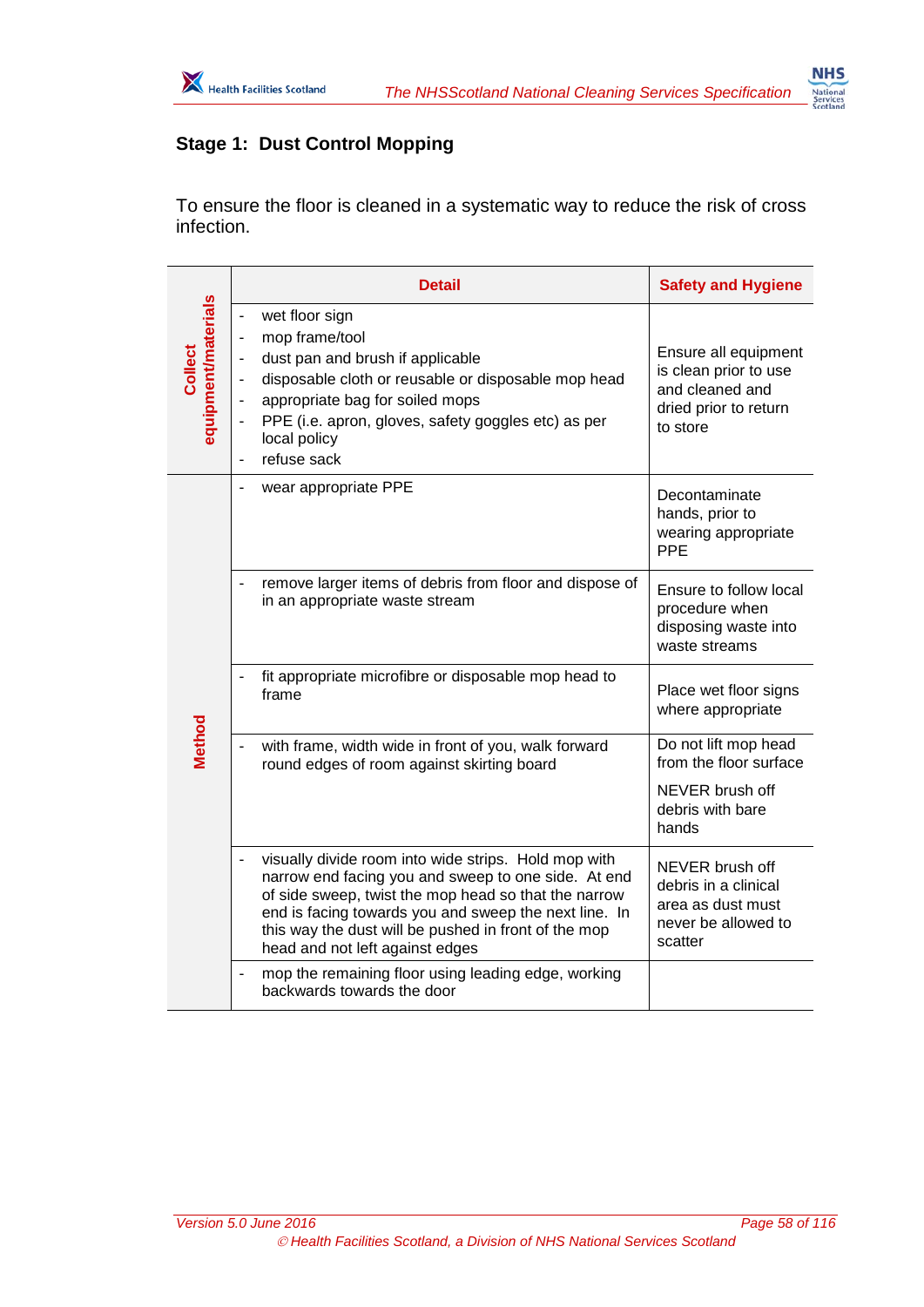## Stage 1: Dust Control Mopping

To ensure the floor is cleaned in a systematic way to reduce the risk of cross infection.

| | Detail | Safety and Hygiene |
|---|---|---|
| **Collect equipment/materials** | - wet floor sign<br>- mop frame/tool<br>- dust pan and brush if applicable<br>- disposable cloth or reusable or disposable mop head<br>- appropriate bag for soiled mops<br>- PPE (i.e. apron, gloves, safety goggles etc) as per local policy<br>- refuse sack | Ensure all equipment is clean prior to use and cleaned and dried prior to return to store |
| **Method** | - wear appropriate PPE | Decontaminate hands, prior to wearing appropriate PPE |
| | - remove larger items of debris from floor and dispose of in an appropriate waste stream | Ensure to follow local procedure when disposing waste into waste streams |
| | - fit appropriate microfibre or disposable mop head to frame | Place wet floor signs where appropriate |
| | - with frame, width wide in front of you, walk forward round edges of room against skirting board | Do not lift mop head from the floor surface<br><br>NEVER brush off debris with bare hands |
| | - visually divide room into wide strips. Hold mop with narrow end facing you and sweep to one side. At end of side sweep, twist the mop head so that the narrow end is facing towards you and sweep the next line. In this way the dust will be pushed in front of the mop head and not left against edges | NEVER brush off debris in a clinical area as dust must never be allowed to scatter |
| | - mop the remaining floor using leading edge, working backwards towards the door | |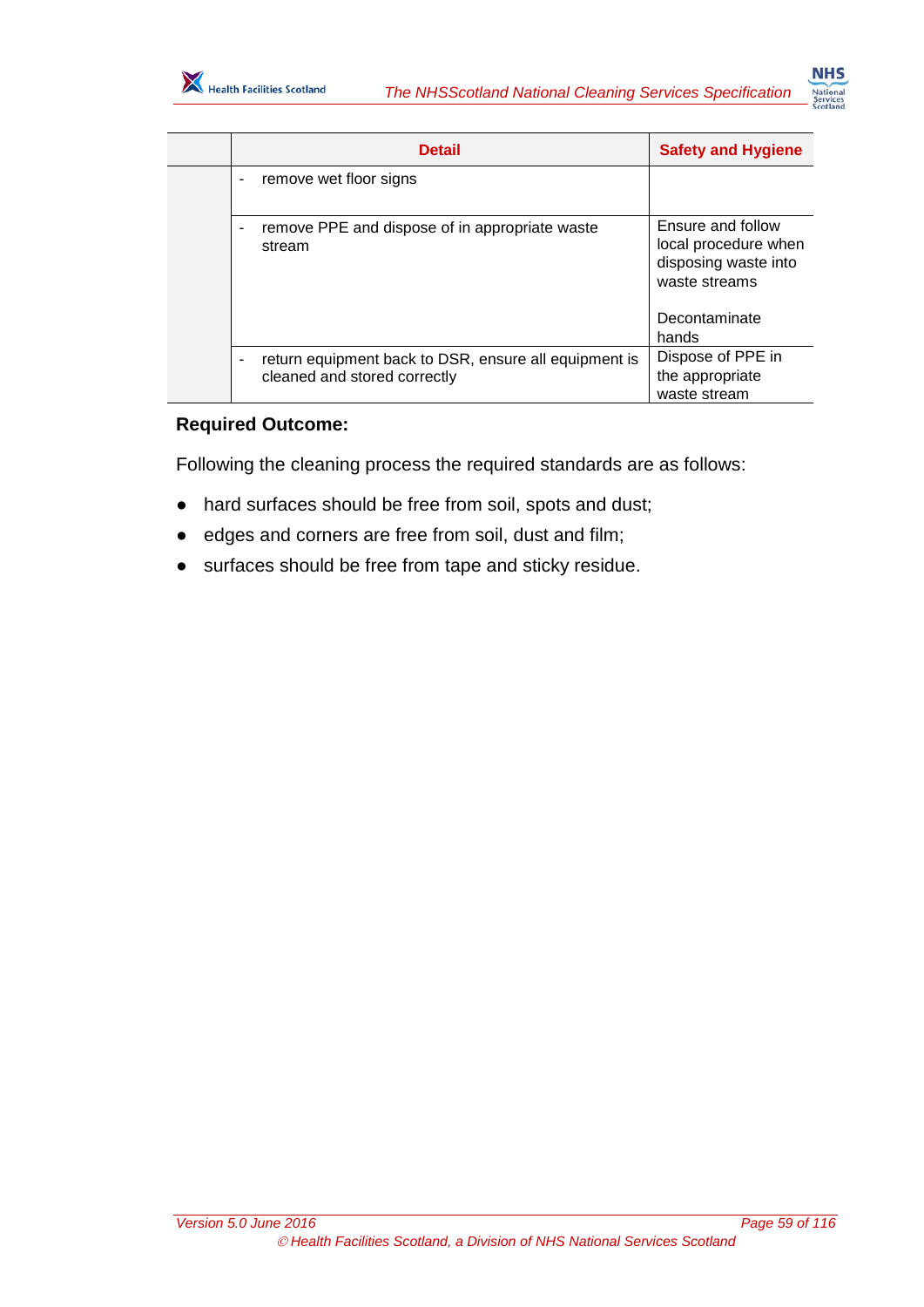|  | Detail | Safety and Hygiene |
|---|---|---|
|  | - remove wet floor signs |  |
|  | - remove PPE and dispose of in appropriate waste stream | Ensure and follow local procedure when disposing waste into waste streams<br><br>Decontaminate hands |
|  | - return equipment back to DSR, ensure all equipment is cleaned and stored correctly | Dispose of PPE in the appropriate waste stream |

**Required Outcome:**

Following the cleaning process the required standards are as follows:

- hard surfaces should be free from soil, spots and dust;
- edges and corners are free from soil, dust and film;
- surfaces should be free from tape and sticky residue.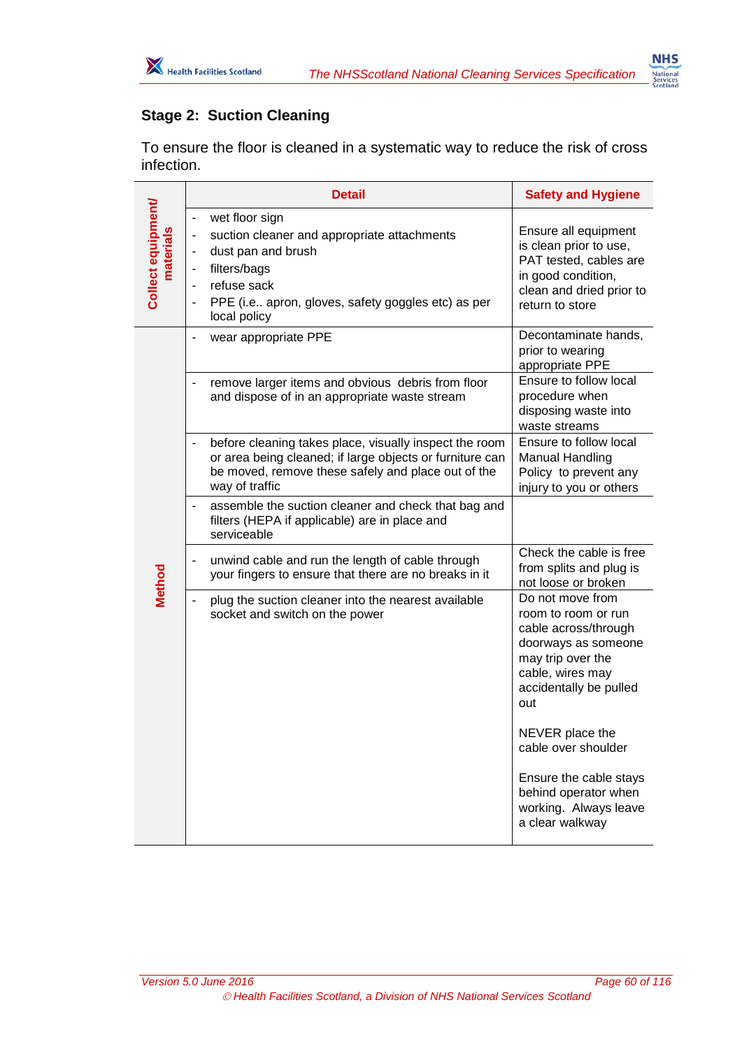## Stage 2: Suction Cleaning

To ensure the floor is cleaned in a systematic way to reduce the risk of cross infection.

| | Detail | Safety and Hygiene |
|---|---|---|
| **Collect equipment/ materials** | - wet floor sign<br>- suction cleaner and appropriate attachments<br>- dust pan and brush<br>- filters/bags<br>- refuse sack<br>- PPE (i.e.. apron, gloves, safety goggles etc) as per local policy | Ensure all equipment is clean prior to use, PAT tested, cables are in good condition, clean and dried prior to return to store |
| **Method** | - wear appropriate PPE | Decontaminate hands, prior to wearing appropriate PPE |
| | - remove larger items and obvious debris from floor and dispose of in an appropriate waste stream | Ensure to follow local procedure when disposing waste into waste streams |
| | - before cleaning takes place, visually inspect the room or area being cleaned; if large objects or furniture can be moved, remove these safely and place out of the way of traffic | Ensure to follow local Manual Handling Policy to prevent any injury to you or others |
| | - assemble the suction cleaner and check that bag and filters (HEPA if applicable) are in place and serviceable | |
| | - unwind cable and run the length of cable through your fingers to ensure that there are no breaks in it | Check the cable is free from splits and plug is not loose or broken |
| | - plug the suction cleaner into the nearest available socket and switch on the power | Do not move from room to room or run cable across/through doorways as someone may trip over the cable, wires may accidentally be pulled out<br><br>NEVER place the cable over shoulder<br><br>Ensure the cable stays behind operator when working. Always leave a clear walkway |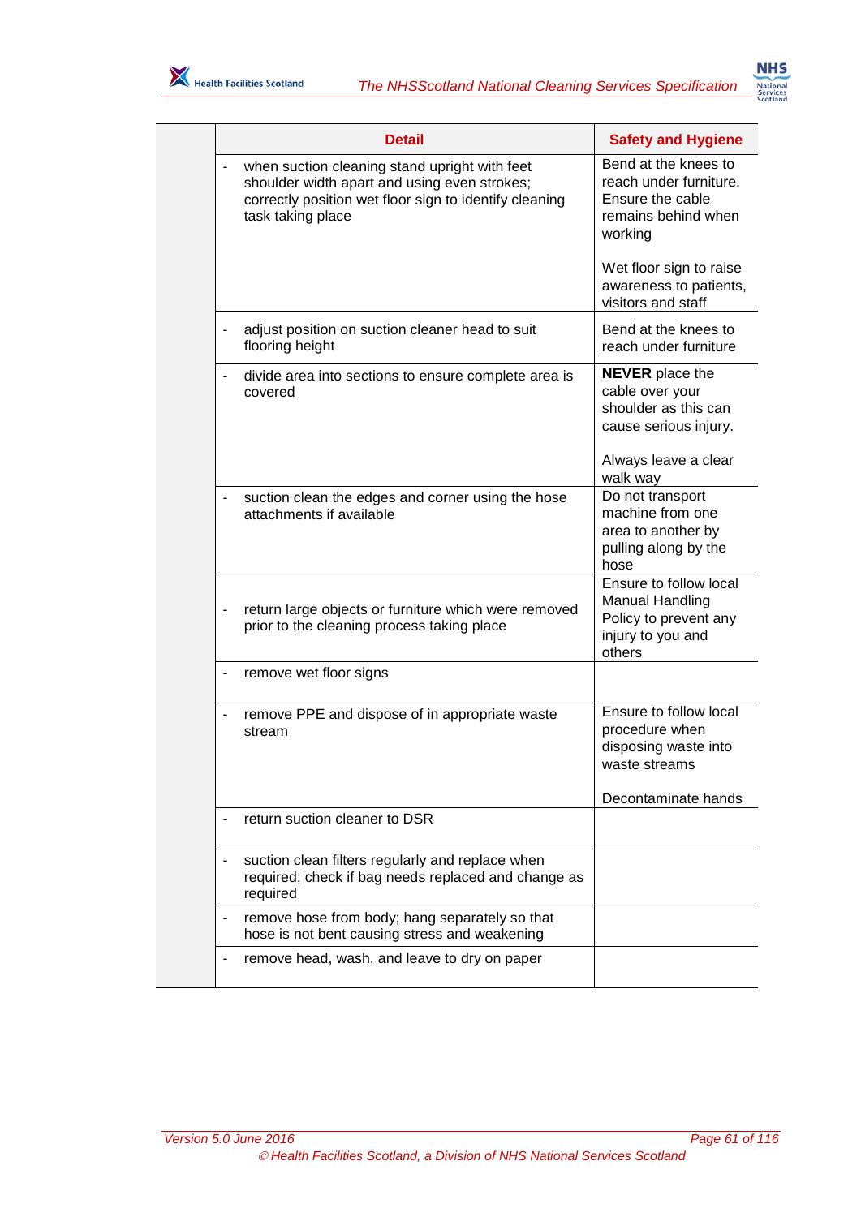| | Detail | Safety and Hygiene |
|---|---|---|
| | - when suction cleaning stand upright with feet shoulder width apart and using even strokes; correctly position wet floor sign to identify cleaning task taking place | Bend at the knees to reach under furniture. Ensure the cable remains behind when working<br><br>Wet floor sign to raise awareness to patients, visitors and staff |
| | - adjust position on suction cleaner head to suit flooring height | Bend at the knees to reach under furniture |
| | - divide area into sections to ensure complete area is covered | **NEVER** place the cable over your shoulder as this can cause serious injury.<br><br>Always leave a clear walk way |
| | - suction clean the edges and corner using the hose attachments if available | Do not transport machine from one area to another by pulling along by the hose |
| | - return large objects or furniture which were removed prior to the cleaning process taking place | Ensure to follow local Manual Handling Policy to prevent any injury to you and others |
| | - remove wet floor signs | |
| | - remove PPE and dispose of in appropriate waste stream | Ensure to follow local procedure when disposing waste into waste streams<br><br>Decontaminate hands |
| | - return suction cleaner to DSR | |
| | - suction clean filters regularly and replace when required; check if bag needs replaced and change as required | |
| | - remove hose from body; hang separately so that hose is not bent causing stress and weakening | |
| | - remove head, wash, and leave to dry on paper | |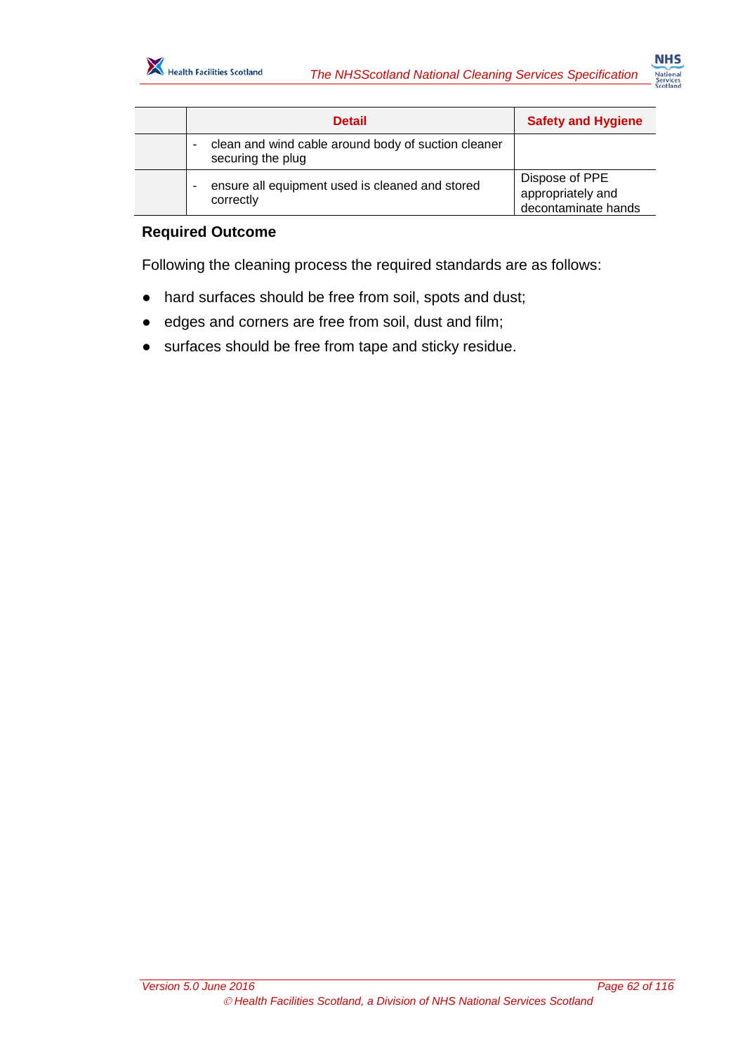| | Detail | Safety and Hygiene |
|---|---|---|
| | - clean and wind cable around body of suction cleaner securing the plug | |
| | - ensure all equipment used is cleaned and stored correctly | Dispose of PPE appropriately and decontaminate hands |

**Required Outcome**

Following the cleaning process the required standards are as follows:

- hard surfaces should be free from soil, spots and dust;
- edges and corners are free from soil, dust and film;
- surfaces should be free from tape and sticky residue.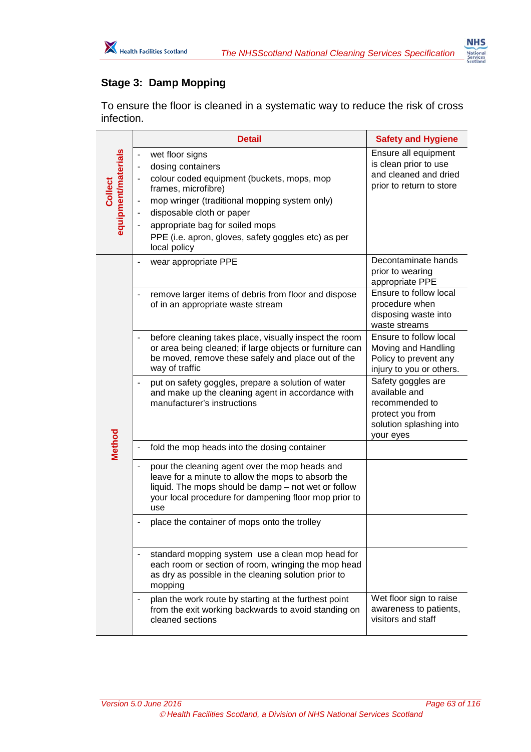## Stage 3: Damp Mopping

To ensure the floor is cleaned in a systematic way to reduce the risk of cross infection.

| | Detail | Safety and Hygiene |
|---|---|---|
| Collect equipment/materials | - wet floor signs<br>- dosing containers<br>- colour coded equipment (buckets, mops, mop frames, microfibre)<br>- mop wringer (traditional mopping system only)<br>- disposable cloth or paper<br>- appropriate bag for soiled mops<br>PPE (i.e. apron, gloves, safety goggles etc) as per local policy | Ensure all equipment is clean prior to use and cleaned and dried prior to return to store |
| Method | - wear appropriate PPE | Decontaminate hands prior to wearing appropriate PPE |
| | - remove larger items of debris from floor and dispose of in an appropriate waste stream | Ensure to follow local procedure when disposing waste into waste streams |
| | - before cleaning takes place, visually inspect the room or area being cleaned; if large objects or furniture can be moved, remove these safely and place out of the way of traffic | Ensure to follow local Moving and Handling Policy to prevent any injury to you or others. |
| | - put on safety goggles, prepare a solution of water and make up the cleaning agent in accordance with manufacturer's instructions | Safety goggles are available and recommended to protect you from solution splashing into your eyes |
| | - fold the mop heads into the dosing container | |
| | - pour the cleaning agent over the mop heads and leave for a minute to allow the mops to absorb the liquid. The mops should be damp – not wet or follow your local procedure for dampening floor mop prior to use | |
| | - place the container of mops onto the trolley | |
| | - standard mopping system use a clean mop head for each room or section of room, wringing the mop head as dry as possible in the cleaning solution prior to mopping | |
| | - plan the work route by starting at the furthest point from the exit working backwards to avoid standing on cleaned sections | Wet floor sign to raise awareness to patients, visitors and staff |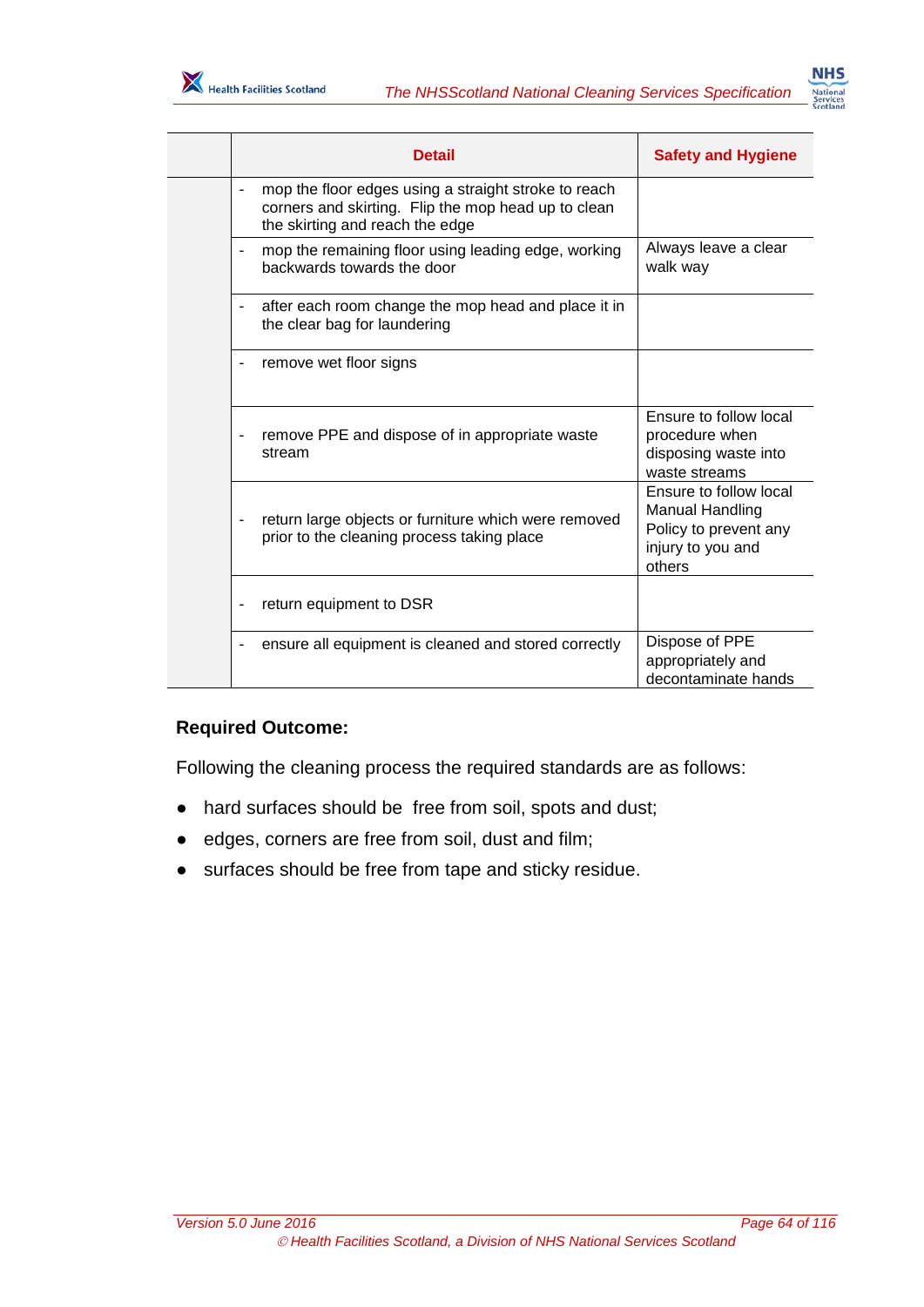| | Detail | Safety and Hygiene |
|---|---|---|
| | - mop the floor edges using a straight stroke to reach corners and skirting. Flip the mop head up to clean the skirting and reach the edge | |
| | - mop the remaining floor using leading edge, working backwards towards the door | Always leave a clear walk way |
| | - after each room change the mop head and place it in the clear bag for laundering | |
| | - remove wet floor signs | |
| | - remove PPE and dispose of in appropriate waste stream | Ensure to follow local procedure when disposing waste into waste streams |
| | - return large objects or furniture which were removed prior to the cleaning process taking place | Ensure to follow local Manual Handling Policy to prevent any injury to you and others |
| | - return equipment to DSR | |
| | - ensure all equipment is cleaned and stored correctly | Dispose of PPE appropriately and decontaminate hands |

**Required Outcome:**

Following the cleaning process the required standards are as follows:

- hard surfaces should be free from soil, spots and dust;
- edges, corners are free from soil, dust and film;
- surfaces should be free from tape and sticky residue.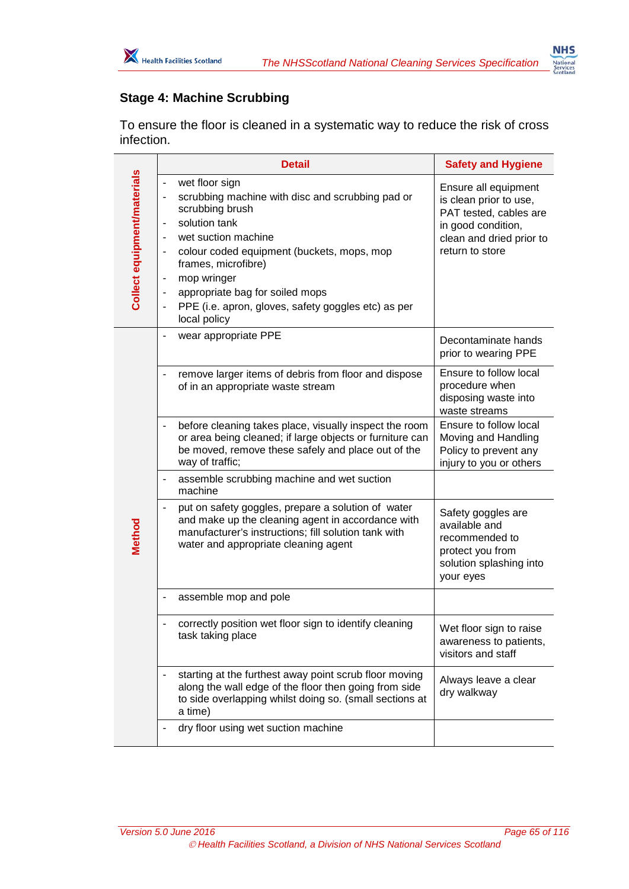## Stage 4: Machine Scrubbing

To ensure the floor is cleaned in a systematic way to reduce the risk of cross infection.

| | Detail | Safety and Hygiene |
|---|---|---|
| **Collect equipment/materials** | - wet floor sign<br>- scrubbing machine with disc and scrubbing pad or scrubbing brush<br>- solution tank<br>- wet suction machine<br>- colour coded equipment (buckets, mops, mop frames, microfibre)<br>- mop wringer<br>- appropriate bag for soiled mops<br>- PPE (i.e. apron, gloves, safety goggles etc) as per local policy | Ensure all equipment is clean prior to use, PAT tested, cables are in good condition, clean and dried prior to return to store |
| **Method** | - wear appropriate PPE | Decontaminate hands prior to wearing PPE |
| | - remove larger items of debris from floor and dispose of in an appropriate waste stream | Ensure to follow local procedure when disposing waste into waste streams |
| | - before cleaning takes place, visually inspect the room or area being cleaned; if large objects or furniture can be moved, remove these safely and place out of the way of traffic; | Ensure to follow local Moving and Handling Policy to prevent any injury to you or others |
| | - assemble scrubbing machine and wet suction machine | |
| | - put on safety goggles, prepare a solution of water and make up the cleaning agent in accordance with manufacturer's instructions; fill solution tank with water and appropriate cleaning agent | Safety goggles are available and recommended to protect you from solution splashing into your eyes |
| | - assemble mop and pole | |
| | - correctly position wet floor sign to identify cleaning task taking place | Wet floor sign to raise awareness to patients, visitors and staff |
| | - starting at the furthest away point scrub floor moving along the wall edge of the floor then going from side to side overlapping whilst doing so. (small sections at a time) | Always leave a clear dry walkway |
| | - dry floor using wet suction machine | |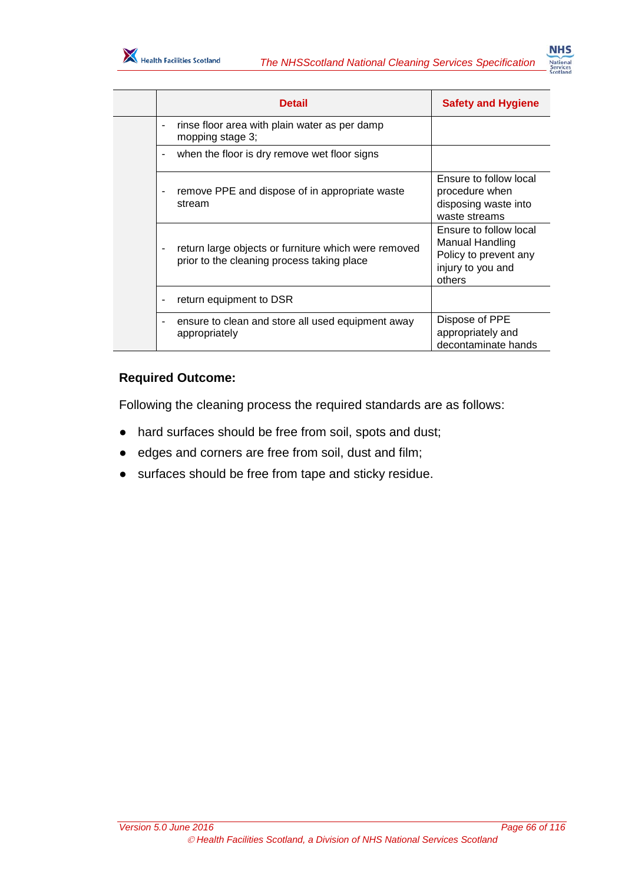| | Detail | Safety and Hygiene |
|---|---|---|
| | - rinse floor area with plain water as per damp mopping stage 3; | |
| | - when the floor is dry remove wet floor signs | |
| | - remove PPE and dispose of in appropriate waste stream | Ensure to follow local procedure when disposing waste into waste streams |
| | - return large objects or furniture which were removed prior to the cleaning process taking place | Ensure to follow local Manual Handling Policy to prevent any injury to you and others |
| | - return equipment to DSR | |
| | - ensure to clean and store all used equipment away appropriately | Dispose of PPE appropriately and decontaminate hands |

**Required Outcome:**

Following the cleaning process the required standards are as follows:

- hard surfaces should be free from soil, spots and dust;
- edges and corners are free from soil, dust and film;
- surfaces should be free from tape and sticky residue.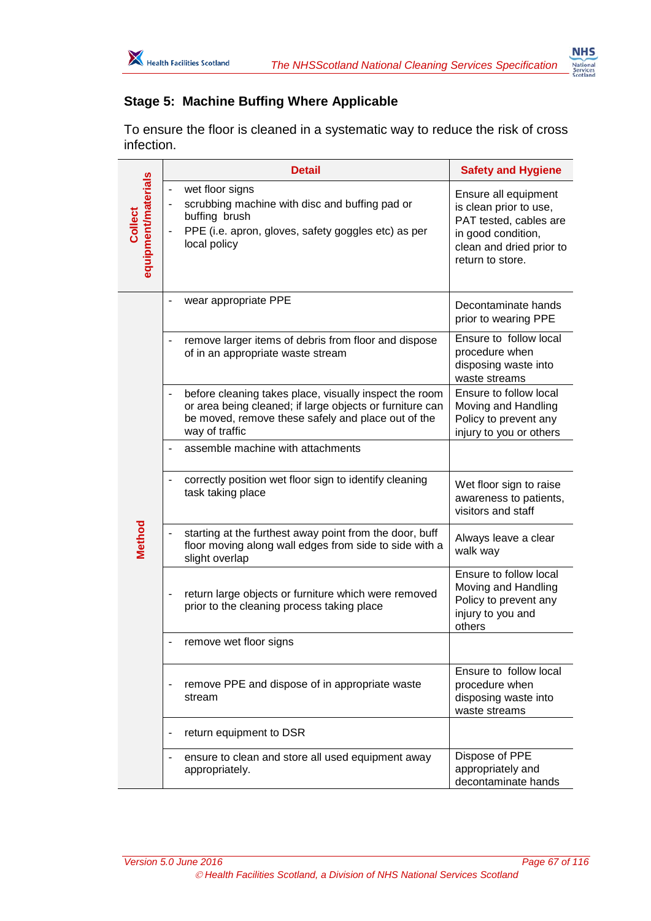## Stage 5: Machine Buffing Where Applicable

To ensure the floor is cleaned in a systematic way to reduce the risk of cross infection.

| | Detail | Safety and Hygiene |
|---|---|---|
| **Collect equipment/materials** | - wet floor signs<br>- scrubbing machine with disc and buffing pad or buffing brush<br>- PPE (i.e. apron, gloves, safety goggles etc) as per local policy | Ensure all equipment is clean prior to use, PAT tested, cables are in good condition, clean and dried prior to return to store. |
| **Method** | - wear appropriate PPE | Decontaminate hands prior to wearing PPE |
| | - remove larger items of debris from floor and dispose of in an appropriate waste stream | Ensure to follow local procedure when disposing waste into waste streams |
| | - before cleaning takes place, visually inspect the room or area being cleaned; if large objects or furniture can be moved, remove these safely and place out of the way of traffic | Ensure to follow local Moving and Handling Policy to prevent any injury to you or others |
| | - assemble machine with attachments | |
| | - correctly position wet floor sign to identify cleaning task taking place | Wet floor sign to raise awareness to patients, visitors and staff |
| | - starting at the furthest away point from the door, buff floor moving along wall edges from side to side with a slight overlap | Always leave a clear walk way |
| | - return large objects or furniture which were removed prior to the cleaning process taking place | Ensure to follow local Moving and Handling Policy to prevent any injury to you and others |
| | - remove wet floor signs | |
| | - remove PPE and dispose of in appropriate waste stream | Ensure to follow local procedure when disposing waste into waste streams |
| | - return equipment to DSR | |
| | - ensure to clean and store all used equipment away appropriately. | Dispose of PPE appropriately and decontaminate hands |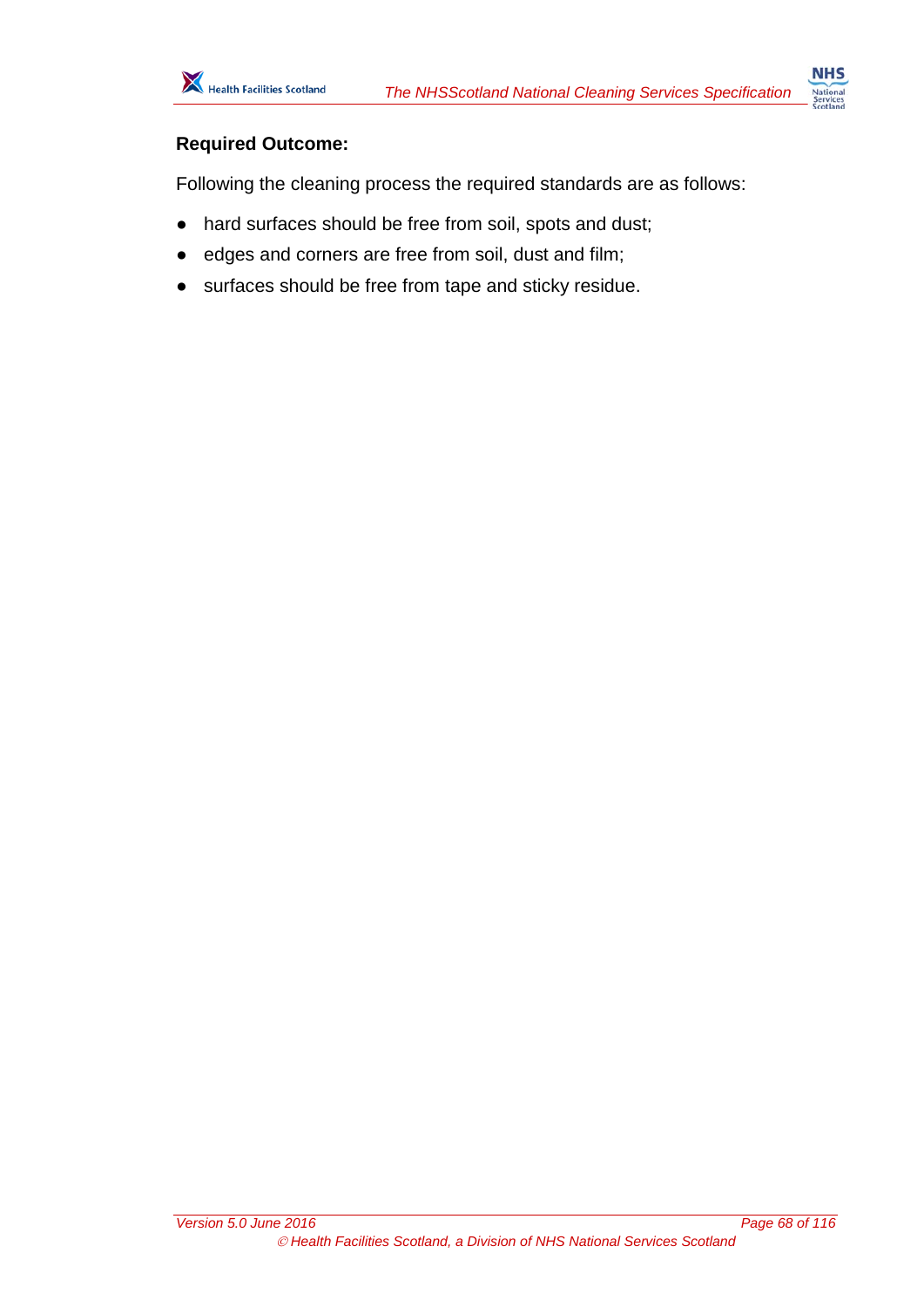**Required Outcome:**

Following the cleaning process the required standards are as follows:

- hard surfaces should be free from soil, spots and dust;
- edges and corners are free from soil, dust and film;
- surfaces should be free from tape and sticky residue.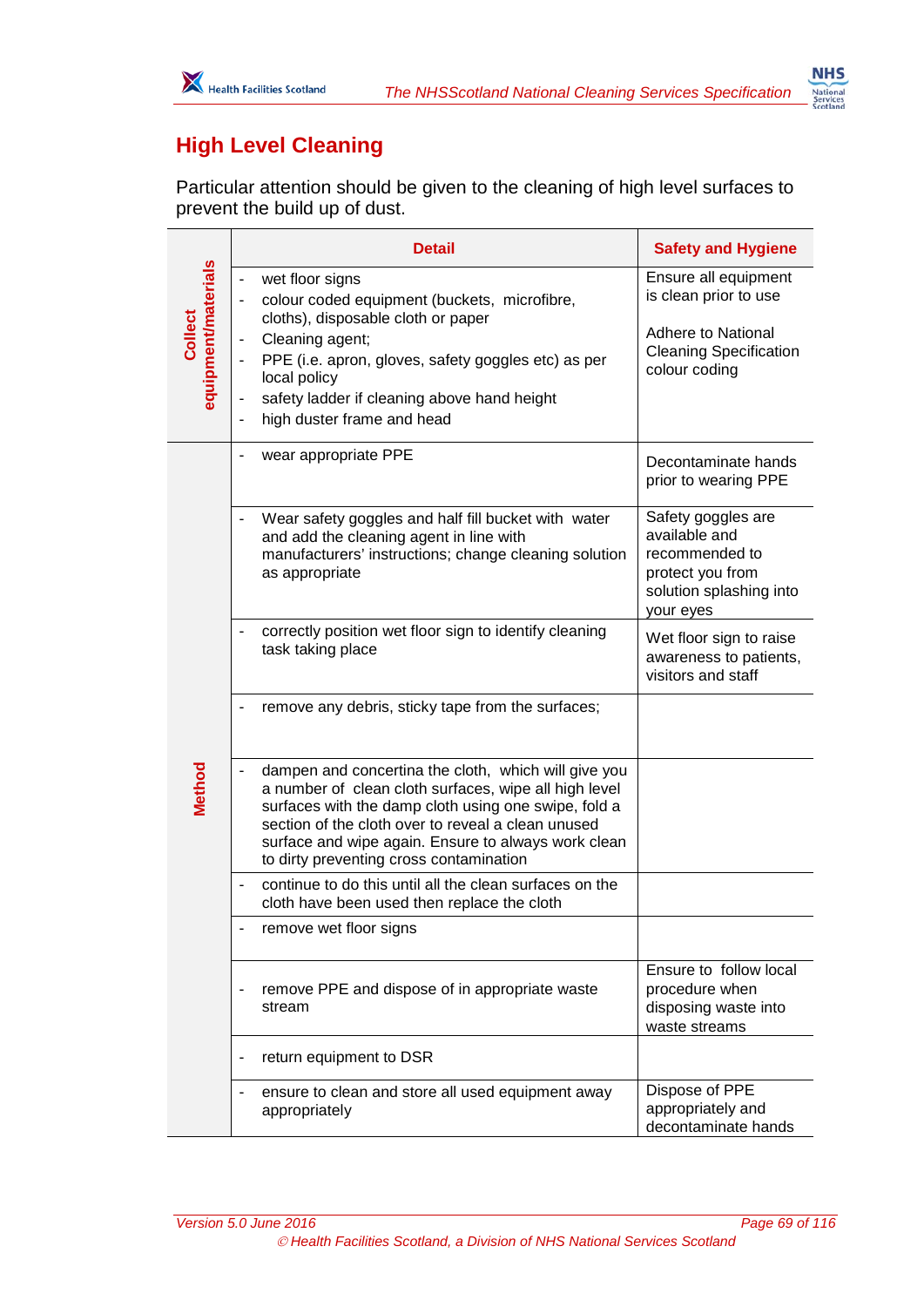## High Level Cleaning

Particular attention should be given to the cleaning of high level surfaces to prevent the build up of dust.

| | Detail | Safety and Hygiene |
|---|---|---|
| Collect equipment/materials | - wet floor signs<br>- colour coded equipment (buckets, microfibre, cloths), disposable cloth or paper<br>- Cleaning agent;<br>- PPE (i.e. apron, gloves, safety goggles etc) as per local policy<br>- safety ladder if cleaning above hand height<br>- high duster frame and head | Ensure all equipment is clean prior to use<br><br>Adhere to National Cleaning Specification colour coding |
| Method | - wear appropriate PPE | Decontaminate hands prior to wearing PPE |
| | - Wear safety goggles and half fill bucket with water and add the cleaning agent in line with manufacturers' instructions; change cleaning solution as appropriate | Safety goggles are available and recommended to protect you from solution splashing into your eyes |
| | - correctly position wet floor sign to identify cleaning task taking place | Wet floor sign to raise awareness to patients, visitors and staff |
| | - remove any debris, sticky tape from the surfaces; | |
| | - dampen and concertina the cloth, which will give you a number of clean cloth surfaces, wipe all high level surfaces with the damp cloth using one swipe, fold a section of the cloth over to reveal a clean unused surface and wipe again. Ensure to always work clean to dirty preventing cross contamination | |
| | - continue to do this until all the clean surfaces on the cloth have been used then replace the cloth | |
| | - remove wet floor signs | |
| | - remove PPE and dispose of in appropriate waste stream | Ensure to follow local procedure when disposing waste into waste streams |
| | - return equipment to DSR | |
| | - ensure to clean and store all used equipment away appropriately | Dispose of PPE appropriately and decontaminate hands |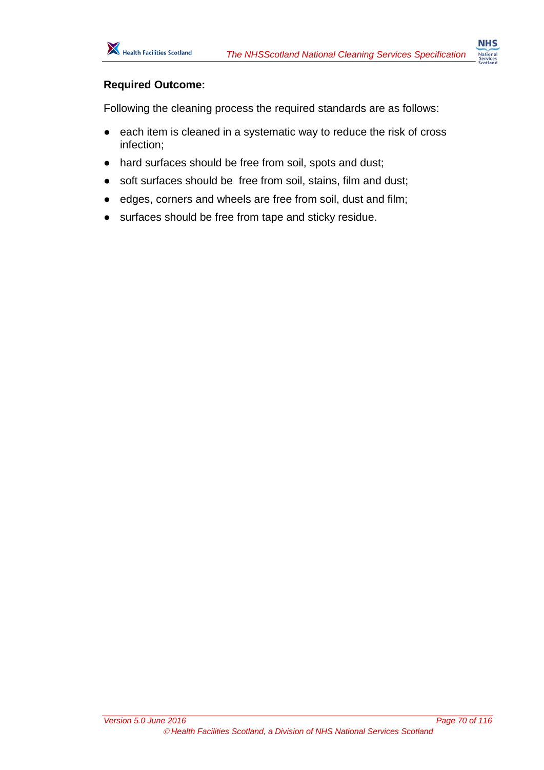**Required Outcome:**

Following the cleaning process the required standards are as follows:

- each item is cleaned in a systematic way to reduce the risk of cross infection;
- hard surfaces should be free from soil, spots and dust;
- soft surfaces should be  free from soil, stains, film and dust;
- edges, corners and wheels are free from soil, dust and film;
- surfaces should be free from tape and sticky residue.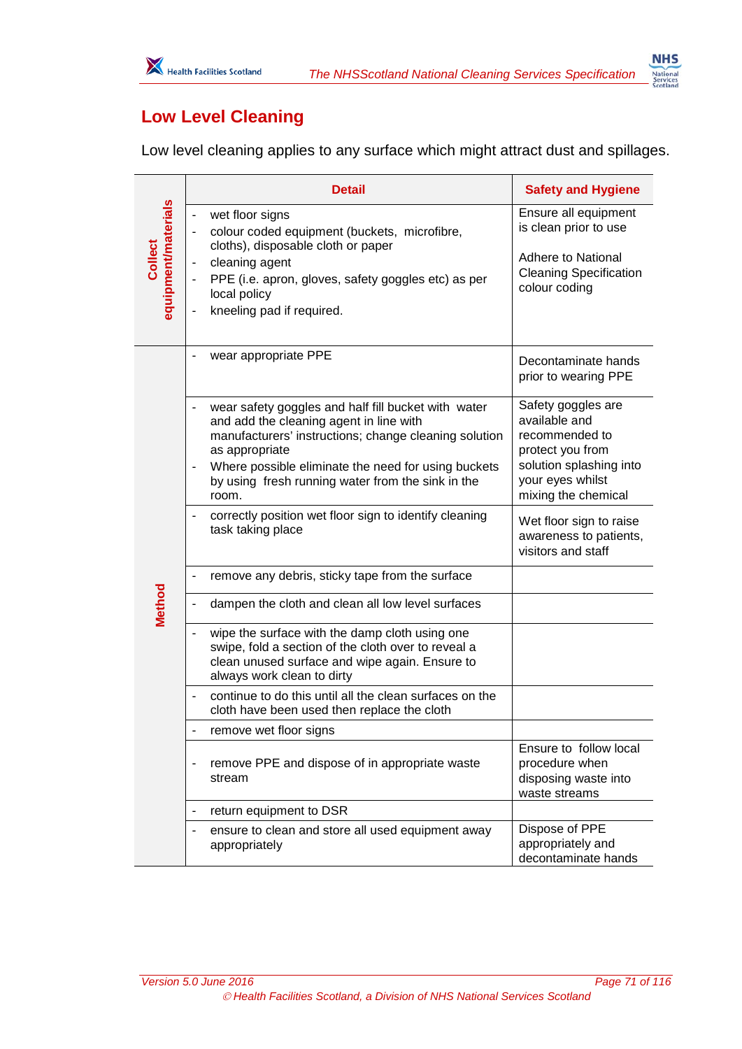## Low Level Cleaning

Low level cleaning applies to any surface which might attract dust and spillages.

| | Detail | Safety and Hygiene |
|---|---|---|
| Collect equipment/materials | - wet floor signs<br>- colour coded equipment (buckets, microfibre, cloths), disposable cloth or paper<br>- cleaning agent<br>- PPE (i.e. apron, gloves, safety goggles etc) as per local policy<br>- kneeling pad if required. | Ensure all equipment is clean prior to use<br><br>Adhere to National Cleaning Specification colour coding |
| Method | - wear appropriate PPE | Decontaminate hands prior to wearing PPE |
| | - wear safety goggles and half fill bucket with water and add the cleaning agent in line with manufacturers' instructions; change cleaning solution as appropriate<br>- Where possible eliminate the need for using buckets by using fresh running water from the sink in the room. | Safety goggles are available and recommended to protect you from solution splashing into your eyes whilst mixing the chemical |
| | - correctly position wet floor sign to identify cleaning task taking place | Wet floor sign to raise awareness to patients, visitors and staff |
| | - remove any debris, sticky tape from the surface | |
| | - dampen the cloth and clean all low level surfaces | |
| | - wipe the surface with the damp cloth using one swipe, fold a section of the cloth over to reveal a clean unused surface and wipe again. Ensure to always work clean to dirty | |
| | - continue to do this until all the clean surfaces on the cloth have been used then replace the cloth | |
| | - remove wet floor signs | |
| | - remove PPE and dispose of in appropriate waste stream | Ensure to follow local procedure when disposing waste into waste streams |
| | - return equipment to DSR | |
| | - ensure to clean and store all used equipment away appropriately | Dispose of PPE appropriately and decontaminate hands |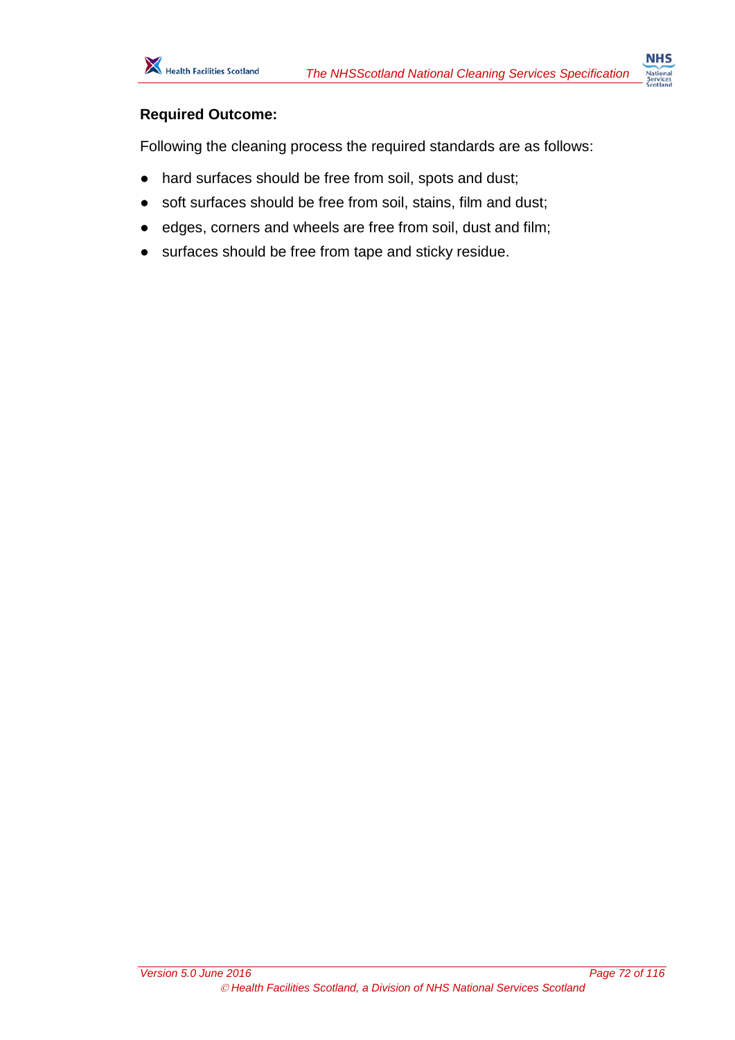**Required Outcome:**

Following the cleaning process the required standards are as follows:

- hard surfaces should be free from soil, spots and dust;
- soft surfaces should be free from soil, stains, film and dust;
- edges, corners and wheels are free from soil, dust and film;
- surfaces should be free from tape and sticky residue.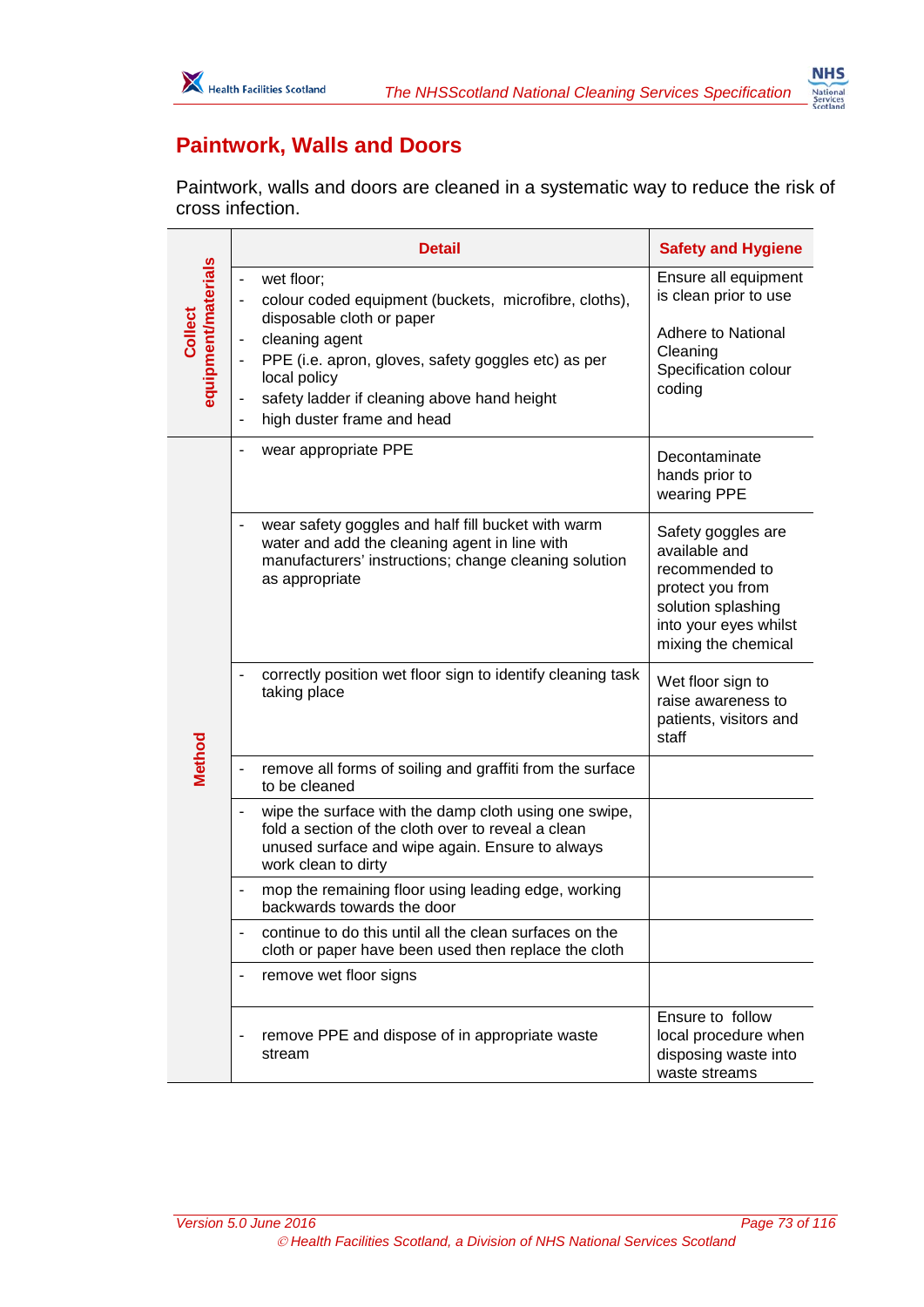## Paintwork, Walls and Doors

Paintwork, walls and doors are cleaned in a systematic way to reduce the risk of cross infection.

| | Detail | Safety and Hygiene |
|---|---|---|
| **Collect equipment/materials** | - wet floor;<br>- colour coded equipment (buckets, microfibre, cloths), disposable cloth or paper<br>- cleaning agent<br>- PPE (i.e. apron, gloves, safety goggles etc) as per local policy<br>- safety ladder if cleaning above hand height<br>- high duster frame and head | Ensure all equipment is clean prior to use<br><br>Adhere to National Cleaning Specification colour coding |
| **Method** | - wear appropriate PPE | Decontaminate hands prior to wearing PPE |
| | - wear safety goggles and half fill bucket with warm water and add the cleaning agent in line with manufacturers' instructions; change cleaning solution as appropriate | Safety goggles are available and recommended to protect you from solution splashing into your eyes whilst mixing the chemical |
| | - correctly position wet floor sign to identify cleaning task taking place | Wet floor sign to raise awareness to patients, visitors and staff |
| | - remove all forms of soiling and graffiti from the surface to be cleaned | |
| | - wipe the surface with the damp cloth using one swipe, fold a section of the cloth over to reveal a clean unused surface and wipe again. Ensure to always work clean to dirty | |
| | - mop the remaining floor using leading edge, working backwards towards the door | |
| | - continue to do this until all the clean surfaces on the cloth or paper have been used then replace the cloth | |
| | - remove wet floor signs | |
| | - remove PPE and dispose of in appropriate waste stream | Ensure to follow local procedure when disposing waste into waste streams |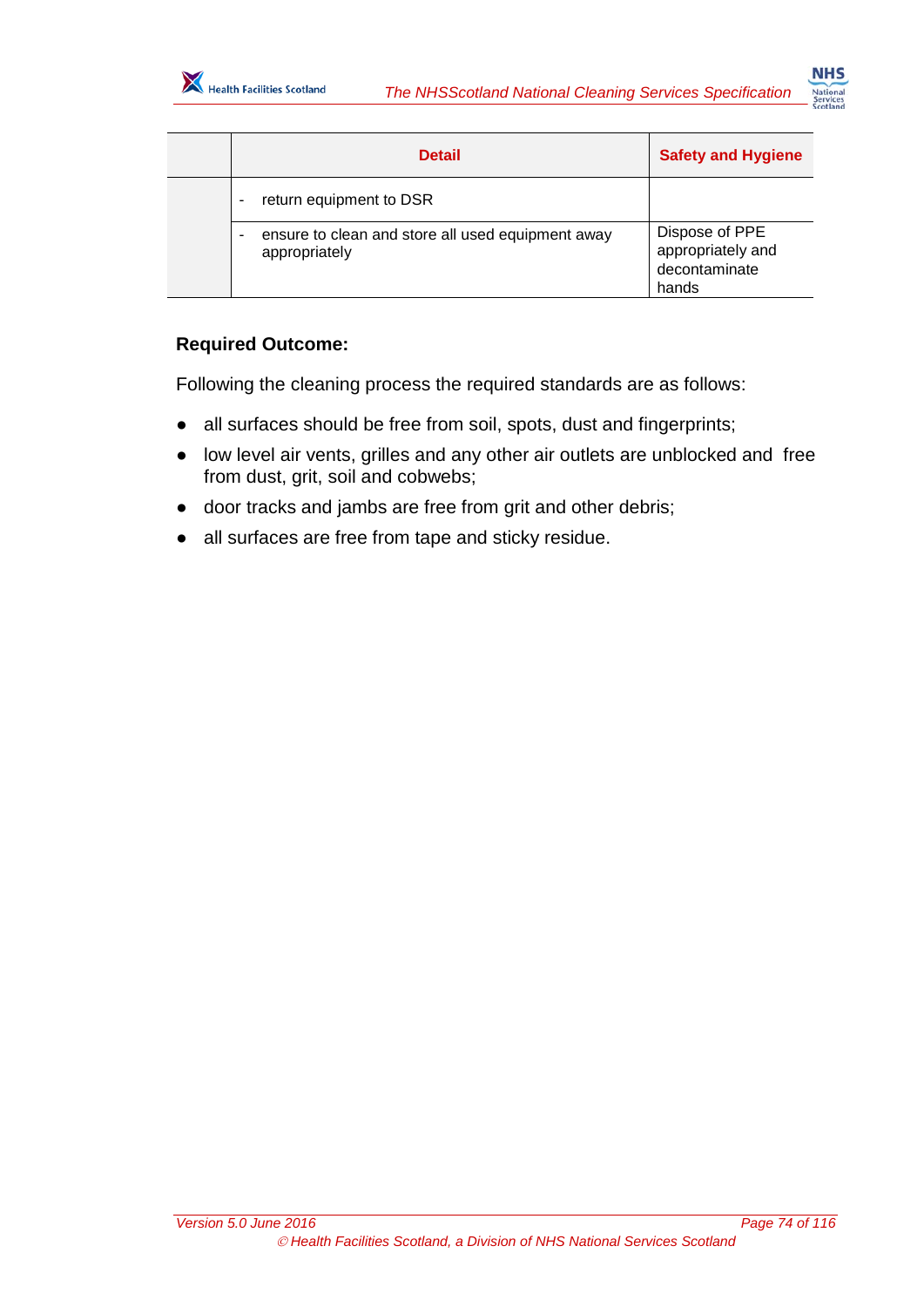| | Detail | Safety and Hygiene |
|---|---|---|
| | - return equipment to DSR | |
| | - ensure to clean and store all used equipment away appropriately | Dispose of PPE appropriately and decontaminate hands |

**Required Outcome:**

Following the cleaning process the required standards are as follows:

- all surfaces should be free from soil, spots, dust and fingerprints;
- low level air vents, grilles and any other air outlets are unblocked and free from dust, grit, soil and cobwebs;
- door tracks and jambs are free from grit and other debris;
- all surfaces are free from tape and sticky residue.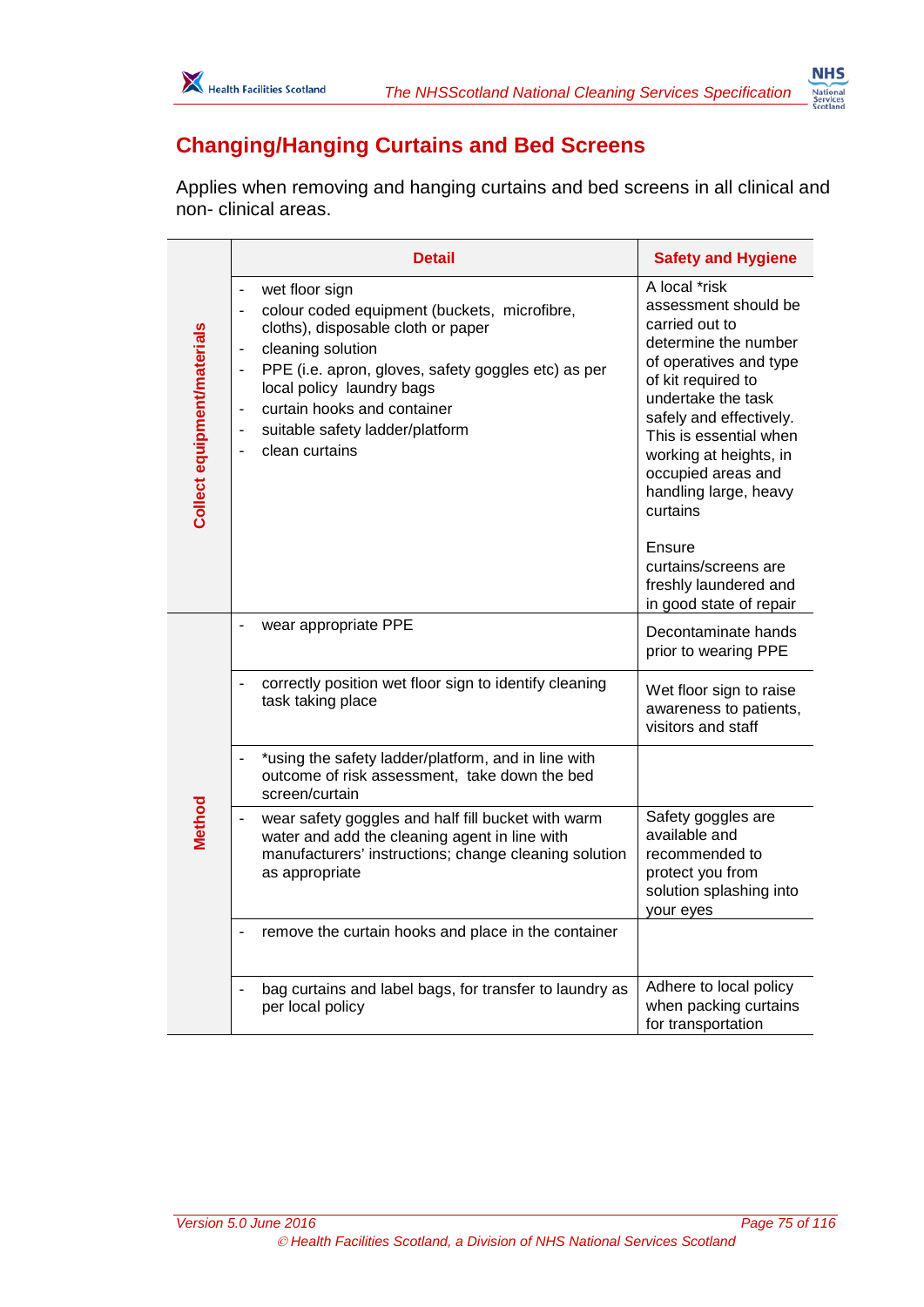# Changing/Hanging Curtains and Bed Screens

Applies when removing and hanging curtains and bed screens in all clinical and non- clinical areas.

| | Detail | Safety and Hygiene |
|---|---|---|
| **Collect equipment/materials** | - wet floor sign<br>- colour coded equipment (buckets, microfibre, cloths), disposable cloth or paper<br>- cleaning solution<br>- PPE (i.e. apron, gloves, safety goggles etc) as per local policy laundry bags<br>- curtain hooks and container<br>- suitable safety ladder/platform<br>- clean curtains | A local *risk assessment should be carried out to determine the number of operatives and type of kit required to undertake the task safely and effectively. This is essential when working at heights, in occupied areas and handling large, heavy curtains<br><br>Ensure curtains/screens are freshly laundered and in good state of repair |
| **Method** | - wear appropriate PPE | Decontaminate hands prior to wearing PPE |
| | - correctly position wet floor sign to identify cleaning task taking place | Wet floor sign to raise awareness to patients, visitors and staff |
| | - *using the safety ladder/platform, and in line with outcome of risk assessment, take down the bed screen/curtain | |
| | - wear safety goggles and half fill bucket with warm water and add the cleaning agent in line with manufacturers' instructions; change cleaning solution as appropriate | Safety goggles are available and recommended to protect you from solution splashing into your eyes |
| | - remove the curtain hooks and place in the container | |
| | - bag curtains and label bags, for transfer to laundry as per local policy | Adhere to local policy when packing curtains for transportation |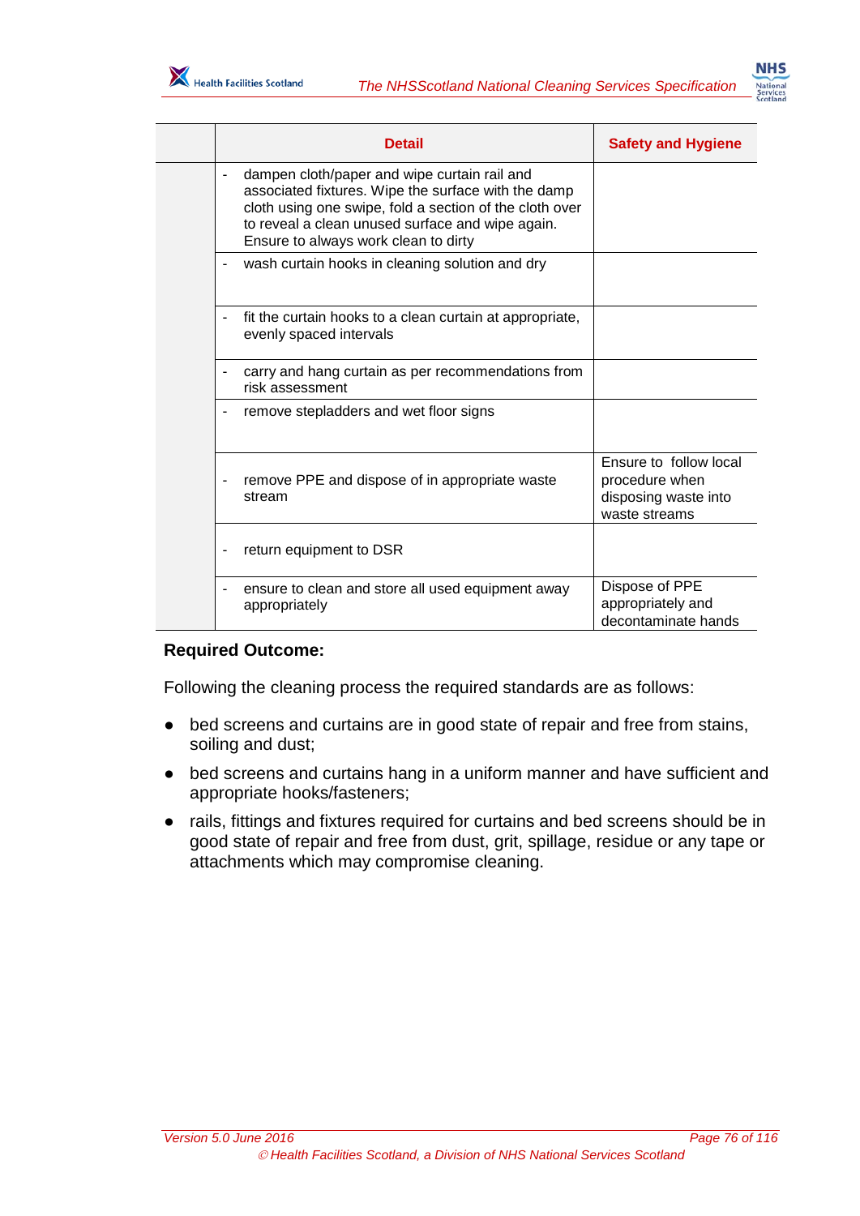| | Detail | Safety and Hygiene |
|---|---|---|
| | - dampen cloth/paper and wipe curtain rail and associated fixtures. Wipe the surface with the damp cloth using one swipe, fold a section of the cloth over to reveal a clean unused surface and wipe again. Ensure to always work clean to dirty | |
| | - wash curtain hooks in cleaning solution and dry | |
| | - fit the curtain hooks to a clean curtain at appropriate, evenly spaced intervals | |
| | - carry and hang curtain as per recommendations from risk assessment | |
| | - remove stepladders and wet floor signs | |
| | - remove PPE and dispose of in appropriate waste stream | Ensure to follow local procedure when disposing waste into waste streams |
| | - return equipment to DSR | |
| | - ensure to clean and store all used equipment away appropriately | Dispose of PPE appropriately and decontaminate hands |

**Required Outcome:**

Following the cleaning process the required standards are as follows:

- bed screens and curtains are in good state of repair and free from stains, soiling and dust;
- bed screens and curtains hang in a uniform manner and have sufficient and appropriate hooks/fasteners;
- rails, fittings and fixtures required for curtains and bed screens should be in good state of repair and free from dust, grit, spillage, residue or any tape or attachments which may compromise cleaning.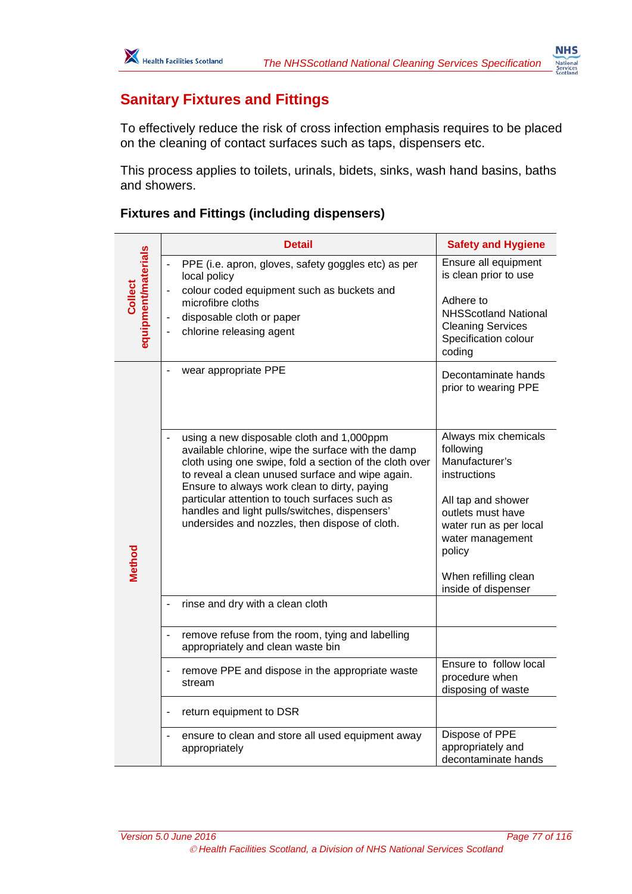## Sanitary Fixtures and Fittings

To effectively reduce the risk of cross infection emphasis requires to be placed on the cleaning of contact surfaces such as taps, dispensers etc.

This process applies to toilets, urinals, bidets, sinks, wash hand basins, baths and showers.

### Fixtures and Fittings (including dispensers)

| | Detail | Safety and Hygiene |
|---|---|---|
| **Collect equipment/materials** | - PPE (i.e. apron, gloves, safety goggles etc) as per local policy<br>- colour coded equipment such as buckets and microfibre cloths<br>- disposable cloth or paper<br>- chlorine releasing agent | Ensure all equipment is clean prior to use<br><br>Adhere to NHSScotland National Cleaning Services Specification colour coding |
| **Method** | - wear appropriate PPE | Decontaminate hands prior to wearing PPE |
| | - using a new disposable cloth and 1,000ppm available chlorine, wipe the surface with the damp cloth using one swipe, fold a section of the cloth over to reveal a clean unused surface and wipe again. Ensure to always work clean to dirty, paying particular attention to touch surfaces such as handles and light pulls/switches, dispensers' undersides and nozzles, then dispose of cloth. | Always mix chemicals following Manufacturer's instructions<br><br>All tap and shower outlets must have water run as per local water management policy<br><br>When refilling clean inside of dispenser |
| | - rinse and dry with a clean cloth | |
| | - remove refuse from the room, tying and labelling appropriately and clean waste bin | |
| | - remove PPE and dispose in the appropriate waste stream | Ensure to follow local procedure when disposing of waste |
| | - return equipment to DSR | |
| | - ensure to clean and store all used equipment away appropriately | Dispose of PPE appropriately and decontaminate hands |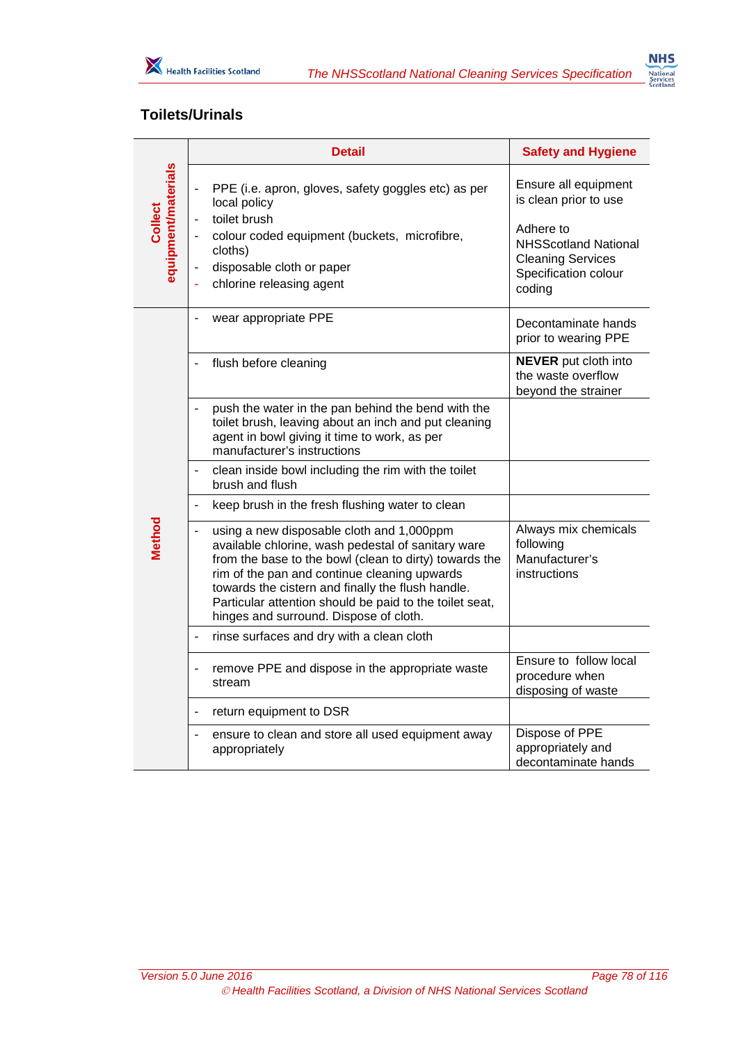## Toilets/Urinals

| | Detail | Safety and Hygiene |
|---|---|---|
| Collect equipment/materials | - PPE (i.e. apron, gloves, safety goggles etc) as per local policy<br>- toilet brush<br>- colour coded equipment (buckets, microfibre, cloths)<br>- disposable cloth or paper<br>- chlorine releasing agent | Ensure all equipment is clean prior to use<br><br>Adhere to NHSScotland National Cleaning Services Specification colour coding |
| Method | - wear appropriate PPE | Decontaminate hands prior to wearing PPE |
| | - flush before cleaning | **NEVER** put cloth into the waste overflow beyond the strainer |
| | - push the water in the pan behind the bend with the toilet brush, leaving about an inch and put cleaning agent in bowl giving it time to work, as per manufacturer's instructions | |
| | - clean inside bowl including the rim with the toilet brush and flush | |
| | - keep brush in the fresh flushing water to clean | |
| | - using a new disposable cloth and 1,000ppm available chlorine, wash pedestal of sanitary ware from the base to the bowl (clean to dirty) towards the rim of the pan and continue cleaning upwards towards the cistern and finally the flush handle. Particular attention should be paid to the toilet seat, hinges and surround. Dispose of cloth. | Always mix chemicals following Manufacturer's instructions |
| | - rinse surfaces and dry with a clean cloth | |
| | - remove PPE and dispose in the appropriate waste stream | Ensure to follow local procedure when disposing of waste |
| | - return equipment to DSR | |
| | - ensure to clean and store all used equipment away appropriately | Dispose of PPE appropriately and decontaminate hands |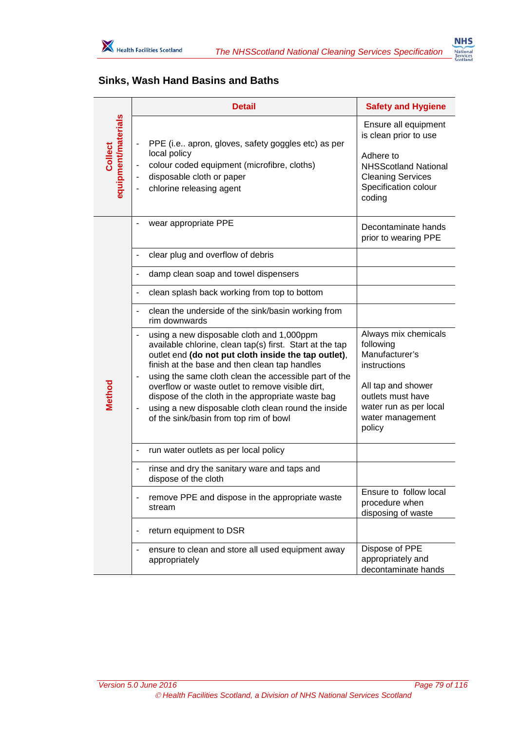## Sinks, Wash Hand Basins and Baths

| | Detail | Safety and Hygiene |
|---|---|---|
| **Collect equipment/materials** | - PPE (i.e.. apron, gloves, safety goggles etc) as per local policy<br>- colour coded equipment (microfibre, cloths)<br>- disposable cloth or paper<br>- chlorine releasing agent | Ensure all equipment is clean prior to use<br><br>Adhere to NHSScotland National Cleaning Services Specification colour coding |
| **Method** | - wear appropriate PPE | Decontaminate hands prior to wearing PPE |
| | - clear plug and overflow of debris | |
| | - damp clean soap and towel dispensers | |
| | - clean splash back working from top to bottom | |
| | - clean the underside of the sink/basin working from rim downwards | |
| | - using a new disposable cloth and 1,000ppm available chlorine, clean tap(s) first. Start at the tap outlet end **(do not put cloth inside the tap outlet)**, finish at the base and then clean tap handles<br>- using the same cloth clean the accessible part of the overflow or waste outlet to remove visible dirt, dispose of the cloth in the appropriate waste bag<br>- using a new disposable cloth clean round the inside of the sink/basin from top rim of bowl | Always mix chemicals following Manufacturer's instructions<br><br>All tap and shower outlets must have water run as per local water management policy |
| | - run water outlets as per local policy | |
| | - rinse and dry the sanitary ware and taps and dispose of the cloth | |
| | - remove PPE and dispose in the appropriate waste stream | Ensure to follow local procedure when disposing of waste |
| | - return equipment to DSR | |
| | - ensure to clean and store all used equipment away appropriately | Dispose of PPE appropriately and decontaminate hands |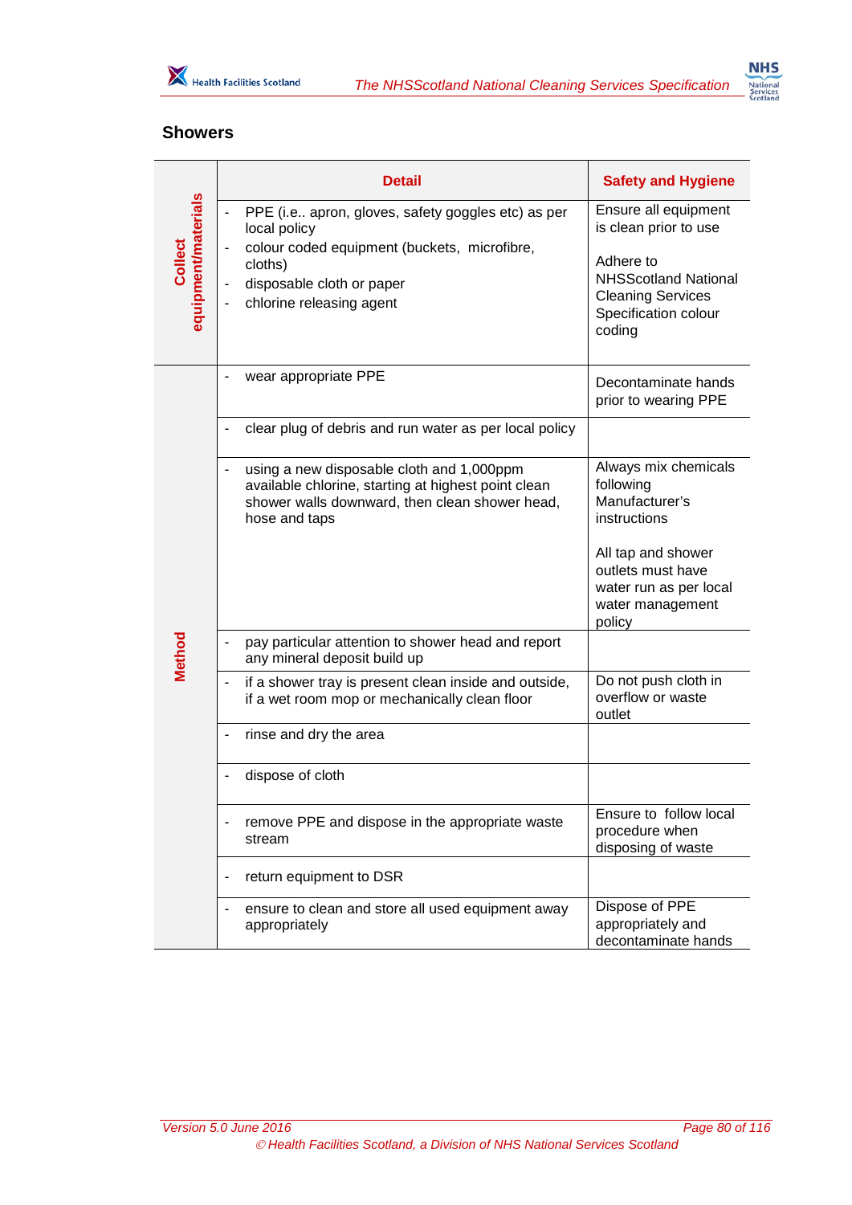## Showers

| | Detail | Safety and Hygiene |
|---|---|---|
| Collect equipment/materials | - PPE (i.e.. apron, gloves, safety goggles etc) as per local policy<br>- colour coded equipment (buckets, microfibre, cloths)<br>- disposable cloth or paper<br>- chlorine releasing agent | Ensure all equipment is clean prior to use<br><br>Adhere to NHSScotland National Cleaning Services Specification colour coding |
| Method | - wear appropriate PPE | Decontaminate hands prior to wearing PPE |
| | - clear plug of debris and run water as per local policy | |
| | - using a new disposable cloth and 1,000ppm available chlorine, starting at highest point clean shower walls downward, then clean shower head, hose and taps | Always mix chemicals following Manufacturer's instructions<br><br>All tap and shower outlets must have water run as per local water management policy |
| | - pay particular attention to shower head and report any mineral deposit build up | |
| | - if a shower tray is present clean inside and outside, if a wet room mop or mechanically clean floor | Do not push cloth in overflow or waste outlet |
| | - rinse and dry the area | |
| | - dispose of cloth | |
| | - remove PPE and dispose in the appropriate waste stream | Ensure to follow local procedure when disposing of waste |
| | - return equipment to DSR | |
| | - ensure to clean and store all used equipment away appropriately | Dispose of PPE appropriately and decontaminate hands |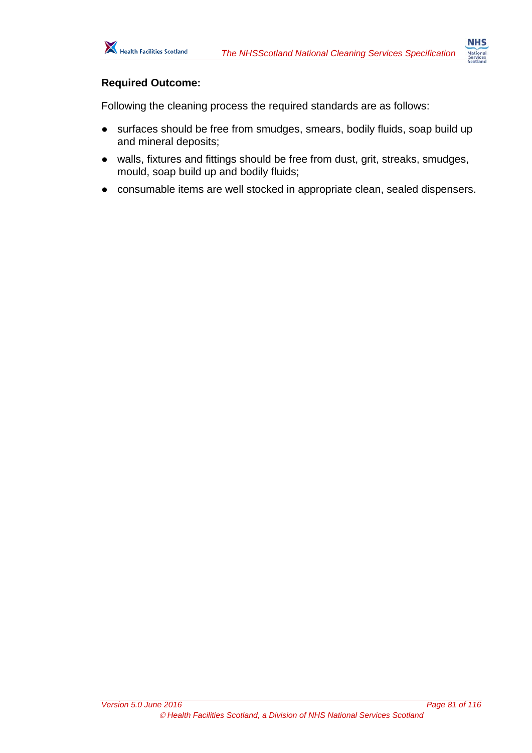**Required Outcome:**

Following the cleaning process the required standards are as follows:

- surfaces should be free from smudges, smears, bodily fluids, soap build up and mineral deposits;
- walls, fixtures and fittings should be free from dust, grit, streaks, smudges, mould, soap build up and bodily fluids;
- consumable items are well stocked in appropriate clean, sealed dispensers.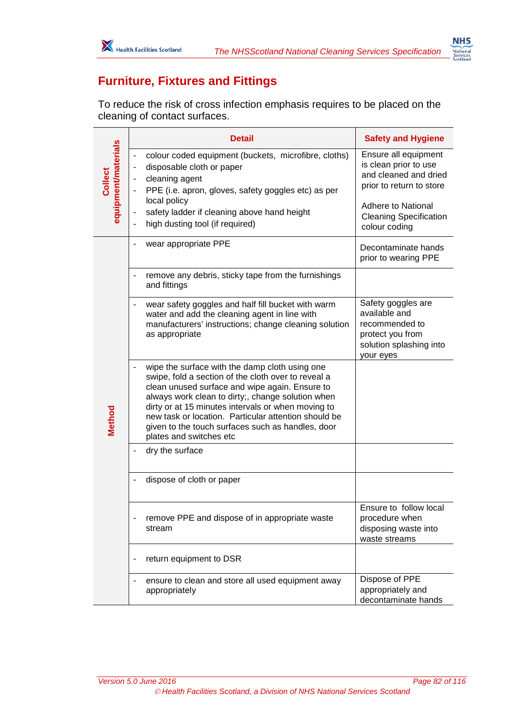## Furniture, Fixtures and Fittings

To reduce the risk of cross infection emphasis requires to be placed on the cleaning of contact surfaces.

| | Detail | Safety and Hygiene |
|---|---|---|
| Collect equipment/materials | - colour coded equipment (buckets, microfibre, cloths)<br>- disposable cloth or paper<br>- cleaning agent<br>- PPE (i.e. apron, gloves, safety goggles etc) as per local policy<br>- safety ladder if cleaning above hand height<br>- high dusting tool (if required) | Ensure all equipment is clean prior to use and cleaned and dried prior to return to store<br><br>Adhere to National Cleaning Specification colour coding |
| Method | - wear appropriate PPE | Decontaminate hands prior to wearing PPE |
| | - remove any debris, sticky tape from the furnishings and fittings | |
| | - wear safety goggles and half fill bucket with warm water and add the cleaning agent in line with manufacturers' instructions; change cleaning solution as appropriate | Safety goggles are available and recommended to protect you from solution splashing into your eyes |
| | - wipe the surface with the damp cloth using one swipe, fold a section of the cloth over to reveal a clean unused surface and wipe again. Ensure to always work clean to dirty;, change solution when dirty or at 15 minutes intervals or when moving to new task or location. Particular attention should be given to the touch surfaces such as handles, door plates and switches etc | |
| | - dry the surface | |
| | - dispose of cloth or paper | |
| | - remove PPE and dispose of in appropriate waste stream | Ensure to follow local procedure when disposing waste into waste streams |
| | - return equipment to DSR | |
| | - ensure to clean and store all used equipment away appropriately | Dispose of PPE appropriately and decontaminate hands |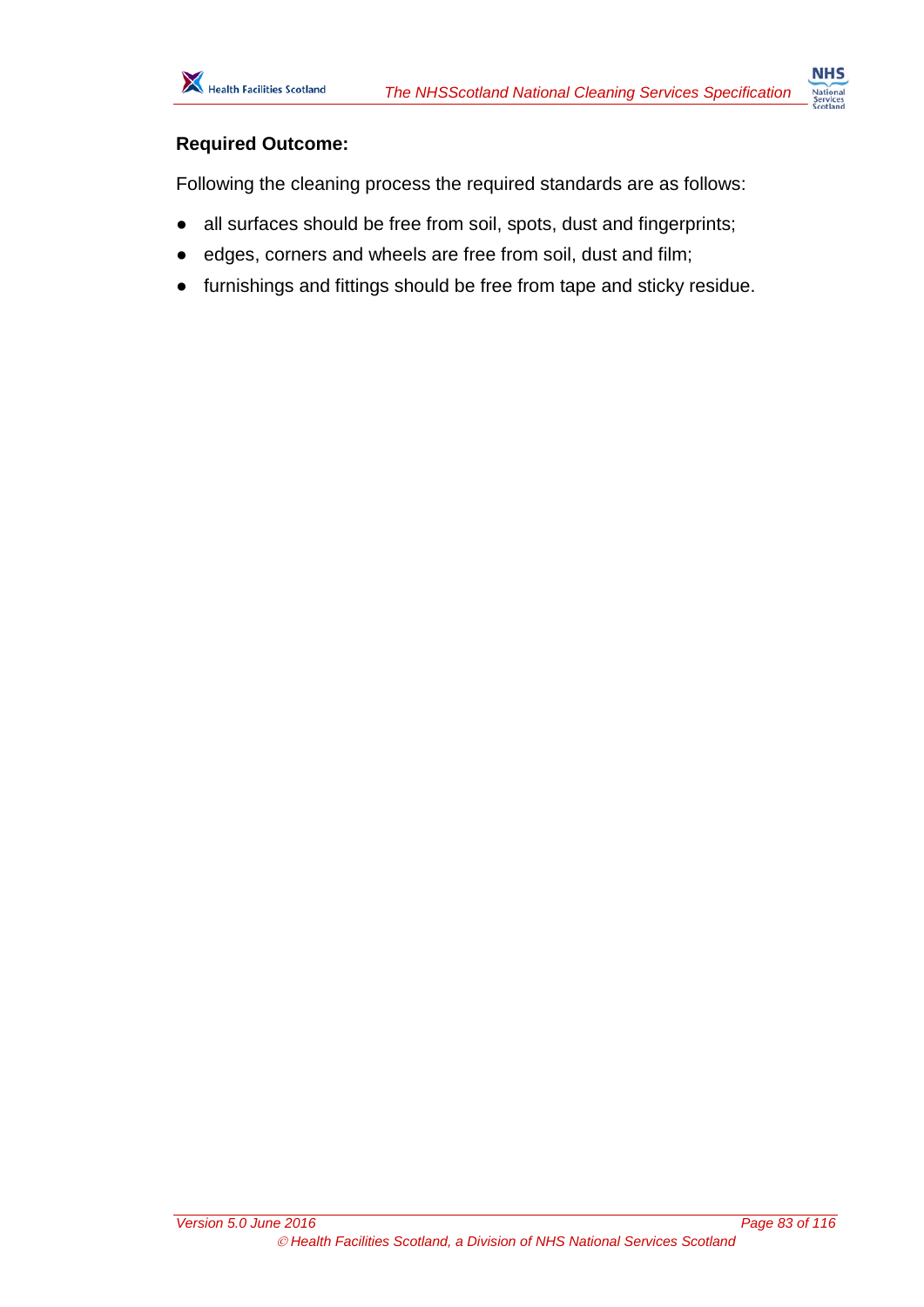**Required Outcome:**

Following the cleaning process the required standards are as follows:

- all surfaces should be free from soil, spots, dust and fingerprints;
- edges, corners and wheels are free from soil, dust and film;
- furnishings and fittings should be free from tape and sticky residue.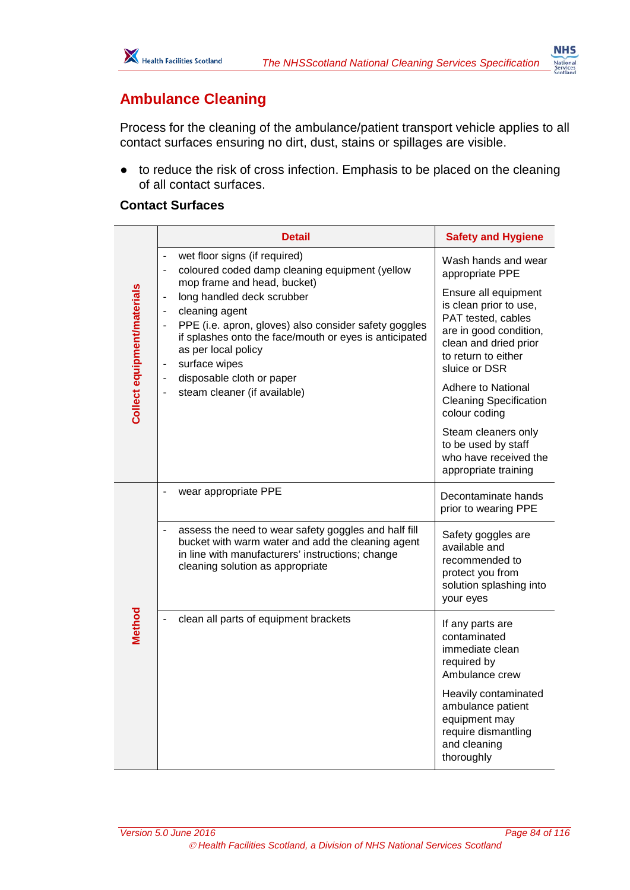## Ambulance Cleaning

Process for the cleaning of the ambulance/patient transport vehicle applies to all contact surfaces ensuring no dirt, dust, stains or spillages are visible.

- to reduce the risk of cross infection. Emphasis to be placed on the cleaning of all contact surfaces.

### Contact Surfaces

| | Detail | Safety and Hygiene |
|---|---|---|
| **Collect equipment/materials** | - wet floor signs (if required)<br>- coloured coded damp cleaning equipment (yellow mop frame and head, bucket)<br>- long handled deck scrubber<br>- cleaning agent<br>- PPE (i.e. apron, gloves) also consider safety goggles if splashes onto the face/mouth or eyes is anticipated as per local policy<br>- surface wipes<br>- disposable cloth or paper<br>- steam cleaner (if available) | Wash hands and wear appropriate PPE<br><br>Ensure all equipment is clean prior to use, PAT tested, cables are in good condition, clean and dried prior to return to either sluice or DSR<br><br>Adhere to National Cleaning Specification colour coding<br><br>Steam cleaners only to be used by staff who have received the appropriate training |
| **Method** | - wear appropriate PPE | Decontaminate hands prior to wearing PPE |
| | - assess the need to wear safety goggles and half fill bucket with warm water and add the cleaning agent in line with manufacturers' instructions; change cleaning solution as appropriate | Safety goggles are available and recommended to protect you from solution splashing into your eyes |
| | - clean all parts of equipment brackets | If any parts are contaminated immediate clean required by Ambulance crew<br><br>Heavily contaminated ambulance patient equipment may require dismantling and cleaning thoroughly |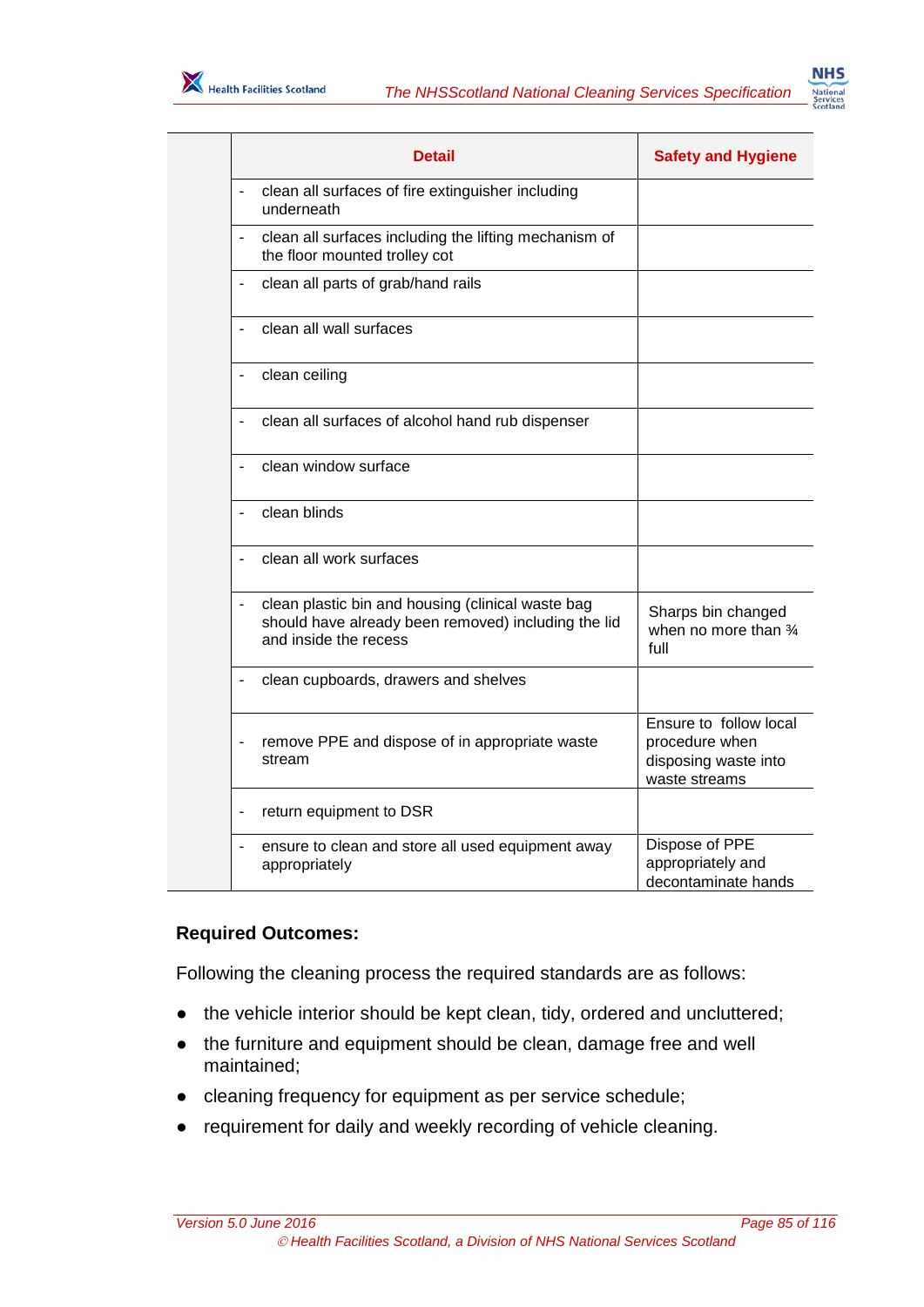| | Detail | Safety and Hygiene |
|---|---|---|
| | - clean all surfaces of fire extinguisher including underneath | |
| | - clean all surfaces including the lifting mechanism of the floor mounted trolley cot | |
| | - clean all parts of grab/hand rails | |
| | - clean all wall surfaces | |
| | - clean ceiling | |
| | - clean all surfaces of alcohol hand rub dispenser | |
| | - clean window surface | |
| | - clean blinds | |
| | - clean all work surfaces | |
| | - clean plastic bin and housing (clinical waste bag should have already been removed) including the lid and inside the recess | Sharps bin changed when no more than ¾ full |
| | - clean cupboards, drawers and shelves | |
| | - remove PPE and dispose of in appropriate waste stream | Ensure to follow local procedure when disposing waste into waste streams |
| | - return equipment to DSR | |
| | - ensure to clean and store all used equipment away appropriately | Dispose of PPE appropriately and decontaminate hands |

**Required Outcomes:**

Following the cleaning process the required standards are as follows:

- the vehicle interior should be kept clean, tidy, ordered and uncluttered;
- the furniture and equipment should be clean, damage free and well maintained;
- cleaning frequency for equipment as per service schedule;
- requirement for daily and weekly recording of vehicle cleaning.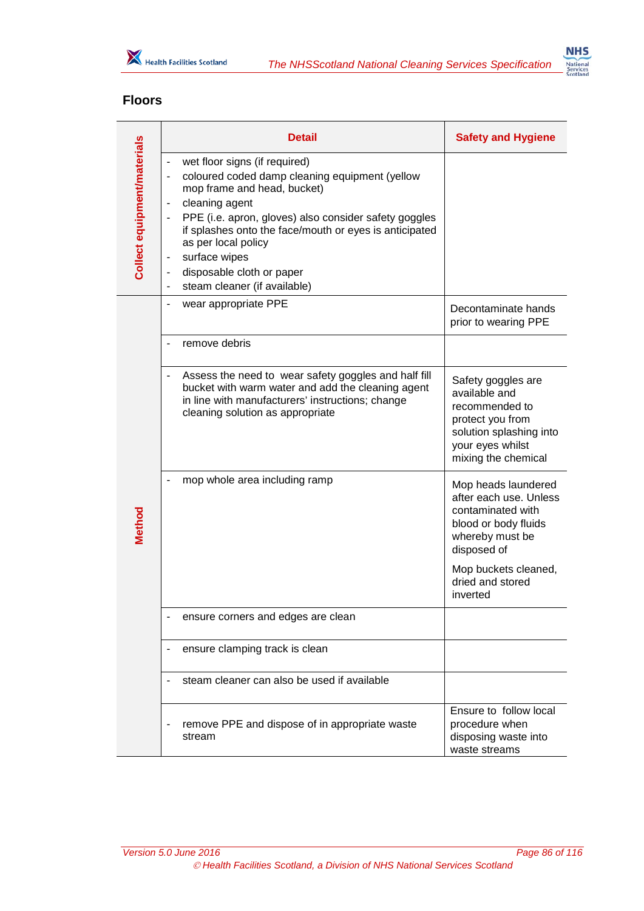## Floors

| | Detail | Safety and Hygiene |
|---|---|---|
| **Collect equipment/materials** | - wet floor signs (if required)<br>- coloured coded damp cleaning equipment (yellow mop frame and head, bucket)<br>- cleaning agent<br>- PPE (i.e. apron, gloves) also consider safety goggles if splashes onto the face/mouth or eyes is anticipated as per local policy<br>- surface wipes<br>- disposable cloth or paper<br>- steam cleaner (if available) | |
| **Method** | - wear appropriate PPE | Decontaminate hands prior to wearing PPE |
| | - remove debris | |
| | - Assess the need to wear safety goggles and half fill bucket with warm water and add the cleaning agent in line with manufacturers' instructions; change cleaning solution as appropriate | Safety goggles are available and recommended to protect you from solution splashing into your eyes whilst mixing the chemical |
| | - mop whole area including ramp | Mop heads laundered after each use. Unless contaminated with blood or body fluids whereby must be disposed of<br><br>Mop buckets cleaned, dried and stored inverted |
| | - ensure corners and edges are clean | |
| | - ensure clamping track is clean | |
| | - steam cleaner can also be used if available | |
| | - remove PPE and dispose of in appropriate waste stream | Ensure to follow local procedure when disposing waste into waste streams |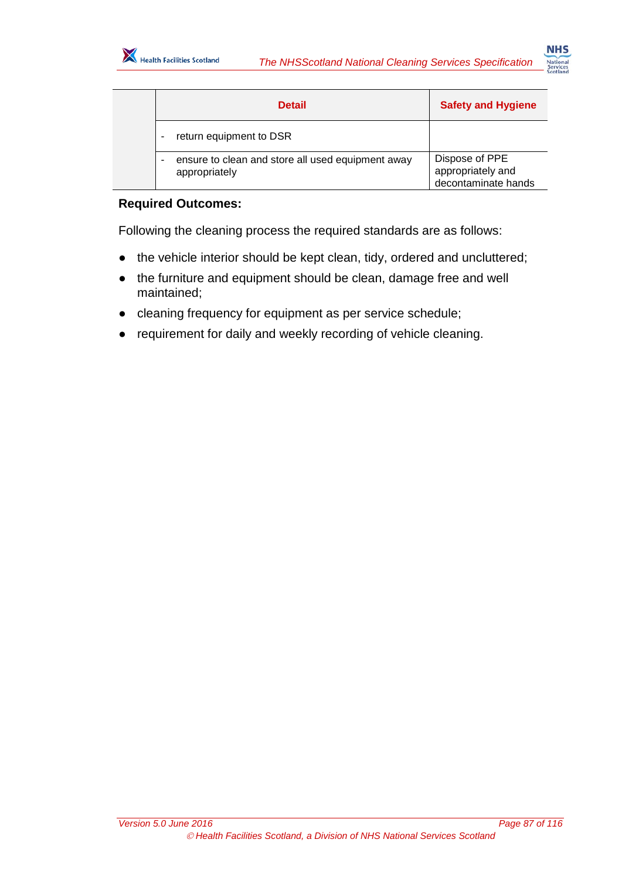| | Detail | Safety and Hygiene |
|---|---|---|
| | - return equipment to DSR | |
| | - ensure to clean and store all used equipment away appropriately | Dispose of PPE appropriately and decontaminate hands |

**Required Outcomes:**

Following the cleaning process the required standards are as follows:

- the vehicle interior should be kept clean, tidy, ordered and uncluttered;
- the furniture and equipment should be clean, damage free and well maintained;
- cleaning frequency for equipment as per service schedule;
- requirement for daily and weekly recording of vehicle cleaning.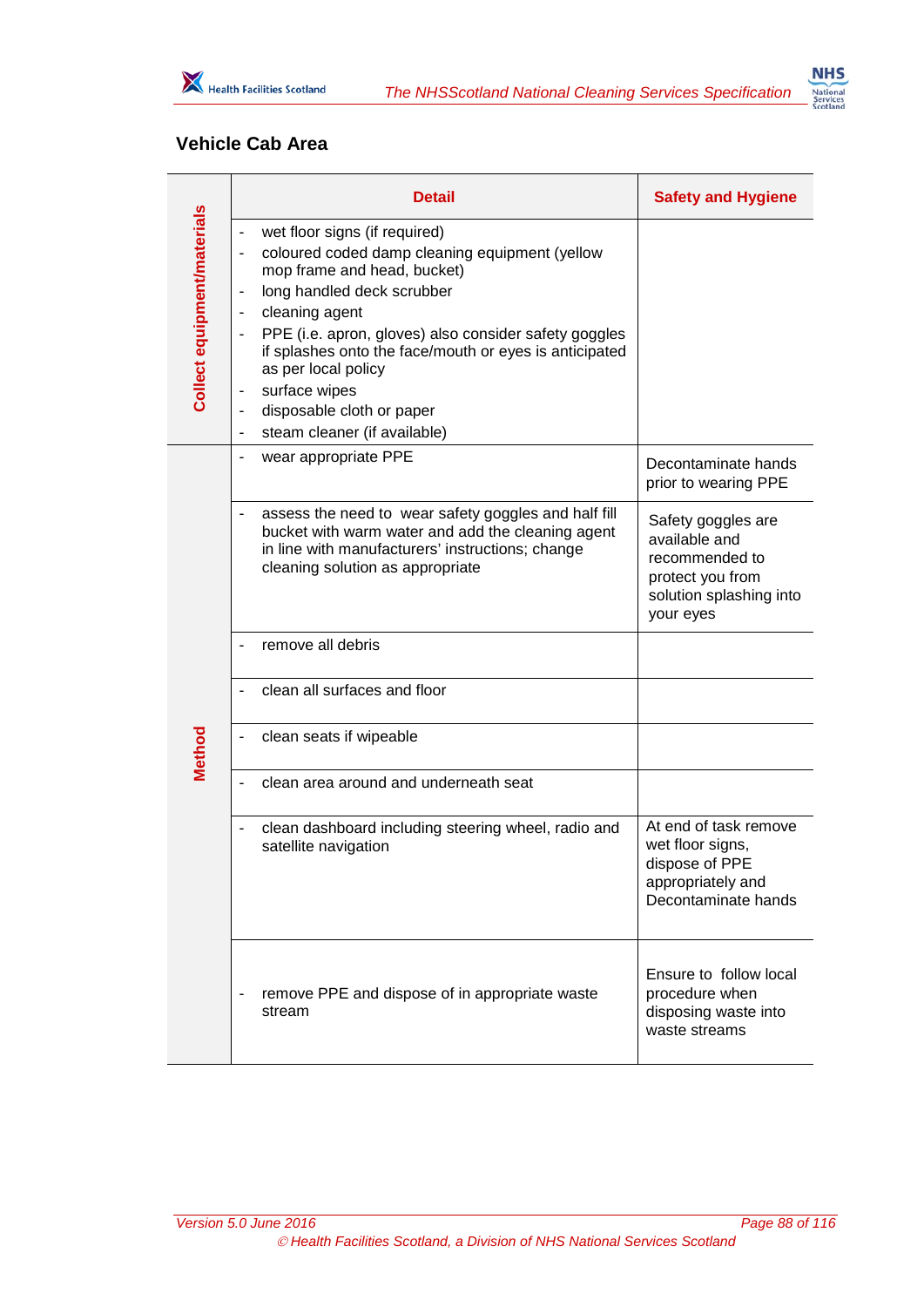## Vehicle Cab Area

| | Detail | Safety and Hygiene |
|---|---|---|
| Collect equipment/materials | - wet floor signs (if required)<br>- coloured coded damp cleaning equipment (yellow mop frame and head, bucket)<br>- long handled deck scrubber<br>- cleaning agent<br>- PPE (i.e. apron, gloves) also consider safety goggles if splashes onto the face/mouth or eyes is anticipated as per local policy<br>- surface wipes<br>- disposable cloth or paper<br>- steam cleaner (if available) | |
| Method | - wear appropriate PPE | Decontaminate hands prior to wearing PPE |
| | - assess the need to wear safety goggles and half fill bucket with warm water and add the cleaning agent in line with manufacturers' instructions; change cleaning solution as appropriate | Safety goggles are available and recommended to protect you from solution splashing into your eyes |
| | - remove all debris | |
| | - clean all surfaces and floor | |
| | - clean seats if wipeable | |
| | - clean area around and underneath seat | |
| | - clean dashboard including steering wheel, radio and satellite navigation | At end of task remove wet floor signs, dispose of PPE appropriately and Decontaminate hands |
| | - remove PPE and dispose of in appropriate waste stream | Ensure to follow local procedure when disposing waste into waste streams |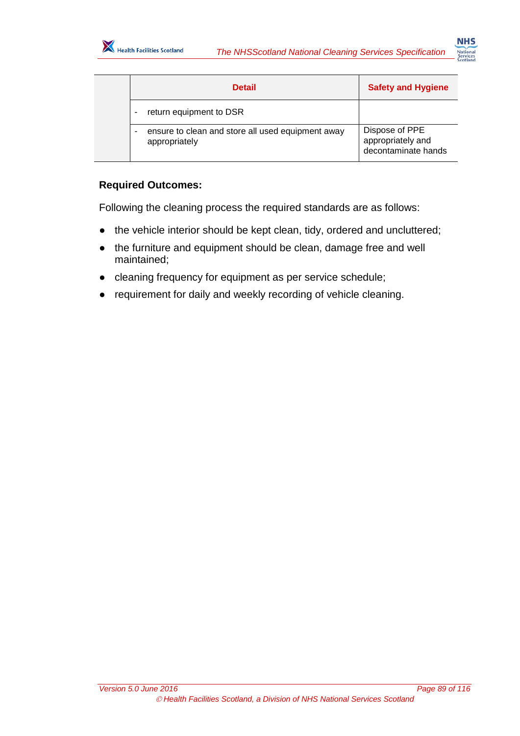| | Detail | Safety and Hygiene |
|---|---|---|
| | - return equipment to DSR | |
| | - ensure to clean and store all used equipment away appropriately | Dispose of PPE appropriately and decontaminate hands |

**Required Outcomes:**

Following the cleaning process the required standards are as follows:

- the vehicle interior should be kept clean, tidy, ordered and uncluttered;
- the furniture and equipment should be clean, damage free and well maintained;
- cleaning frequency for equipment as per service schedule;
- requirement for daily and weekly recording of vehicle cleaning.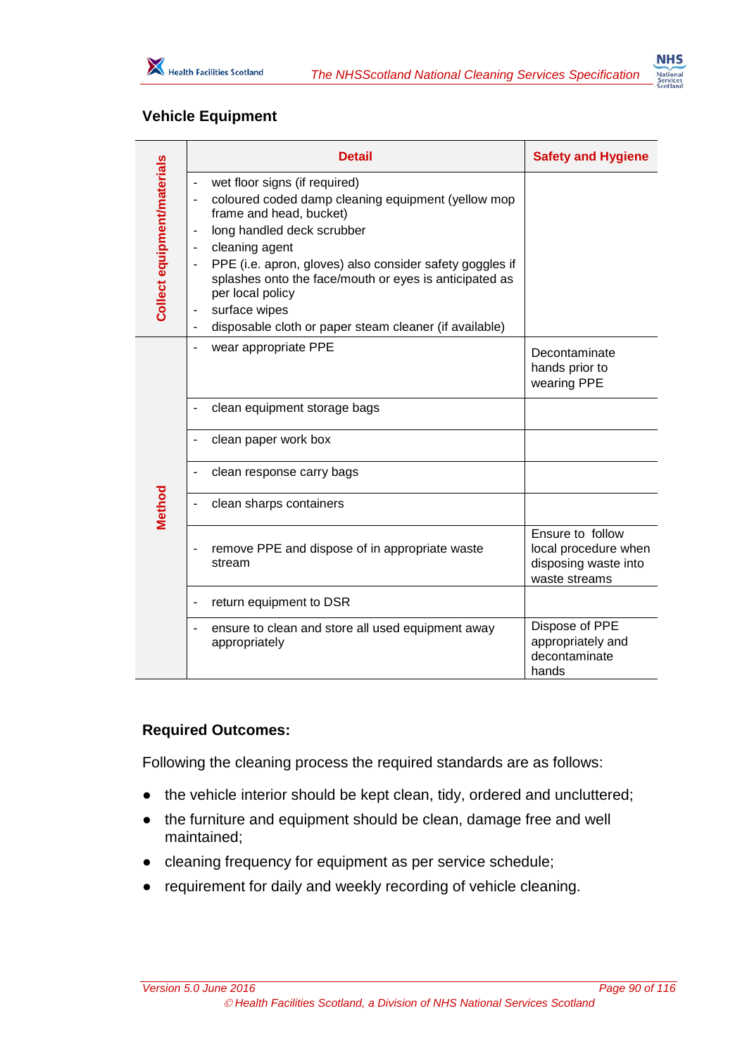## Vehicle Equipment

| | Detail | Safety and Hygiene |
|---|---|---|
| Collect equipment/materials | - wet floor signs (if required)<br>- coloured coded damp cleaning equipment (yellow mop frame and head, bucket)<br>- long handled deck scrubber<br>- cleaning agent<br>- PPE (i.e. apron, gloves) also consider safety goggles if splashes onto the face/mouth or eyes is anticipated as per local policy<br>- surface wipes<br>- disposable cloth or paper steam cleaner (if available) | |
| Method | - wear appropriate PPE | Decontaminate hands prior to wearing PPE |
| | - clean equipment storage bags | |
| | - clean paper work box | |
| | - clean response carry bags | |
| | - clean sharps containers | |
| | - remove PPE and dispose of in appropriate waste stream | Ensure to follow local procedure when disposing waste into waste streams |
| | - return equipment to DSR | |
| | - ensure to clean and store all used equipment away appropriately | Dispose of PPE appropriately and decontaminate hands |

**Required Outcomes:**

Following the cleaning process the required standards are as follows:

- the vehicle interior should be kept clean, tidy, ordered and uncluttered;
- the furniture and equipment should be clean, damage free and well maintained;
- cleaning frequency for equipment as per service schedule;
- requirement for daily and weekly recording of vehicle cleaning.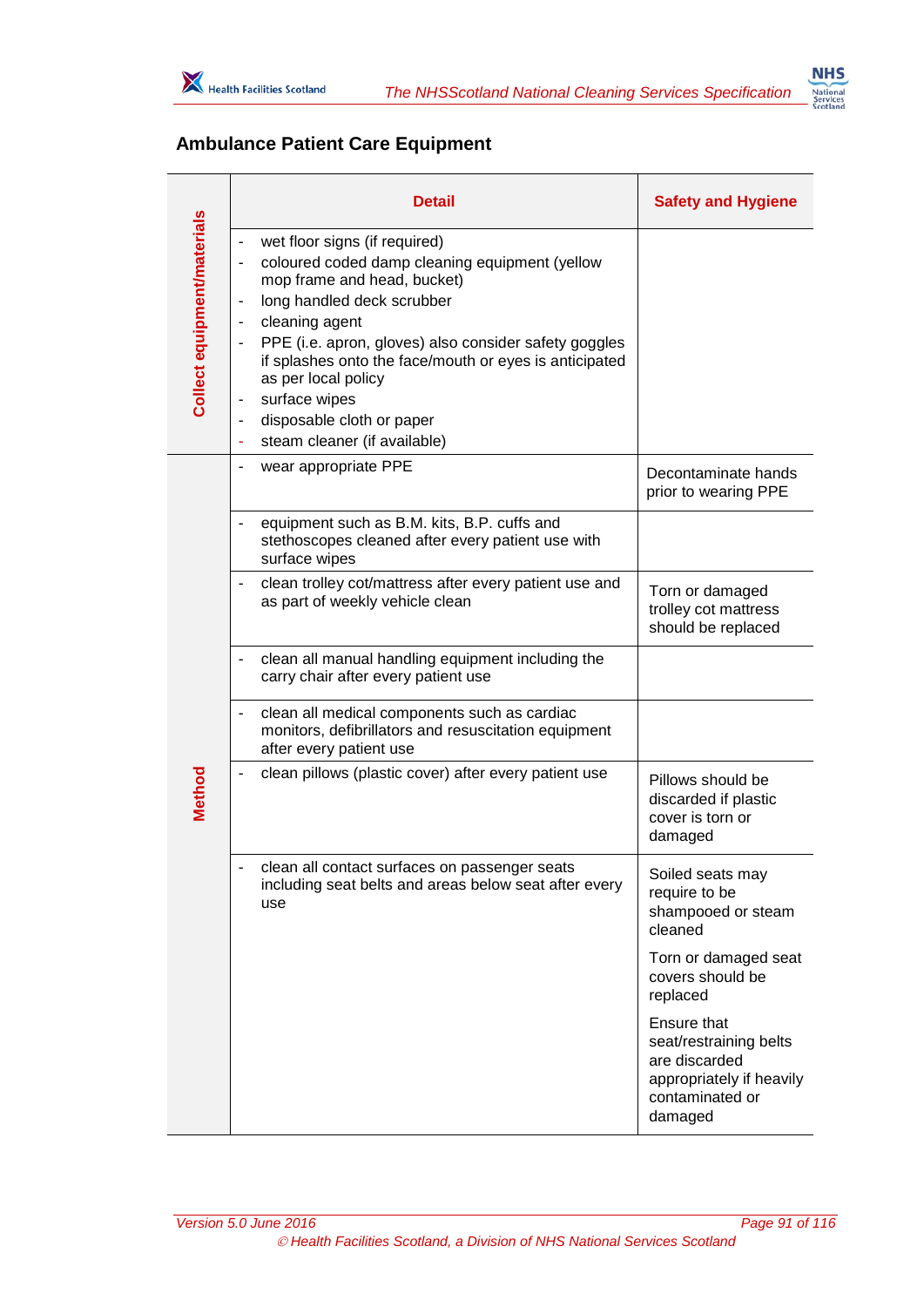## Ambulance Patient Care Equipment

| | Detail | Safety and Hygiene |
|---|---|---|
| **Collect equipment/materials** | - wet floor signs (if required)<br>- coloured coded damp cleaning equipment (yellow mop frame and head, bucket)<br>- long handled deck scrubber<br>- cleaning agent<br>- PPE (i.e. apron, gloves) also consider safety goggles if splashes onto the face/mouth or eyes is anticipated as per local policy<br>- surface wipes<br>- disposable cloth or paper<br>- steam cleaner (if available) | |
| **Method** | - wear appropriate PPE | Decontaminate hands prior to wearing PPE |
| | - equipment such as B.M. kits, B.P. cuffs and stethoscopes cleaned after every patient use with surface wipes | |
| | - clean trolley cot/mattress after every patient use and as part of weekly vehicle clean | Torn or damaged trolley cot mattress should be replaced |
| | - clean all manual handling equipment including the carry chair after every patient use | |
| | - clean all medical components such as cardiac monitors, defibrillators and resuscitation equipment after every patient use | |
| | - clean pillows (plastic cover) after every patient use | Pillows should be discarded if plastic cover is torn or damaged |
| | - clean all contact surfaces on passenger seats including seat belts and areas below seat after every use | Soiled seats may require to be shampooed or steam cleaned<br><br>Torn or damaged seat covers should be replaced<br><br>Ensure that seat/restraining belts are discarded appropriately if heavily contaminated or damaged |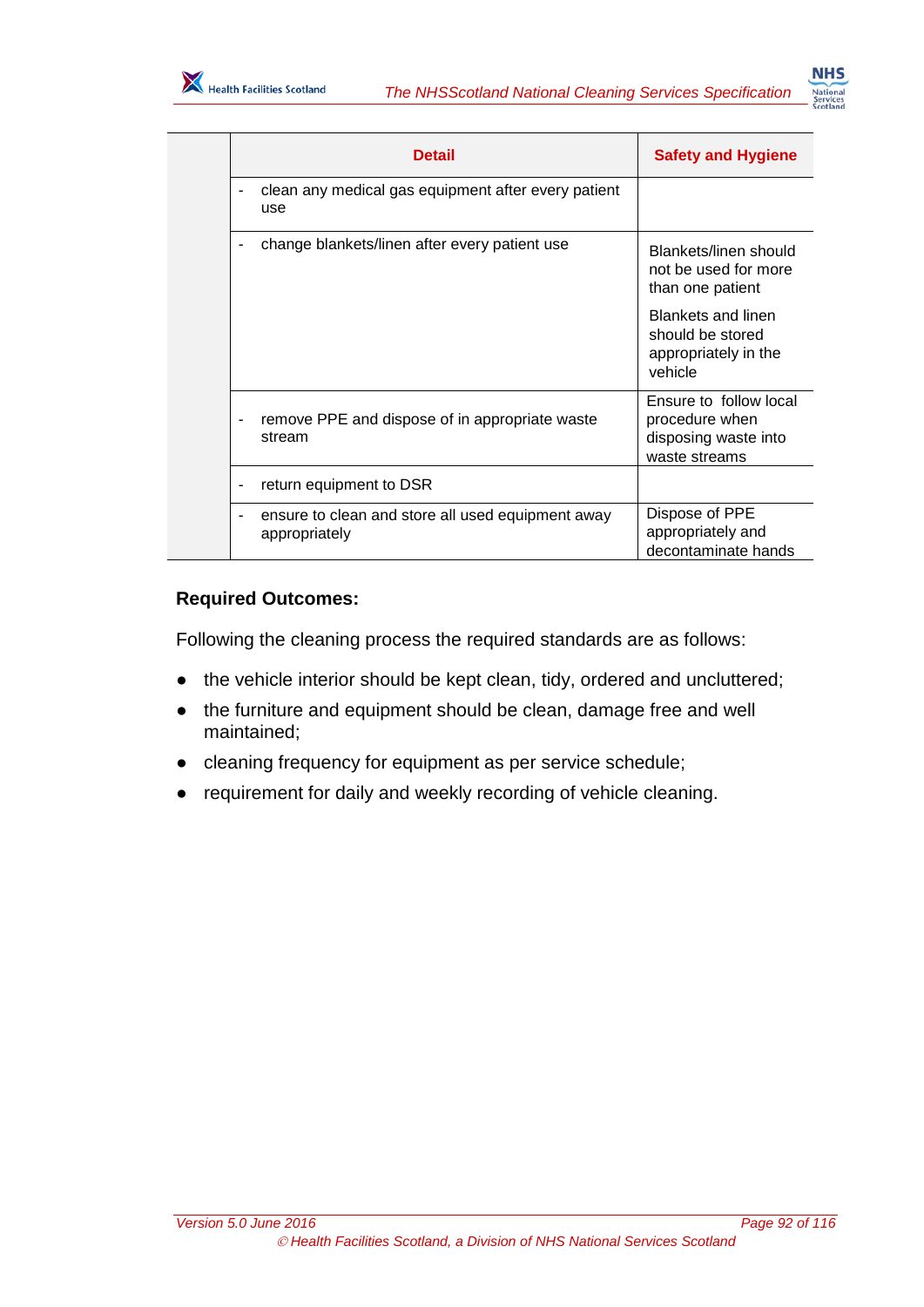| | Detail | Safety and Hygiene |
|---|---|---|
| | - clean any medical gas equipment after every patient use | |
| | - change blankets/linen after every patient use | Blankets/linen should not be used for more than one patient<br><br>Blankets and linen should be stored appropriately in the vehicle |
| | - remove PPE and dispose of in appropriate waste stream | Ensure to follow local procedure when disposing waste into waste streams |
| | - return equipment to DSR | |
| | - ensure to clean and store all used equipment away appropriately | Dispose of PPE appropriately and decontaminate hands |

**Required Outcomes:**

Following the cleaning process the required standards are as follows:

- the vehicle interior should be kept clean, tidy, ordered and uncluttered;
- the furniture and equipment should be clean, damage free and well maintained;
- cleaning frequency for equipment as per service schedule;
- requirement for daily and weekly recording of vehicle cleaning.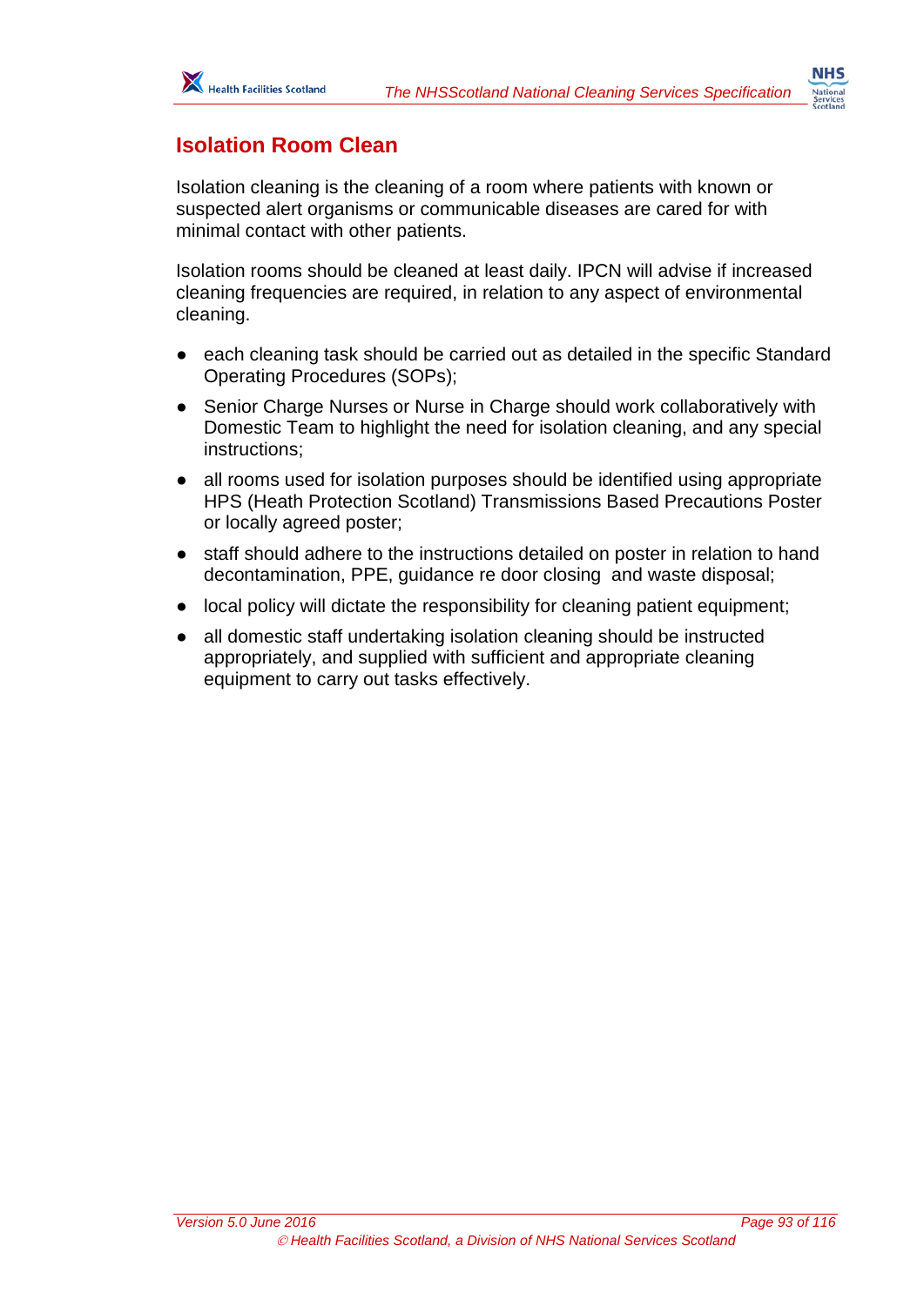## Isolation Room Clean

Isolation cleaning is the cleaning of a room where patients with known or suspected alert organisms or communicable diseases are cared for with minimal contact with other patients.

Isolation rooms should be cleaned at least daily. IPCN will advise if increased cleaning frequencies are required, in relation to any aspect of environmental cleaning.

- each cleaning task should be carried out as detailed in the specific Standard Operating Procedures (SOPs);
- Senior Charge Nurses or Nurse in Charge should work collaboratively with Domestic Team to highlight the need for isolation cleaning, and any special instructions;
- all rooms used for isolation purposes should be identified using appropriate HPS (Heath Protection Scotland) Transmissions Based Precautions Poster or locally agreed poster;
- staff should adhere to the instructions detailed on poster in relation to hand decontamination, PPE, guidance re door closing and waste disposal;
- local policy will dictate the responsibility for cleaning patient equipment;
- all domestic staff undertaking isolation cleaning should be instructed appropriately, and supplied with sufficient and appropriate cleaning equipment to carry out tasks effectively.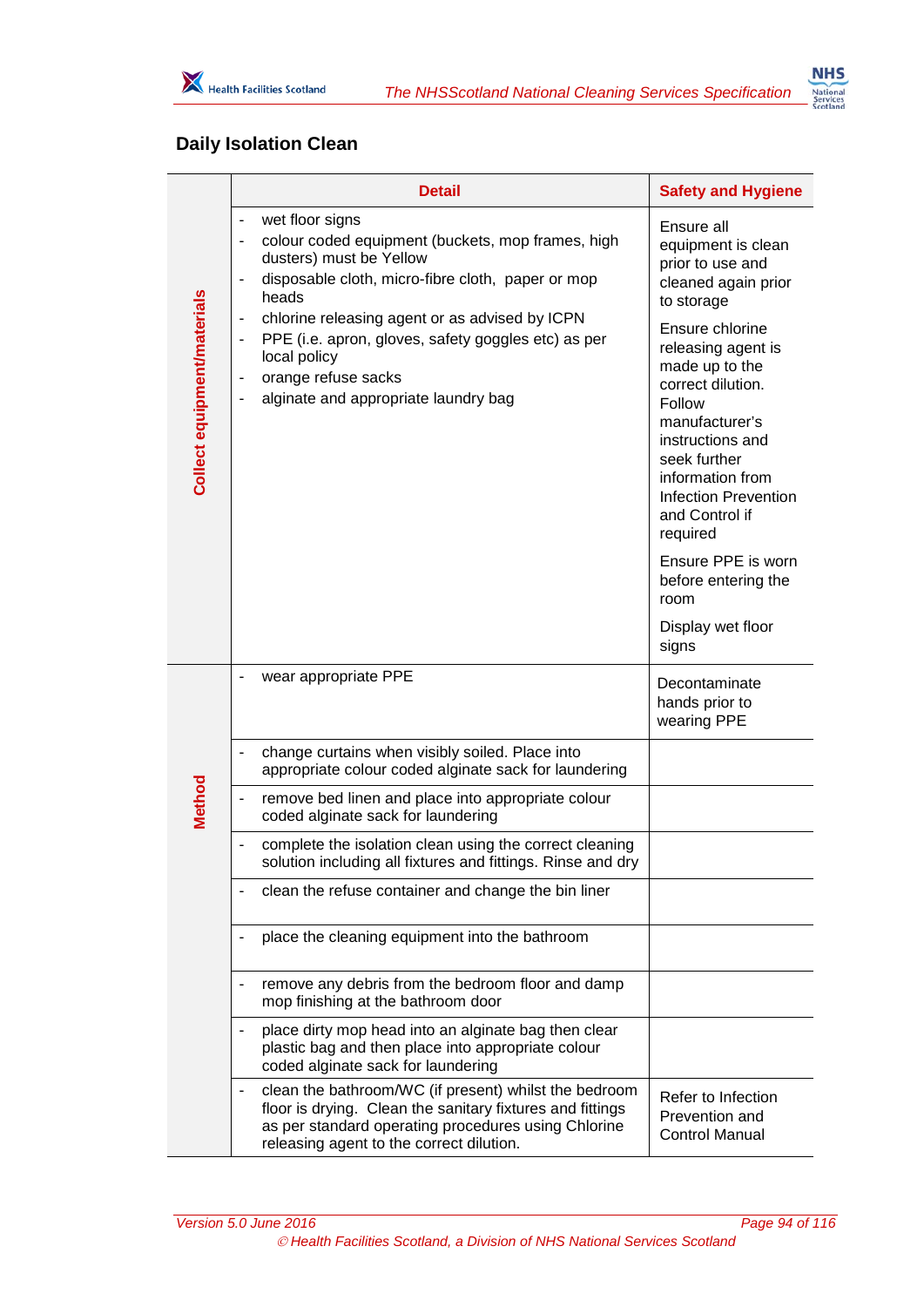## Daily Isolation Clean

| | Detail | Safety and Hygiene |
|---|---|---|
| **Collect equipment/materials** | - wet floor signs<br>- colour coded equipment (buckets, mop frames, high dusters) must be Yellow<br>- disposable cloth, micro-fibre cloth, paper or mop heads<br>- chlorine releasing agent or as advised by ICPN<br>- PPE (i.e. apron, gloves, safety goggles etc) as per local policy<br>- orange refuse sacks<br>- alginate and appropriate laundry bag | Ensure all equipment is clean prior to use and cleaned again prior to storage<br><br>Ensure chlorine releasing agent is made up to the correct dilution. Follow manufacturer's instructions and seek further information from Infection Prevention and Control if required<br><br>Ensure PPE is worn before entering the room<br><br>Display wet floor signs |
| **Method** | - wear appropriate PPE | Decontaminate hands prior to wearing PPE |
| | - change curtains when visibly soiled. Place into appropriate colour coded alginate sack for laundering | |
| | - remove bed linen and place into appropriate colour coded alginate sack for laundering | |
| | - complete the isolation clean using the correct cleaning solution including all fixtures and fittings. Rinse and dry | |
| | - clean the refuse container and change the bin liner | |
| | - place the cleaning equipment into the bathroom | |
| | - remove any debris from the bedroom floor and damp mop finishing at the bathroom door | |
| | - place dirty mop head into an alginate bag then clear plastic bag and then place into appropriate colour coded alginate sack for laundering | |
| | - clean the bathroom/WC (if present) whilst the bedroom floor is drying. Clean the sanitary fixtures and fittings as per standard operating procedures using Chlorine releasing agent to the correct dilution. | Refer to Infection Prevention and Control Manual |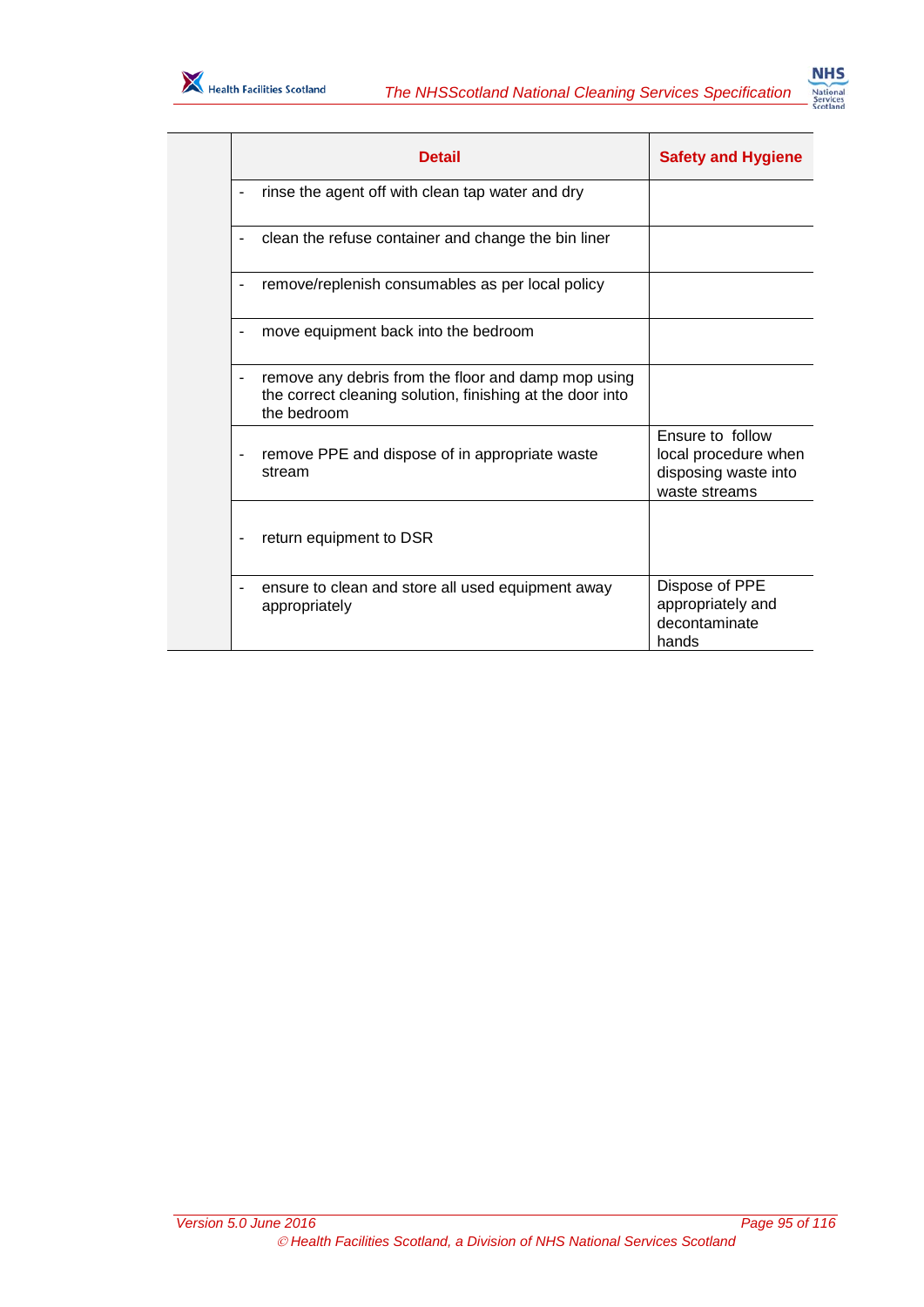| | Detail | Safety and Hygiene |
|---|---|---|
| | - rinse the agent off with clean tap water and dry | |
| | - clean the refuse container and change the bin liner | |
| | - remove/replenish consumables as per local policy | |
| | - move equipment back into the bedroom | |
| | - remove any debris from the floor and damp mop using the correct cleaning solution, finishing at the door into the bedroom | |
| | - remove PPE and dispose of in appropriate waste stream | Ensure to follow local procedure when disposing waste into waste streams |
| | - return equipment to DSR | |
| | - ensure to clean and store all used equipment away appropriately | Dispose of PPE appropriately and decontaminate hands |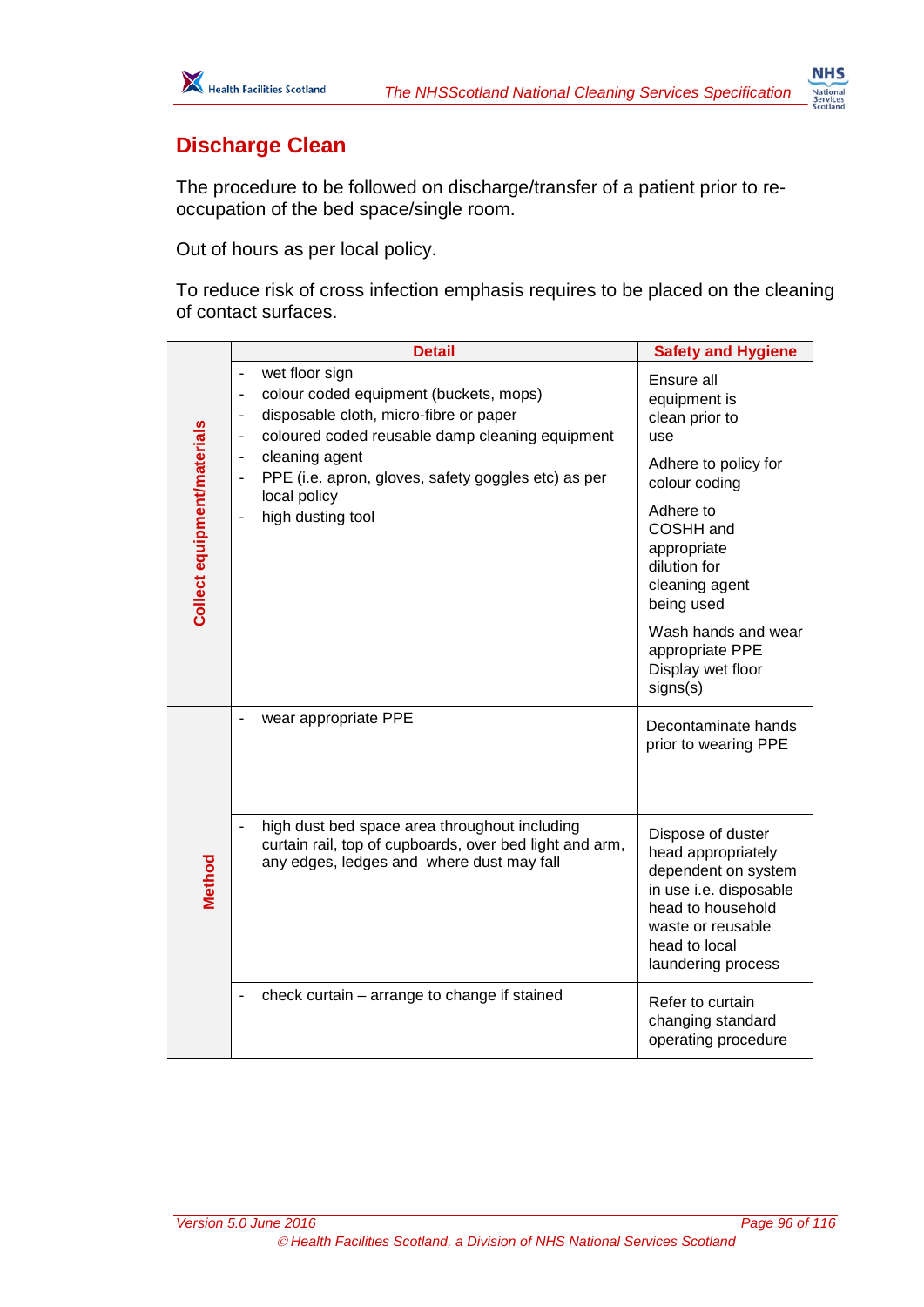## Discharge Clean

The procedure to be followed on discharge/transfer of a patient prior to re-occupation of the bed space/single room.

Out of hours as per local policy.

To reduce risk of cross infection emphasis requires to be placed on the cleaning of contact surfaces.

| | Detail | Safety and Hygiene |
|---|---|---|
| **Collect equipment/materials** | - wet floor sign<br>- colour coded equipment (buckets, mops)<br>- disposable cloth, micro-fibre or paper<br>- coloured coded reusable damp cleaning equipment<br>- cleaning agent<br>- PPE (i.e. apron, gloves, safety goggles etc) as per local policy<br>- high dusting tool | Ensure all equipment is clean prior to use<br><br>Adhere to policy for colour coding<br><br>Adhere to COSHH and appropriate dilution for cleaning agent being used<br><br>Wash hands and wear appropriate PPE<br>Display wet floor signs(s) |
| **Method** | - wear appropriate PPE | Decontaminate hands prior to wearing PPE |
| | - high dust bed space area throughout including curtain rail, top of cupboards, over bed light and arm, any edges, ledges and where dust may fall | Dispose of duster head appropriately dependent on system in use i.e. disposable head to household waste or reusable head to local laundering process |
| | - check curtain – arrange to change if stained | Refer to curtain changing standard operating procedure |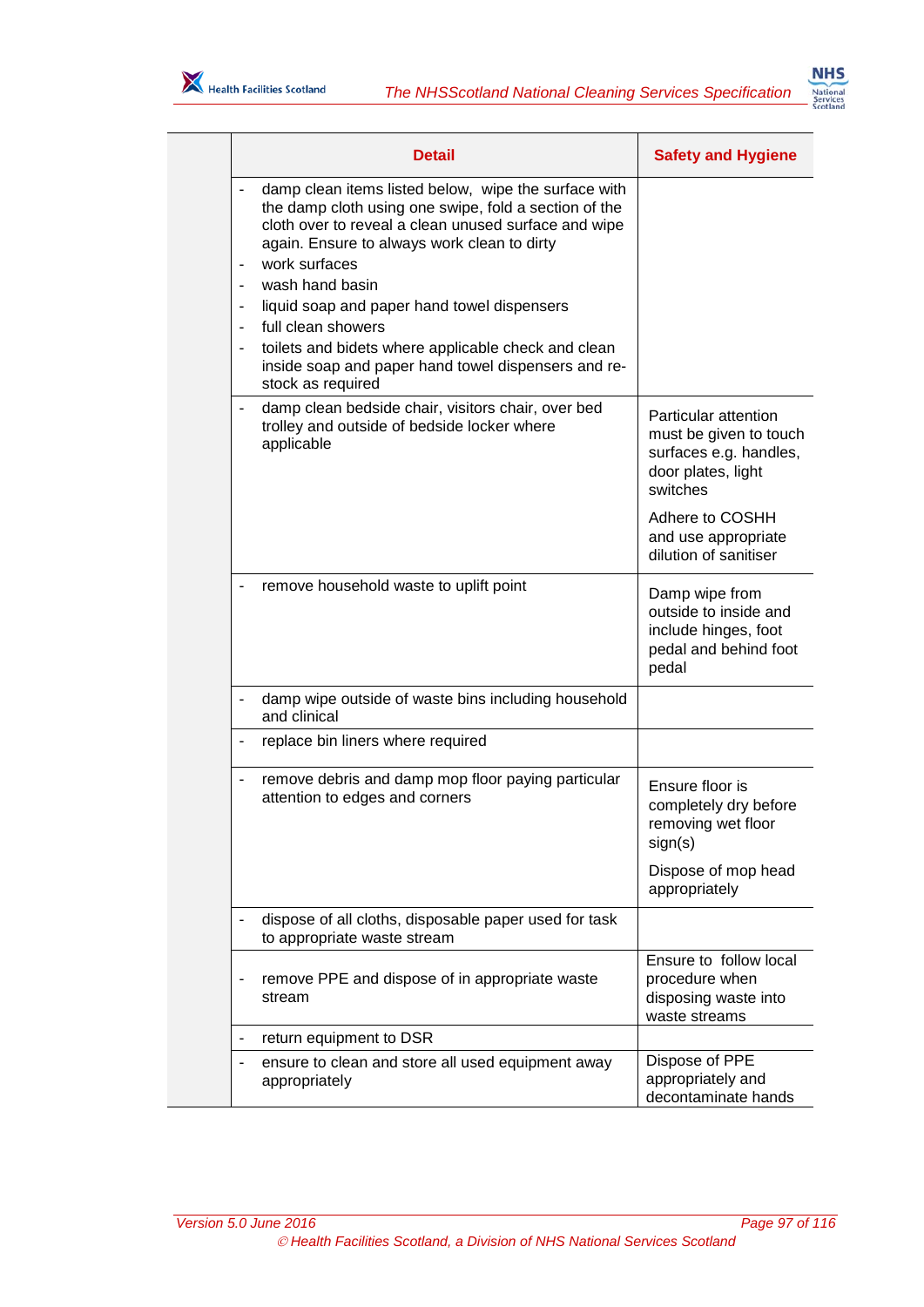| | Detail | Safety and Hygiene |
|---|---|---|
| | - damp clean items listed below, wipe the surface with the damp cloth using one swipe, fold a section of the cloth over to reveal a clean unused surface and wipe again. Ensure to always work clean to dirty<br>- work surfaces<br>- wash hand basin<br>- liquid soap and paper hand towel dispensers<br>- full clean showers<br>- toilets and bidets where applicable check and clean inside soap and paper hand towel dispensers and re-stock as required | |
| | - damp clean bedside chair, visitors chair, over bed trolley and outside of bedside locker where applicable | Particular attention must be given to touch surfaces e.g. handles, door plates, light switches<br><br>Adhere to COSHH and use appropriate dilution of sanitiser |
| | - remove household waste to uplift point | Damp wipe from outside to inside and include hinges, foot pedal and behind foot pedal |
| | - damp wipe outside of waste bins including household and clinical | |
| | - replace bin liners where required | |
| | - remove debris and damp mop floor paying particular attention to edges and corners | Ensure floor is completely dry before removing wet floor sign(s)<br><br>Dispose of mop head appropriately |
| | - dispose of all cloths, disposable paper used for task to appropriate waste stream | |
| | - remove PPE and dispose of in appropriate waste stream | Ensure to follow local procedure when disposing waste into waste streams |
| | - return equipment to DSR | |
| | - ensure to clean and store all used equipment away appropriately | Dispose of PPE appropriately and decontaminate hands |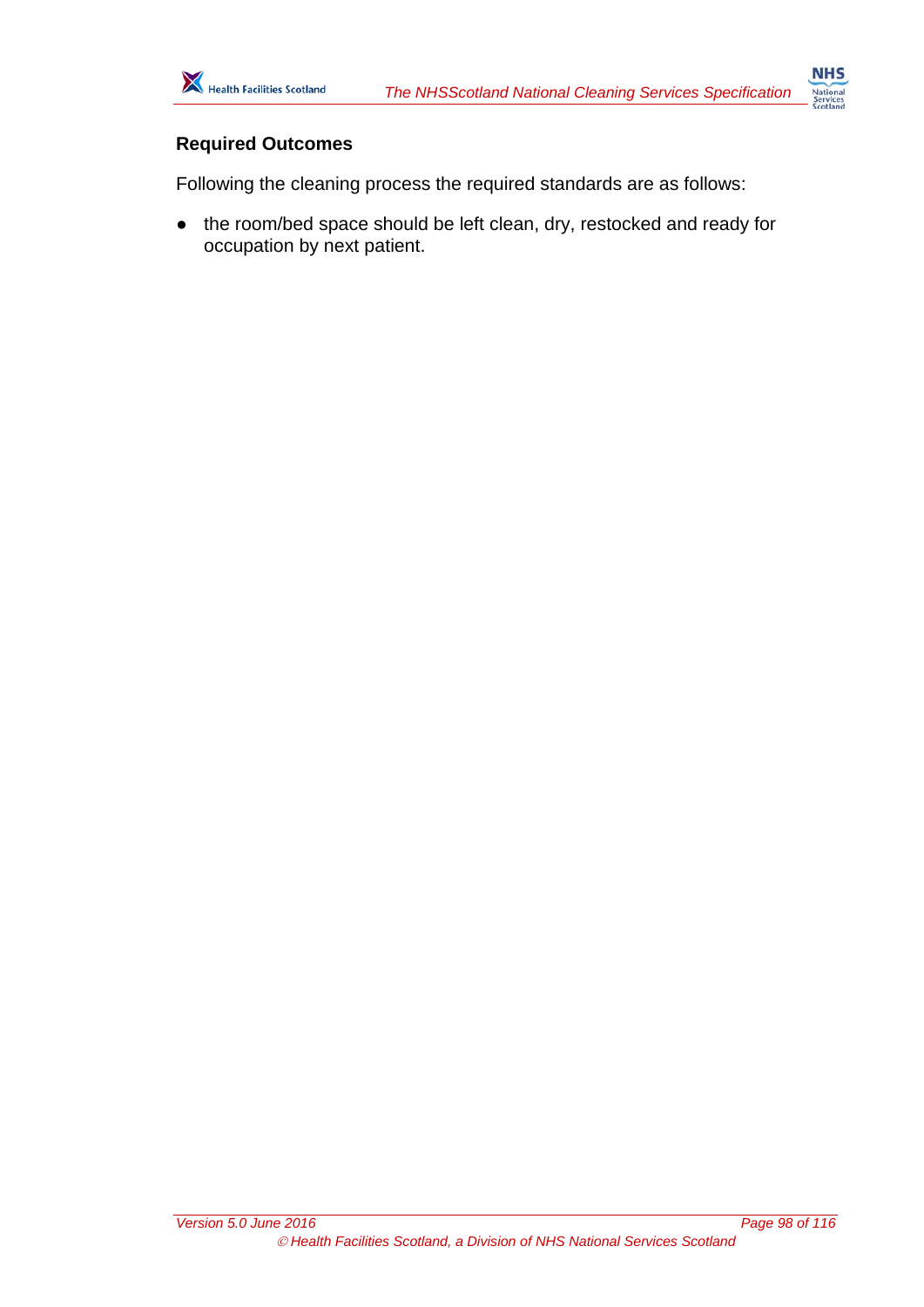**Required Outcomes**

Following the cleaning process the required standards are as follows:

- the room/bed space should be left clean, dry, restocked and ready for occupation by next patient.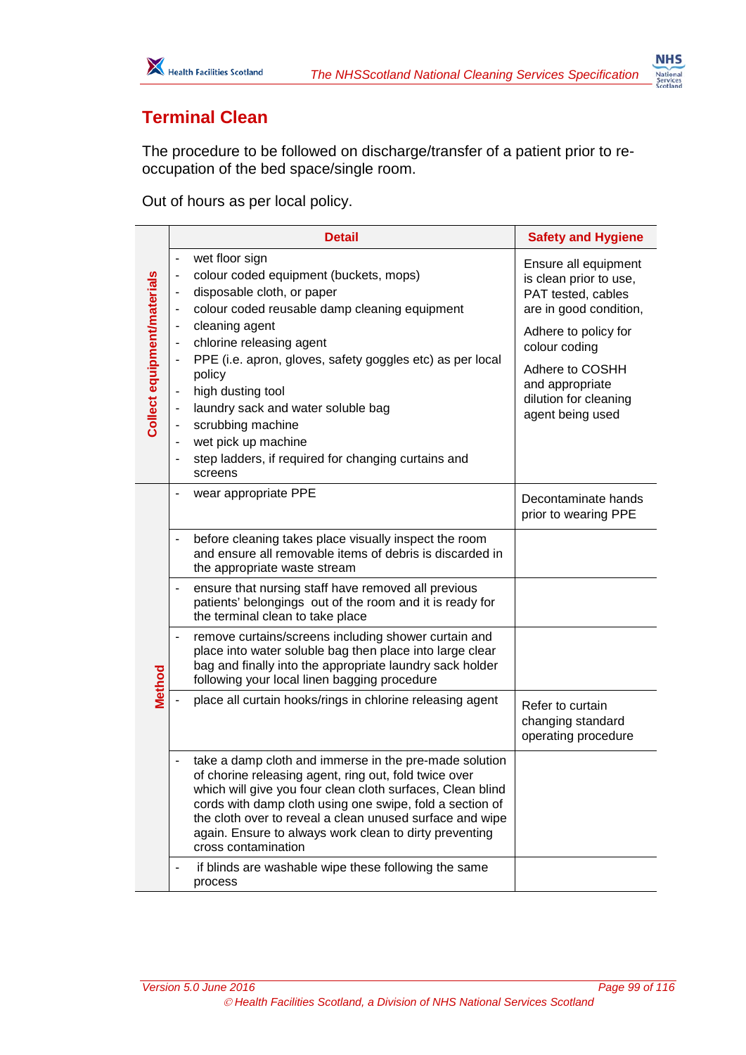# Terminal Clean

The procedure to be followed on discharge/transfer of a patient prior to re-occupation of the bed space/single room.

Out of hours as per local policy.

| | Detail | Safety and Hygiene |
|---|---|---|
| **Collect equipment/materials** | - wet floor sign<br>- colour coded equipment (buckets, mops)<br>- disposable cloth, or paper<br>- colour coded reusable damp cleaning equipment<br>- cleaning agent<br>- chlorine releasing agent<br>- PPE (i.e. apron, gloves, safety goggles etc) as per local policy<br>- high dusting tool<br>- laundry sack and water soluble bag<br>- scrubbing machine<br>- wet pick up machine<br>- step ladders, if required for changing curtains and screens | Ensure all equipment is clean prior to use, PAT tested, cables are in good condition,<br><br>Adhere to policy for colour coding<br><br>Adhere to COSHH and appropriate dilution for cleaning agent being used |
| **Method** | - wear appropriate PPE | Decontaminate hands prior to wearing PPE |
| | - before cleaning takes place visually inspect the room and ensure all removable items of debris is discarded in the appropriate waste stream | |
| | - ensure that nursing staff have removed all previous patients' belongings out of the room and it is ready for the terminal clean to take place | |
| | - remove curtains/screens including shower curtain and place into water soluble bag then place into large clear bag and finally into the appropriate laundry sack holder following your local linen bagging procedure | |
| | - place all curtain hooks/rings in chlorine releasing agent | Refer to curtain changing standard operating procedure |
| | - take a damp cloth and immerse in the pre-made solution of chorine releasing agent, ring out, fold twice over which will give you four clean cloth surfaces, Clean blind cords with damp cloth using one swipe, fold a section of the cloth over to reveal a clean unused surface and wipe again. Ensure to always work clean to dirty preventing cross contamination | |
| | - if blinds are washable wipe these following the same process | |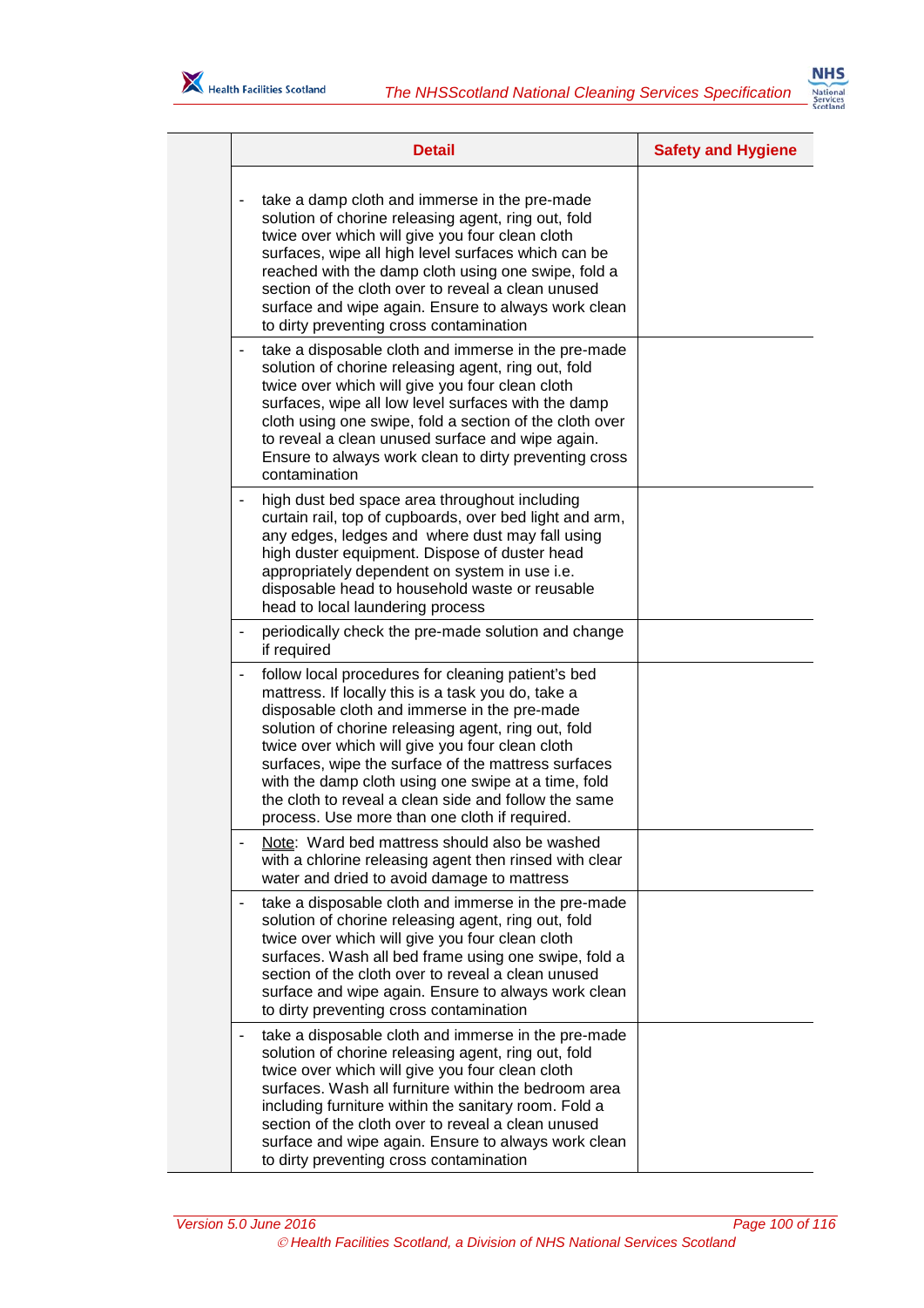| | Detail | Safety and Hygiene |
|---|---|---|
| | - take a damp cloth and immerse in the pre-made solution of chorine releasing agent, ring out, fold twice over which will give you four clean cloth surfaces, wipe all high level surfaces which can be reached with the damp cloth using one swipe, fold a section of the cloth over to reveal a clean unused surface and wipe again. Ensure to always work clean to dirty preventing cross contamination | |
| | - take a disposable cloth and immerse in the pre-made solution of chorine releasing agent, ring out, fold twice over which will give you four clean cloth surfaces, wipe all low level surfaces with the damp cloth using one swipe, fold a section of the cloth over to reveal a clean unused surface and wipe again. Ensure to always work clean to dirty preventing cross contamination | |
| | - high dust bed space area throughout including curtain rail, top of cupboards, over bed light and arm, any edges, ledges and where dust may fall using high duster equipment. Dispose of duster head appropriately dependent on system in use i.e. disposable head to household waste or reusable head to local laundering process | |
| | - periodically check the pre-made solution and change if required | |
| | - follow local procedures for cleaning patient's bed mattress. If locally this is a task you do, take a disposable cloth and immerse in the pre-made solution of chorine releasing agent, ring out, fold twice over which will give you four clean cloth surfaces, wipe the surface of the mattress surfaces with the damp cloth using one swipe at a time, fold the cloth to reveal a clean side and follow the same process. Use more than one cloth if required. | |
| | - Note: Ward bed mattress should also be washed with a chlorine releasing agent then rinsed with clear water and dried to avoid damage to mattress | |
| | - take a disposable cloth and immerse in the pre-made solution of chorine releasing agent, ring out, fold twice over which will give you four clean cloth surfaces. Wash all bed frame using one swipe, fold a section of the cloth over to reveal a clean unused surface and wipe again. Ensure to always work clean to dirty preventing cross contamination | |
| | - take a disposable cloth and immerse in the pre-made solution of chorine releasing agent, ring out, fold twice over which will give you four clean cloth surfaces. Wash all furniture within the bedroom area including furniture within the sanitary room. Fold a section of the cloth over to reveal a clean unused surface and wipe again. Ensure to always work clean to dirty preventing cross contamination | |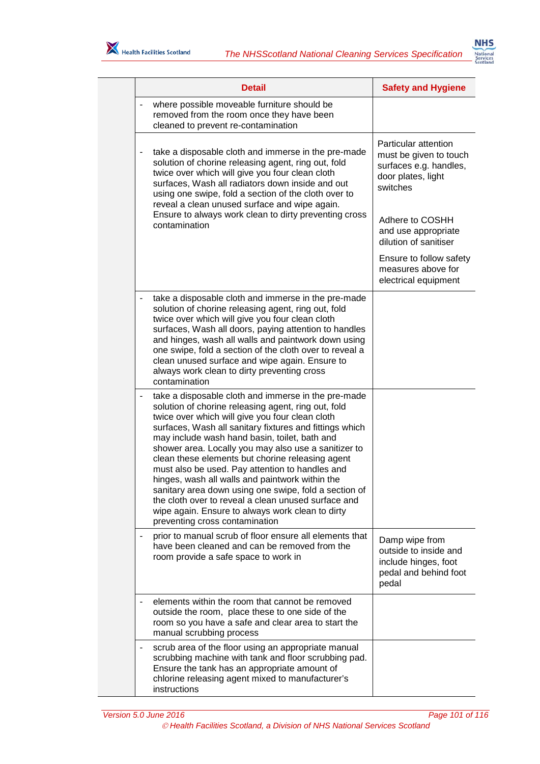|  | Detail | Safety and Hygiene |
|---|---|---|
|  | - where possible moveable furniture should be removed from the room once they have been cleaned to prevent re-contamination |  |
|  | - take a disposable cloth and immerse in the pre-made solution of chorine releasing agent, ring out, fold twice over which will give you four clean cloth surfaces, Wash all radiators down inside and out using one swipe, fold a section of the cloth over to reveal a clean unused surface and wipe again. Ensure to always work clean to dirty preventing cross contamination | Particular attention must be given to touch surfaces e.g. handles, door plates, light switches<br><br>Adhere to COSHH and use appropriate dilution of sanitiser<br><br>Ensure to follow safety measures above for electrical equipment |
|  | - take a disposable cloth and immerse in the pre-made solution of chorine releasing agent, ring out, fold twice over which will give you four clean cloth surfaces, Wash all doors, paying attention to handles and hinges, wash all walls and paintwork down using one swipe, fold a section of the cloth over to reveal a clean unused surface and wipe again. Ensure to always work clean to dirty preventing cross contamination |  |
|  | - take a disposable cloth and immerse in the pre-made solution of chorine releasing agent, ring out, fold twice over which will give you four clean cloth surfaces, Wash all sanitary fixtures and fittings which may include wash hand basin, toilet, bath and shower area. Locally you may also use a sanitizer to clean these elements but chorine releasing agent must also be used. Pay attention to handles and hinges, wash all walls and paintwork within the sanitary area down using one swipe, fold a section of the cloth over to reveal a clean unused surface and wipe again. Ensure to always work clean to dirty preventing cross contamination |  |
|  | - prior to manual scrub of floor ensure all elements that have been cleaned and can be removed from the room provide a safe space to work in | Damp wipe from outside to inside and include hinges, foot pedal and behind foot pedal |
|  | - elements within the room that cannot be removed outside the room, place these to one side of the room so you have a safe and clear area to start the manual scrubbing process |  |
|  | - scrub area of the floor using an appropriate manual scrubbing machine with tank and floor scrubbing pad. Ensure the tank has an appropriate amount of chlorine releasing agent mixed to manufacturer's instructions |  |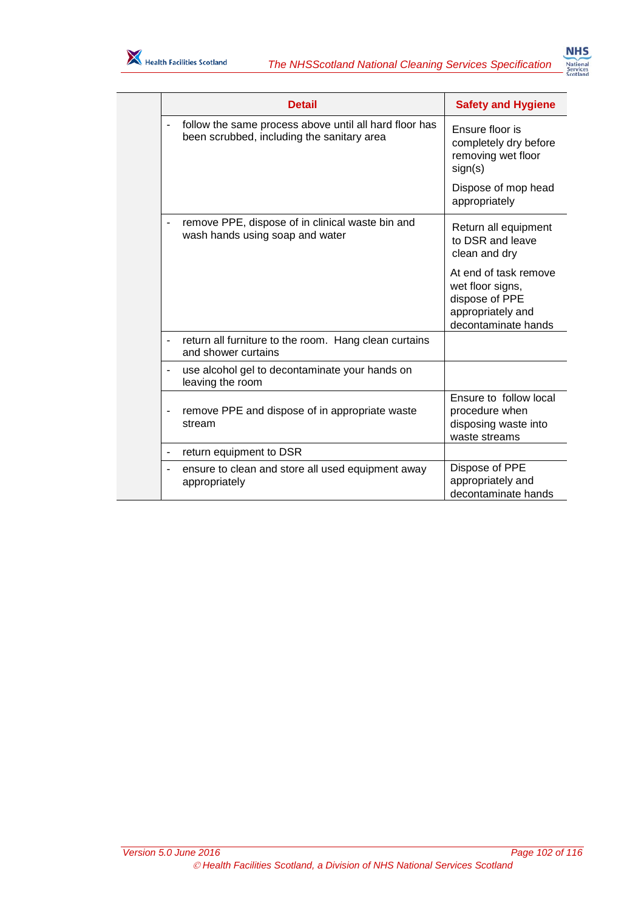| | Detail | Safety and Hygiene |
|---|---|---|
| | - follow the same process above until all hard floor has been scrubbed, including the sanitary area | Ensure floor is completely dry before removing wet floor sign(s)<br><br>Dispose of mop head appropriately |
| | - remove PPE, dispose of in clinical waste bin and wash hands using soap and water | Return all equipment to DSR and leave clean and dry<br><br>At end of task remove wet floor signs, dispose of PPE appropriately and decontaminate hands |
| | - return all furniture to the room. Hang clean curtains and shower curtains | |
| | - use alcohol gel to decontaminate your hands on leaving the room | |
| | - remove PPE and dispose of in appropriate waste stream | Ensure to follow local procedure when disposing waste into waste streams |
| | - return equipment to DSR | |
| | - ensure to clean and store all used equipment away appropriately | Dispose of PPE appropriately and decontaminate hands |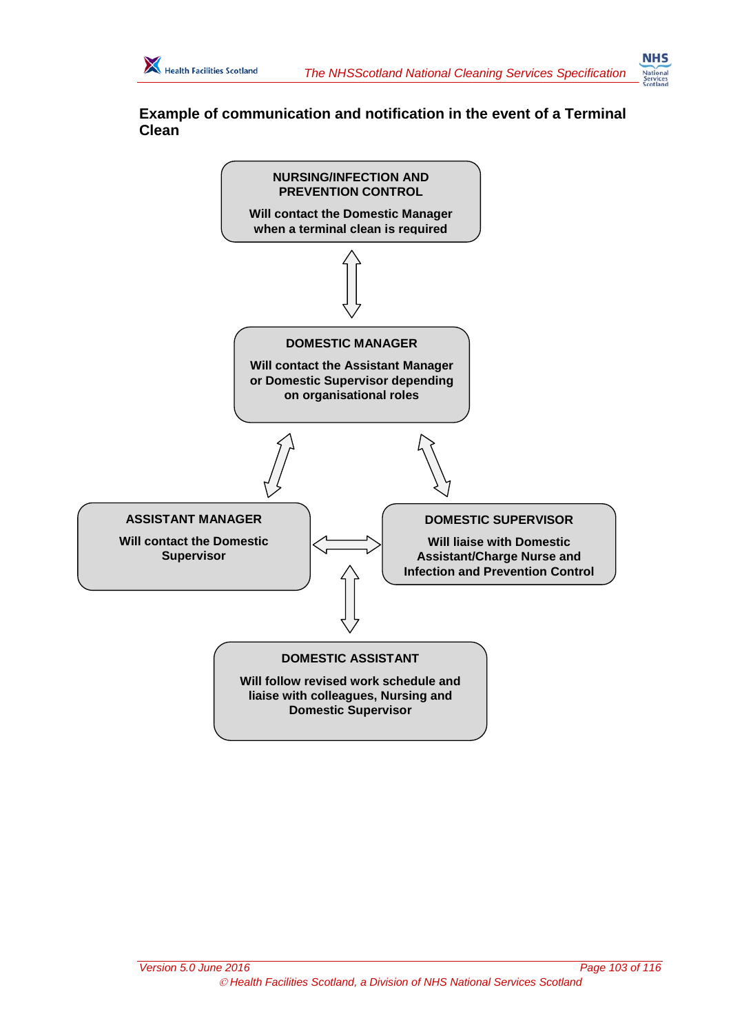## Example of communication and notification in the event of a Terminal Clean

**NURSING/INFECTION AND PREVENTION CONTROL**

**Will contact the Domestic Manager when a terminal clean is required**

**DOMESTIC MANAGER**

**Will contact the Assistant Manager or Domestic Supervisor depending on organisational roles**

**ASSISTANT MANAGER**

**Will contact the Domestic Supervisor**

**DOMESTIC SUPERVISOR**

**Will liaise with Domestic Assistant/Charge Nurse and Infection and Prevention Control**

**DOMESTIC ASSISTANT**

**Will follow revised work schedule and liaise with colleagues, Nursing and Domestic Supervisor**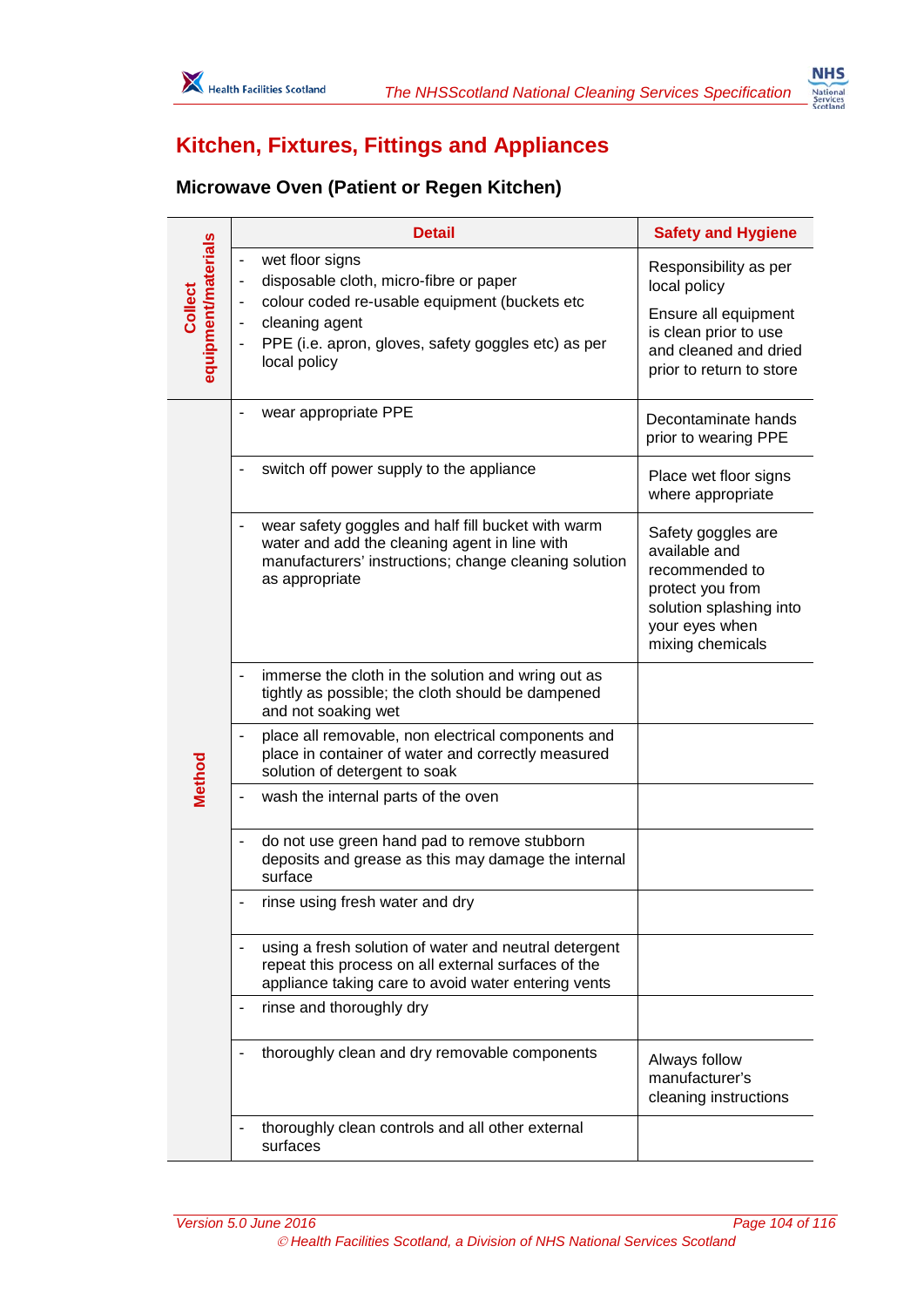## Kitchen, Fixtures, Fittings and Appliances

### Microwave Oven (Patient or Regen Kitchen)

| | Detail | Safety and Hygiene |
|---|---|---|
| Collect equipment/materials | - wet floor signs<br>- disposable cloth, micro-fibre or paper<br>- colour coded re-usable equipment (buckets etc<br>- cleaning agent<br>- PPE (i.e. apron, gloves, safety goggles etc) as per local policy | Responsibility as per local policy<br><br>Ensure all equipment is clean prior to use and cleaned and dried prior to return to store |
| Method | - wear appropriate PPE | Decontaminate hands prior to wearing PPE |
| | - switch off power supply to the appliance | Place wet floor signs where appropriate |
| | - wear safety goggles and half fill bucket with warm water and add the cleaning agent in line with manufacturers' instructions; change cleaning solution as appropriate | Safety goggles are available and recommended to protect you from solution splashing into your eyes when mixing chemicals |
| | - immerse the cloth in the solution and wring out as tightly as possible; the cloth should be dampened and not soaking wet | |
| | - place all removable, non electrical components and place in container of water and correctly measured solution of detergent to soak | |
| | - wash the internal parts of the oven | |
| | - do not use green hand pad to remove stubborn deposits and grease as this may damage the internal surface | |
| | - rinse using fresh water and dry | |
| | - using a fresh solution of water and neutral detergent repeat this process on all external surfaces of the appliance taking care to avoid water entering vents | |
| | - rinse and thoroughly dry | |
| | - thoroughly clean and dry removable components | Always follow manufacturer's cleaning instructions |
| | - thoroughly clean controls and all other external surfaces | |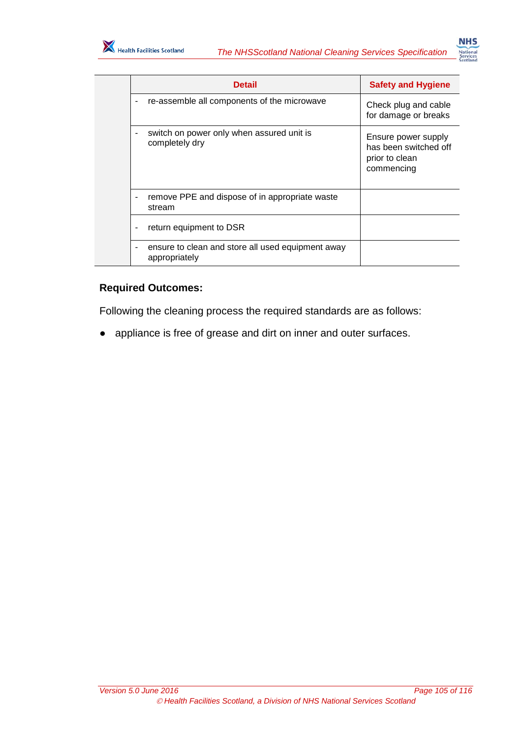| | Detail | Safety and Hygiene |
|---|---|---|
| | - re-assemble all components of the microwave | Check plug and cable for damage or breaks |
| | - switch on power only when assured unit is completely dry | Ensure power supply has been switched off prior to clean commencing |
| | - remove PPE and dispose of in appropriate waste stream | |
| | - return equipment to DSR | |
| | - ensure to clean and store all used equipment away appropriately | |

**Required Outcomes:**

Following the cleaning process the required standards are as follows:

- appliance is free of grease and dirt on inner and outer surfaces.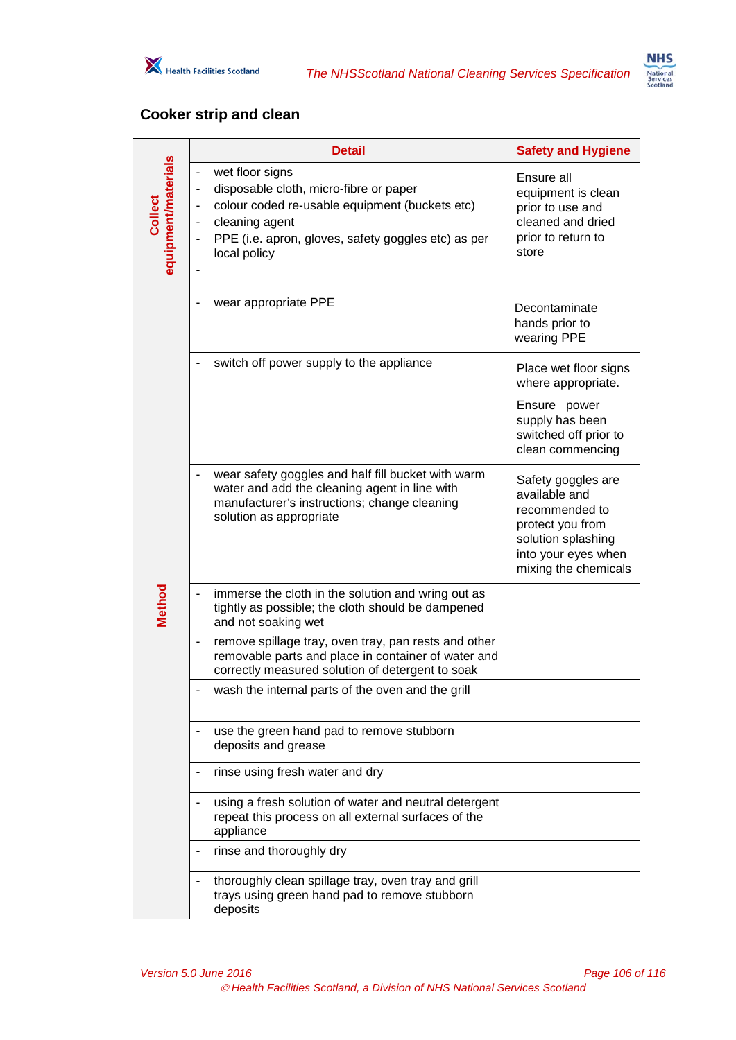## Cooker strip and clean

| | Detail | Safety and Hygiene |
|---|---|---|
| Collect equipment/materials | - wet floor signs<br>- disposable cloth, micro-fibre or paper<br>- colour coded re-usable equipment (buckets etc)<br>- cleaning agent<br>- PPE (i.e. apron, gloves, safety goggles etc) as per local policy<br>- | Ensure all equipment is clean prior to use and cleaned and dried prior to return to store |
| Method | - wear appropriate PPE | Decontaminate hands prior to wearing PPE |
| | - switch off power supply to the appliance | Place wet floor signs where appropriate.<br>Ensure power supply has been switched off prior to clean commencing |
| | - wear safety goggles and half fill bucket with warm water and add the cleaning agent in line with manufacturer's instructions; change cleaning solution as appropriate | Safety goggles are available and recommended to protect you from solution splashing into your eyes when mixing the chemicals |
| | - immerse the cloth in the solution and wring out as tightly as possible; the cloth should be dampened and not soaking wet | |
| | - remove spillage tray, oven tray, pan rests and other removable parts and place in container of water and correctly measured solution of detergent to soak | |
| | - wash the internal parts of the oven and the grill | |
| | - use the green hand pad to remove stubborn deposits and grease | |
| | - rinse using fresh water and dry | |
| | - using a fresh solution of water and neutral detergent repeat this process on all external surfaces of the appliance | |
| | - rinse and thoroughly dry | |
| | - thoroughly clean spillage tray, oven tray and grill trays using green hand pad to remove stubborn deposits | |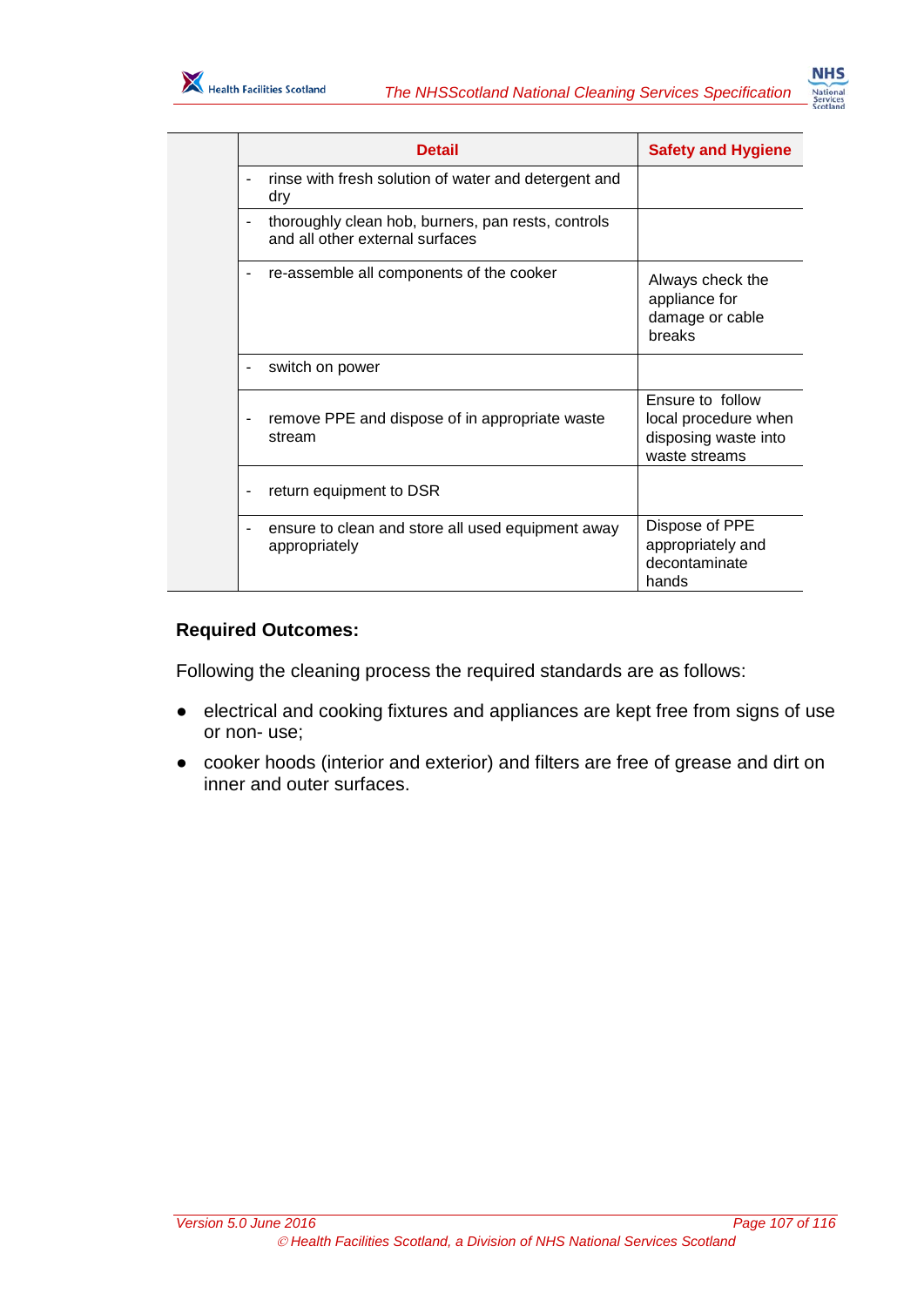| | Detail | Safety and Hygiene |
|---|---|---|
| | - rinse with fresh solution of water and detergent and dry | |
| | - thoroughly clean hob, burners, pan rests, controls and all other external surfaces | |
| | - re-assemble all components of the cooker | Always check the appliance for damage or cable breaks |
| | - switch on power | |
| | - remove PPE and dispose of in appropriate waste stream | Ensure to follow local procedure when disposing waste into waste streams |
| | - return equipment to DSR | |
| | - ensure to clean and store all used equipment away appropriately | Dispose of PPE appropriately and decontaminate hands |

**Required Outcomes:**

Following the cleaning process the required standards are as follows:

- electrical and cooking fixtures and appliances are kept free from signs of use or non- use;
- cooker hoods (interior and exterior) and filters are free of grease and dirt on inner and outer surfaces.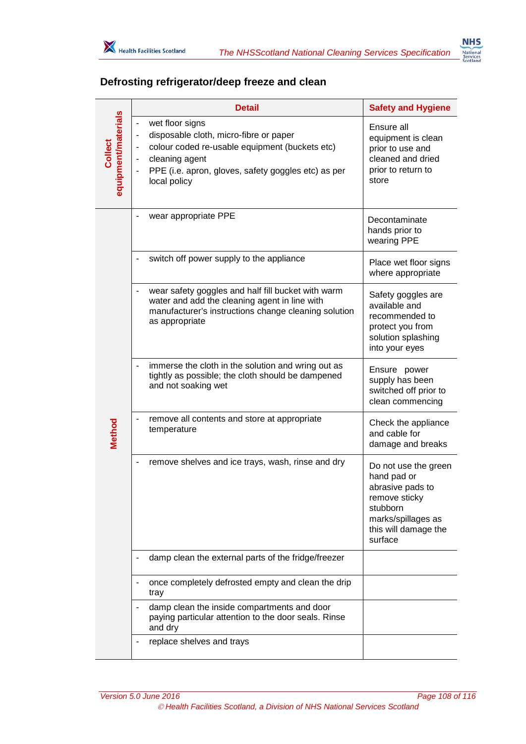## Defrosting refrigerator/deep freeze and clean

| | Detail | Safety and Hygiene |
|---|---|---|
| Collect equipment/materials | - wet floor signs<br>- disposable cloth, micro-fibre or paper<br>- colour coded re-usable equipment (buckets etc)<br>- cleaning agent<br>- PPE (i.e. apron, gloves, safety goggles etc) as per local policy | Ensure all equipment is clean prior to use and cleaned and dried prior to return to store |
| Method | - wear appropriate PPE | Decontaminate hands prior to wearing PPE |
| | - switch off power supply to the appliance | Place wet floor signs where appropriate |
| | - wear safety goggles and half fill bucket with warm water and add the cleaning agent in line with manufacturer's instructions change cleaning solution as appropriate | Safety goggles are available and recommended to protect you from solution splashing into your eyes |
| | - immerse the cloth in the solution and wring out as tightly as possible; the cloth should be dampened and not soaking wet | Ensure power supply has been switched off prior to clean commencing |
| | - remove all contents and store at appropriate temperature | Check the appliance and cable for damage and breaks |
| | - remove shelves and ice trays, wash, rinse and dry | Do not use the green hand pad or abrasive pads to remove sticky stubborn marks/spillages as this will damage the surface |
| | - damp clean the external parts of the fridge/freezer | |
| | - once completely defrosted empty and clean the drip tray | |
| | - damp clean the inside compartments and door paying particular attention to the door seals. Rinse and dry | |
| | - replace shelves and trays | |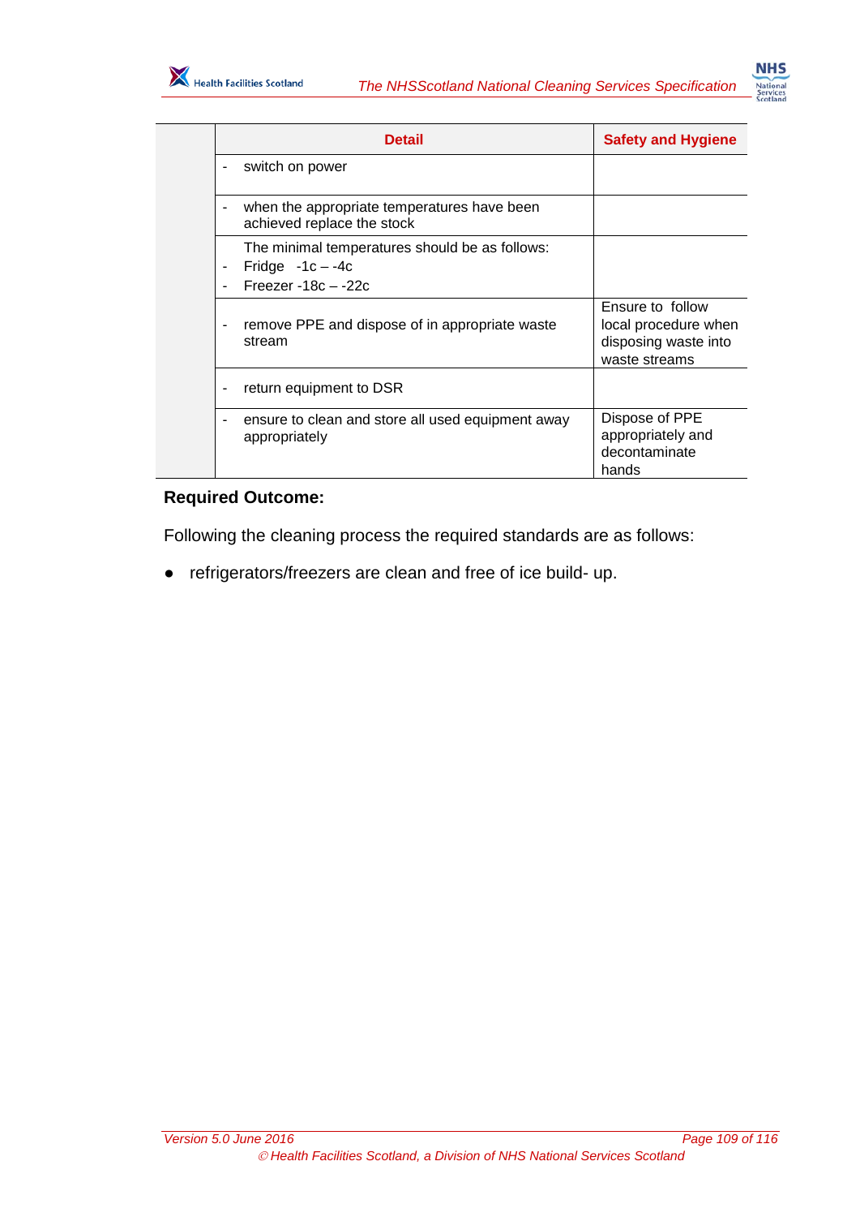| | Detail | Safety and Hygiene |
|---|---|---|
| | - switch on power | |
| | - when the appropriate temperatures have been achieved replace the stock | |
| | The minimal temperatures should be as follows:<br>- Fridge -1c – -4c<br>- Freezer -18c – -22c | |
| | - remove PPE and dispose of in appropriate waste stream | Ensure to follow local procedure when disposing waste into waste streams |
| | - return equipment to DSR | |
| | - ensure to clean and store all used equipment away appropriately | Dispose of PPE appropriately and decontaminate hands |

**Required Outcome:**

Following the cleaning process the required standards are as follows:

- refrigerators/freezers are clean and free of ice build- up.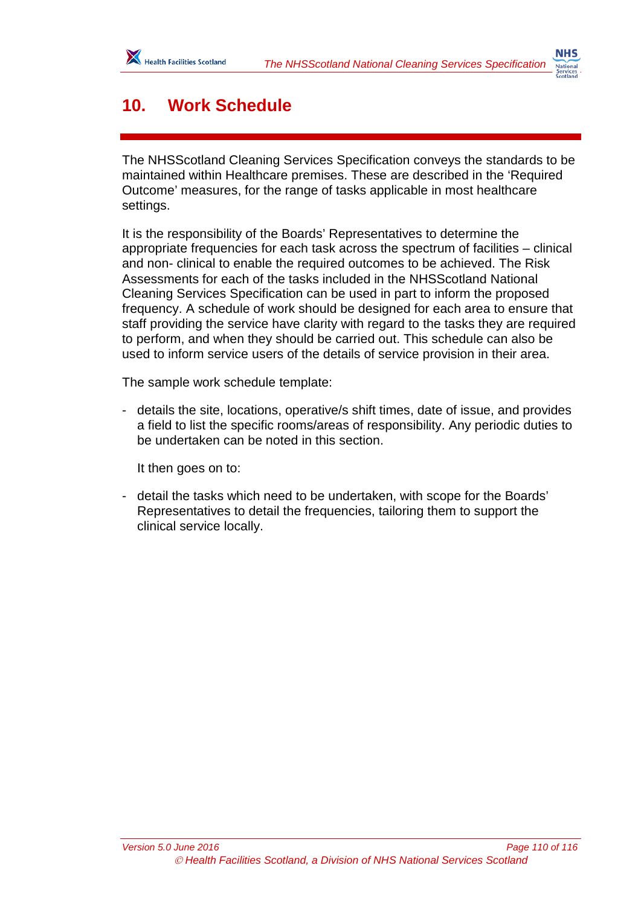# 10. Work Schedule

The NHSScotland Cleaning Services Specification conveys the standards to be maintained within Healthcare premises. These are described in the 'Required Outcome' measures, for the range of tasks applicable in most healthcare settings.

It is the responsibility of the Boards' Representatives to determine the appropriate frequencies for each task across the spectrum of facilities – clinical and non- clinical to enable the required outcomes to be achieved. The Risk Assessments for each of the tasks included in the NHSScotland National Cleaning Services Specification can be used in part to inform the proposed frequency. A schedule of work should be designed for each area to ensure that staff providing the service have clarity with regard to the tasks they are required to perform, and when they should be carried out. This schedule can also be used to inform service users of the details of service provision in their area.

The sample work schedule template:

- details the site, locations, operative/s shift times, date of issue, and provides a field to list the specific rooms/areas of responsibility. Any periodic duties to be undertaken can be noted in this section.

  It then goes on to:

- detail the tasks which need to be undertaken, with scope for the Boards' Representatives to detail the frequencies, tailoring them to support the clinical service locally.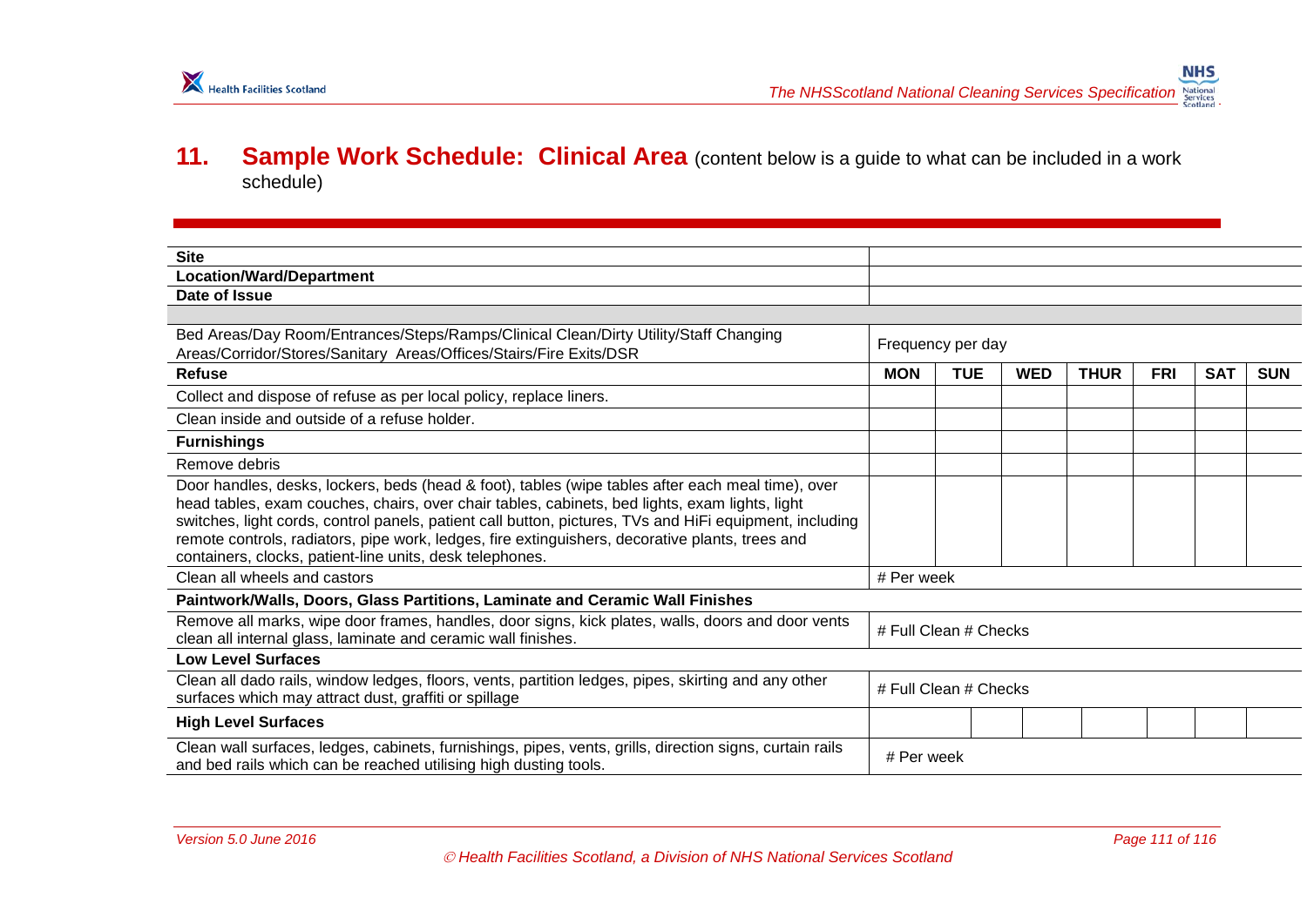## 11. Sample Work Schedule: Clinical Area (content below is a guide to what can be included in a work schedule)

| | | | | | | | |
|---|---|---|---|---|---|---|---|
| **Site** | | | | | | | |
| **Location/Ward/Department** | | | | | | | |
| **Date of Issue** | | | | | | | |
| | | | | | | | |
| Bed Areas/Day Room/Entrances/Steps/Ramps/Clinical Clean/Dirty Utility/Staff Changing Areas/Corridor/Stores/Sanitary Areas/Offices/Stairs/Fire Exits/DSR | Frequency per day | | | | | | |
| **Refuse** | **MON** | **TUE** | **WED** | **THUR** | **FRI** | **SAT** | **SUN** |
| Collect and dispose of refuse as per local policy, replace liners. | | | | | | | |
| Clean inside and outside of a refuse holder. | | | | | | | |
| **Furnishings** | | | | | | | |
| Remove debris | | | | | | | |
| Door handles, desks, lockers, beds (head & foot), tables (wipe tables after each meal time), over head tables, exam couches, chairs, over chair tables, cabinets, bed lights, exam lights, light switches, light cords, control panels, patient call button, pictures, TVs and HiFi equipment, including remote controls, radiators, pipe work, ledges, fire extinguishers, decorative plants, trees and containers, clocks, patient-line units, desk telephones. | | | | | | | |
| Clean all wheels and castors | # Per week | | | | | | |
| **Paintwork/Walls, Doors, Glass Partitions, Laminate and Ceramic Wall Finishes** | | | | | | | |
| Remove all marks, wipe door frames, handles, door signs, kick plates, walls, doors and door vents clean all internal glass, laminate and ceramic wall finishes. | # Full Clean # Checks | | | | | | |
| **Low Level Surfaces** | | | | | | | |
| Clean all dado rails, window ledges, floors, vents, partition ledges, pipes, skirting and any other surfaces which may attract dust, graffiti or spillage | # Full Clean # Checks | | | | | | |
| **High Level Surfaces** | | | | | | | |
| Clean wall surfaces, ledges, cabinets, furnishings, pipes, vents, grills, direction signs, curtain rails and bed rails which can be reached utilising high dusting tools. | # Per week | | | | | | |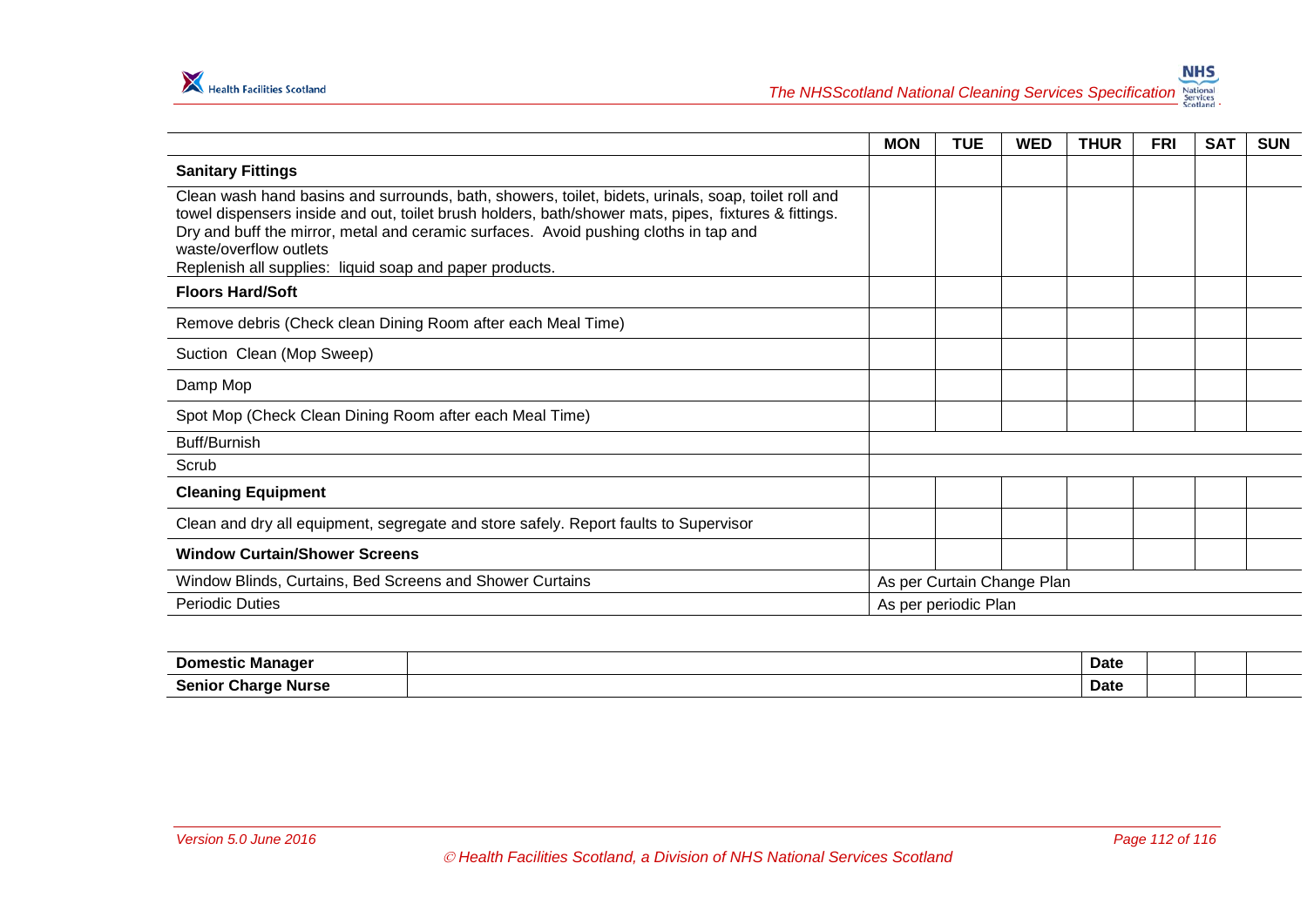| | MON | TUE | WED | THUR | FRI | SAT | SUN |
|---|---|---|---|---|---|---|---|
| **Sanitary Fittings** | | | | | | | |
| Clean wash hand basins and surrounds, bath, showers, toilet, bidets, urinals, soap, toilet roll and towel dispensers inside and out, toilet brush holders, bath/shower mats, pipes, fixtures & fittings. Dry and buff the mirror, metal and ceramic surfaces. Avoid pushing cloths in tap and waste/overflow outlets<br>Replenish all supplies: liquid soap and paper products. | | | | | | | |
| **Floors Hard/Soft** | | | | | | | |
| Remove debris (Check clean Dining Room after each Meal Time) | | | | | | | |
| Suction Clean (Mop Sweep) | | | | | | | |
| Damp Mop | | | | | | | |
| Spot Mop (Check Clean Dining Room after each Meal Time) | | | | | | | |
| Buff/Burnish | | | | | | | |
| Scrub | | | | | | | |
| **Cleaning Equipment** | | | | | | | |
| Clean and dry all equipment, segregate and store safely. Report faults to Supervisor | | | | | | | |
| **Window Curtain/Shower Screens** | | | | | | | |
| Window Blinds, Curtains, Bed Screens and Shower Curtains | As per Curtain Change Plan | | | | | | |
| Periodic Duties | As per periodic Plan | | | | | | |

| | | | | | |
|---|---|---|---|---|---|
| **Domestic Manager** | | **Date** | | | |
| **Senior Charge Nurse** | | **Date** | | | |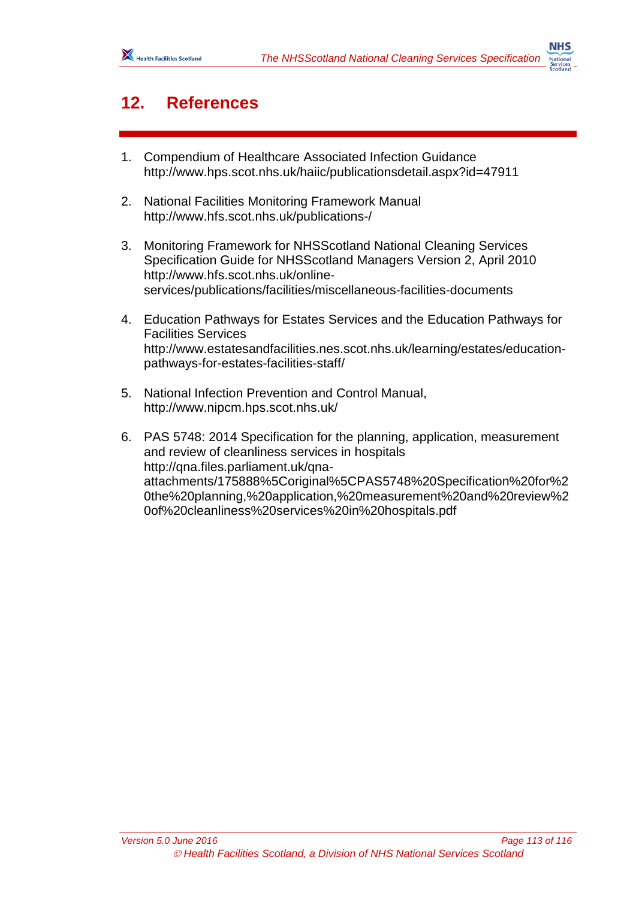# 12. References

1. Compendium of Healthcare Associated Infection Guidance
   http://www.hps.scot.nhs.uk/haiic/publicationsdetail.aspx?id=47911

2. National Facilities Monitoring Framework Manual
   http://www.hfs.scot.nhs.uk/publications-/

3. Monitoring Framework for NHSScotland National Cleaning Services Specification Guide for NHSScotland Managers Version 2, April 2010
   http://www.hfs.scot.nhs.uk/online-services/publications/facilities/miscellaneous-facilities-documents

4. Education Pathways for Estates Services and the Education Pathways for Facilities Services
   http://www.estatesandfacilities.nes.scot.nhs.uk/learning/estates/education-pathways-for-estates-facilities-staff/

5. National Infection Prevention and Control Manual,
   http://www.nipcm.hps.scot.nhs.uk/

6. PAS 5748: 2014 Specification for the planning, application, measurement and review of cleanliness services in hospitals
   http://qna.files.parliament.uk/qna-attachments/175888%5Coriginal%5CPAS5748%20Specification%20for%20the%20planning,%20application,%20measurement%20and%20review%20of%20cleanliness%20services%20in%20hospitals.pdf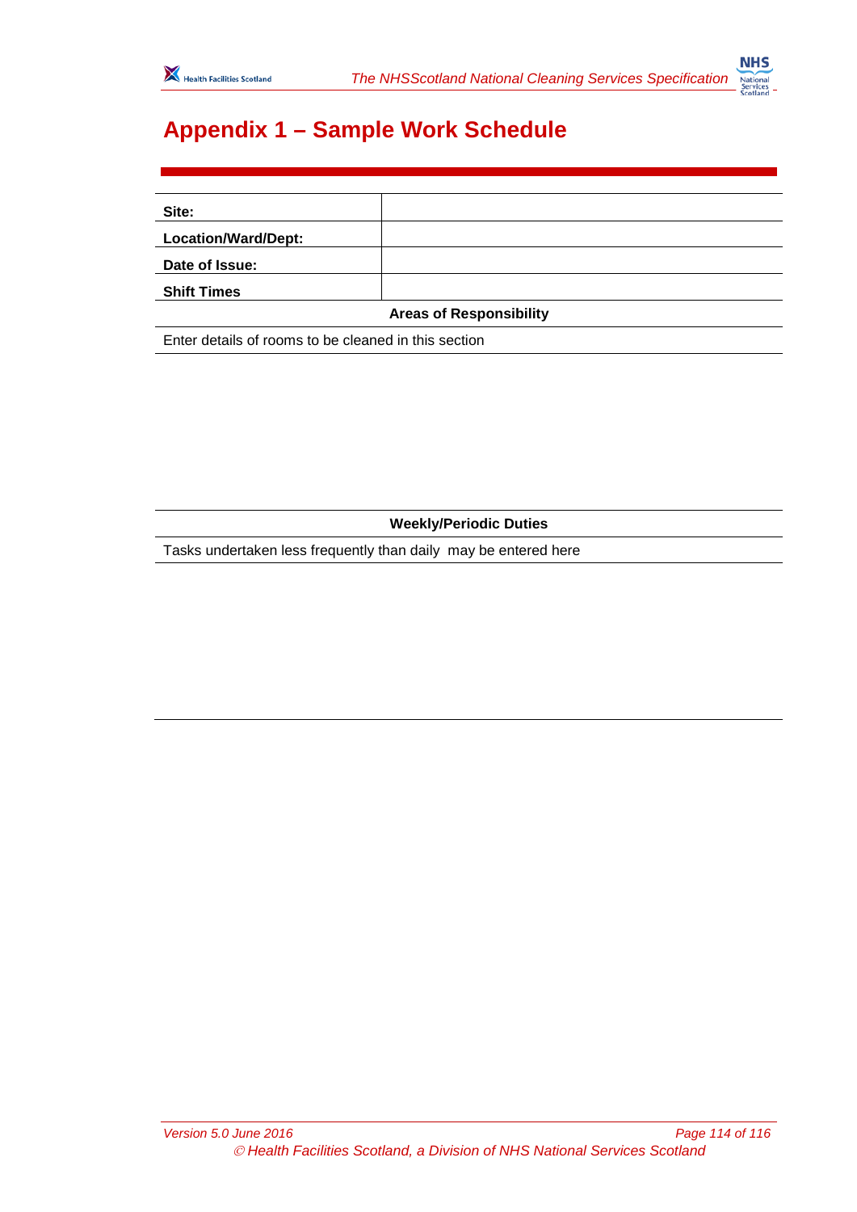# Appendix 1 – Sample Work Schedule

| **Site:** | |
|---|---|
| **Location/Ward/Dept:** | |
| **Date of Issue:** | |
| **Shift Times** | |

**Areas of Responsibility**

Enter details of rooms to be cleaned in this section

**Weekly/Periodic Duties**

Tasks undertaken less frequently than daily may be entered here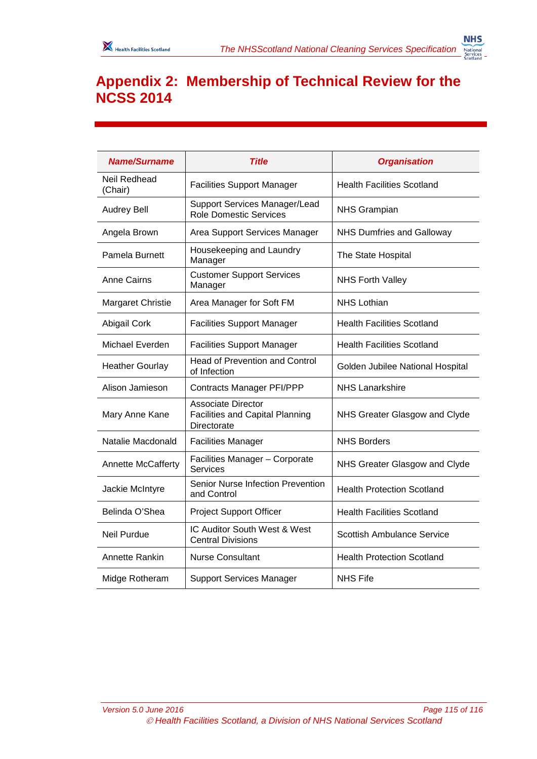# Appendix 2: Membership of Technical Review for the NCSS 2014

| Name/Surname | Title | Organisation |
|---|---|---|
| Neil Redhead (Chair) | Facilities Support Manager | Health Facilities Scotland |
| Audrey Bell | Support Services Manager/Lead Role Domestic Services | NHS Grampian |
| Angela Brown | Area Support Services Manager | NHS Dumfries and Galloway |
| Pamela Burnett | Housekeeping and Laundry Manager | The State Hospital |
| Anne Cairns | Customer Support Services Manager | NHS Forth Valley |
| Margaret Christie | Area Manager for Soft FM | NHS Lothian |
| Abigail Cork | Facilities Support Manager | Health Facilities Scotland |
| Michael Everden | Facilities Support Manager | Health Facilities Scotland |
| Heather Gourlay | Head of Prevention and Control of Infection | Golden Jubilee National Hospital |
| Alison Jamieson | Contracts Manager PFI/PPP | NHS Lanarkshire |
| Mary Anne Kane | Associate Director Facilities and Capital Planning Directorate | NHS Greater Glasgow and Clyde |
| Natalie Macdonald | Facilities Manager | NHS Borders |
| Annette McCafferty | Facilities Manager – Corporate Services | NHS Greater Glasgow and Clyde |
| Jackie McIntyre | Senior Nurse Infection Prevention and Control | Health Protection Scotland |
| Belinda O'Shea | Project Support Officer | Health Facilities Scotland |
| Neil Purdue | IC Auditor South West & West Central Divisions | Scottish Ambulance Service |
| Annette Rankin | Nurse Consultant | Health Protection Scotland |
| Midge Rotheram | Support Services Manager | NHS Fife |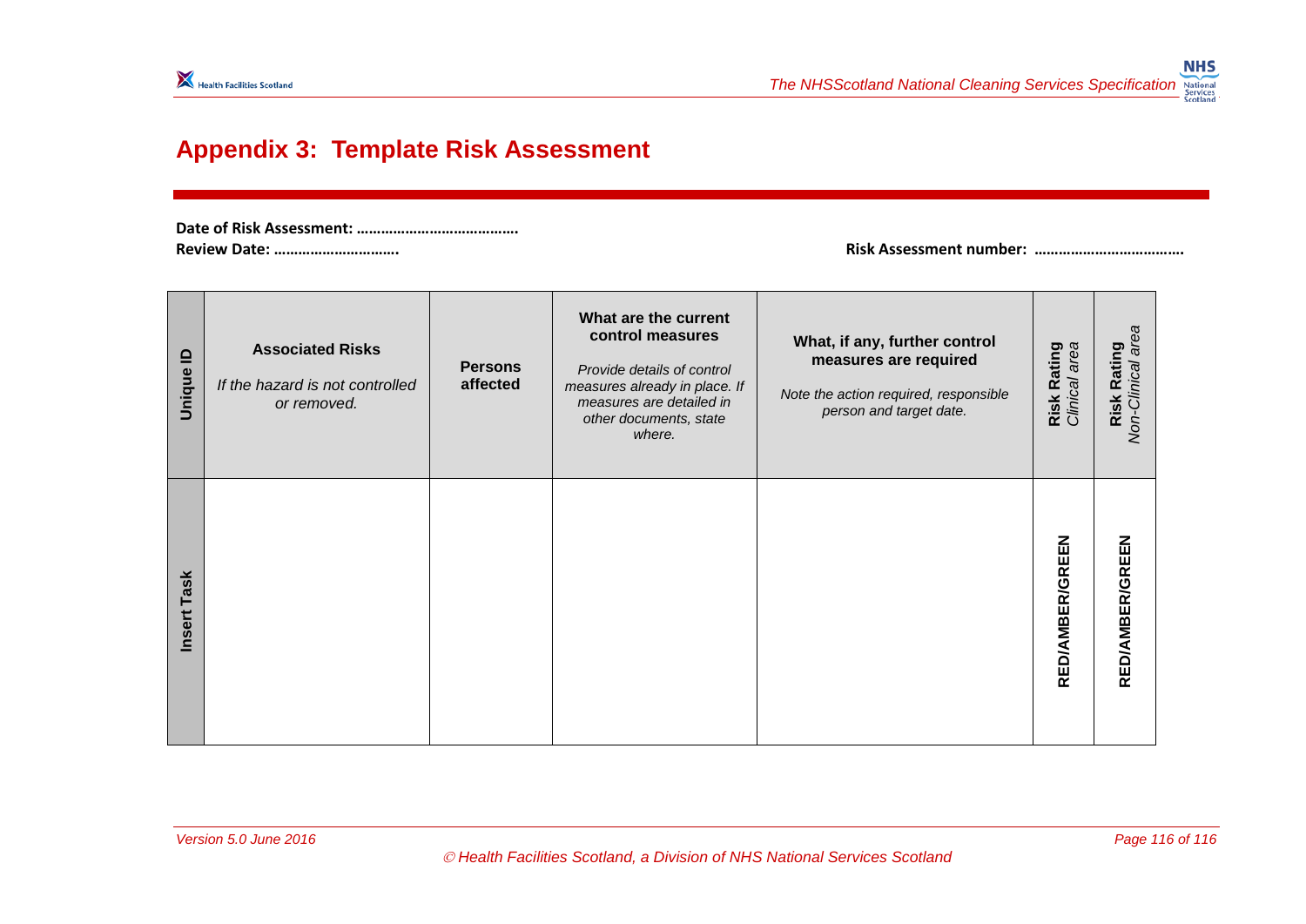## Appendix 3: Template Risk Assessment

**Date of Risk Assessment: ………………………………….**

**Review Date: …………………………..**

**Risk Assessment number: ……………………………….**

| **Unique ID** | **Associated Risks** *If the hazard is not controlled or removed.* | **Persons affected** | **What are the current control measures** *Provide details of control measures already in place. If measures are detailed in other documents, state where.* | **What, if any, further control measures are required** *Note the action required, responsible person and target date.* | **Risk Rating** *Clinical area* | **Risk Rating** *Non-Clinical area* |
|---|---|---|---|---|---|---|
| **Insert Task** | | | | | **RED/AMBER/GREEN** | **RED/AMBER/GREEN** |